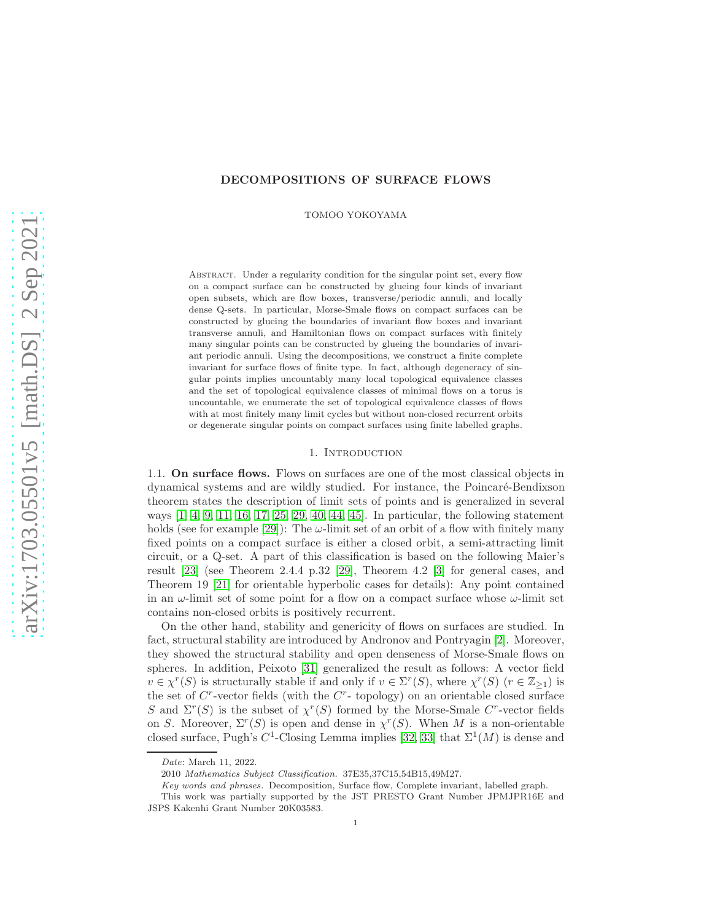# DECOMPOSITIONS OF SURFACE FLOWS

TOMOO YOKOYAMA

Abstract. Under a regularity condition for the singular point set, every flow on a compact surface can be constructed by glueing four kinds of invariant open subsets, which are flow boxes, transverse/periodic annuli, and locally dense Q-sets. In particular, Morse-Smale flows on compact surfaces can be constructed by glueing the boundaries of invariant flow boxes and invariant transverse annuli, and Hamiltonian flows on compact surfaces with finitely many singular points can be constructed by glueing the boundaries of invariant periodic annuli. Using the decompositions, we construct a finite complete invariant for surface flows of finite type. In fact, although degeneracy of singular points implies uncountably many local topological equivalence classes and the set of topological equivalence classes of minimal flows on a torus is uncountable, we enumerate the set of topological equivalence classes of flows with at most finitely many limit cycles but without non-closed recurrent orbits or degenerate singular points on compact surfaces using finite labelled graphs.

## 1. Introduction

### 1.1. On surface flows.

Flows on surfaces are one of the most classical objects in dynamical systems and are wildly studied. For instance, the Poincaré-Bendixson theorem states the description of limit sets of points and is generalized in several ways [1, 4, 9, 11, 16, 17, 25, 29, 40, 44, 45]. In particular, the following statement holds (see for example [29]): The $\omega$-limit set of an orbit of a flow with finitely many fixed points on a compact surface is either a closed orbit, a semi-attracting limit circuit, or a Q-set. A part of this classification is based on the following Maĭer's result [23] (see Theorem 2.4.4 p.32 [29], Theorem 4.2 [3] for general cases, and Theorem 19 [21] for orientable hyperbolic cases for details): Any point contained in an $\omega$-limit set of some point for a flow on a compact surface whose $\omega$-limit set contains non-closed orbits is positively recurrent.

On the other hand, stability and genericity of flows on surfaces are studied. In fact, structural stability are introduced by Andronov and Pontryagin [2]. Moreover, they showed the structural stability and open denseness of Morse-Smale flows on spheres. In addition, Peixoto [31] generalized the result as follows: A vector field $v \in \chi^r(S)$ is structurally stable if and only if $v \in \Sigma^r(S)$, where $\chi^r(S)$ ($r \in \mathbb{Z}_{\geq 1}$) is the set of $C^r$-vector fields (with the $C^r$- topology) on an orientable closed surface $S$ and $\Sigma^r(S)$ is the subset of $\chi^r(S)$ formed by the Morse-Smale $C^r$-vector fields on $S$. Moreover, $\Sigma^r(S)$ is open and dense in $\chi^r(S)$. When $M$ is a non-orientable closed surface, Pugh's $C^1$-Closing Lemma implies [32, 33] that $\Sigma^1(M)$ is dense and

*Date*: March 11, 2022.

2010 *Mathematics Subject Classification.* 37E35,37C15,54B15,49M27.

*Key words and phrases.* Decomposition, Surface flow, Complete invariant, labelled graph.

This work was partially supported by the JST PRESTO Grant Number JPMJPR16E and JSPS Kakenhi Grant Number 20K03583.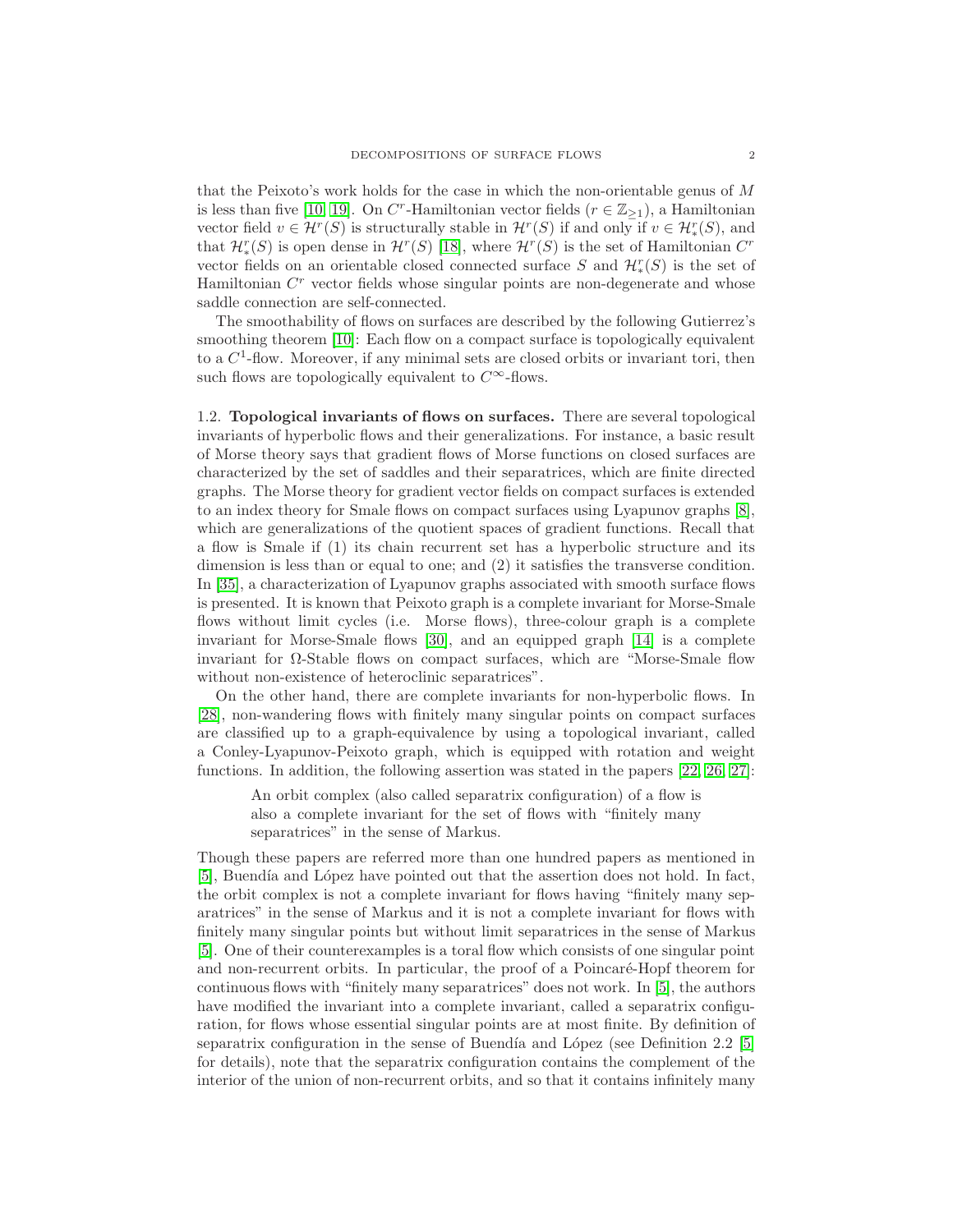that the Peixoto's work holds for the case in which the non-orientable genus of $M$ is less than five [10, 19]. On $C^r$-Hamiltonian vector fields ($r \in \mathbb{Z}_{\geq 1}$), a Hamiltonian vector field $v \in \mathcal{H}^r(S)$ is structurally stable in $\mathcal{H}^r(S)$ if and only if $v \in \mathcal{H}^r_*(S)$, and that $\mathcal{H}^r_*(S)$ is open dense in $\mathcal{H}^r(S)$ [18], where $\mathcal{H}^r(S)$ is the set of Hamiltonian $C^r$ vector fields on an orientable closed connected surface $S$ and $\mathcal{H}^r_*(S)$ is the set of Hamiltonian $C^r$ vector fields whose singular points are non-degenerate and whose saddle connection are self-connected.

The smoothability of flows on surfaces are described by the following Gutierrez's smoothing theorem [10]: Each flow on a compact surface is topologically equivalent to a $C^1$-flow. Moreover, if any minimal sets are closed orbits or invariant tori, then such flows are topologically equivalent to $C^\infty$-flows.

1.2. **Topological invariants of flows on surfaces.** There are several topological invariants of hyperbolic flows and their generalizations. For instance, a basic result of Morse theory says that gradient flows of Morse functions on closed surfaces are characterized by the set of saddles and their separatrices, which are finite directed graphs. The Morse theory for gradient vector fields on compact surfaces is extended to an index theory for Smale flows on compact surfaces using Lyapunov graphs [8], which are generalizations of the quotient spaces of gradient functions. Recall that a flow is Smale if (1) its chain recurrent set has a hyperbolic structure and its dimension is less than or equal to one; and (2) it satisfies the transverse condition. In [35], a characterization of Lyapunov graphs associated with smooth surface flows is presented. It is known that Peixoto graph is a complete invariant for Morse-Smale flows without limit cycles (i.e. Morse flows), three-colour graph is a complete invariant for Morse-Smale flows [30], and an equipped graph [14] is a complete invariant for $\Omega$-Stable flows on compact surfaces, which are "Morse-Smale flow without non-existence of heteroclinic separatrices".

On the other hand, there are complete invariants for non-hyperbolic flows. In [28], non-wandering flows with finitely many singular points on compact surfaces are classified up to a graph-equivalence by using a topological invariant, called a Conley-Lyapunov-Peixoto graph, which is equipped with rotation and weight functions. In addition, the following assertion was stated in the papers [22, 26, 27]:

> An orbit complex (also called separatrix configuration) of a flow is also a complete invariant for the set of flows with "finitely many separatrices" in the sense of Markus.

Though these papers are referred more than one hundred papers as mentioned in [5], Buendía and López have pointed out that the assertion does not hold. In fact, the orbit complex is not a complete invariant for flows having "finitely many separatrices" in the sense of Markus and it is not a complete invariant for flows with finitely many singular points but without limit separatrices in the sense of Markus [5]. One of their counterexamples is a toral flow which consists of one singular point and non-recurrent orbits. In particular, the proof of a Poincaré-Hopf theorem for continuous flows with "finitely many separatrices" does not work. In [5], the authors have modified the invariant into a complete invariant, called a separatrix configuration, for flows whose essential singular points are at most finite. By definition of separatrix configuration in the sense of Buendía and López (see Definition 2.2 [5] for details), note that the separatrix configuration contains the complement of the interior of the union of non-recurrent orbits, and so that it contains infinitely many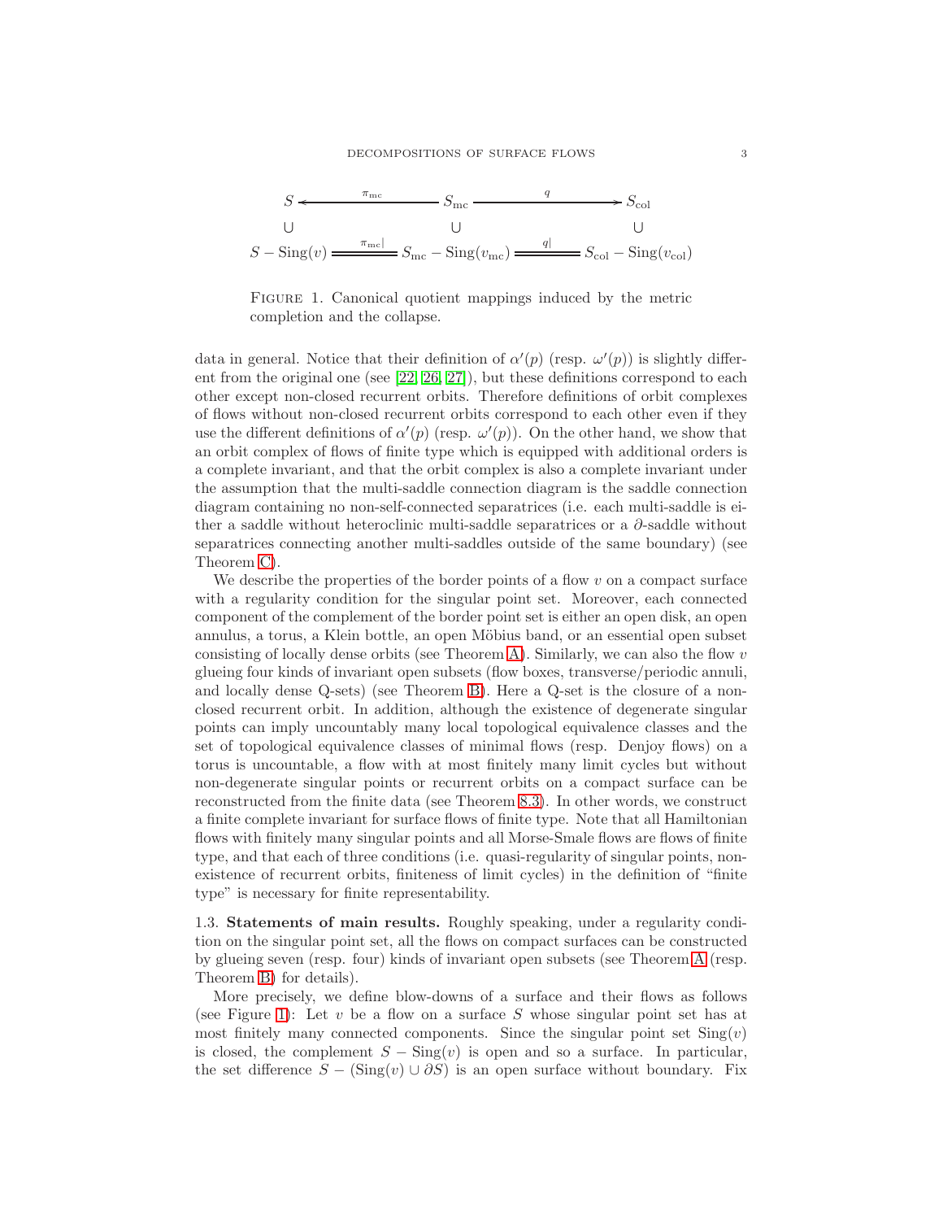$$
\begin{array}{ccccc}
S & \xleftarrow{\pi_{\mathrm{mc}}} & S_{\mathrm{mc}} & \xrightarrow{q} & S_{\mathrm{col}} \\
\cup & & \cup & & \cup \\
S - \mathrm{Sing}(v) & \overset{\pi_{\mathrm{mc}}|}{=\!=\!=} & S_{\mathrm{mc}} - \mathrm{Sing}(v_{\mathrm{mc}}) & \overset{q|}{=\!=\!=} & S_{\mathrm{col}} - \mathrm{Sing}(v_{\mathrm{col}})
\end{array}
$$

FIGURE 1. Canonical quotient mappings induced by the metric completion and the collapse.

data in general. Notice that their definition of $\alpha'(p)$ (resp. $\omega'(p)$) is slightly different from the original one (see [22, 26, 27]), but these definitions correspond to each other except non-closed recurrent orbits. Therefore definitions of orbit complexes of flows without non-closed recurrent orbits correspond to each other even if they use the different definitions of $\alpha'(p)$ (resp. $\omega'(p)$). On the other hand, we show that an orbit complex of flows of finite type which is equipped with additional orders is a complete invariant, and that the orbit complex is also a complete invariant under the assumption that the multi-saddle connection diagram is the saddle connection diagram containing no non-self-connected separatrices (i.e. each multi-saddle is either a saddle without heteroclinic multi-saddle separatrices or a $\partial$-saddle without separatrices connecting another multi-saddles outside of the same boundary) (see Theorem C).

We describe the properties of the border points of a flow $v$ on a compact surface with a regularity condition for the singular point set. Moreover, each connected component of the complement of the border point set is either an open disk, an open annulus, a torus, a Klein bottle, an open Möbius band, or an essential open subset consisting of locally dense orbits (see Theorem A). Similarly, we can also the flow $v$ glueing four kinds of invariant open subsets (flow boxes, transverse/periodic annuli, and locally dense Q-sets) (see Theorem B). Here a Q-set is the closure of a non-closed recurrent orbit. In addition, although the existence of degenerate singular points can imply uncountably many local topological equivalence classes and the set of topological equivalence classes of minimal flows (resp. Denjoy flows) on a torus is uncountable, a flow with at most finitely many limit cycles but without non-degenerate singular points or recurrent orbits on a compact surface can be reconstructed from the finite data (see Theorem 8.3). In other words, we construct a finite complete invariant for surface flows of finite type. Note that all Hamiltonian flows with finitely many singular points and all Morse-Smale flows are flows of finite type, and that each of three conditions (i.e. quasi-regularity of singular points, non-existence of recurrent orbits, finiteness of limit cycles) in the definition of "finite type" is necessary for finite representability.

### 1.3. Statements of main results.

Roughly speaking, under a regularity condition on the singular point set, all the flows on compact surfaces can be constructed by glueing seven (resp. four) kinds of invariant open subsets (see Theorem A (resp. Theorem B) for details).

More precisely, we define blow-downs of a surface and their flows as follows (see Figure 1): Let $v$ be a flow on a surface $S$ whose singular point set has at most finitely many connected components. Since the singular point set $\mathrm{Sing}(v)$ is closed, the complement $S - \mathrm{Sing}(v)$ is open and so a surface. In particular, the set difference $S - (\mathrm{Sing}(v) \cup \partial S)$ is an open surface without boundary. Fix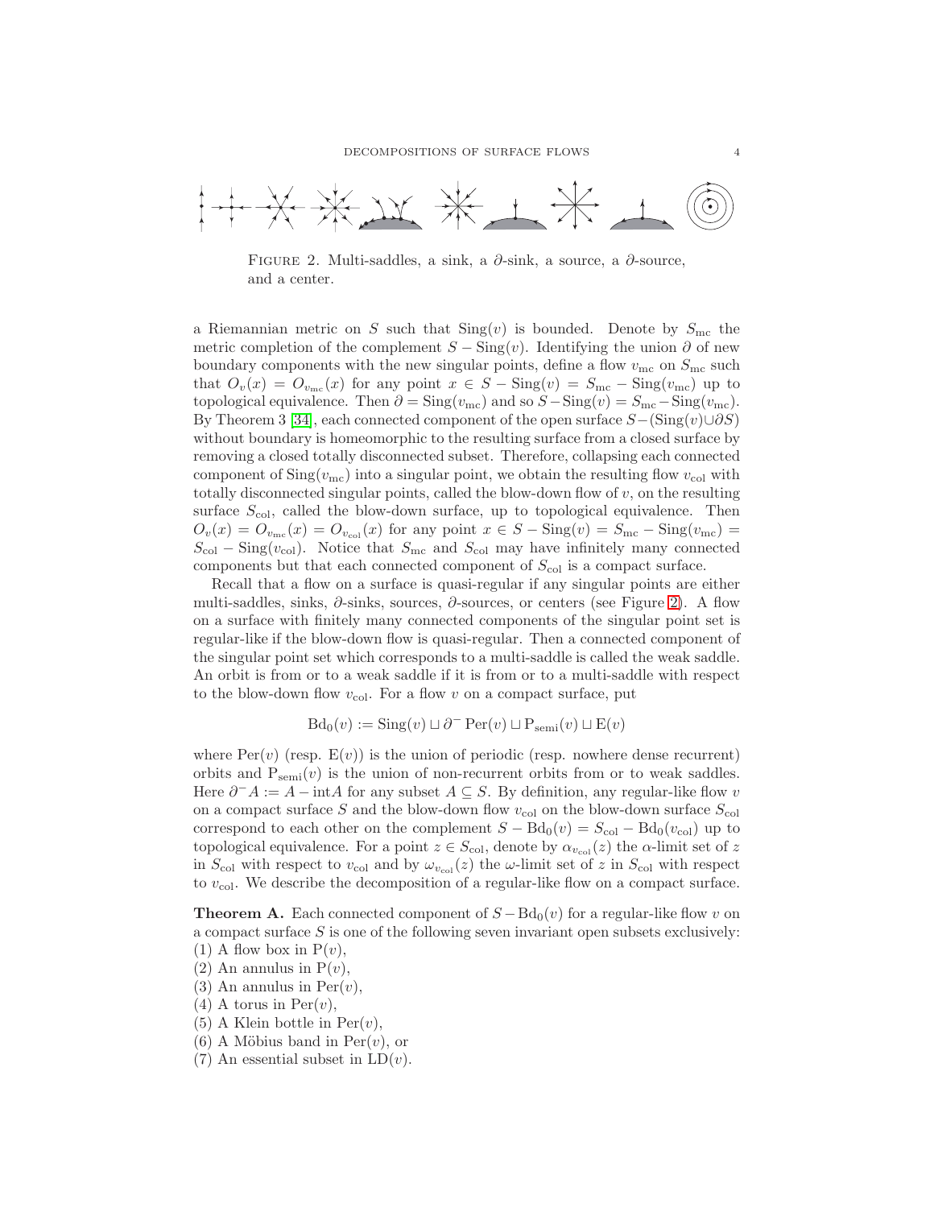FIGURE 2. Multi-saddles, a sink, a $\partial$-sink, a source, a $\partial$-source, and a center.

a Riemannian metric on $S$ such that $\mathrm{Sing}(v)$ is bounded. Denote by $S_{\mathrm{mc}}$ the metric completion of the complement $S - \mathrm{Sing}(v)$. Identifying the union $\partial$ of new boundary components with the new singular points, define a flow $v_{\mathrm{mc}}$ on $S_{\mathrm{mc}}$ such that $O_v(x) = O_{v_{\mathrm{mc}}}(x)$ for any point $x \in S - \mathrm{Sing}(v) = S_{\mathrm{mc}} - \mathrm{Sing}(v_{\mathrm{mc}})$ up to topological equivalence. Then $\partial = \mathrm{Sing}(v_{\mathrm{mc}})$ and so $S - \mathrm{Sing}(v) = S_{\mathrm{mc}} - \mathrm{Sing}(v_{\mathrm{mc}})$. By Theorem 3 [34], each connected component of the open surface $S - (\mathrm{Sing}(v) \cup \partial S)$ without boundary is homeomorphic to the resulting surface from a closed surface by removing a closed totally disconnected subset. Therefore, collapsing each connected component of $\mathrm{Sing}(v_{\mathrm{mc}})$ into a singular point, we obtain the resulting flow $v_{\mathrm{col}}$ with totally disconnected singular points, called the blow-down flow of $v$, on the resulting surface $S_{\mathrm{col}}$, called the blow-down surface, up to topological equivalence. Then $O_v(x) = O_{v_{\mathrm{mc}}}(x) = O_{v_{\mathrm{col}}}(x)$ for any point $x \in S - \mathrm{Sing}(v) = S_{\mathrm{mc}} - \mathrm{Sing}(v_{\mathrm{mc}}) = S_{\mathrm{col}} - \mathrm{Sing}(v_{\mathrm{col}})$. Notice that $S_{\mathrm{mc}}$ and $S_{\mathrm{col}}$ may have infinitely many connected components but that each connected component of $S_{\mathrm{col}}$ is a compact surface.

Recall that a flow on a surface is quasi-regular if any singular points are either multi-saddles, sinks, $\partial$-sinks, sources, $\partial$-sources, or centers (see Figure 2). A flow on a surface with finitely many connected components of the singular point set is regular-like if the blow-down flow is quasi-regular. Then a connected component of the singular point set which corresponds to a multi-saddle is called the weak saddle. An orbit is from or to a weak saddle if it is from or to a multi-saddle with respect to the blow-down flow $v_{\mathrm{col}}$. For a flow $v$ on a compact surface, put

$$\mathrm{Bd}_0(v) := \mathrm{Sing}(v) \sqcup \partial^- \mathrm{Per}(v) \sqcup \mathrm{P}_{\mathrm{semi}}(v) \sqcup \mathrm{E}(v)$$

where $\mathrm{Per}(v)$ (resp. $\mathrm{E}(v)$) is the union of periodic (resp. nowhere dense recurrent) orbits and $\mathrm{P}_{\mathrm{semi}}(v)$ is the union of non-recurrent orbits from or to weak saddles. Here $\partial^- A := A - \mathrm{int} A$ for any subset $A \subseteq S$. By definition, any regular-like flow $v$ on a compact surface $S$ and the blow-down flow $v_{\mathrm{col}}$ on the blow-down surface $S_{\mathrm{col}}$ correspond to each other on the complement $S - \mathrm{Bd}_0(v) = S_{\mathrm{col}} - \mathrm{Bd}_0(v_{\mathrm{col}})$ up to topological equivalence. For a point $z \in S_{\mathrm{col}}$, denote by $\alpha_{v_{\mathrm{col}}}(z)$ the $\alpha$-limit set of $z$ in $S_{\mathrm{col}}$ with respect to $v_{\mathrm{col}}$ and by $\omega_{v_{\mathrm{col}}}(z)$ the $\omega$-limit set of $z$ in $S_{\mathrm{col}}$ with respect to $v_{\mathrm{col}}$. We describe the decomposition of a regular-like flow on a compact surface.

**Theorem A.** *Each connected component of $S - \mathrm{Bd}_0(v)$ for a regular-like flow $v$ on a compact surface $S$ is one of the following seven invariant open subsets exclusively:*
(1) *A flow box in $\mathrm{P}(v)$,*
(2) *An annulus in $\mathrm{P}(v)$,*
(3) *An annulus in $\mathrm{Per}(v)$,*
(4) *A torus in $\mathrm{Per}(v)$,*
(5) *A Klein bottle in $\mathrm{Per}(v)$,*
(6) *A Möbius band in $\mathrm{Per}(v)$, or*
(7) *An essential subset in $\mathrm{LD}(v)$.*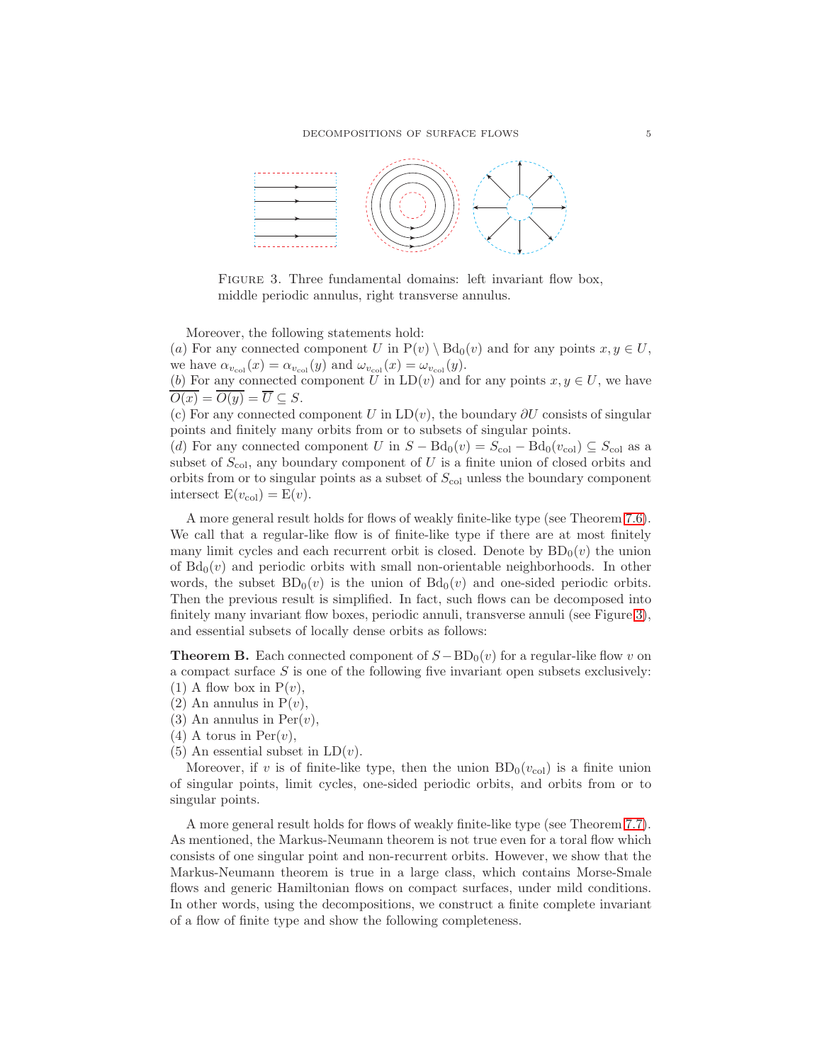Figure 3. Three fundamental domains: left invariant flow box, middle periodic annulus, right transverse annulus.

Moreover, the following statements hold:
(*a*) For any connected component $U$ in $\mathrm{P}(v) \setminus \mathrm{Bd}_0(v)$ and for any points $x, y \in U$, we have $\alpha_{v_{\mathrm{col}}}(x) = \alpha_{v_{\mathrm{col}}}(y)$ and $\omega_{v_{\mathrm{col}}}(x) = \omega_{v_{\mathrm{col}}}(y)$.
(*b*) For any connected component $U$ in $\mathrm{LD}(v)$ and for any points $x, y \in U$, we have $\overline{O(x)} = \overline{O(y)} = \overline{U} \subseteq S$.
(c) For any connected component $U$ in $\mathrm{LD}(v)$, the boundary $\partial U$ consists of singular points and finitely many orbits from or to subsets of singular points.
(*d*) For any connected component $U$ in $S - \mathrm{Bd}_0(v) = S_{\mathrm{col}} - \mathrm{Bd}_0(v_{\mathrm{col}}) \subseteq S_{\mathrm{col}}$ as a subset of $S_{\mathrm{col}}$, any boundary component of $U$ is a finite union of closed orbits and orbits from or to singular points as a subset of $S_{\mathrm{col}}$ unless the boundary component intersect $\mathrm{E}(v_{\mathrm{col}}) = \mathrm{E}(v)$.

A more general result holds for flows of weakly finite-like type (see Theorem 7.6). We call that a regular-like flow is of finite-like type if there are at most finitely many limit cycles and each recurrent orbit is closed. Denote by $\mathrm{BD}_0(v)$ the union of $\mathrm{Bd}_0(v)$ and periodic orbits with small non-orientable neighborhoods. In other words, the subset $\mathrm{BD}_0(v)$ is the union of $\mathrm{Bd}_0(v)$ and one-sided periodic orbits. Then the previous result is simplified. In fact, such flows can be decomposed into finitely many invariant flow boxes, periodic annuli, transverse annuli (see Figure 3), and essential subsets of locally dense orbits as follows:

**Theorem B.** Each connected component of $S - \mathrm{BD}_0(v)$ for a regular-like flow $v$ on a compact surface $S$ is one of the following five invariant open subsets exclusively:
(1) A flow box in $\mathrm{P}(v)$,
(2) An annulus in $\mathrm{P}(v)$,
(3) An annulus in $\mathrm{Per}(v)$,
(4) A torus in $\mathrm{Per}(v)$,
(5) An essential subset in $\mathrm{LD}(v)$.
Moreover, if $v$ is of finite-like type, then the union $\mathrm{BD}_0(v_{\mathrm{col}})$ is a finite union of singular points, limit cycles, one-sided periodic orbits, and orbits from or to singular points.

A more general result holds for flows of weakly finite-like type (see Theorem 7.7). As mentioned, the Markus-Neumann theorem is not true even for a toral flow which consists of one singular point and non-recurrent orbits. However, we show that the Markus-Neumann theorem is true in a large class, which contains Morse-Smale flows and generic Hamiltonian flows on compact surfaces, under mild conditions. In other words, using the decompositions, we construct a finite complete invariant of a flow of finite type and show the following completeness.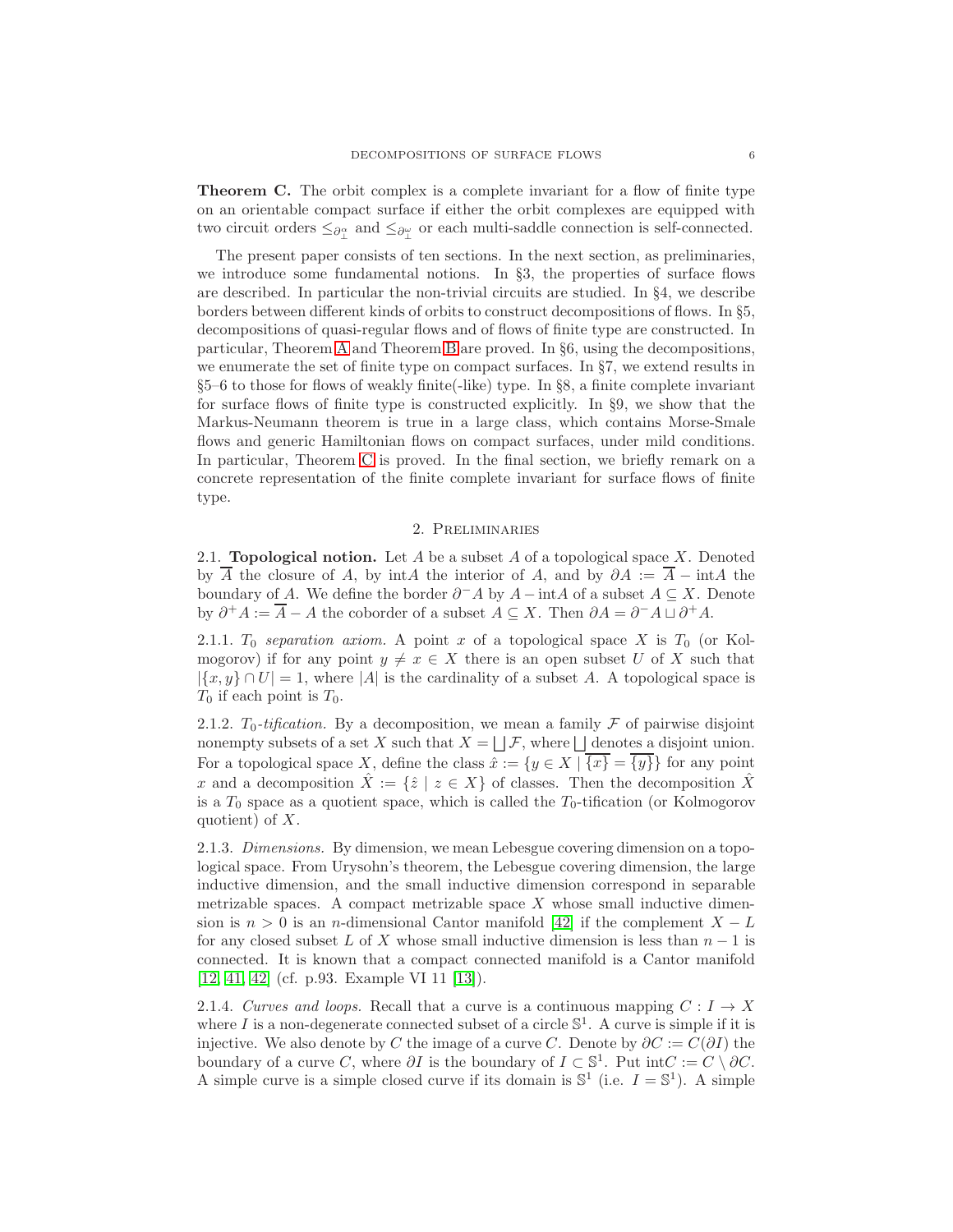**Theorem C.** The orbit complex is a complete invariant for a flow of finite type on an orientable compact surface if either the orbit complexes are equipped with two circuit orders $\leq_{\partial_\perp^\alpha}$ and $\leq_{\partial_\perp^\omega}$ or each multi-saddle connection is self-connected.

The present paper consists of ten sections. In the next section, as preliminaries, we introduce some fundamental notions. In §3, the properties of surface flows are described. In particular the non-trivial circuits are studied. In §4, we describe borders between different kinds of orbits to construct decompositions of flows. In §5, decompositions of quasi-regular flows and of flows of finite type are constructed. In particular, Theorem A and Theorem B are proved. In §6, using the decompositions, we enumerate the set of finite type on compact surfaces. In §7, we extend results in §5–6 to those for flows of weakly finite(-like) type. In §8, a finite complete invariant for surface flows of finite type is constructed explicitly. In §9, we show that the Markus-Neumann theorem is true in a large class, which contains Morse-Smale flows and generic Hamiltonian flows on compact surfaces, under mild conditions. In particular, Theorem C is proved. In the final section, we briefly remark on a concrete representation of the finite complete invariant for surface flows of finite type.

## 2. Preliminaries

2.1. **Topological notion.** Let $A$ be a subset $A$ of a topological space $X$. Denoted by $\overline{A}$ the closure of $A$, by $\mathrm{int}A$ the interior of $A$, and by $\partial A := \overline{A} - \mathrm{int}A$ the boundary of $A$. We define the border $\partial^- A$ by $A - \mathrm{int}A$ of a subset $A \subseteq X$. Denote by $\partial^+ A := \overline{A} - A$ the coborder of a subset $A \subseteq X$. Then $\partial A = \partial^- A \sqcup \partial^+ A$.

2.1.1. *$T_0$ separation axiom.* A point $x$ of a topological space $X$ is $T_0$ (or Kolmogorov) if for any point $y \neq x \in X$ there is an open subset $U$ of $X$ such that $|\{x, y\} \cap U| = 1$, where $|A|$ is the cardinality of a subset $A$. A topological space is $T_0$ if each point is $T_0$.

2.1.2. *$T_0$-tification.* By a decomposition, we mean a family $\mathcal{F}$ of pairwise disjoint nonempty subsets of a set $X$ such that $X = \bigsqcup \mathcal{F}$, where $\bigsqcup$ denotes a disjoint union. For a topological space $X$, define the class $\hat{x} := \{y \in X \mid \overline{\{x\}} = \overline{\{y\}}\}$ for any point $x$ and a decomposition $\hat{X} := \{\hat{z} \mid z \in X\}$ of classes. Then the decomposition $\hat{X}$ is a $T_0$ space as a quotient space, which is called the $T_0$-tification (or Kolmogorov quotient) of $X$.

2.1.3. *Dimensions.* By dimension, we mean Lebesgue covering dimension on a topological space. From Urysohn's theorem, the Lebesgue covering dimension, the large inductive dimension, and the small inductive dimension correspond in separable metrizable spaces. A compact metrizable space $X$ whose small inductive dimension is $n > 0$ is an $n$-dimensional Cantor manifold [42] if the complement $X - L$ for any closed subset $L$ of $X$ whose small inductive dimension is less than $n - 1$ is connected. It is known that a compact connected manifold is a Cantor manifold [12, 41, 42] (cf. p.93. Example VI 11 [13]).

2.1.4. *Curves and loops.* Recall that a curve is a continuous mapping $C : I \to X$ where $I$ is a non-degenerate connected subset of a circle $\mathbb{S}^1$. A curve is simple if it is injective. We also denote by $C$ the image of a curve $C$. Denote by $\partial C := C(\partial I)$ the boundary of a curve $C$, where $\partial I$ is the boundary of $I \subset \mathbb{S}^1$. Put $\mathrm{int}C := C \setminus \partial C$. A simple curve is a simple closed curve if its domain is $\mathbb{S}^1$ (i.e. $I = \mathbb{S}^1$). A simple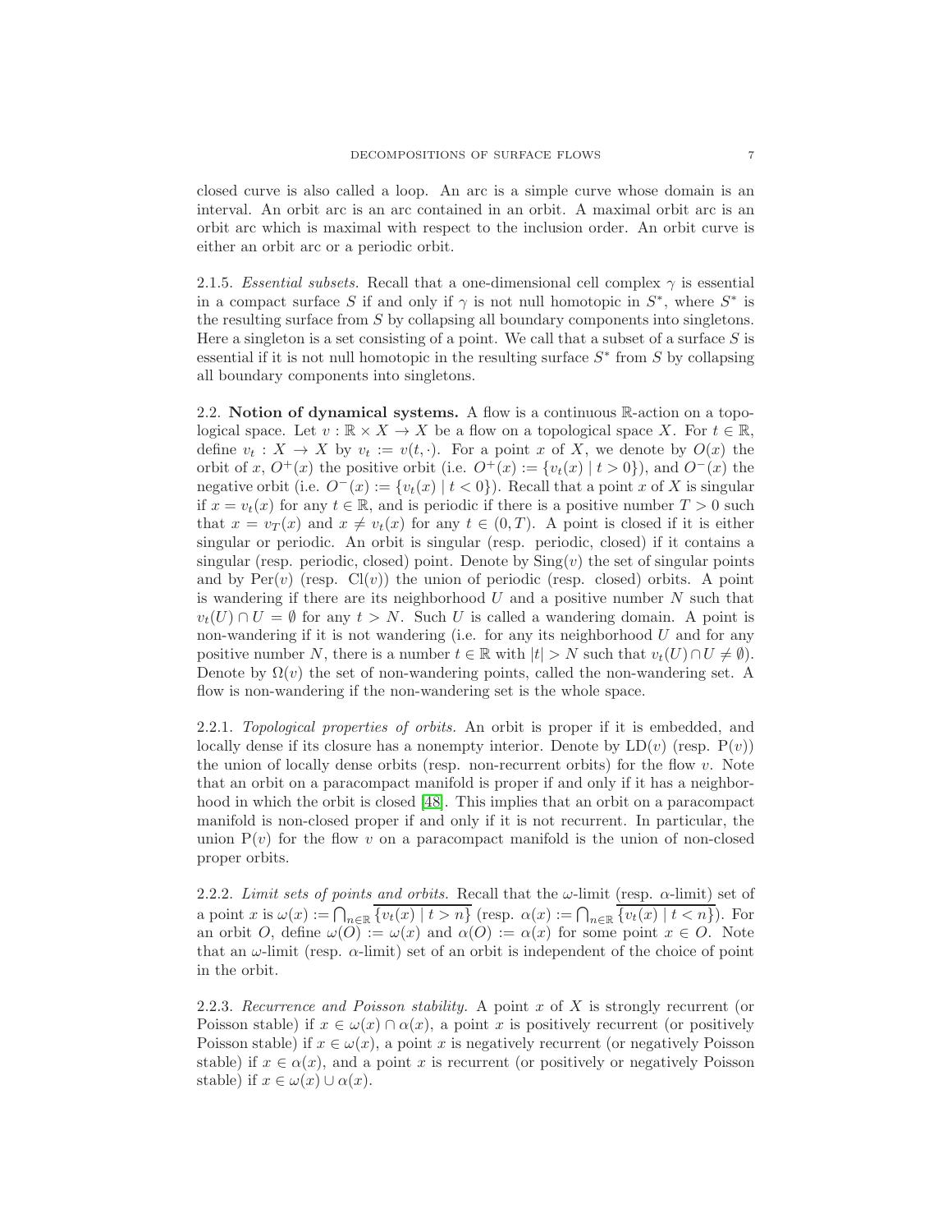closed curve is also called a loop. An arc is a simple curve whose domain is an interval. An orbit arc is an arc contained in an orbit. A maximal orbit arc is an orbit arc which is maximal with respect to the inclusion order. An orbit curve is either an orbit arc or a periodic orbit.

2.1.5. *Essential subsets.* Recall that a one-dimensional cell complex $\gamma$ is essential in a compact surface $S$ if and only if $\gamma$ is not null homotopic in $S^*$, where $S^*$ is the resulting surface from $S$ by collapsing all boundary components into singletons. Here a singleton is a set consisting of a point. We call that a subset of a surface $S$ is essential if it is not null homotopic in the resulting surface $S^*$ from $S$ by collapsing all boundary components into singletons.

2.2. **Notion of dynamical systems.** A flow is a continuous $\mathbb{R}$-action on a topological space. Let $v : \mathbb{R} \times X \to X$ be a flow on a topological space $X$. For $t \in \mathbb{R}$, define $v_t : X \to X$ by $v_t := v(t, \cdot)$. For a point $x$ of $X$, we denote by $O(x)$ the orbit of $x$, $O^+(x)$ the positive orbit (i.e. $O^+(x) := \{v_t(x) \mid t > 0\}$), and $O^-(x)$ the negative orbit (i.e. $O^-(x) := \{v_t(x) \mid t < 0\}$). Recall that a point $x$ of $X$ is singular if $x = v_t(x)$ for any $t \in \mathbb{R}$, and is periodic if there is a positive number $T > 0$ such that $x = v_T(x)$ and $x \neq v_t(x)$ for any $t \in (0, T)$. A point is closed if it is either singular or periodic. An orbit is singular (resp. periodic, closed) if it contains a singular (resp. periodic, closed) point. Denote by $\mathrm{Sing}(v)$ the set of singular points and by $\mathrm{Per}(v)$ (resp. $\mathrm{Cl}(v)$) the union of periodic (resp. closed) orbits. A point is wandering if there are its neighborhood $U$ and a positive number $N$ such that $v_t(U) \cap U = \emptyset$ for any $t > N$. Such $U$ is called a wandering domain. A point is non-wandering if it is not wandering (i.e. for any its neighborhood $U$ and for any positive number $N$, there is a number $t \in \mathbb{R}$ with $|t| > N$ such that $v_t(U) \cap U \neq \emptyset$). Denote by $\Omega(v)$ the set of non-wandering points, called the non-wandering set. A flow is non-wandering if the non-wandering set is the whole space.

2.2.1. *Topological properties of orbits.* An orbit is proper if it is embedded, and locally dense if its closure has a nonempty interior. Denote by $\mathrm{LD}(v)$ (resp. $\mathrm{P}(v)$) the union of locally dense orbits (resp. non-recurrent orbits) for the flow $v$. Note that an orbit on a paracompact manifold is proper if and only if it has a neighborhood in which the orbit is closed [48]. This implies that an orbit on a paracompact manifold is non-closed proper if and only if it is not recurrent. In particular, the union $\mathrm{P}(v)$ for the flow $v$ on a paracompact manifold is the union of non-closed proper orbits.

2.2.2. *Limit sets of points and orbits.* Recall that the $\omega$-limit (resp. $\alpha$-limit) set of a point $x$ is $\omega(x) := \bigcap_{n \in \mathbb{R}} \overline{\{v_t(x) \mid t > n\}}$ (resp. $\alpha(x) := \bigcap_{n \in \mathbb{R}} \overline{\{v_t(x) \mid t < n\}}$). For an orbit $O$, define $\omega(O) := \omega(x)$ and $\alpha(O) := \alpha(x)$ for some point $x \in O$. Note that an $\omega$-limit (resp. $\alpha$-limit) set of an orbit is independent of the choice of point in the orbit.

2.2.3. *Recurrence and Poisson stability.* A point $x$ of $X$ is strongly recurrent (or Poisson stable) if $x \in \omega(x) \cap \alpha(x)$, a point $x$ is positively recurrent (or positively Poisson stable) if $x \in \omega(x)$, a point $x$ is negatively recurrent (or negatively Poisson stable) if $x \in \alpha(x)$, and a point $x$ is recurrent (or positively or negatively Poisson stable) if $x \in \omega(x) \cup \alpha(x)$.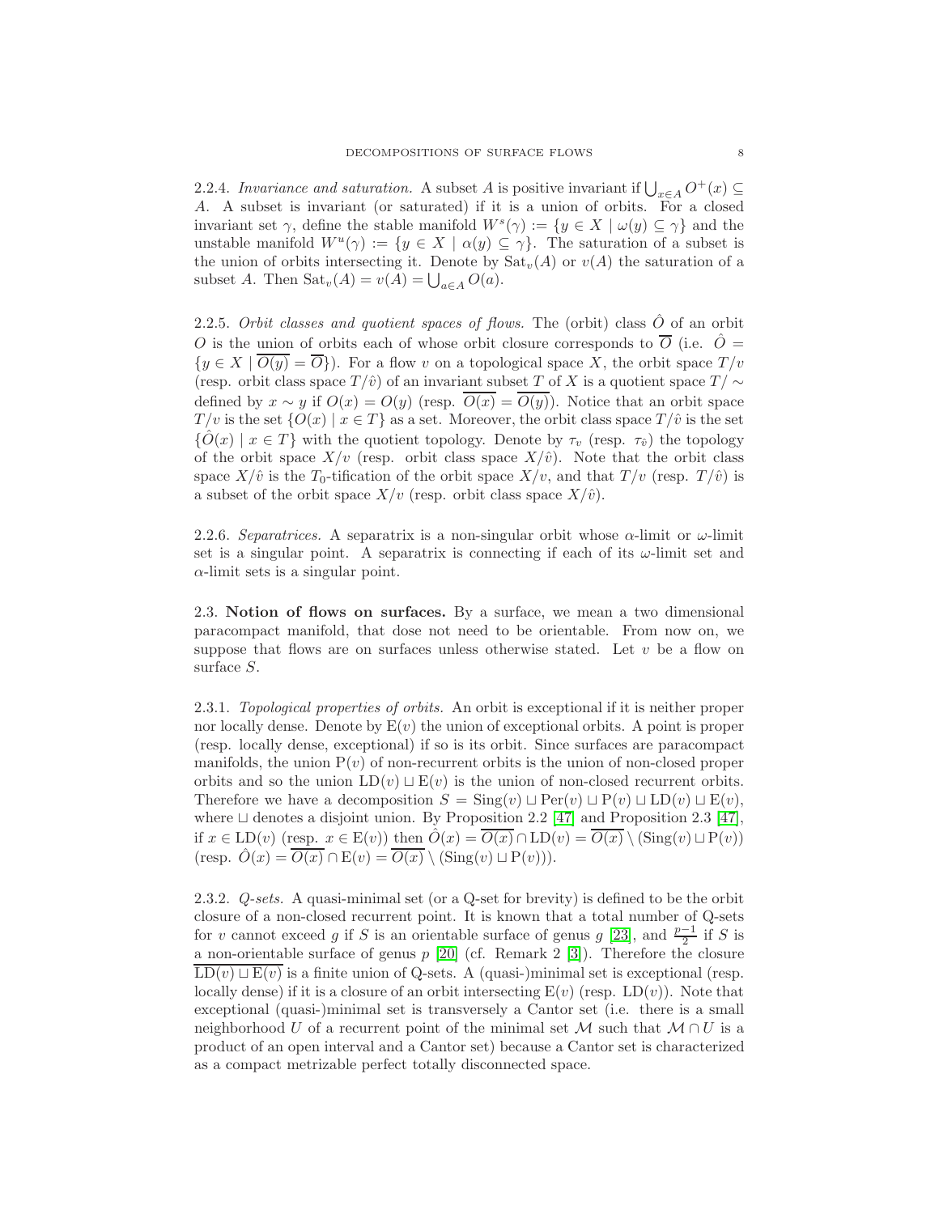2.2.4. *Invariance and saturation.* A subset $A$ is positive invariant if $\bigcup_{x \in A} O^+(x) \subseteq A$. A subset is invariant (or saturated) if it is a union of orbits. For a closed invariant set $\gamma$, define the stable manifold $W^s(\gamma) := \{y \in X \mid \omega(y) \subseteq \gamma\}$ and the unstable manifold $W^u(\gamma) := \{y \in X \mid \alpha(y) \subseteq \gamma\}$. The saturation of a subset is the union of orbits intersecting it. Denote by $\mathrm{Sat}_v(A)$ or $v(A)$ the saturation of a subset $A$. Then $\mathrm{Sat}_v(A) = v(A) = \bigcup_{a \in A} O(a)$.

2.2.5. *Orbit classes and quotient spaces of flows.* The (orbit) class $\hat{O}$ of an orbit $O$ is the union of orbits each of whose orbit closure corresponds to $\overline{O}$ (i.e. $\hat{O} = \{y \in X \mid \overline{O(y)} = \overline{O}\}$). For a flow $v$ on a topological space $X$, the orbit space $T/v$ (resp. orbit class space $T/\hat{v}$) of an invariant subset $T$ of $X$ is a quotient space $T/\sim$ defined by $x \sim y$ if $O(x) = O(y)$ (resp. $\overline{O(x)} = \overline{O(y)}$). Notice that an orbit space $T/v$ is the set $\{O(x) \mid x \in T\}$ as a set. Moreover, the orbit class space $T/\hat{v}$ is the set $\{\hat{O}(x) \mid x \in T\}$ with the quotient topology. Denote by $\tau_v$ (resp. $\tau_{\hat{v}}$) the topology of the orbit space $X/v$ (resp. orbit class space $X/\hat{v}$). Note that the orbit class space $X/\hat{v}$ is the $T_0$-tification of the orbit space $X/v$, and that $T/v$ (resp. $T/\hat{v}$) is a subset of the orbit space $X/v$ (resp. orbit class space $X/\hat{v}$).

2.2.6. *Separatrices.* A separatrix is a non-singular orbit whose $\alpha$-limit or $\omega$-limit set is a singular point. A separatrix is connecting if each of its $\omega$-limit set and $\alpha$-limit sets is a singular point.

**2.3. Notion of flows on surfaces.** By a surface, we mean a two dimensional paracompact manifold, that dose not need to be orientable. From now on, we suppose that flows are on surfaces unless otherwise stated. Let $v$ be a flow on surface $S$.

2.3.1. *Topological properties of orbits.* An orbit is exceptional if it is neither proper nor locally dense. Denote by $\mathrm{E}(v)$ the union of exceptional orbits. A point is proper (resp. locally dense, exceptional) if so is its orbit. Since surfaces are paracompact manifolds, the union $\mathrm{P}(v)$ of non-recurrent orbits is the union of non-closed proper orbits and so the union $\mathrm{LD}(v) \sqcup \mathrm{E}(v)$ is the union of non-closed recurrent orbits. Therefore we have a decomposition $S = \mathrm{Sing}(v) \sqcup \mathrm{Per}(v) \sqcup \mathrm{P}(v) \sqcup \mathrm{LD}(v) \sqcup \mathrm{E}(v)$, where $\sqcup$ denotes a disjoint union. By Proposition 2.2 [47] and Proposition 2.3 [47], if $x \in \mathrm{LD}(v)$ (resp. $x \in \mathrm{E}(v)$) then $\hat{O}(x) = \overline{O(x)} \cap \mathrm{LD}(v) = \overline{O(x)} \setminus (\mathrm{Sing}(v) \sqcup \mathrm{P}(v))$ (resp. $\hat{O}(x) = \overline{O(x)} \cap \mathrm{E}(v) = \overline{O(x)} \setminus (\mathrm{Sing}(v) \sqcup \mathrm{P}(v))$).

2.3.2. *Q-sets.* A quasi-minimal set (or a Q-set for brevity) is defined to be the orbit closure of a non-closed recurrent point. It is known that a total number of Q-sets for $v$ cannot exceed $g$ if $S$ is an orientable surface of genus $g$ [23], and $\frac{p-1}{2}$ if $S$ is a non-orientable surface of genus $p$ [20] (cf. Remark 2 [3]). Therefore the closure $\overline{\mathrm{LD}(v) \sqcup \mathrm{E}(v)}$ is a finite union of Q-sets. A (quasi-)minimal set is exceptional (resp. locally dense) if it is a closure of an orbit intersecting $\mathrm{E}(v)$ (resp. $\mathrm{LD}(v)$). Note that exceptional (quasi-)minimal set is transversely a Cantor set (i.e. there is a small neighborhood $U$ of a recurrent point of the minimal set $\mathcal{M}$ such that $\mathcal{M} \cap U$ is a product of an open interval and a Cantor set) because a Cantor set is characterized as a compact metrizable perfect totally disconnected space.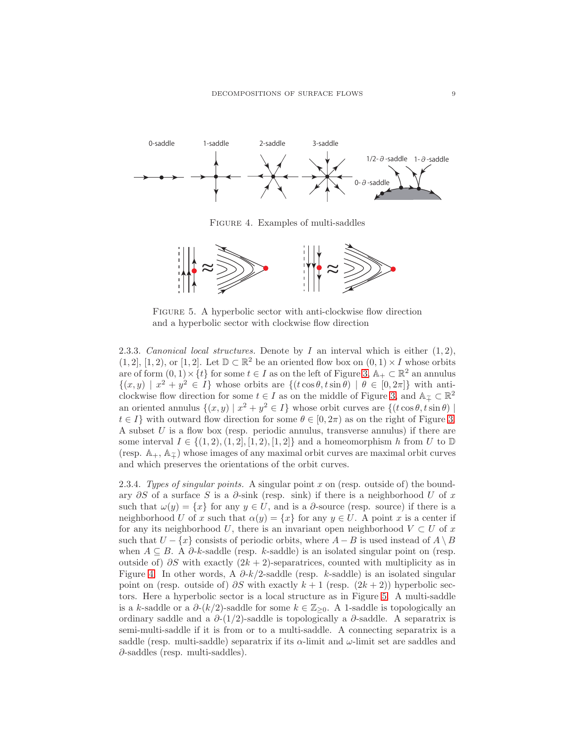FIGURE 4. Examples of multi-saddles

FIGURE 5. A hyperbolic sector with anti-clockwise flow direction and a hyperbolic sector with clockwise flow direction

2.3.3. *Canonical local structures.* Denote by $I$ an interval which is either $(1,2)$, $(1,2]$, $[1,2)$, or $[1,2]$. Let $\mathbb{D} \subset \mathbb{R}^2$ be an oriented flow box on $(0,1) \times I$ whose orbits are of form $(0,1) \times \{t\}$ for some $t \in I$ as on the left of Figure 3, $\mathbb{A}_+ \subset \mathbb{R}^2$ an annulus $\{(x,y) \mid x^2+y^2 \in I\}$ whose orbits are $\{(t\cos\theta, t\sin\theta) \mid \theta \in [0,2\pi]\}$ with anti-clockwise flow direction for some $t \in I$ as on the middle of Figure 3, and $\mathbb{A}_\mp \subset \mathbb{R}^2$ an oriented annulus $\{(x,y) \mid x^2+y^2 \in I\}$ whose orbit curves are $\{(t\cos\theta, t\sin\theta) \mid t \in I\}$ with outward flow direction for some $\theta \in [0,2\pi)$ as on the right of Figure 3. A subset $U$ is a flow box (resp. periodic annulus, transverse annulus) if there are some interval $I \in \{(1,2),(1,2],[1,2),[1,2]\}$ and a homeomorphism $h$ from $U$ to $\mathbb{D}$ (resp. $\mathbb{A}_+$, $\mathbb{A}_\mp$) whose images of any maximal orbit curves are maximal orbit curves and which preserves the orientations of the orbit curves.

2.3.4. *Types of singular points.* A singular point $x$ on (resp. outside of) the boundary $\partial S$ of a surface $S$ is a $\partial$-sink (resp. sink) if there is a neighborhood $U$ of $x$ such that $\omega(y) = \{x\}$ for any $y \in U$, and is a $\partial$-source (resp. source) if there is a neighborhood $U$ of $x$ such that $\alpha(y) = \{x\}$ for any $y \in U$. A point $x$ is a center if for any its neighborhood $U$, there is an invariant open neighborhood $V \subset U$ of $x$ such that $U - \{x\}$ consists of periodic orbits, where $A - B$ is used instead of $A \setminus B$ when $A \subseteq B$. A $\partial$-$k$-saddle (resp. $k$-saddle) is an isolated singular point on (resp. outside of) $\partial S$ with exactly $(2k+2)$-separatrices, counted with multiplicity as in Figure 4. In other words, A $\partial$-$k/2$-saddle (resp. $k$-saddle) is an isolated singular point on (resp. outside of) $\partial S$ with exactly $k+1$ (resp. $(2k+2)$) hyperbolic sectors. Here a hyperbolic sector is a local structure as in Figure 5. A multi-saddle is a $k$-saddle or a $\partial$-$(k/2)$-saddle for some $k \in \mathbb{Z}_{\geq 0}$. A 1-saddle is topologically an ordinary saddle and a $\partial$-$(1/2)$-saddle is topologically a $\partial$-saddle. A separatrix is semi-multi-saddle if it is from or to a multi-saddle. A connecting separatrix is a saddle (resp. multi-saddle) separatrix if its $\alpha$-limit and $\omega$-limit set are saddles and $\partial$-saddles (resp. multi-saddles).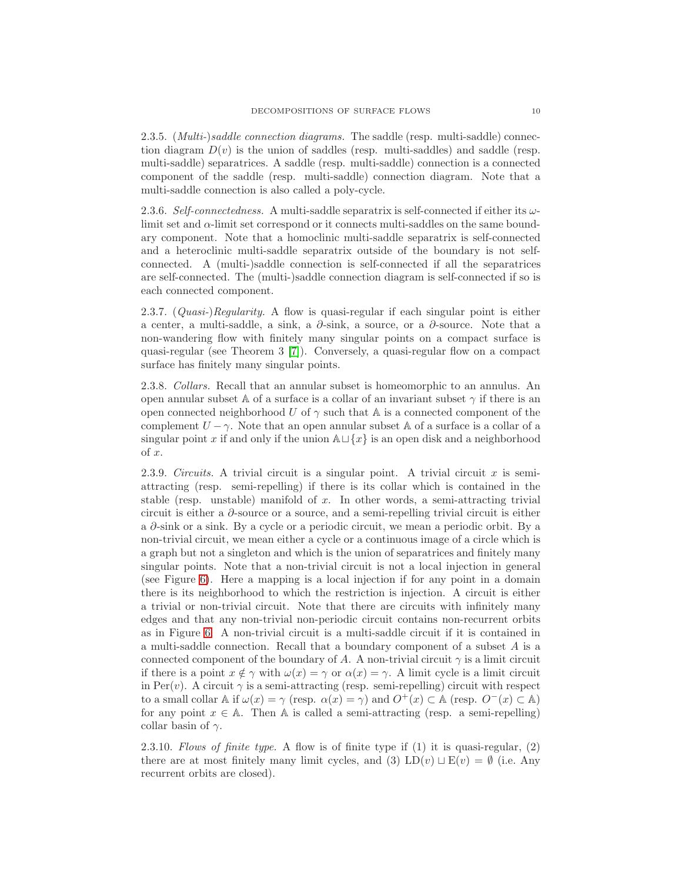2.3.5. *(Multi-)saddle connection diagrams.* The saddle (resp. multi-saddle) connection diagram $D(v)$ is the union of saddles (resp. multi-saddles) and saddle (resp. multi-saddle) separatrices. A saddle (resp. multi-saddle) connection is a connected component of the saddle (resp. multi-saddle) connection diagram. Note that a multi-saddle connection is also called a poly-cycle.

2.3.6. *Self-connectedness.* A multi-saddle separatrix is self-connected if either its $\omega$-limit set and $\alpha$-limit set correspond or it connects multi-saddles on the same boundary component. Note that a homoclinic multi-saddle separatrix is self-connected and a heteroclinic multi-saddle separatrix outside of the boundary is not self-connected. A (multi-)saddle connection is self-connected if all the separatrices are self-connected. The (multi-)saddle connection diagram is self-connected if so is each connected component.

2.3.7. *(Quasi-)Regularity.* A flow is quasi-regular if each singular point is either a center, a multi-saddle, a sink, a $\partial$-sink, a source, or a $\partial$-source. Note that a non-wandering flow with finitely many singular points on a compact surface is quasi-regular (see Theorem 3 [7]). Conversely, a quasi-regular flow on a compact surface has finitely many singular points.

2.3.8. *Collars.* Recall that an annular subset is homeomorphic to an annulus. An open annular subset $\mathbb{A}$ of a surface is a collar of an invariant subset $\gamma$ if there is an open connected neighborhood $U$ of $\gamma$ such that $\mathbb{A}$ is a connected component of the complement $U - \gamma$. Note that an open annular subset $\mathbb{A}$ of a surface is a collar of a singular point $x$ if and only if the union $\mathbb{A} \sqcup \{x\}$ is an open disk and a neighborhood of $x$.

2.3.9. *Circuits.* A trivial circuit is a singular point. A trivial circuit $x$ is semi-attracting (resp. semi-repelling) if there is its collar which is contained in the stable (resp. unstable) manifold of $x$. In other words, a semi-attracting trivial circuit is either a $\partial$-source or a source, and a semi-repelling trivial circuit is either a $\partial$-sink or a sink. By a cycle or a periodic circuit, we mean a periodic orbit. By a non-trivial circuit, we mean either a cycle or a continuous image of a circle which is a graph but not a singleton and which is the union of separatrices and finitely many singular points. Note that a non-trivial circuit is not a local injection in general (see Figure 6). Here a mapping is a local injection if for any point in a domain there is its neighborhood to which the restriction is injection. A circuit is either a trivial or non-trivial circuit. Note that there are circuits with infinitely many edges and that any non-trivial non-periodic circuit contains non-recurrent orbits as in Figure 6. A non-trivial circuit is a multi-saddle circuit if it is contained in a multi-saddle connection. Recall that a boundary component of a subset $A$ is a connected component of the boundary of $A$. A non-trivial circuit $\gamma$ is a limit circuit if there is a point $x \notin \gamma$ with $\omega(x) = \gamma$ or $\alpha(x) = \gamma$. A limit cycle is a limit circuit in $\mathrm{Per}(v)$. A circuit $\gamma$ is a semi-attracting (resp. semi-repelling) circuit with respect to a small collar $\mathbb{A}$ if $\omega(x) = \gamma$ (resp. $\alpha(x) = \gamma$) and $O^+(x) \subset \mathbb{A}$ (resp. $O^-(x) \subset \mathbb{A}$) for any point $x \in \mathbb{A}$. Then $\mathbb{A}$ is called a semi-attracting (resp. a semi-repelling) collar basin of $\gamma$.

2.3.10. *Flows of finite type.* A flow is of finite type if (1) it is quasi-regular, (2) there are at most finitely many limit cycles, and (3) $\mathrm{LD}(v) \sqcup \mathrm{E}(v) = \emptyset$ (i.e. Any recurrent orbits are closed).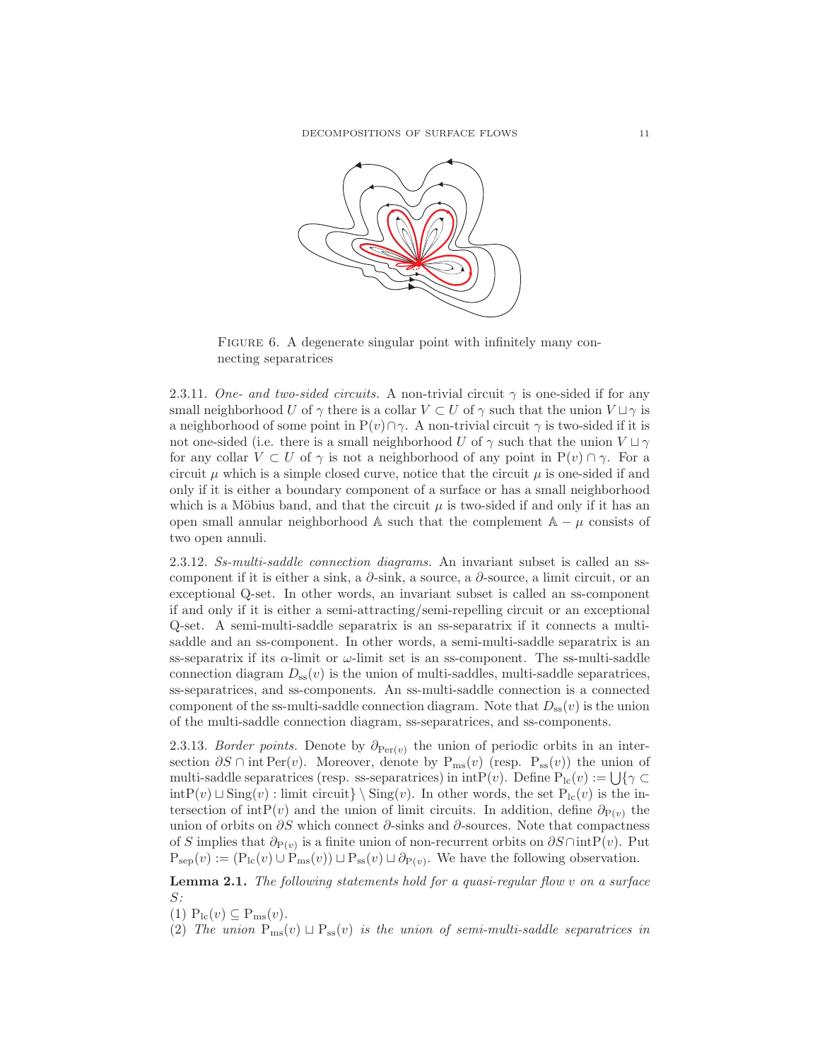Figure 6. A degenerate singular point with infinitely many connecting separatrices

2.3.11. *One- and two-sided circuits.* A non-trivial circuit $\gamma$ is one-sided if for any small neighborhood $U$ of $\gamma$ there is a collar $V \subset U$ of $\gamma$ such that the union $V \sqcup \gamma$ is a neighborhood of some point in $\mathrm{P}(v) \cap \gamma$. A non-trivial circuit $\gamma$ is two-sided if it is not one-sided (i.e. there is a small neighborhood $U$ of $\gamma$ such that the union $V \sqcup \gamma$ for any collar $V \subset U$ of $\gamma$ is not a neighborhood of any point in $\mathrm{P}(v) \cap \gamma$. For a circuit $\mu$ which is a simple closed curve, notice that the circuit $\mu$ is one-sided if and only if it is either a boundary component of a surface or has a small neighborhood which is a Möbius band, and that the circuit $\mu$ is two-sided if and only if it has an open small annular neighborhood $\mathbb{A}$ such that the complement $\mathbb{A} - \mu$ consists of two open annuli.

2.3.12. *Ss-multi-saddle connection diagrams.* An invariant subset is called an ss-component if it is either a sink, a $\partial$-sink, a source, a $\partial$-source, a limit circuit, or an exceptional Q-set. In other words, an invariant subset is called an ss-component if and only if it is either a semi-attracting/semi-repelling circuit or an exceptional Q-set. A semi-multi-saddle separatrix is an ss-separatrix if it connects a multi-saddle and an ss-component. In other words, a semi-multi-saddle separatrix is an ss-separatrix if its $\alpha$-limit or $\omega$-limit set is an ss-component. The ss-multi-saddle connection diagram $D_{\mathrm{ss}}(v)$ is the union of multi-saddles, multi-saddle separatrices, ss-separatrices, and ss-components. An ss-multi-saddle connection is a connected component of the ss-multi-saddle connection diagram. Note that $D_{\mathrm{ss}}(v)$ is the union of the multi-saddle connection diagram, ss-separatrices, and ss-components.

2.3.13. *Border points.* Denote by $\partial_{\mathrm{Per}(v)}$ the union of periodic orbits in an intersection $\partial S \cap \mathrm{int}\,\mathrm{Per}(v)$. Moreover, denote by $\mathrm{P}_{\mathrm{ms}}(v)$ (resp. $\mathrm{P}_{\mathrm{ss}}(v)$) the union of multi-saddle separatrices (resp. ss-separatrices) in $\mathrm{int}\mathrm{P}(v)$. Define $\mathrm{P}_{\mathrm{lc}}(v) := \bigcup\{\gamma \subset \mathrm{int}\mathrm{P}(v) \sqcup \mathrm{Sing}(v) : \text{limit circuit}\} \setminus \mathrm{Sing}(v)$. In other words, the set $\mathrm{P}_{\mathrm{lc}}(v)$ is the intersection of $\mathrm{int}\mathrm{P}(v)$ and the union of limit circuits. In addition, define $\partial_{\mathrm{P}(v)}$ the union of orbits on $\partial S$ which connect $\partial$-sinks and $\partial$-sources. Note that compactness of $S$ implies that $\partial_{\mathrm{P}(v)}$ is a finite union of non-recurrent orbits on $\partial S \cap \mathrm{int}\mathrm{P}(v)$. Put $\mathrm{P}_{\mathrm{sep}}(v) := (\mathrm{P}_{\mathrm{lc}}(v) \cup \mathrm{P}_{\mathrm{ms}}(v)) \sqcup \mathrm{P}_{\mathrm{ss}}(v) \sqcup \partial_{\mathrm{P}(v)}$. We have the following observation.

**Lemma 2.1.** *The following statements hold for a quasi-regular flow $v$ on a surface $S$:*

(1) $\mathrm{P}_{\mathrm{lc}}(v) \subseteq \mathrm{P}_{\mathrm{ms}}(v)$.

(2) *The union $\mathrm{P}_{\mathrm{ms}}(v) \sqcup \mathrm{P}_{\mathrm{ss}}(v)$ is the union of semi-multi-saddle separatrices in*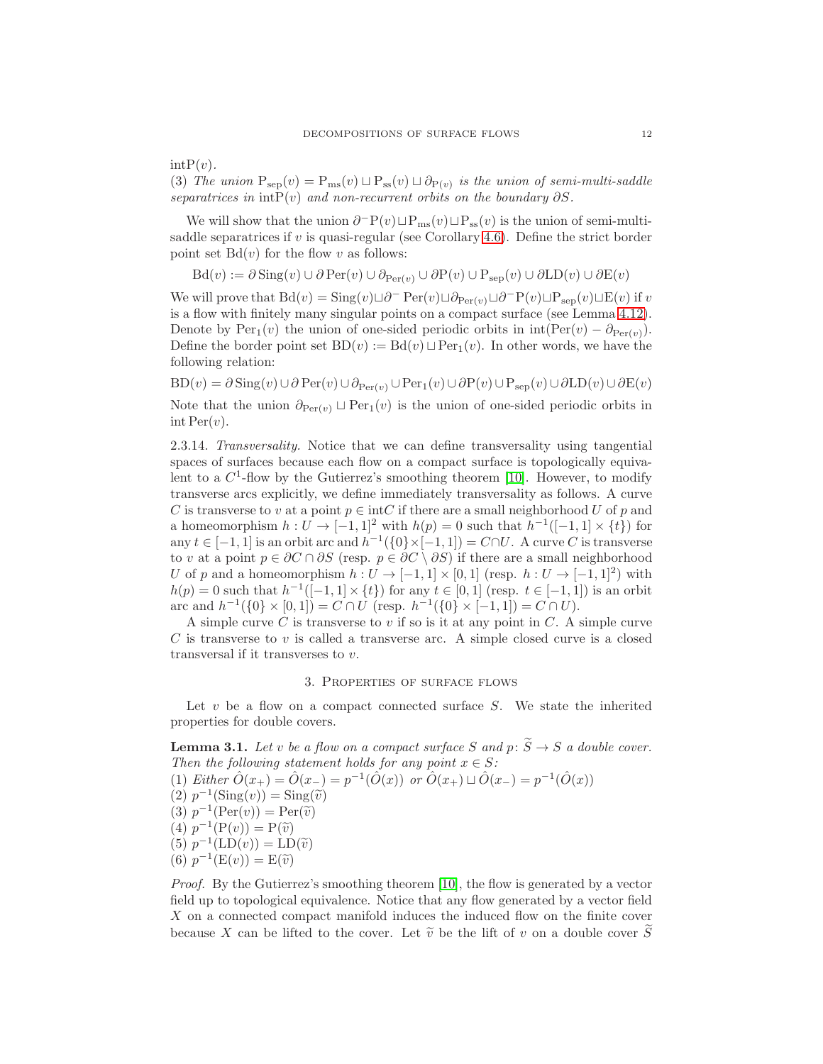$\mathrm{int}\mathrm{P}(v)$.
(3) *The union* $\mathrm{P}_{\mathrm{sep}}(v) = \mathrm{P}_{\mathrm{ms}}(v) \sqcup \mathrm{P}_{\mathrm{ss}}(v) \sqcup \partial_{\mathrm{P}(v)}$ *is the union of semi-multi-saddle separatrices in* $\mathrm{int}\mathrm{P}(v)$ *and non-recurrent orbits on the boundary* $\partial S$.

We will show that the union $\partial^- \mathrm{P}(v) \sqcup \mathrm{P}_{\mathrm{ms}}(v) \sqcup \mathrm{P}_{\mathrm{ss}}(v)$ is the union of semi-multi-saddle separatrices if $v$ is quasi-regular (see Corollary 4.6). Define the strict border point set $\mathrm{Bd}(v)$ for the flow $v$ as follows:

$$\mathrm{Bd}(v) := \partial\,\mathrm{Sing}(v) \cup \partial\,\mathrm{Per}(v) \cup \partial_{\mathrm{Per}(v)} \cup \partial \mathrm{P}(v) \cup \mathrm{P}_{\mathrm{sep}}(v) \cup \partial \mathrm{LD}(v) \cup \partial \mathrm{E}(v)$$

We will prove that $\mathrm{Bd}(v) = \mathrm{Sing}(v) \sqcup \partial^- \mathrm{Per}(v) \sqcup \partial_{\mathrm{Per}(v)} \sqcup \partial^- \mathrm{P}(v) \sqcup \mathrm{P}_{\mathrm{sep}}(v) \sqcup \mathrm{E}(v)$ if $v$ is a flow with finitely many singular points on a compact surface (see Lemma 4.12). Denote by $\mathrm{Per}_1(v)$ the union of one-sided periodic orbits in $\mathrm{int}(\mathrm{Per}(v) - \partial_{\mathrm{Per}(v)})$. Define the border point set $\mathrm{BD}(v) := \mathrm{Bd}(v) \sqcup \mathrm{Per}_1(v)$. In other words, we have the following relation:

$$\mathrm{BD}(v) = \partial\,\mathrm{Sing}(v) \cup \partial\,\mathrm{Per}(v) \cup \partial_{\mathrm{Per}(v)} \cup \mathrm{Per}_1(v) \cup \partial \mathrm{P}(v) \cup \mathrm{P}_{\mathrm{sep}}(v) \cup \partial \mathrm{LD}(v) \cup \partial \mathrm{E}(v)$$

Note that the union $\partial_{\mathrm{Per}(v)} \sqcup \mathrm{Per}_1(v)$ is the union of one-sided periodic orbits in $\mathrm{int}\,\mathrm{Per}(v)$.

2.3.14. *Transversality.* Notice that we can define transversality using tangential spaces of surfaces because each flow on a compact surface is topologically equivalent to a $C^1$-flow by the Gutierrez's smoothing theorem [10]. However, to modify transverse arcs explicitly, we define immediately transversality as follows. A curve $C$ is transverse to $v$ at a point $p \in \mathrm{int}C$ if there are a small neighborhood $U$ of $p$ and a homeomorphism $h : U \to [-1,1]^2$ with $h(p) = 0$ such that $h^{-1}([-1,1] \times \{t\})$ for any $t \in [-1,1]$ is an orbit arc and $h^{-1}(\{0\} \times [-1,1]) = C \cap U$. A curve $C$ is transverse to $v$ at a point $p \in \partial C \cap \partial S$ (resp. $p \in \partial C \setminus \partial S$) if there are a small neighborhood $U$ of $p$ and a homeomorphism $h : U \to [-1,1] \times [0,1]$ (resp. $h : U \to [-1,1]^2$) with $h(p) = 0$ such that $h^{-1}([-1,1] \times \{t\})$ for any $t \in [0,1]$ (resp. $t \in [-1,1]$) is an orbit arc and $h^{-1}(\{0\} \times [0,1]) = C \cap U$ (resp. $h^{-1}(\{0\} \times [-1,1]) = C \cap U$).

A simple curve $C$ is transverse to $v$ if so is it at any point in $C$. A simple curve $C$ is transverse to $v$ is called a transverse arc. A simple closed curve is a closed transversal if it transverses to $v$.

## 3. Properties of surface flows

Let $v$ be a flow on a compact connected surface $S$. We state the inherited properties for double covers.

**Lemma 3.1.** *Let $v$ be a flow on a compact surface $S$ and $p \colon \widetilde{S} \to S$ a double cover. Then the following statement holds for any point $x \in S$:*
(1) *Either* $\hat{O}(x_+) = \hat{O}(x_-) = p^{-1}(\hat{O}(x))$ *or* $\hat{O}(x_+) \sqcup \hat{O}(x_-) = p^{-1}(\hat{O}(x))$
(2) $p^{-1}(\mathrm{Sing}(v)) = \mathrm{Sing}(\widetilde{v})$
(3) $p^{-1}(\mathrm{Per}(v)) = \mathrm{Per}(\widetilde{v})$
(4) $p^{-1}(\mathrm{P}(v)) = \mathrm{P}(\widetilde{v})$
(5) $p^{-1}(\mathrm{LD}(v)) = \mathrm{LD}(\widetilde{v})$
(6) $p^{-1}(\mathrm{E}(v)) = \mathrm{E}(\widetilde{v})$

*Proof.* By the Gutierrez's smoothing theorem [10], the flow is generated by a vector field up to topological equivalence. Notice that any flow generated by a vector field $X$ on a connected compact manifold induces the induced flow on the finite cover because $X$ can be lifted to the cover. Let $\widetilde{v}$ be the lift of $v$ on a double cover $\widetilde{S}$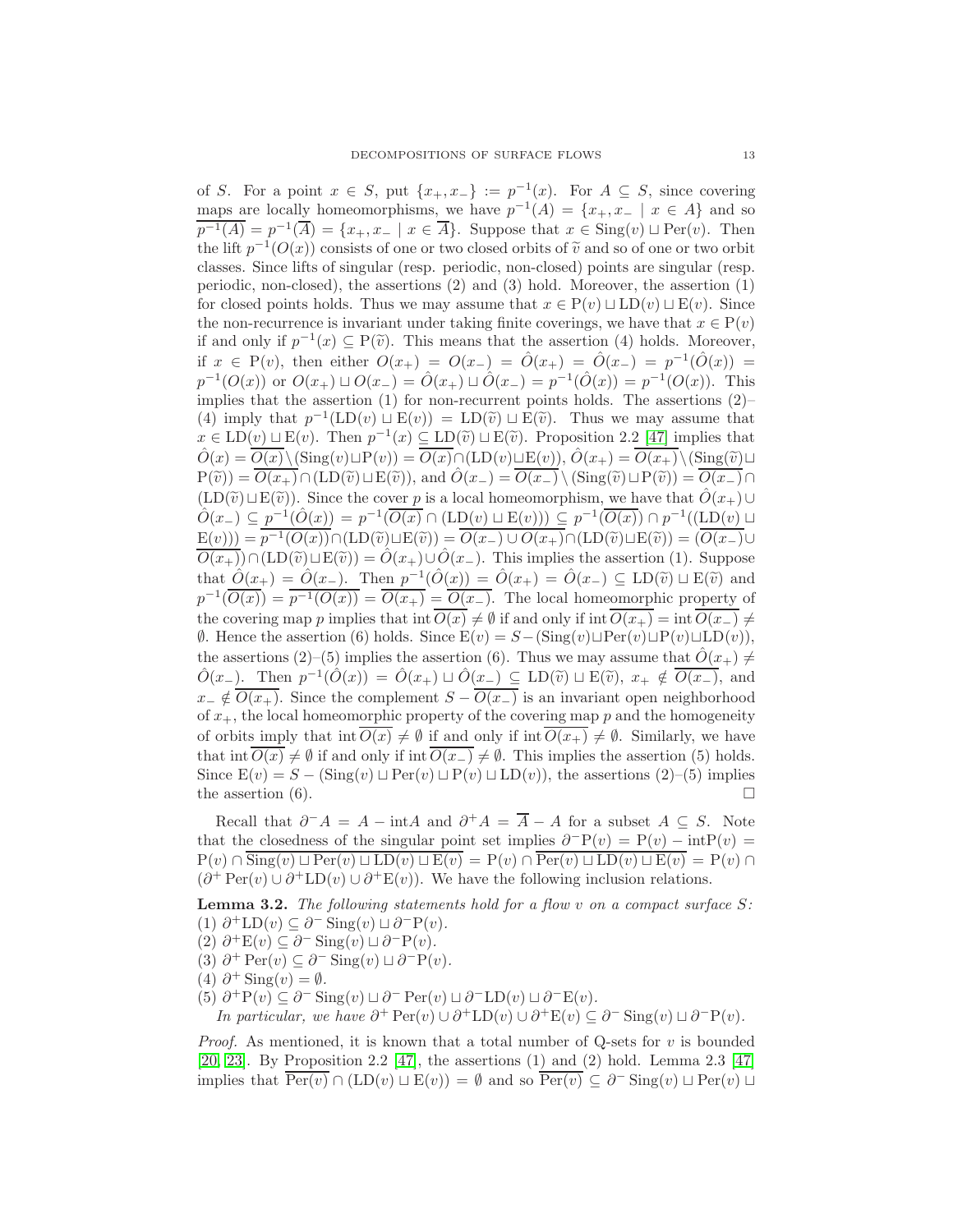of $S$. For a point $x \in S$, put $\{x_+, x_-\} := p^{-1}(x)$. For $A \subseteq S$, since covering maps are locally homeomorphisms, we have $p^{-1}(A) = \{x_+, x_- \mid x \in A\}$ and so $\overline{p^{-1}(A)} = p^{-1}(\overline{A}) = \{x_+, x_- \mid x \in \overline{A}\}$. Suppose that $x \in \mathrm{Sing}(v) \sqcup \mathrm{Per}(v)$. Then the lift $p^{-1}(O(x))$ consists of one or two closed orbits of $\widetilde{v}$ and so of one or two orbit classes. Since lifts of singular (resp. periodic, non-closed) points are singular (resp. periodic, non-closed), the assertions (2) and (3) hold. Moreover, the assertion (1) for closed points holds. Thus we may assume that $x \in \mathrm{P}(v) \sqcup \mathrm{LD}(v) \sqcup \mathrm{E}(v)$. Since the non-recurrence is invariant under taking finite coverings, we have that $x \in \mathrm{P}(v)$ if and only if $p^{-1}(x) \subseteq \mathrm{P}(\widetilde{v})$. This means that the assertion (4) holds. Moreover, if $x \in \mathrm{P}(v)$, then either $O(x_+) = O(x_-) = \hat{O}(x_+) = \hat{O}(x_-) = p^{-1}(\hat{O}(x)) = p^{-1}(O(x))$ or $O(x_+) \sqcup O(x_-) = \hat{O}(x_+) \sqcup \hat{O}(x_-) = p^{-1}(\hat{O}(x)) = p^{-1}(O(x))$. This implies that the assertion (1) for non-recurrent points holds. The assertions (2)–(4) imply that $p^{-1}(\mathrm{LD}(v) \sqcup \mathrm{E}(v)) = \mathrm{LD}(\widetilde{v}) \sqcup \mathrm{E}(\widetilde{v})$. Thus we may assume that $x \in \mathrm{LD}(v) \sqcup \mathrm{E}(v)$. Then $p^{-1}(x) \subseteq \mathrm{LD}(\widetilde{v}) \sqcup \mathrm{E}(\widetilde{v})$. Proposition 2.2 [47] implies that $\hat{O}(x) = \overline{O(x)} \setminus (\mathrm{Sing}(v) \sqcup \mathrm{P}(v)) = \overline{O(x)} \cap (\mathrm{LD}(v) \sqcup \mathrm{E}(v))$, $\hat{O}(x_+) = \overline{O(x_+)} \setminus (\mathrm{Sing}(\widetilde{v}) \sqcup \mathrm{P}(\widetilde{v})) = \overline{O(x_+)} \cap (\mathrm{LD}(\widetilde{v}) \sqcup \mathrm{E}(\widetilde{v}))$, and $\hat{O}(x_-) = \overline{O(x_-)} \setminus (\mathrm{Sing}(\widetilde{v}) \sqcup \mathrm{P}(\widetilde{v})) = \overline{O(x_-)} \cap (\mathrm{LD}(\widetilde{v}) \sqcup \mathrm{E}(\widetilde{v}))$. Since the cover $p$ is a local homeomorphism, we have that $\hat{O}(x_+) \cup \hat{O}(x_-) \subseteq p^{-1}(\hat{O}(x)) = p^{-1}(\overline{O(x)} \cap (\mathrm{LD}(v) \sqcup \mathrm{E}(v))) \subseteq p^{-1}(\overline{O(x)}) \cap p^{-1}((\mathrm{LD}(v) \sqcup \mathrm{E}(v))) = \overline{p^{-1}(O(x))} \cap (\mathrm{LD}(\widetilde{v}) \sqcup \mathrm{E}(\widetilde{v})) = \overline{O(x_-) \cup O(x_+)} \cap (\mathrm{LD}(\widetilde{v}) \sqcup \mathrm{E}(\widetilde{v})) = (\overline{O(x_-)} \cup \overline{O(x_+)}) \cap (\mathrm{LD}(\widetilde{v}) \sqcup \mathrm{E}(\widetilde{v})) = \hat{O}(x_+) \cup \hat{O}(x_-)$. This implies the assertion (1). Suppose that $\hat{O}(x_+) = \hat{O}(x_-)$. Then $p^{-1}(\hat{O}(x)) = \hat{O}(x_+) = \hat{O}(x_-) \subseteq \mathrm{LD}(\widetilde{v}) \sqcup \mathrm{E}(\widetilde{v})$ and $p^{-1}(\overline{O(x)}) = \overline{p^{-1}(O(x))} = \overline{O(x_+)} = \overline{O(x_-)}$. The local homeomorphic property of the covering map $p$ implies that $\mathrm{int}\,\overline{O(x)} \neq \emptyset$ if and only if $\mathrm{int}\,\overline{O(x_+)} = \mathrm{int}\,\overline{O(x_-)} \neq \emptyset$. Hence the assertion (6) holds. Since $\mathrm{E}(v) = S - (\mathrm{Sing}(v) \sqcup \mathrm{Per}(v) \sqcup \mathrm{P}(v) \sqcup \mathrm{LD}(v))$, the assertions (2)–(5) implies the assertion (6). Thus we may assume that $\hat{O}(x_+) \neq \hat{O}(x_-)$. Then $p^{-1}(\hat{O}(x)) = \hat{O}(x_+) \sqcup \hat{O}(x_-) \subseteq \mathrm{LD}(\widetilde{v}) \sqcup \mathrm{E}(\widetilde{v})$, $x_+ \notin \overline{O(x_-)}$, and $x_- \notin \overline{O(x_+)}$. Since the complement $S - \overline{O(x_-)}$ is an invariant open neighborhood of $x_+$, the local homeomorphic property of the covering map $p$ and the homogeneity of orbits imply that $\mathrm{int}\,\overline{O(x)} \neq \emptyset$ if and only if $\mathrm{int}\,\overline{O(x_+)} \neq \emptyset$. Similarly, we have that $\mathrm{int}\,\overline{O(x)} \neq \emptyset$ if and only if $\mathrm{int}\,\overline{O(x_-)} \neq \emptyset$. This implies the assertion (5) holds. Since $\mathrm{E}(v) = S - (\mathrm{Sing}(v) \sqcup \mathrm{Per}(v) \sqcup \mathrm{P}(v) \sqcup \mathrm{LD}(v))$, the assertions (2)–(5) implies the assertion (6). $\square$

Recall that $\partial^- A = A - \mathrm{int}A$ and $\partial^+ A = \overline{A} - A$ for a subset $A \subseteq S$. Note that the closedness of the singular point set implies $\partial^- \mathrm{P}(v) = \mathrm{P}(v) - \mathrm{int}\mathrm{P}(v) = \mathrm{P}(v) \cap \overline{\mathrm{Sing}(v) \sqcup \mathrm{Per}(v) \sqcup \mathrm{LD}(v) \sqcup \mathrm{E}(v)} = \mathrm{P}(v) \cap \overline{\mathrm{Per}(v) \sqcup \mathrm{LD}(v) \sqcup \mathrm{E}(v)} = \mathrm{P}(v) \cap (\partial^+ \mathrm{Per}(v) \cup \partial^+ \mathrm{LD}(v) \cup \partial^+ \mathrm{E}(v))$. We have the following inclusion relations.

**Lemma 3.2.** *The following statements hold for a flow $v$ on a compact surface $S$:*
(1) $\partial^+ \mathrm{LD}(v) \subseteq \partial^- \mathrm{Sing}(v) \sqcup \partial^- \mathrm{P}(v)$.
(2) $\partial^+ \mathrm{E}(v) \subseteq \partial^- \mathrm{Sing}(v) \sqcup \partial^- \mathrm{P}(v)$.
(3) $\partial^+ \mathrm{Per}(v) \subseteq \partial^- \mathrm{Sing}(v) \sqcup \partial^- \mathrm{P}(v)$.
(4) $\partial^+ \mathrm{Sing}(v) = \emptyset$.
(5) $\partial^+ \mathrm{P}(v) \subseteq \partial^- \mathrm{Sing}(v) \sqcup \partial^- \mathrm{Per}(v) \sqcup \partial^- \mathrm{LD}(v) \sqcup \partial^- \mathrm{E}(v)$.
*In particular, we have $\partial^+ \mathrm{Per}(v) \cup \partial^+ \mathrm{LD}(v) \cup \partial^+ \mathrm{E}(v) \subseteq \partial^- \mathrm{Sing}(v) \sqcup \partial^- \mathrm{P}(v)$.*

*Proof.* As mentioned, it is known that a total number of Q-sets for $v$ is bounded [20, 23]. By Proposition 2.2 [47], the assertions (1) and (2) hold. Lemma 2.3 [47] implies that $\overline{\mathrm{Per}(v)} \cap (\mathrm{LD}(v) \sqcup \mathrm{E}(v)) = \emptyset$ and so $\overline{\mathrm{Per}(v)} \subseteq \partial^- \mathrm{Sing}(v) \sqcup \mathrm{Per}(v) \sqcup$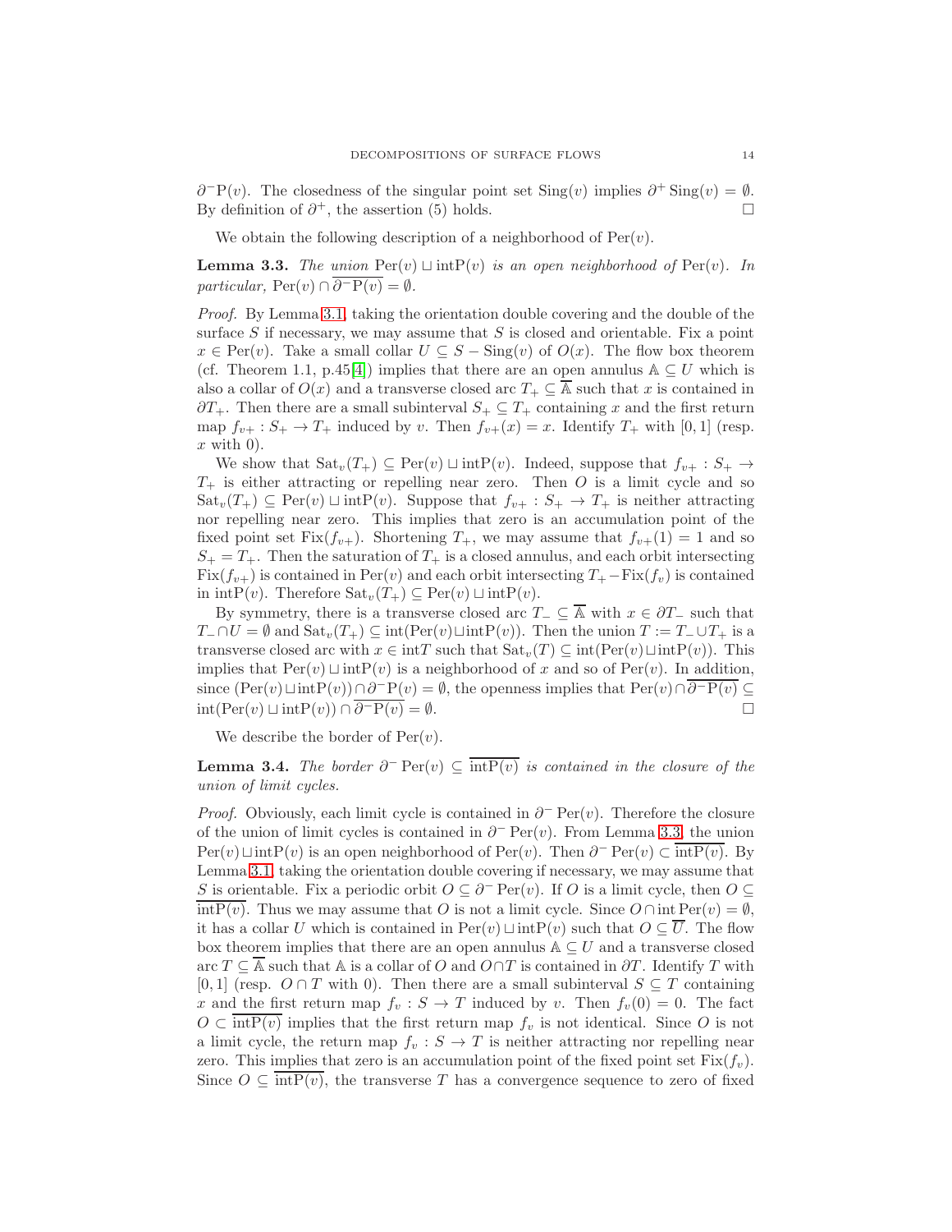$\partial^- \mathrm{P}(v)$. The closedness of the singular point set $\mathrm{Sing}(v)$ implies $\partial^+ \mathrm{Sing}(v) = \emptyset$. By definition of $\partial^+$, the assertion (5) holds. $\square$

We obtain the following description of a neighborhood of $\mathrm{Per}(v)$.

**Lemma 3.3.** *The union* $\mathrm{Per}(v) \sqcup \mathrm{intP}(v)$ *is an open neighborhood of* $\mathrm{Per}(v)$. *In particular,* $\mathrm{Per}(v) \cap \overline{\partial^- \mathrm{P}(v)} = \emptyset$.

*Proof.* By Lemma 3.1, taking the orientation double covering and the double of the surface $S$ if necessary, we may assume that $S$ is closed and orientable. Fix a point $x \in \mathrm{Per}(v)$. Take a small collar $U \subseteq S - \mathrm{Sing}(v)$ of $O(x)$. The flow box theorem (cf. Theorem 1.1, p.45[4]) implies that there are an open annulus $\mathbb{A} \subseteq U$ which is also a collar of $O(x)$ and a transverse closed arc $T_+ \subseteq \overline{\mathbb{A}}$ such that $x$ is contained in $\partial T_+$. Then there are a small subinterval $S_+ \subseteq T_+$ containing $x$ and the first return map $f_{v+} : S_+ \to T_+$ induced by $v$. Then $f_{v+}(x) = x$. Identify $T_+$ with $[0, 1]$ (resp. $x$ with $0$).

We show that $\mathrm{Sat}_v(T_+) \subseteq \mathrm{Per}(v) \sqcup \mathrm{intP}(v)$. Indeed, suppose that $f_{v+} : S_+ \to T_+$ is either attracting or repelling near zero. Then $O$ is a limit cycle and so $\mathrm{Sat}_v(T_+) \subseteq \mathrm{Per}(v) \sqcup \mathrm{intP}(v)$. Suppose that $f_{v+} : S_+ \to T_+$ is neither attracting nor repelling near zero. This implies that zero is an accumulation point of the fixed point set $\mathrm{Fix}(f_{v+})$. Shortening $T_+$, we may assume that $f_{v+}(1) = 1$ and so $S_+ = T_+$. Then the saturation of $T_+$ is a closed annulus, and each orbit intersecting $\mathrm{Fix}(f_{v+})$ is contained in $\mathrm{Per}(v)$ and each orbit intersecting $T_+ - \mathrm{Fix}(f_v)$ is contained in $\mathrm{intP}(v)$. Therefore $\mathrm{Sat}_v(T_+) \subseteq \mathrm{Per}(v) \sqcup \mathrm{intP}(v)$.

By symmetry, there is a transverse closed arc $T_- \subseteq \overline{\mathbb{A}}$ with $x \in \partial T_-$ such that $T_- \cap U = \emptyset$ and $\mathrm{Sat}_v(T_+) \subseteq \mathrm{int}(\mathrm{Per}(v) \sqcup \mathrm{intP}(v))$. Then the union $T := T_- \cup T_+$ is a transverse closed arc with $x \in \mathrm{int}T$ such that $\mathrm{Sat}_v(T) \subseteq \mathrm{int}(\mathrm{Per}(v) \sqcup \mathrm{intP}(v))$. This implies that $\mathrm{Per}(v) \sqcup \mathrm{intP}(v)$ is a neighborhood of $x$ and so of $\mathrm{Per}(v)$. In addition, since $(\mathrm{Per}(v) \sqcup \mathrm{intP}(v)) \cap \overline{\partial^- \mathrm{P}(v)} = \emptyset$, the openness implies that $\mathrm{Per}(v) \cap \overline{\partial^- \mathrm{P}(v)} \subseteq \mathrm{int}(\mathrm{Per}(v) \sqcup \mathrm{intP}(v)) \cap \overline{\partial^- \mathrm{P}(v)} = \emptyset$. $\square$

We describe the border of $\mathrm{Per}(v)$.

**Lemma 3.4.** *The border* $\partial^- \mathrm{Per}(v) \subseteq \overline{\mathrm{intP}(v)}$ *is contained in the closure of the union of limit cycles.*

*Proof.* Obviously, each limit cycle is contained in $\partial^- \mathrm{Per}(v)$. Therefore the closure of the union of limit cycles is contained in $\partial^- \mathrm{Per}(v)$. From Lemma 3.3, the union $\mathrm{Per}(v) \sqcup \mathrm{intP}(v)$ is an open neighborhood of $\mathrm{Per}(v)$. Then $\partial^- \mathrm{Per}(v) \subset \overline{\mathrm{intP}(v)}$. By Lemma 3.1, taking the orientation double covering if necessary, we may assume that $S$ is orientable. Fix a periodic orbit $O \subseteq \partial^- \mathrm{Per}(v)$. If $O$ is a limit cycle, then $O \subseteq \overline{\mathrm{intP}(v)}$. Thus we may assume that $O$ is not a limit cycle. Since $O \cap \mathrm{int}\,\mathrm{Per}(v) = \emptyset$, it has a collar $U$ which is contained in $\mathrm{Per}(v) \sqcup \mathrm{intP}(v)$ such that $O \subseteq \overline{U}$. The flow box theorem implies that there are an open annulus $\mathbb{A} \subseteq U$ and a transverse closed arc $T \subseteq \overline{\mathbb{A}}$ such that $\mathbb{A}$ is a collar of $O$ and $O \cap T$ is contained in $\partial T$. Identify $T$ with $[0, 1]$ (resp. $O \cap T$ with $0$). Then there are a small subinterval $S \subseteq T$ containing $x$ and the first return map $f_v : S \to T$ induced by $v$. Then $f_v(0) = 0$. The fact $O \subset \overline{\mathrm{intP}(v)}$ implies that the first return map $f_v$ is not identical. Since $O$ is not a limit cycle, the return map $f_v : S \to T$ is neither attracting nor repelling near zero. This implies that zero is an accumulation point of the fixed point set $\mathrm{Fix}(f_v)$. Since $O \subseteq \overline{\mathrm{intP}(v)}$, the transverse $T$ has a convergence sequence to zero of fixed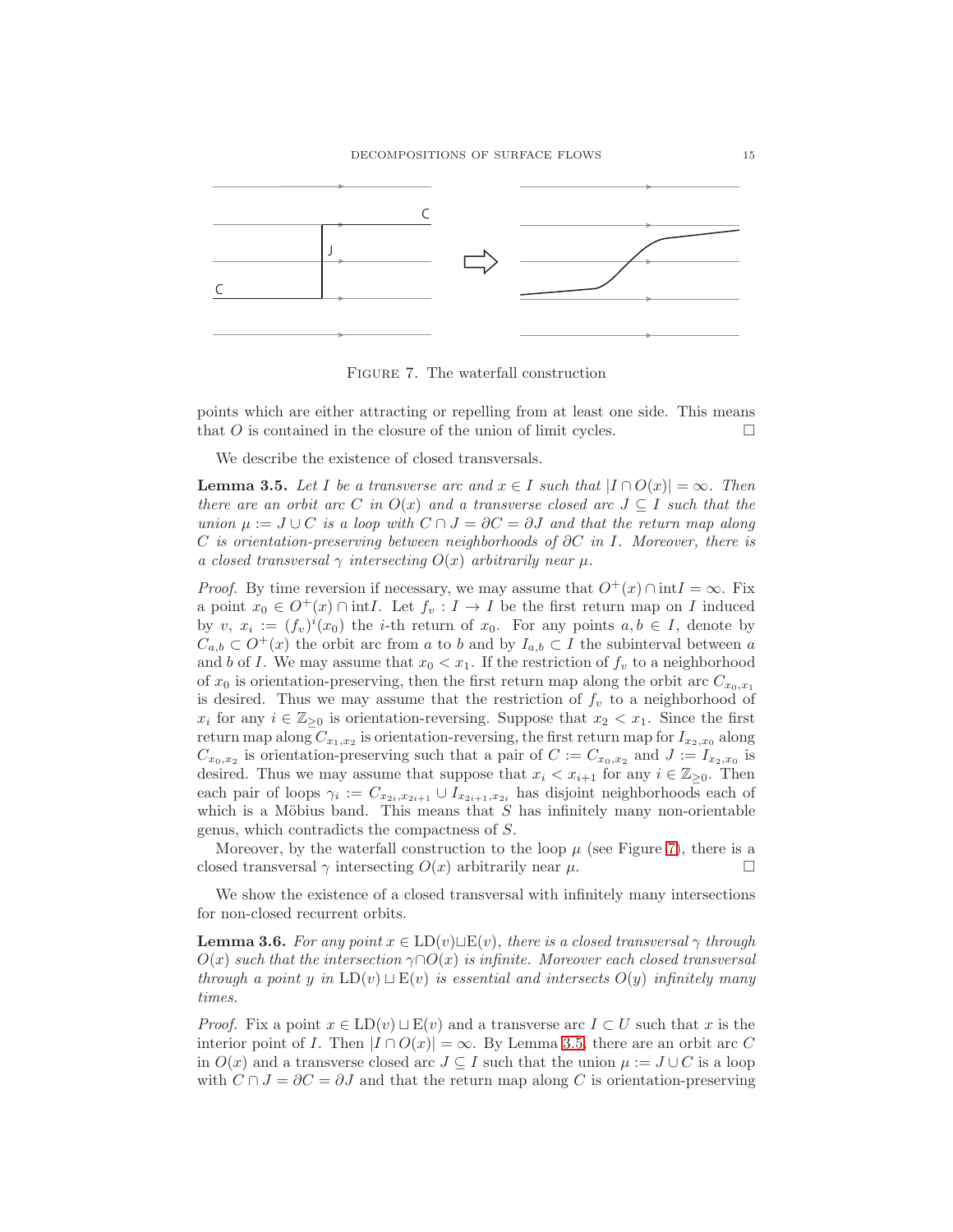Figure 7. The waterfall construction

points which are either attracting or repelling from at least one side. This means that $O$ is contained in the closure of the union of limit cycles. $\square$

We describe the existence of closed transversals.

**Lemma 3.5.** *Let $I$ be a transverse arc and $x \in I$ such that $|I \cap O(x)| = \infty$. Then there are an orbit arc $C$ in $O(x)$ and a transverse closed arc $J \subseteq I$ such that the union $\mu := J \cup C$ is a loop with $C \cap J = \partial C = \partial J$ and that the return map along $C$ is orientation-preserving between neighborhoods of $\partial C$ in $I$. Moreover, there is a closed transversal $\gamma$ intersecting $O(x)$ arbitrarily near $\mu$.*

*Proof.* By time reversion if necessary, we may assume that $O^+(x) \cap \mathrm{int} I = \infty$. Fix a point $x_0 \in O^+(x) \cap \mathrm{int} I$. Let $f_v : I \to I$ be the first return map on $I$ induced by $v$, $x_i := (f_v)^i(x_0)$ the $i$-th return of $x_0$. For any points $a, b \in I$, denote by $C_{a,b} \subset O^+(x)$ the orbit arc from $a$ to $b$ and by $I_{a,b} \subset I$ the subinterval between $a$ and $b$ of $I$. We may assume that $x_0 < x_1$. If the restriction of $f_v$ to a neighborhood of $x_0$ is orientation-preserving, then the first return map along the orbit arc $C_{x_0,x_1}$ is desired. Thus we may assume that the restriction of $f_v$ to a neighborhood of $x_i$ for any $i \in \mathbb{Z}_{\geq 0}$ is orientation-reversing. Suppose that $x_2 < x_1$. Since the first return map along $C_{x_1,x_2}$ is orientation-reversing, the first return map for $I_{x_2,x_0}$ along $C_{x_0,x_2}$ is orientation-preserving such that a pair of $C := C_{x_0,x_2}$ and $J := I_{x_2,x_0}$ is desired. Thus we may assume that suppose that $x_i < x_{i+1}$ for any $i \in \mathbb{Z}_{\geq 0}$. Then each pair of loops $\gamma_i := C_{x_{2i},x_{2i+1}} \cup I_{x_{2i+1},x_{2i}}$ has disjoint neighborhoods each of which is a Möbius band. This means that $S$ has infinitely many non-orientable genus, which contradicts the compactness of $S$.

Moreover, by the waterfall construction to the loop $\mu$ (see Figure 7), there is a closed transversal $\gamma$ intersecting $O(x)$ arbitrarily near $\mu$. $\square$

We show the existence of a closed transversal with infinitely many intersections for non-closed recurrent orbits.

**Lemma 3.6.** *For any point $x \in \mathrm{LD}(v) \sqcup \mathrm{E}(v)$, there is a closed transversal $\gamma$ through $O(x)$ such that the intersection $\gamma \cap O(x)$ is infinite. Moreover each closed transversal through a point $y$ in $\mathrm{LD}(v) \sqcup \mathrm{E}(v)$ is essential and intersects $O(y)$ infinitely many times.*

*Proof.* Fix a point $x \in \mathrm{LD}(v) \sqcup \mathrm{E}(v)$ and a transverse arc $I \subset U$ such that $x$ is the interior point of $I$. Then $|I \cap O(x)| = \infty$. By Lemma 3.5, there are an orbit arc $C$ in $O(x)$ and a transverse closed arc $J \subseteq I$ such that the union $\mu := J \cup C$ is a loop with $C \cap J = \partial C = \partial J$ and that the return map along $C$ is orientation-preserving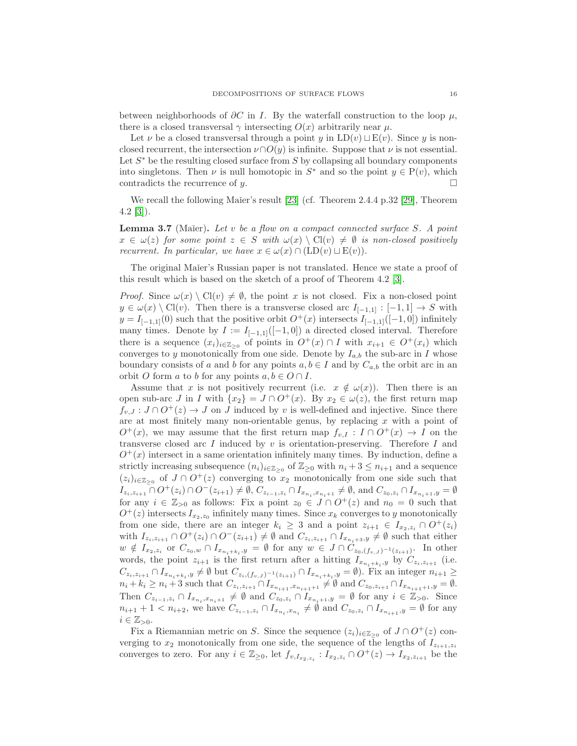between neighborhoods of $\partial C$ in $I$. By the waterfall construction to the loop $\mu$, there is a closed transversal $\gamma$ intersecting $O(x)$ arbitrarily near $\mu$.

Let $\nu$ be a closed transversal through a point $y$ in $\mathrm{LD}(v) \sqcup \mathrm{E}(v)$. Since $y$ is non-closed recurrent, the intersection $\nu \cap O(y)$ is infinite. Suppose that $\nu$ is not essential. Let $S^*$ be the resulting closed surface from $S$ by collapsing all boundary components into singletons. Then $\nu$ is null homotopic in $S^*$ and so the point $y \in \mathrm{P}(v)$, which contradicts the recurrence of $y$. $\square$

We recall the following Maĭer's result [23] (cf. Theorem 2.4.4 p.32 [29], Theorem 4.2 [3]).

**Lemma 3.7** (Maĭer)**.** *Let $v$ be a flow on a compact connected surface $S$. A point $x \in \omega(z)$ for some point $z \in S$ with $\omega(x) \setminus \mathrm{Cl}(v) \neq \emptyset$ is non-closed positively recurrent. In particular, we have $x \in \omega(x) \cap (\mathrm{LD}(v) \sqcup \mathrm{E}(v))$.*

The original Maĭer's Russian paper is not translated. Hence we state a proof of this result which is based on the sketch of a proof of Theorem 4.2 [3].

*Proof.* Since $\omega(x) \setminus \mathrm{Cl}(v) \neq \emptyset$, the point $x$ is not closed. Fix a non-closed point $y \in \omega(x) \setminus \mathrm{Cl}(v)$. Then there is a transverse closed arc $I_{[-1,1]} : [-1,1] \to S$ with $y = I_{[-1,1]}(0)$ such that the positive orbit $O^+(x)$ intersects $I_{[-1,1]}([-1,0])$ infinitely many times. Denote by $I := I_{[-1,1]}([-1,0])$ a directed closed interval. Therefore there is a sequence $(x_i)_{i \in \mathbb{Z}_{\geq 0}}$ of points in $O^+(x) \cap I$ with $x_{i+1} \in O^+(x_i)$ which converges to $y$ monotonically from one side. Denote by $I_{a,b}$ the sub-arc in $I$ whose boundary consists of $a$ and $b$ for any points $a, b \in I$ and by $C_{a,b}$ the orbit arc in an orbit $O$ form $a$ to $b$ for any points $a, b \in O \cap I$.

Assume that $x$ is not positively recurrent (i.e. $x \notin \omega(x)$). Then there is an open sub-arc $J$ in $I$ with $\{x_2\} = J \cap O^+(x)$. By $x_2 \in \omega(z)$, the first return map $f_{v,J} : J \cap O^+(z) \to J$ on $J$ induced by $v$ is well-defined and injective. Since there are at most finitely many non-orientable genus, by replacing $x$ with a point of $O^+(x)$, we may assume that the first return map $f_{v,I} : I \cap O^+(x) \to I$ on the transverse closed arc $I$ induced by $v$ is orientation-preserving. Therefore $I$ and $O^+(x)$ intersect in a same orientation infinitely many times. By induction, define a strictly increasing subsequence $(n_i)_{i \in \mathbb{Z}_{\geq 0}}$ of $\mathbb{Z}_{\geq 0}$ with $n_i + 3 \leq n_{i+1}$ and a sequence $(z_i)_{i \in \mathbb{Z}_{\geq 0}}$ of $J \cap O^+(z)$ converging to $x_2$ monotonically from one side such that $I_{z_i, z_{i+1}} \cap O^+(z_i) \cap O^-(z_{i+1}) \neq \emptyset$, $C_{z_{i-1}, z_i} \cap I_{x_{n_i}, x_{n_{i+1}}} \neq \emptyset$, and $C_{z_0, z_i} \cap I_{x_{n_i+1}, y} = \emptyset$ for any $i \in \mathbb{Z}_{>0}$ as follows: Fix a point $z_0 \in J \cap O^+(z)$ and $n_0 = 0$ such that $O^+(z)$ intersects $I_{x_2, z_0}$ infinitely many times. Since $x_k$ converges to $y$ monotonically from one side, there are an integer $k_i \geq 3$ and a point $z_{i+1} \in I_{x_2, z_i} \cap O^+(z_i)$ with $I_{z_i, z_{i+1}} \cap O^+(z_i) \cap O^-(z_{i+1}) \neq \emptyset$ and $C_{z_i, z_{i+1}} \cap I_{x_{n_i+3}, y} \neq \emptyset$ such that either $w \notin I_{x_2, z_i}$ or $C_{z_0, w} \cap I_{x_{n_i+k_i}, y} = \emptyset$ for any $w \in J \cap C_{z_0, (f_{v,J})^{-1}(z_{i+1})}$. In other words, the point $z_{i+1}$ is the first return after a hitting $I_{x_{n_i+k_i}, y}$ by $C_{z_i, z_{i+1}}$ (i.e. $C_{z_i, z_{i+1}} \cap I_{x_{n_i+k_i}, y} \neq \emptyset$ but $C_{z_i, (f_{v,J})^{-1}(z_{i+1})} \cap I_{x_{n_i+k_i}, y} = \emptyset$). Fix an integer $n_{i+1} \geq n_i + k_i \geq n_i + 3$ such that $C_{z_i, z_{i+1}} \cap I_{x_{n_{i+1}}, x_{n_{i+1}+1}} \neq \emptyset$ and $C_{z_0, z_{i+1}} \cap I_{x_{n_{i+1}+1}, y} = \emptyset$. Then $C_{z_{i-1}, z_i} \cap I_{x_{n_i}, x_{n_i+1}} \neq \emptyset$ and $C_{z_0, z_i} \cap I_{x_{n_i+1}, y} = \emptyset$ for any $i \in \mathbb{Z}_{>0}$. Since $n_{i+1} + 1 < n_{i+2}$, we have $C_{z_{i-1}, z_i} \cap I_{x_{n_i}, x_{n_i}} \neq \emptyset$ and $C_{z_0, z_i} \cap I_{x_{n_{i+1}}, y} = \emptyset$ for any $i \in \mathbb{Z}_{>0}$.

Fix a Riemannian metric on $S$. Since the sequence $(z_i)_{i \in \mathbb{Z}_{\geq 0}}$ of $J \cap O^+(z)$ converging to $x_2$ monotonically from one side, the sequence of the lengths of $I_{z_{i+1}, z_i}$ converges to zero. For any $i \in \mathbb{Z}_{\geq 0}$, let $f_{v, I_{x_2, z_i}} : I_{x_2, z_i} \cap O^+(z) \to I_{x_2, z_{i+1}}$ be the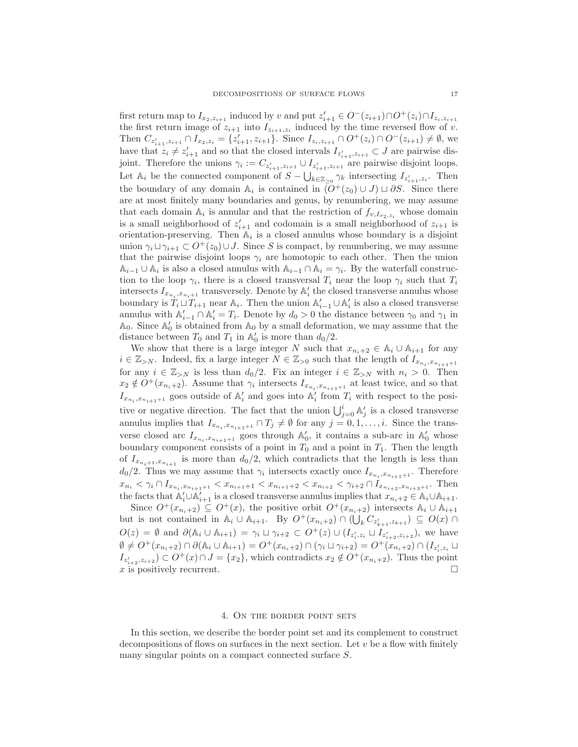first return map to $I_{x_2,z_{i+1}}$ induced by $v$ and put $z'_{i+1} \in O^-(z_{i+1}) \cap O^+(z_i) \cap I_{z_i,z_{i+1}}$ the first return image of $z_{i+1}$ into $I_{z_{i+1},z_i}$ induced by the time reversed flow of $v$. Then $C_{z'_{i+1},z_{i+1}} \cap I_{x_2,z_i} = \{z'_{i+1}, z_{i+1}\}$. Since $I_{z_i,z_{i+1}} \cap O^+(z_i) \cap O^-(z_{i+1}) \neq \emptyset$, we have that $z_i \neq z'_{i+1}$ and so that the closed intervals $I_{z'_{i+1},z_{i+1}} \subset J$ are pairwise disjoint. Therefore the unions $\gamma_i := C_{z'_{i+1},z_{i+1}} \cup I_{z'_{i+1},z_{i+1}}$ are pairwise disjoint loops. Let $\mathbb{A}_i$ be the connected component of $S - \bigcup_{k \in \mathbb{Z}_{\geq 0}} \gamma_k$ intersecting $I_{z'_{i+1},z_i}$. Then the boundary of any domain $\mathbb{A}_i$ is contained in $(O^+(z_0) \cup J) \sqcup \partial S$. Since there are at most finitely many boundaries and genus, by renumbering, we may assume that each domain $\mathbb{A}_i$ is annular and that the restriction of $f_{v,I_{x_2,z_i}}$ whose domain is a small neighborhood of $z'_{i+1}$ and codomain is a small neighborhood of $z_{i+1}$ is orientation-preserving. Then $\mathbb{A}_i$ is a closed annulus whose boundary is a disjoint union $\gamma_i \sqcup \gamma_{i+1} \subset O^+(z_0) \cup J$. Since $S$ is compact, by renumbering, we may assume that the pairwise disjoint loops $\gamma_i$ are homotopic to each other. Then the union $\mathbb{A}_{i-1} \cup \mathbb{A}_i$ is also a closed annulus with $\mathbb{A}_{i-1} \cap \mathbb{A}_i = \gamma_i$. By the waterfall construction to the loop $\gamma_i$, there is a closed transversal $T_i$ near the loop $\gamma_i$ such that $T_i$ intersects $I_{x_{n_i},x_{n_{i+1}}}$ transversely. Denote by $\mathbb{A}'_i$ the closed transverse annulus whose boundary is $T_i \sqcup T_{i+1}$ near $\mathbb{A}_i$. Then the union $\mathbb{A}'_{i-1} \cup \mathbb{A}'_i$ is also a closed transverse annulus with $\mathbb{A}'_{i-1} \cap \mathbb{A}'_i = T_i$. Denote by $d_0 > 0$ the distance between $\gamma_0$ and $\gamma_1$ in $\mathbb{A}_0$. Since $\mathbb{A}'_0$ is obtained from $\mathbb{A}_0$ by a small deformation, we may assume that the distance between $T_0$ and $T_1$ in $\mathbb{A}'_0$ is more than $d_0/2$.

We show that there is a large integer $N$ such that $x_{n_i+2} \in \mathbb{A}_i \cup \mathbb{A}_{i+1}$ for any $i \in \mathbb{Z}_{>N}$. Indeed, fix a large integer $N \in \mathbb{Z}_{>0}$ such that the length of $I_{x_{n_i},x_{n_{i+1}+1}}$ for any $i \in \mathbb{Z}_{>N}$ is less than $d_0/2$. Fix an integer $i \in \mathbb{Z}_{>N}$ with $n_i > 0$. Then $x_2 \notin O^+(x_{n_i+2})$. Assume that $\gamma_i$ intersects $I_{x_{n_i},x_{n_{i+1}+1}}$ at least twice, and so that $I_{x_{n_i},x_{n_{i+1}+1}}$ goes outside of $\mathbb{A}'_i$ and goes into $\mathbb{A}'_i$ from $T_i$ with respect to the positive or negative direction. The fact that the union $\bigcup_{j=0}^{i} \mathbb{A}'_j$ is a closed transverse annulus implies that $I_{x_{n_i},x_{n_{i+1}+1}} \cap T_j \neq \emptyset$ for any $j = 0, 1, \ldots, i$. Since the transverse closed arc $I_{x_{n_i},x_{n_{i+1}+1}}$ goes through $\mathbb{A}'_0$, it contains a sub-arc in $\mathbb{A}'_0$ whose boundary component consists of a point in $T_0$ and a point in $T_1$. Then the length of $I_{x_{n_i+1},x_{n_{i+1}}}$ is more than $d_0/2$, which contradicts that the length is less than $d_0/2$. Thus we may assume that $\gamma_i$ intersects exactly once $I_{x_{n_i},x_{n_{i+1}+1}}$. Therefore $x_{n_i} < \gamma_i \cap I_{x_{n_i},x_{n_{i+1}+1}} < x_{n_{i+1}+1} < x_{n_{i+1}+2} < x_{n_i+2} < \gamma_{i+2} \cap I_{x_{n_{i+2}},x_{n_{i+3}+1}}$. Then the facts that $\mathbb{A}'_i \cup \mathbb{A}'_{i+1}$ is a closed transverse annulus implies that $x_{n_i+2} \in \mathbb{A}_i \cup \mathbb{A}_{i+1}$.

Since $O^+(x_{n_i+2}) \subseteq O^+(x)$, the positive orbit $O^+(x_{n_i+2})$ intersects $\mathbb{A}_i \cup \mathbb{A}_{i+1}$ but is not contained in $\mathbb{A}_i \cup \mathbb{A}_{i+1}$. By $O^+(x_{n_i+2}) \cap (\bigcup_k C_{z'_{k+1},z_{k+1}}) \subseteq O(x) \cap O(z) = \emptyset$ and $\partial(\mathbb{A}_i \cup \mathbb{A}_{i+1}) = \gamma_i \sqcup \gamma_{i+2} \subset O^+(z) \cup (I_{z'_i,z_i} \sqcup I_{z'_{i+2},z_{i+2}})$, we have $\emptyset \neq O^+(x_{n_i+2}) \cap \partial(\mathbb{A}_i \cup \mathbb{A}_{i+1}) = O^+(x_{n_i+2}) \cap (\gamma_i \sqcup \gamma_{i+2}) = O^+(x_{n_i+2}) \cap (I_{z'_i,z_i} \sqcup I_{z'_{i+2},z_{i+2}}) \subset O^+(x) \cap J = \{x_2\}$, which contradicts $x_2 \notin O^+(x_{n_i+2})$. Thus the point $x$ is positively recurrent. $\square$

## 4. On the border point sets

In this section, we describe the border point set and its complement to construct decompositions of flows on surfaces in the next section. Let $v$ be a flow with finitely many singular points on a compact connected surface $S$.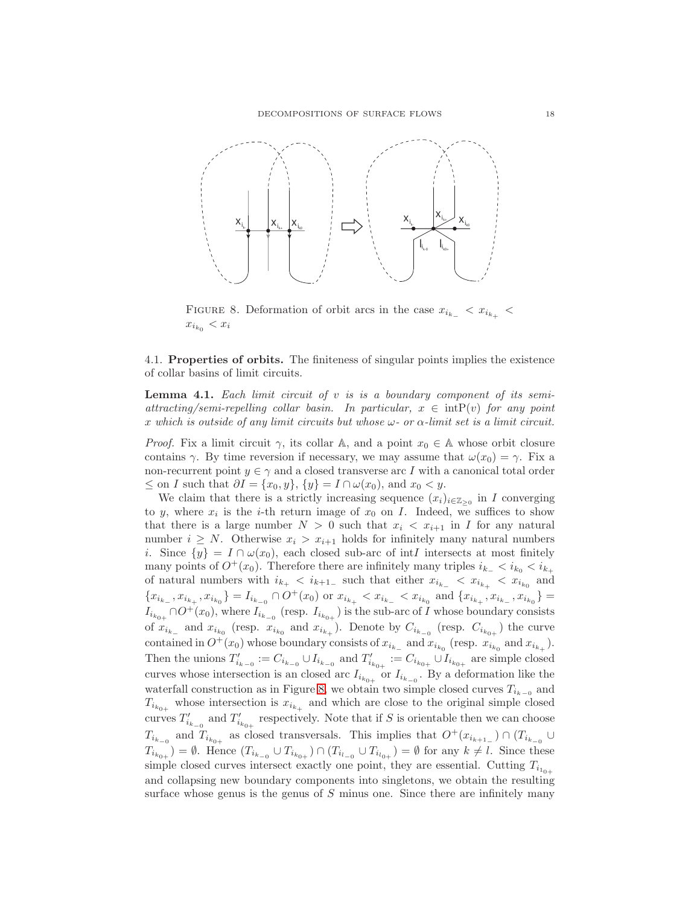FIGURE 8. Deformation of orbit arcs in the case $x_{i_{k_-}} < x_{i_{k_+}} < x_{i_{k_0}} < x_i$

### 4.1. Properties of orbits.

The finiteness of singular points implies the existence of collar basins of limit circuits.

**Lemma 4.1.** *Each limit circuit of $v$ is is a boundary component of its semi-attracting/semi-repelling collar basin. In particular, $x \in \mathrm{int}\mathrm{P}(v)$ for any point $x$ which is outside of any limit circuits but whose $\omega$- or $\alpha$-limit set is a limit circuit.*

*Proof.* Fix a limit circuit $\gamma$, its collar $\mathbb{A}$, and a point $x_0 \in \mathbb{A}$ whose orbit closure contains $\gamma$. By time reversion if necessary, we may assume that $\omega(x_0) = \gamma$. Fix a non-recurrent point $y \in \gamma$ and a closed transverse arc $I$ with a canonical total order $\leq$ on $I$ such that $\partial I = \{x_0, y\}$, $\{y\} = I \cap \omega(x_0)$, and $x_0 < y$.

We claim that there is a strictly increasing sequence $(x_i)_{i \in \mathbb{Z}_{\geq 0}}$ in $I$ converging to $y$, where $x_i$ is the $i$-th return image of $x_0$ on $I$. Indeed, we suffices to show that there is a large number $N > 0$ such that $x_i < x_{i+1}$ in $I$ for any natural number $i \geq N$. Otherwise $x_i > x_{i+1}$ holds for infinitely many natural numbers $i$. Since $\{y\} = I \cap \omega(x_0)$, each closed sub-arc of int$I$ intersects at most finitely many points of $O^+(x_0)$. Therefore there are infinitely many triples $i_{k_-} < i_{k_0} < i_{k_+}$ of natural numbers with $i_{k_+} < i_{k+1_-}$ such that either $x_{i_{k_-}} < x_{i_{k_+}} < x_{i_{k_0}}$ and $\{x_{i_{k_-}}, x_{i_{k_+}}, x_{i_{k_0}}\} = I_{i_{k_{-0}}} \cap O^+(x_0)$ or $x_{i_{k_+}} < x_{i_{k_-}} < x_{i_{k_0}}$ and $\{x_{i_{k_+}}, x_{i_{k_-}}, x_{i_{k_0}}\} = I_{i_{k_{0+}}} \cap O^+(x_0)$, where $I_{i_{k_{-0}}}$ (resp. $I_{i_{k_{0+}}}$) is the sub-arc of $I$ whose boundary consists of $x_{i_{k_-}}$ and $x_{i_{k_0}}$ (resp. $x_{i_{k_0}}$ and $x_{i_{k_+}}$). Denote by $C_{i_{k_{-0}}}$ (resp. $C_{i_{k_{0+}}}$) the curve contained in $O^+(x_0)$ whose boundary consists of $x_{i_{k_-}}$ and $x_{i_{k_0}}$ (resp. $x_{i_{k_0}}$ and $x_{i_{k_+}}$). Then the unions $T'_{i_{k_{-0}}} := C_{i_{k_{-0}}} \cup I_{i_{k_{-0}}}$ and $T'_{i_{k_{0+}}} := C_{i_{k_{0+}}} \cup I_{i_{k_{0+}}}$ are simple closed curves whose intersection is an closed arc $I_{i_{k_{0+}}}$ or $I_{i_{k_{-0}}}$. By a deformation like the waterfall construction as in Figure 8, we obtain two simple closed curves $T_{i_{k_{-0}}}$ and $T_{i_{k_{0+}}}$ whose intersection is $x_{i_{k_+}}$ and which are close to the original simple closed curves $T'_{i_{k_{-0}}}$ and $T'_{i_{k_{0+}}}$ respectively. Note that if $S$ is orientable then we can choose $T_{i_{k_{-0}}}$ and $T_{i_{k_{0+}}}$ as closed transversals. This implies that $O^+(x_{i_{k+1_-}}) \cap (T_{i_{k_{-0}}} \cup T_{i_{k_{0+}}}) = \emptyset$. Hence $(T_{i_{k_{-0}}} \cup T_{i_{k_{0+}}}) \cap (T_{i_{l_{-0}}} \cup T_{i_{l_{0+}}}) = \emptyset$ for any $k \neq l$. Since these simple closed curves intersect exactly one point, they are essential. Cutting $T_{i_{1_{0+}}}$ and collapsing new boundary components into singletons, we obtain the resulting surface whose genus is the genus of $S$ minus one. Since there are infinitely many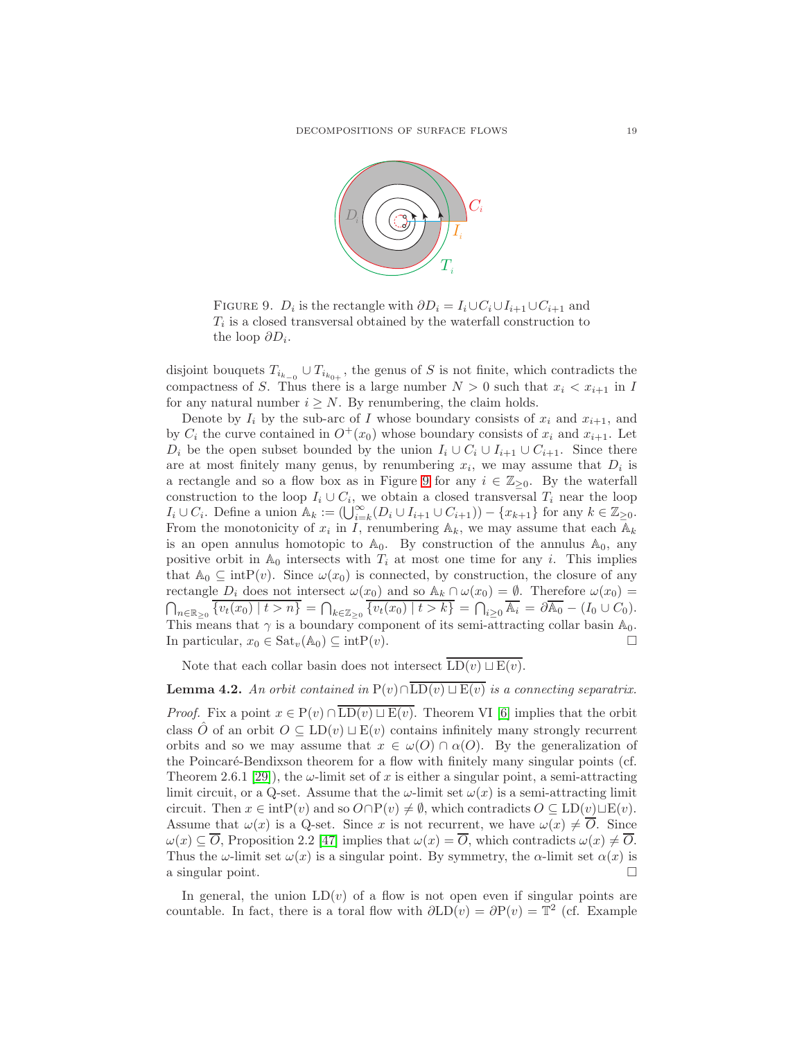FIGURE 9. $D_i$ is the rectangle with $\partial D_i = I_i \cup C_i \cup I_{i+1} \cup C_{i+1}$ and $T_i$ is a closed transversal obtained by the waterfall construction to the loop $\partial D_i$.

disjoint bouquets $T_{i_{k_{-0}}} \cup T_{i_{k_{0+}}}$, the genus of $S$ is not finite, which contradicts the compactness of $S$. Thus there is a large number $N > 0$ such that $x_i < x_{i+1}$ in $I$ for any natural number $i \geq N$. By renumbering, the claim holds.

Denote by $I_i$ by the sub-arc of $I$ whose boundary consists of $x_i$ and $x_{i+1}$, and by $C_i$ the curve contained in $O^+(x_0)$ whose boundary consists of $x_i$ and $x_{i+1}$. Let $D_i$ be the open subset bounded by the union $I_i \cup C_i \cup I_{i+1} \cup C_{i+1}$. Since there are at most finitely many genus, by renumbering $x_i$, we may assume that $D_i$ is a rectangle and so a flow box as in Figure 9 for any $i \in \mathbb{Z}_{\geq 0}$. By the waterfall construction to the loop $I_i \cup C_i$, we obtain a closed transversal $T_i$ near the loop $I_i \cup C_i$. Define a union $\mathbb{A}_k := (\bigcup_{i=k}^{\infty}(D_i \cup I_{i+1} \cup C_{i+1})) - \{x_{k+1}\}$ for any $k \in \mathbb{Z}_{\geq 0}$. From the monotonicity of $x_i$ in $I$, renumbering $\mathbb{A}_k$, we may assume that each $\mathbb{A}_k$ is an open annulus homotopic to $\mathbb{A}_0$. By construction of the annulus $\mathbb{A}_0$, any positive orbit in $\mathbb{A}_0$ intersects with $T_i$ at most one time for any $i$. This implies that $\mathbb{A}_0 \subseteq \mathrm{intP}(v)$. Since $\omega(x_0)$ is connected, by construction, the closure of any rectangle $D_i$ does not intersect $\omega(x_0)$ and so $\mathbb{A}_k \cap \omega(x_0) = \emptyset$. Therefore $\omega(x_0) = \bigcap_{n \in \mathbb{R}_{\geq 0}} \overline{\{v_t(x_0) \mid t > n\}} = \bigcap_{k \in \mathbb{Z}_{\geq 0}} \overline{\{v_t(x_0) \mid t > k\}} = \bigcap_{i \geq 0} \overline{\mathbb{A}_i} = \partial \overline{\mathbb{A}_0} - (I_0 \cup C_0)$. This means that $\gamma$ is a boundary component of its semi-attracting collar basin $\mathbb{A}_0$. In particular, $x_0 \in \mathrm{Sat}_v(\mathbb{A}_0) \subseteq \mathrm{intP}(v)$. □

Note that each collar basin does not intersect $\overline{\mathrm{LD}(v) \sqcup \mathrm{E}(v)}$.

**Lemma 4.2.** *An orbit contained in $\mathrm{P}(v) \cap \overline{\mathrm{LD}(v) \sqcup \mathrm{E}(v)}$ is a connecting separatrix.*

*Proof.* Fix a point $x \in \mathrm{P}(v) \cap \overline{\mathrm{LD}(v) \sqcup \mathrm{E}(v)}$. Theorem VI [6] implies that the orbit class $\hat{O}$ of an orbit $O \subseteq \mathrm{LD}(v) \sqcup \mathrm{E}(v)$ contains infinitely many strongly recurrent orbits and so we may assume that $x \in \omega(O) \cap \alpha(O)$. By the generalization of the Poincaré-Bendixson theorem for a flow with finitely many singular points (cf. Theorem 2.6.1 [29]), the $\omega$-limit set of $x$ is either a singular point, a semi-attracting limit circuit, or a Q-set. Assume that the $\omega$-limit set $\omega(x)$ is a semi-attracting limit circuit. Then $x \in \mathrm{intP}(v)$ and so $O \cap \mathrm{P}(v) \neq \emptyset$, which contradicts $O \subseteq \mathrm{LD}(v) \sqcup \mathrm{E}(v)$. Assume that $\omega(x)$ is a Q-set. Since $x$ is not recurrent, we have $\omega(x) \neq \overline{O}$. Since $\omega(x) \subseteq \overline{O}$, Proposition 2.2 [47] implies that $\omega(x) = \overline{O}$, which contradicts $\omega(x) \neq \overline{O}$. Thus the $\omega$-limit set $\omega(x)$ is a singular point. By symmetry, the $\alpha$-limit set $\alpha(x)$ is a singular point. □

In general, the union $\mathrm{LD}(v)$ of a flow is not open even if singular points are countable. In fact, there is a toral flow with $\partial \mathrm{LD}(v) = \partial \mathrm{P}(v) = \mathbb{T}^2$ (cf. Example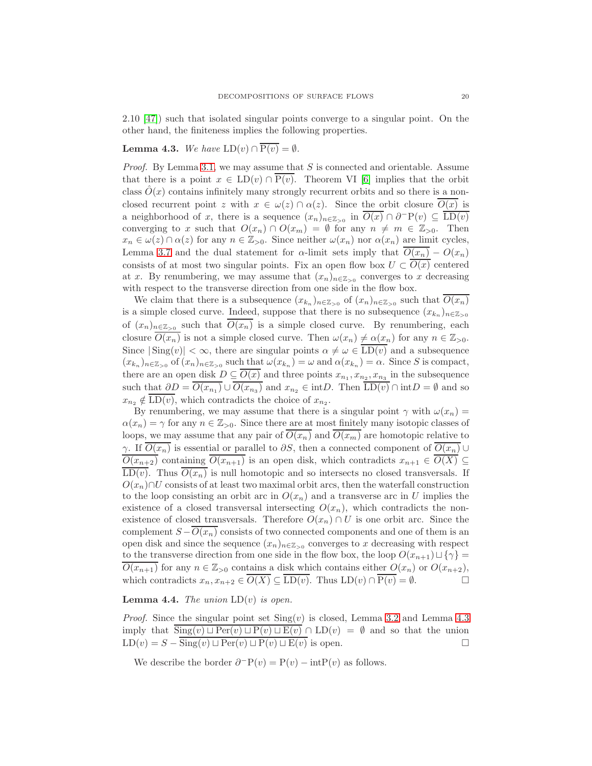2.10 [47]) such that isolated singular points converge to a singular point. On the other hand, the finiteness implies the following properties.

**Lemma 4.3.** *We have* $\mathrm{LD}(v) \cap \overline{\mathrm{P}(v)} = \emptyset$.

*Proof.* By Lemma 3.1, we may assume that $S$ is connected and orientable. Assume that there is a point $x \in \mathrm{LD}(v) \cap \overline{\mathrm{P}(v)}$. Theorem VI [6] implies that the orbit class $\hat{O}(x)$ contains infinitely many strongly recurrent orbits and so there is a non-closed recurrent point $z$ with $x \in \omega(z) \cap \alpha(z)$. Since the orbit closure $\overline{O(x)}$ is a neighborhood of $x$, there is a sequence $(x_n)_{n \in \mathbb{Z}_{>0}}$ in $\overline{O(x)} \cap \partial^- \mathrm{P}(v) \subseteq \overline{\mathrm{LD}(v)}$ converging to $x$ such that $O(x_n) \cap O(x_m) = \emptyset$ for any $n \neq m \in \mathbb{Z}_{>0}$. Then $x_n \in \omega(z) \cap \alpha(z)$ for any $n \in \mathbb{Z}_{>0}$. Since neither $\omega(x_n)$ nor $\alpha(x_n)$ are limit cycles, Lemma 3.7 and the dual statement for $\alpha$-limit sets imply that $\overline{O(x_n)} - O(x_n)$ consists of at most two singular points. Fix an open flow box $U \subset \overline{O(x)}$ centered at $x$. By renumbering, we may assume that $(x_n)_{n \in \mathbb{Z}_{>0}}$ converges to $x$ decreasing with respect to the transverse direction from one side in the flow box.

We claim that there is a subsequence $(x_{k_n})_{n \in \mathbb{Z}_{>0}}$ of $(x_n)_{n \in \mathbb{Z}_{>0}}$ such that $\overline{O(x_n)}$ is a simple closed curve. Indeed, suppose that there is no subsequence $(x_{k_n})_{n \in \mathbb{Z}_{>0}}$ of $(x_n)_{n \in \mathbb{Z}_{>0}}$ such that $\overline{O(x_n)}$ is a simple closed curve. By renumbering, each closure $\overline{O(x_n)}$ is not a simple closed curve. Then $\omega(x_n) \neq \alpha(x_n)$ for any $n \in \mathbb{Z}_{>0}$. Since $|\mathrm{Sing}(v)| < \infty$, there are singular points $\alpha \neq \omega \in \overline{\mathrm{LD}(v)}$ and a subsequence $(x_{k_n})_{n \in \mathbb{Z}_{>0}}$ of $(x_n)_{n \in \mathbb{Z}_{>0}}$ such that $\omega(x_{k_n}) = \omega$ and $\alpha(x_{k_n}) = \alpha$. Since $S$ is compact, there are an open disk $D \subseteq \overline{O(x)}$ and three points $x_{n_1}, x_{n_2}, x_{n_3}$ in the subsequence such that $\partial D = \overline{O(x_{n_1})} \cup \overline{O(x_{n_3})}$ and $x_{n_2} \in \mathrm{int}D$. Then $\overline{\mathrm{LD}(v)} \cap \mathrm{int}D = \emptyset$ and so $x_{n_2} \notin \overline{\mathrm{LD}(v)}$, which contradicts the choice of $x_{n_2}$.

By renumbering, we may assume that there is a singular point $\gamma$ with $\omega(x_n) = \alpha(x_n) = \gamma$ for any $n \in \mathbb{Z}_{>0}$. Since there are at most finitely many isotopic classes of loops, we may assume that any pair of $\overline{O(x_n)}$ and $\overline{O(x_m)}$ are homotopic relative to $\gamma$. If $\overline{O(x_n)}$ is essential or parallel to $\partial S$, then a connected component of $\overline{O(x_n)} \cup \overline{O(x_{n+2})}$ containing $\overline{O(x_{n+1})}$ is an open disk, which contradicts $x_{n+1} \in \overline{O(X)} \subseteq \overline{\mathrm{LD}(v)}$. Thus $\overline{O(x_n)}$ is null homotopic and so intersects no closed transversals. If $O(x_n) \cap U$ consists of at least two maximal orbit arcs, then the waterfall construction to the loop consisting an orbit arc in $O(x_n)$ and a transverse arc in $U$ implies the existence of a closed transversal intersecting $O(x_n)$, which contradicts the non-existence of closed transversals. Therefore $O(x_n) \cap U$ is one orbit arc. Since the complement $S - \overline{O(x_n)}$ consists of two connected components and one of them is an open disk and since the sequence $(x_n)_{n \in \mathbb{Z}_{>0}}$ converges to $x$ decreasing with respect to the transverse direction from one side in the flow box, the loop $O(x_{n+1}) \sqcup \{\gamma\} = \overline{O(x_{n+1})}$ for any $n \in \mathbb{Z}_{>0}$ contains a disk which contains either $O(x_n)$ or $O(x_{n+2})$, which contradicts $x_n, x_{n+2} \in \overline{O(X)} \subseteq \overline{\mathrm{LD}(v)}$. Thus $\mathrm{LD}(v) \cap \overline{\mathrm{P}(v)} = \emptyset$. $\square$

**Lemma 4.4.** *The union* $\mathrm{LD}(v)$ *is open.*

*Proof.* Since the singular point set $\mathrm{Sing}(v)$ is closed, Lemma 3.2 and Lemma 4.3 imply that $\overline{\mathrm{Sing}(v) \sqcup \mathrm{Per}(v) \sqcup \mathrm{P}(v) \sqcup \mathrm{E}(v)} \cap \mathrm{LD}(v) = \emptyset$ and so that the union $\mathrm{LD}(v) = S - \overline{\mathrm{Sing}(v) \sqcup \mathrm{Per}(v) \sqcup \mathrm{P}(v) \sqcup \mathrm{E}(v)}$ is open. $\square$

We describe the border $\partial^- \mathrm{P}(v) = \mathrm{P}(v) - \mathrm{int}\mathrm{P}(v)$ as follows.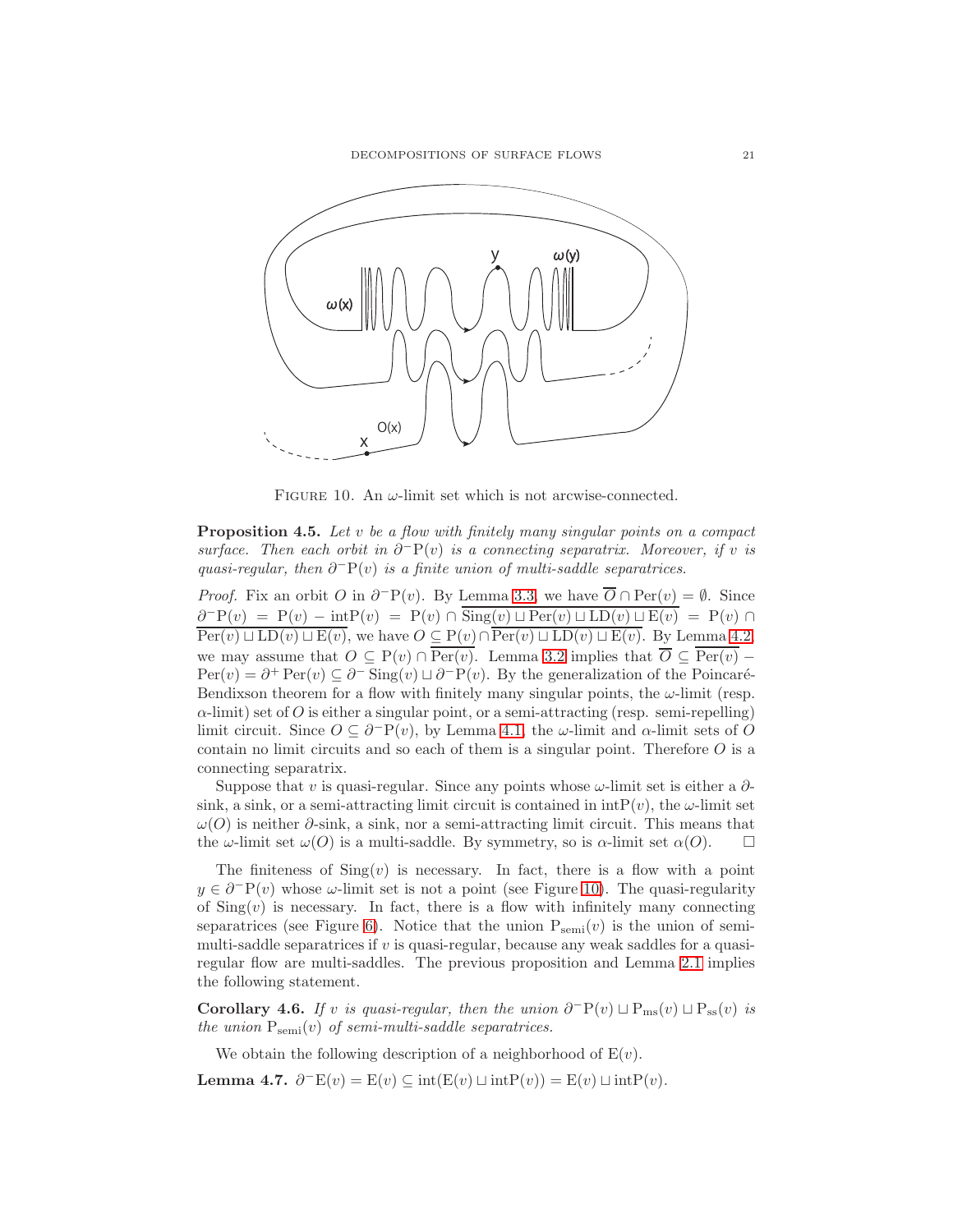FIGURE 10. An $\omega$-limit set which is not arcwise-connected.

**Proposition 4.5.** *Let $v$ be a flow with finitely many singular points on a compact surface. Then each orbit in $\partial^- \mathrm{P}(v)$ is a connecting separatrix. Moreover, if $v$ is quasi-regular, then $\partial^- \mathrm{P}(v)$ is a finite union of multi-saddle separatrices.*

*Proof.* Fix an orbit $O$ in $\partial^- \mathrm{P}(v)$. By Lemma 3.3, we have $\overline{O} \cap \mathrm{Per}(v) = \emptyset$. Since $\partial^- \mathrm{P}(v) = \mathrm{P}(v) - \mathrm{int}\mathrm{P}(v) = \mathrm{P}(v) \cap \overline{\mathrm{Sing}(v) \sqcup \mathrm{Per}(v) \sqcup \mathrm{LD}(v) \sqcup \mathrm{E}(v)} = \mathrm{P}(v) \cap \overline{\mathrm{Per}(v) \sqcup \mathrm{LD}(v) \sqcup \mathrm{E}(v)}$, we have $O \subseteq \mathrm{P}(v) \cap \overline{\mathrm{Per}(v) \sqcup \mathrm{LD}(v) \sqcup \mathrm{E}(v)}$. By Lemma 4.2, we may assume that $O \subseteq \mathrm{P}(v) \cap \overline{\mathrm{Per}(v)}$. Lemma 3.2 implies that $\overline{O} \subseteq \overline{\mathrm{Per}(v)} - \mathrm{Per}(v) = \partial^+ \mathrm{Per}(v) \subseteq \partial^- \mathrm{Sing}(v) \sqcup \partial^- \mathrm{P}(v)$. By the generalization of the Poincaré-Bendixson theorem for a flow with finitely many singular points, the $\omega$-limit (resp. $\alpha$-limit) set of $O$ is either a singular point, or a semi-attracting (resp. semi-repelling) limit circuit. Since $O \subseteq \partial^- \mathrm{P}(v)$, by Lemma 4.1, the $\omega$-limit and $\alpha$-limit sets of $O$ contain no limit circuits and so each of them is a singular point. Therefore $O$ is a connecting separatrix.

Suppose that $v$ is quasi-regular. Since any points whose $\omega$-limit set is either a $\partial$-sink, a sink, or a semi-attracting limit circuit is contained in $\mathrm{int}\mathrm{P}(v)$, the $\omega$-limit set $\omega(O)$ is neither $\partial$-sink, a sink, nor a semi-attracting limit circuit. This means that the $\omega$-limit set $\omega(O)$ is a multi-saddle. By symmetry, so is $\alpha$-limit set $\alpha(O)$. $\square$

The finiteness of $\mathrm{Sing}(v)$ is necessary. In fact, there is a flow with a point $y \in \partial^- \mathrm{P}(v)$ whose $\omega$-limit set is not a point (see Figure 10). The quasi-regularity of $\mathrm{Sing}(v)$ is necessary. In fact, there is a flow with infinitely many connecting separatrices (see Figure 6). Notice that the union $\mathrm{P}_{\mathrm{semi}}(v)$ is the union of semi-multi-saddle separatrices if $v$ is quasi-regular, because any weak saddles for a quasi-regular flow are multi-saddles. The previous proposition and Lemma 2.1 implies the following statement.

**Corollary 4.6.** *If $v$ is quasi-regular, then the union $\partial^- \mathrm{P}(v) \sqcup \mathrm{P}_{\mathrm{ms}}(v) \sqcup \mathrm{P}_{\mathrm{ss}}(v)$ is the union $\mathrm{P}_{\mathrm{semi}}(v)$ of semi-multi-saddle separatrices.*

We obtain the following description of a neighborhood of $\mathrm{E}(v)$.

**Lemma 4.7.** $\partial^- \mathrm{E}(v) = \mathrm{E}(v) \subseteq \mathrm{int}(\mathrm{E}(v) \sqcup \mathrm{int}\mathrm{P}(v)) = \mathrm{E}(v) \sqcup \mathrm{int}\mathrm{P}(v)$.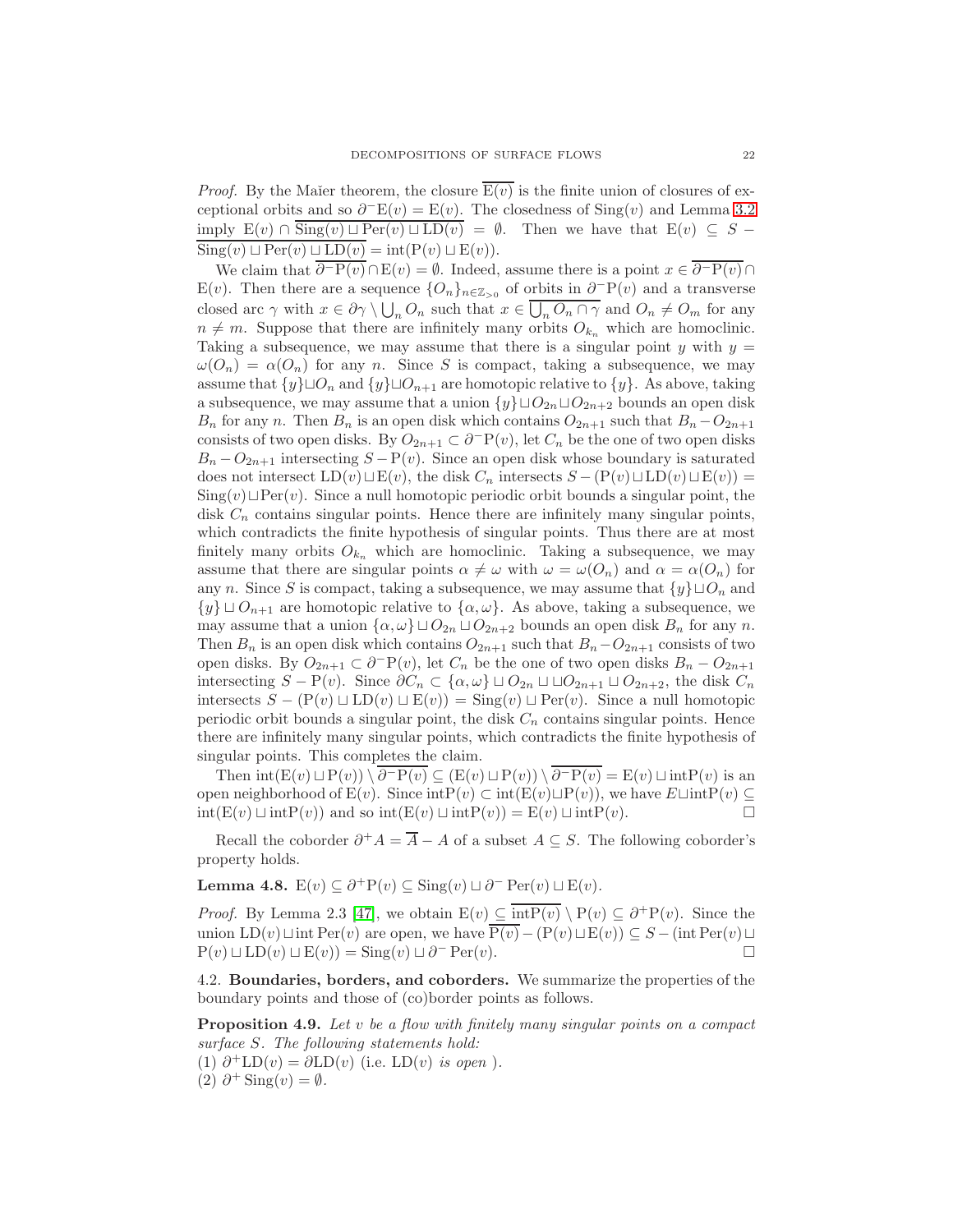*Proof.* By the Maĭer theorem, the closure $\overline{\mathrm{E}(v)}$ is the finite union of closures of exceptional orbits and so $\partial^- \mathrm{E}(v) = \mathrm{E}(v)$. The closedness of $\mathrm{Sing}(v)$ and Lemma 3.2 imply $\mathrm{E}(v) \cap \overline{\mathrm{Sing}(v) \sqcup \mathrm{Per}(v) \sqcup \mathrm{LD}(v)} = \emptyset$. Then we have that $\mathrm{E}(v) \subseteq S - \overline{\mathrm{Sing}(v) \sqcup \mathrm{Per}(v) \sqcup \mathrm{LD}(v)} = \mathrm{int}(\mathrm{P}(v) \sqcup \mathrm{E}(v))$.

We claim that $\overline{\partial^- \mathrm{P}(v)} \cap \mathrm{E}(v) = \emptyset$. Indeed, assume there is a point $x \in \overline{\partial^- \mathrm{P}(v)} \cap \mathrm{E}(v)$. Then there are a sequence $\{O_n\}_{n \in \mathbb{Z}_{>0}}$ of orbits in $\partial^- \mathrm{P}(v)$ and a transverse closed arc $\gamma$ with $x \in \partial\gamma \setminus \bigcup_n O_n$ such that $x \in \overline{\bigcup_n O_n \cap \gamma}$ and $O_n \neq O_m$ for any $n \neq m$. Suppose that there are infinitely many orbits $O_{k_n}$ which are homoclinic. Taking a subsequence, we may assume that there is a singular point $y$ with $y = \omega(O_n) = \alpha(O_n)$ for any $n$. Since $S$ is compact, taking a subsequence, we may assume that $\{y\} \sqcup O_n$ and $\{y\} \sqcup O_{n+1}$ are homotopic relative to $\{y\}$. As above, taking a subsequence, we may assume that a union $\{y\} \sqcup O_{2n} \sqcup O_{2n+2}$ bounds an open disk $B_n$ for any $n$. Then $B_n$ is an open disk which contains $O_{2n+1}$ such that $B_n - O_{2n+1}$ consists of two open disks. By $O_{2n+1} \subset \partial^- \mathrm{P}(v)$, let $C_n$ be the one of two open disks $B_n - O_{2n+1}$ intersecting $S - \mathrm{P}(v)$. Since an open disk whose boundary is saturated does not intersect $\mathrm{LD}(v) \sqcup \mathrm{E}(v)$, the disk $C_n$ intersects $S - (\mathrm{P}(v) \sqcup \mathrm{LD}(v) \sqcup \mathrm{E}(v)) = \mathrm{Sing}(v) \sqcup \mathrm{Per}(v)$. Since a null homotopic periodic orbit bounds a singular point, the disk $C_n$ contains singular points. Hence there are infinitely many singular points, which contradicts the finite hypothesis of singular points. Thus there are at most finitely many orbits $O_{k_n}$ which are homoclinic. Taking a subsequence, we may assume that there are singular points $\alpha \neq \omega$ with $\omega = \omega(O_n)$ and $\alpha = \alpha(O_n)$ for any $n$. Since $S$ is compact, taking a subsequence, we may assume that $\{y\} \sqcup O_n$ and $\{y\} \sqcup O_{n+1}$ are homotopic relative to $\{\alpha, \omega\}$. As above, taking a subsequence, we may assume that a union $\{\alpha, \omega\} \sqcup O_{2n} \sqcup O_{2n+2}$ bounds an open disk $B_n$ for any $n$. Then $B_n$ is an open disk which contains $O_{2n+1}$ such that $B_n - O_{2n+1}$ consists of two open disks. By $O_{2n+1} \subset \partial^- \mathrm{P}(v)$, let $C_n$ be the one of two open disks $B_n - O_{2n+1}$ intersecting $S - \mathrm{P}(v)$. Since $\partial C_n \subset \{\alpha, \omega\} \sqcup O_{2n} \sqcup \sqcup O_{2n+1} \sqcup O_{2n+2}$, the disk $C_n$ intersects $S - (\mathrm{P}(v) \sqcup \mathrm{LD}(v) \sqcup \mathrm{E}(v)) = \mathrm{Sing}(v) \sqcup \mathrm{Per}(v)$. Since a null homotopic periodic orbit bounds a singular point, the disk $C_n$ contains singular points. Hence there are infinitely many singular points, which contradicts the finite hypothesis of singular points. This completes the claim.

Then $\mathrm{int}(\mathrm{E}(v) \sqcup \mathrm{P}(v)) \setminus \overline{\partial^- \mathrm{P}(v)} \subseteq (\mathrm{E}(v) \sqcup \mathrm{P}(v)) \setminus \overline{\partial^- \mathrm{P}(v)} = \mathrm{E}(v) \sqcup \mathrm{int}\mathrm{P}(v)$ is an open neighborhood of $\mathrm{E}(v)$. Since $\mathrm{int}\mathrm{P}(v) \subset \mathrm{int}(\mathrm{E}(v) \sqcup \mathrm{P}(v))$, we have $E \sqcup \mathrm{int}\mathrm{P}(v) \subseteq \mathrm{int}(\mathrm{E}(v) \sqcup \mathrm{int}\mathrm{P}(v))$ and so $\mathrm{int}(\mathrm{E}(v) \sqcup \mathrm{int}\mathrm{P}(v)) = \mathrm{E}(v) \sqcup \mathrm{int}\mathrm{P}(v)$. □

Recall the coborder $\partial^+ A = \overline{A} - A$ of a subset $A \subseteq S$. The following coborder's property holds.

**Lemma 4.8.** $\mathrm{E}(v) \subseteq \partial^+ \mathrm{P}(v) \subseteq \mathrm{Sing}(v) \sqcup \partial^- \mathrm{Per}(v) \sqcup \mathrm{E}(v)$.

*Proof.* By Lemma 2.3 [47], we obtain $\mathrm{E}(v) \subseteq \overline{\mathrm{int}\mathrm{P}(v)} \setminus \mathrm{P}(v) \subseteq \partial^+ \mathrm{P}(v)$. Since the union $\mathrm{LD}(v) \sqcup \mathrm{int}\,\mathrm{Per}(v)$ are open, we have $\overline{\mathrm{P}(v)} - (\mathrm{P}(v) \sqcup \mathrm{E}(v)) \subseteq S - (\mathrm{int}\,\mathrm{Per}(v) \sqcup \mathrm{P}(v) \sqcup \mathrm{LD}(v) \sqcup \mathrm{E}(v)) = \mathrm{Sing}(v) \sqcup \partial^- \mathrm{Per}(v)$. □

### 4.2. Boundaries, borders, and coborders.

We summarize the properties of the boundary points and those of (co)border points as follows.

**Proposition 4.9.** *Let $v$ be a flow with finitely many singular points on a compact surface $S$. The following statements hold:*
(1) $\partial^+ \mathrm{LD}(v) = \partial \mathrm{LD}(v)$ (i.e. $\mathrm{LD}(v)$ *is open* ).
(2) $\partial^+ \mathrm{Sing}(v) = \emptyset$.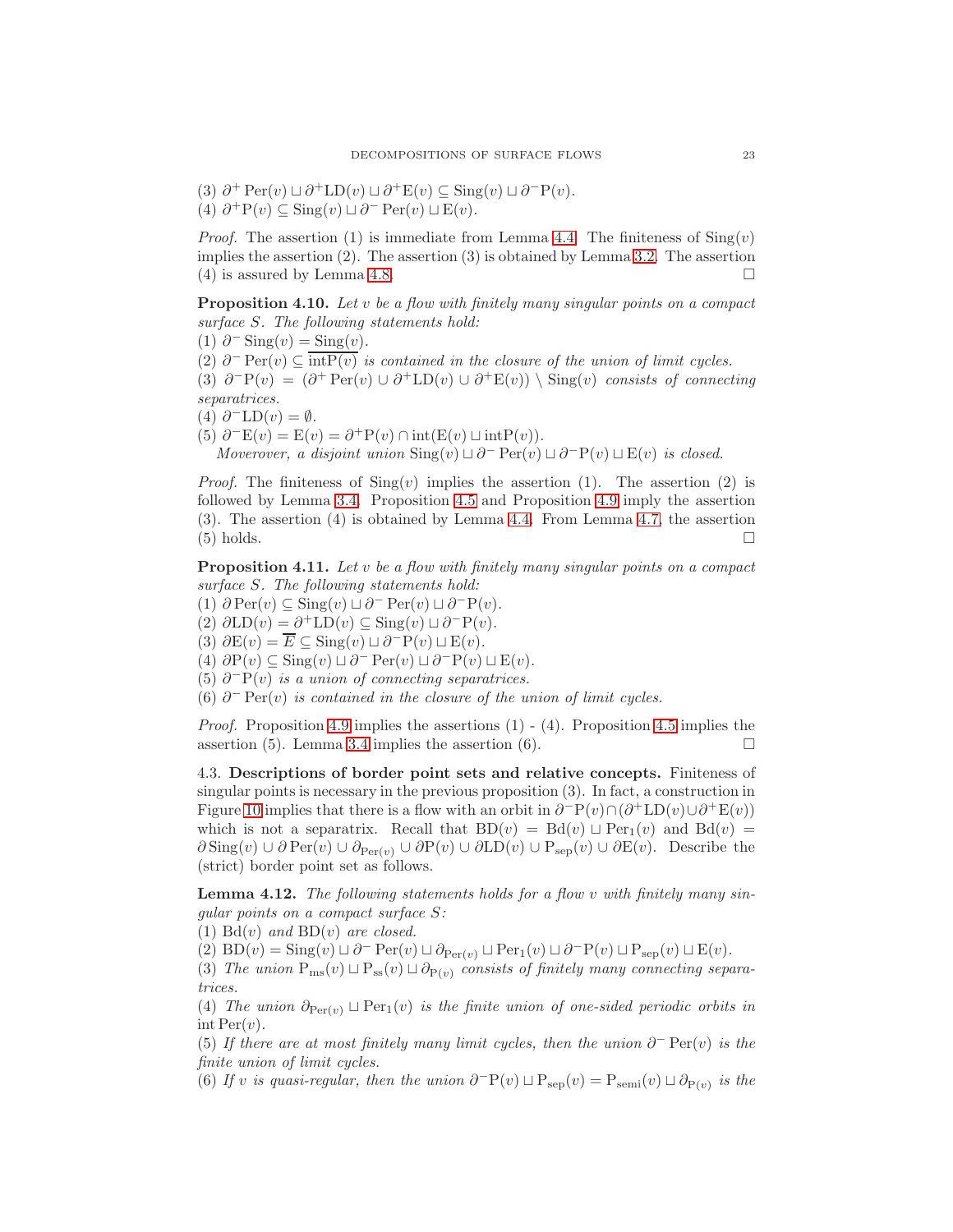(3) $\partial^+ \mathrm{Per}(v) \sqcup \partial^+ \mathrm{LD}(v) \sqcup \partial^+ \mathrm{E}(v) \subseteq \mathrm{Sing}(v) \sqcup \partial^- \mathrm{P}(v)$.
(4) $\partial^+ \mathrm{P}(v) \subseteq \mathrm{Sing}(v) \sqcup \partial^- \mathrm{Per}(v) \sqcup \mathrm{E}(v)$.

*Proof.* The assertion (1) is immediate from Lemma 4.4. The finiteness of $\mathrm{Sing}(v)$ implies the assertion (2). The assertion (3) is obtained by Lemma 3.2. The assertion (4) is assured by Lemma 4.8. □

**Proposition 4.10.** *Let $v$ be a flow with finitely many singular points on a compact surface $S$. The following statements hold:*
(1) $\partial^- \mathrm{Sing}(v) = \mathrm{Sing}(v)$.
(2) $\partial^- \mathrm{Per}(v) \subseteq \overline{\mathrm{int} \mathrm{P}(v)}$ *is contained in the closure of the union of limit cycles.*
(3) $\partial^- \mathrm{P}(v) = (\partial^+ \mathrm{Per}(v) \cup \partial^+ \mathrm{LD}(v) \cup \partial^+ \mathrm{E}(v)) \setminus \mathrm{Sing}(v)$ *consists of connecting separatrices.*
(4) $\partial^- \mathrm{LD}(v) = \emptyset$.
(5) $\partial^- \mathrm{E}(v) = \mathrm{E}(v) = \partial^+ \mathrm{P}(v) \cap \mathrm{int}(\mathrm{E}(v) \sqcup \mathrm{int} \mathrm{P}(v))$.
*Moverover, a disjoint union $\mathrm{Sing}(v) \sqcup \partial^- \mathrm{Per}(v) \sqcup \partial^- \mathrm{P}(v) \sqcup \mathrm{E}(v)$ is closed.*

*Proof.* The finiteness of $\mathrm{Sing}(v)$ implies the assertion (1). The assertion (2) is followed by Lemma 3.4. Proposition 4.5 and Proposition 4.9 imply the assertion (3). The assertion (4) is obtained by Lemma 4.4. From Lemma 4.7, the assertion (5) holds. □

**Proposition 4.11.** *Let $v$ be a flow with finitely many singular points on a compact surface $S$. The following statements hold:*
(1) $\partial \mathrm{Per}(v) \subseteq \mathrm{Sing}(v) \sqcup \partial^- \mathrm{Per}(v) \sqcup \partial^- \mathrm{P}(v)$.
(2) $\partial \mathrm{LD}(v) = \partial^+ \mathrm{LD}(v) \subseteq \mathrm{Sing}(v) \sqcup \partial^- \mathrm{P}(v)$.
(3) $\partial \mathrm{E}(v) = \overline{E} \subseteq \mathrm{Sing}(v) \sqcup \partial^- \mathrm{P}(v) \sqcup \mathrm{E}(v)$.
(4) $\partial \mathrm{P}(v) \subseteq \mathrm{Sing}(v) \sqcup \partial^- \mathrm{Per}(v) \sqcup \partial^- \mathrm{P}(v) \sqcup \mathrm{E}(v)$.
(5) $\partial^- \mathrm{P}(v)$ *is a union of connecting separatrices.*
(6) $\partial^- \mathrm{Per}(v)$ *is contained in the closure of the union of limit cycles.*

*Proof.* Proposition 4.9 implies the assertions (1) - (4). Proposition 4.5 implies the assertion (5). Lemma 3.4 implies the assertion (6). □

4.3. **Descriptions of border point sets and relative concepts.** Finiteness of singular points is necessary in the previous proposition (3). In fact, a construction in Figure 10 implies that there is a flow with an orbit in $\partial^- \mathrm{P}(v) \cap (\partial^+ \mathrm{LD}(v) \cup \partial^+ \mathrm{E}(v))$ which is not a separatrix. Recall that $\mathrm{BD}(v) = \mathrm{Bd}(v) \sqcup \mathrm{Per}_1(v)$ and $\mathrm{Bd}(v) = \partial \mathrm{Sing}(v) \cup \partial \mathrm{Per}(v) \cup \partial_{\mathrm{Per}(v)} \cup \partial \mathrm{P}(v) \cup \partial \mathrm{LD}(v) \cup \mathrm{P}_{\mathrm{sep}}(v) \cup \partial \mathrm{E}(v)$. Describe the (strict) border point set as follows.

**Lemma 4.12.** *The following statements holds for a flow $v$ with finitely many singular points on a compact surface $S$:*
(1) $\mathrm{Bd}(v)$ *and* $\mathrm{BD}(v)$ *are closed.*
(2) $\mathrm{BD}(v) = \mathrm{Sing}(v) \sqcup \partial^- \mathrm{Per}(v) \sqcup \partial_{\mathrm{Per}(v)} \sqcup \mathrm{Per}_1(v) \sqcup \partial^- \mathrm{P}(v) \sqcup \mathrm{P}_{\mathrm{sep}}(v) \sqcup \mathrm{E}(v)$.
(3) *The union $\mathrm{P}_{\mathrm{ms}}(v) \sqcup \mathrm{P}_{\mathrm{ss}}(v) \sqcup \partial_{\mathrm{P}(v)}$ consists of finitely many connecting separatrices.*
(4) *The union $\partial_{\mathrm{Per}(v)} \sqcup \mathrm{Per}_1(v)$ is the finite union of one-sided periodic orbits in $\mathrm{int} \mathrm{Per}(v)$.*
(5) *If there are at most finitely many limit cycles, then the union $\partial^- \mathrm{Per}(v)$ is the finite union of limit cycles.*
(6) *If $v$ is quasi-regular, then the union $\partial^- \mathrm{P}(v) \sqcup \mathrm{P}_{\mathrm{sep}}(v) = \mathrm{P}_{\mathrm{semi}}(v) \sqcup \partial_{\mathrm{P}(v)}$ is the*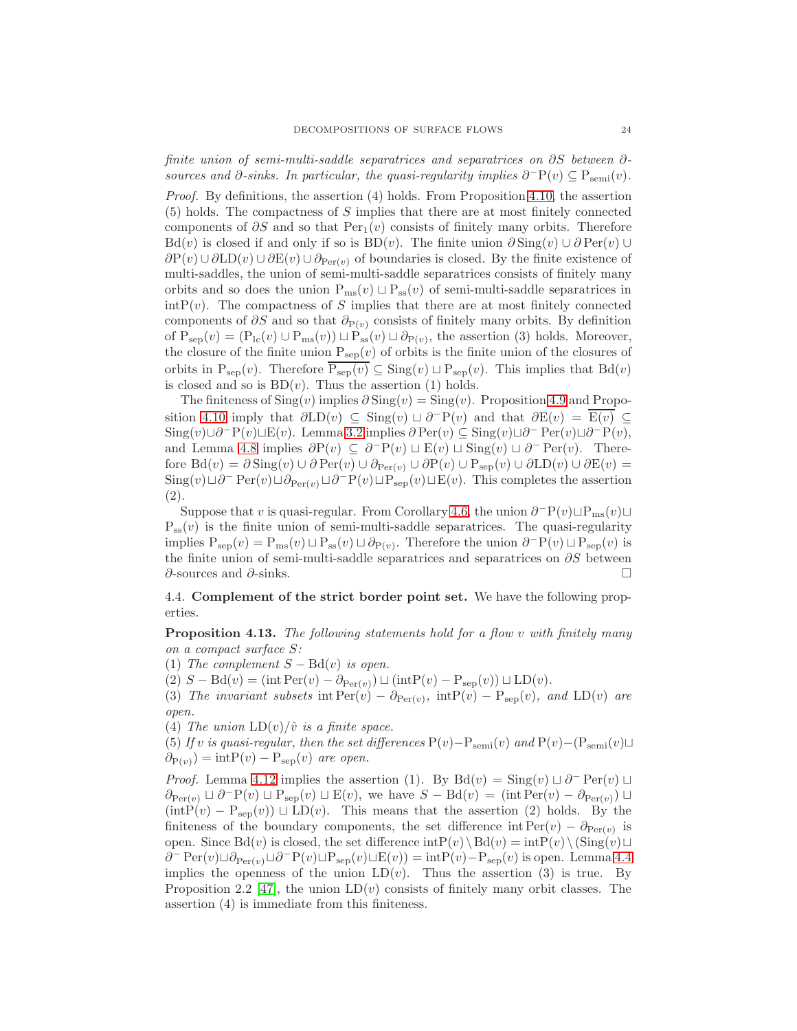*finite union of semi-multi-saddle separatrices and separatrices on $\partial S$ between $\partial$-sources and $\partial$-sinks. In particular, the quasi-regularity implies $\partial^- \mathrm{P}(v) \subseteq \mathrm{P}_{\mathrm{semi}}(v)$.*

*Proof.* By definitions, the assertion (4) holds. From Proposition 4.10, the assertion (5) holds. The compactness of $S$ implies that there are at most finitely connected components of $\partial S$ and so that $\mathrm{Per}_1(v)$ consists of finitely many orbits. Therefore $\mathrm{Bd}(v)$ is closed if and only if so is $\mathrm{BD}(v)$. The finite union $\partial \, \mathrm{Sing}(v) \cup \partial \, \mathrm{Per}(v) \cup \partial \mathrm{P}(v) \cup \partial \mathrm{LD}(v) \cup \partial \mathrm{E}(v) \cup \partial_{\mathrm{Per}(v)}$ of boundaries is closed. By the finite existence of multi-saddles, the union of semi-multi-saddle separatrices consists of finitely many orbits and so does the union $\mathrm{P}_{\mathrm{ms}}(v) \sqcup \mathrm{P}_{\mathrm{ss}}(v)$ of semi-multi-saddle separatrices in $\mathrm{int}\mathrm{P}(v)$. The compactness of $S$ implies that there are at most finitely connected components of $\partial S$ and so that $\partial_{\mathrm{P}(v)}$ consists of finitely many orbits. By definition of $\mathrm{P}_{\mathrm{sep}}(v) = (\mathrm{P}_{\mathrm{lc}}(v) \cup \mathrm{P}_{\mathrm{ms}}(v)) \sqcup \mathrm{P}_{\mathrm{ss}}(v) \sqcup \partial_{\mathrm{P}(v)}$, the assertion (3) holds. Moreover, the closure of the finite union $\mathrm{P}_{\mathrm{sep}}(v)$ of orbits is the finite union of the closures of orbits in $\mathrm{P}_{\mathrm{sep}}(v)$. Therefore $\overline{\mathrm{P}_{\mathrm{sep}}(v)} \subseteq \mathrm{Sing}(v) \sqcup \mathrm{P}_{\mathrm{sep}}(v)$. This implies that $\mathrm{Bd}(v)$ is closed and so is $\mathrm{BD}(v)$. Thus the assertion (1) holds.

The finiteness of $\mathrm{Sing}(v)$ implies $\partial \, \mathrm{Sing}(v) = \mathrm{Sing}(v)$. Proposition 4.9 and Proposition 4.10 imply that $\partial \mathrm{LD}(v) \subseteq \mathrm{Sing}(v) \sqcup \partial^- \mathrm{P}(v)$ and that $\partial \mathrm{E}(v) = \overline{\mathrm{E}(v)} \subseteq \mathrm{Sing}(v) \cup \partial^- \mathrm{P}(v) \sqcup \mathrm{E}(v)$. Lemma 3.2 implies $\partial \, \mathrm{Per}(v) \subseteq \mathrm{Sing}(v) \sqcup \partial^- \mathrm{Per}(v) \sqcup \partial^- \mathrm{P}(v)$, and Lemma 4.8 implies $\partial \mathrm{P}(v) \subseteq \partial^- \mathrm{P}(v) \sqcup \mathrm{E}(v) \sqcup \mathrm{Sing}(v) \sqcup \partial^- \mathrm{Per}(v)$. Therefore $\mathrm{Bd}(v) = \partial \, \mathrm{Sing}(v) \cup \partial \, \mathrm{Per}(v) \cup \partial_{\mathrm{Per}(v)} \cup \partial \mathrm{P}(v) \cup \mathrm{P}_{\mathrm{sep}}(v) \cup \partial \mathrm{LD}(v) \cup \partial \mathrm{E}(v) = \mathrm{Sing}(v) \sqcup \partial^- \mathrm{Per}(v) \sqcup \partial_{\mathrm{Per}(v)} \sqcup \partial^- \mathrm{P}(v) \sqcup \mathrm{P}_{\mathrm{sep}}(v) \sqcup \mathrm{E}(v)$. This completes the assertion (2).

Suppose that $v$ is quasi-regular. From Corollary 4.6, the union $\partial^- \mathrm{P}(v) \sqcup \mathrm{P}_{\mathrm{ms}}(v) \sqcup \mathrm{P}_{\mathrm{ss}}(v)$ is the finite union of semi-multi-saddle separatrices. The quasi-regularity implies $\mathrm{P}_{\mathrm{sep}}(v) = \mathrm{P}_{\mathrm{ms}}(v) \sqcup \mathrm{P}_{\mathrm{ss}}(v) \sqcup \partial_{\mathrm{P}(v)}$. Therefore the union $\partial^- \mathrm{P}(v) \sqcup \mathrm{P}_{\mathrm{sep}}(v)$ is the finite union of semi-multi-saddle separatrices and separatrices on $\partial S$ between $\partial$-sources and $\partial$-sinks. $\square$

### 4.4. Complement of the strict border point set.

We have the following properties.

**Proposition 4.13.** *The following statements hold for a flow $v$ with finitely many on a compact surface $S$:*

*(1) The complement $S - \mathrm{Bd}(v)$ is open.*

*(2) $S - \mathrm{Bd}(v) = (\mathrm{int}\, \mathrm{Per}(v) - \partial_{\mathrm{Per}(v)}) \sqcup (\mathrm{int}\mathrm{P}(v) - \mathrm{P}_{\mathrm{sep}}(v)) \sqcup \mathrm{LD}(v)$.*

*(3) The invariant subsets $\mathrm{int}\, \mathrm{Per}(v) - \partial_{\mathrm{Per}(v)}$, $\mathrm{int}\mathrm{P}(v) - \mathrm{P}_{\mathrm{sep}}(v)$, and $\mathrm{LD}(v)$ are open.*

*(4) The union $\mathrm{LD}(v)/\hat{v}$ is a finite space.*

*(5) If $v$ is quasi-regular, then the set differences $\mathrm{P}(v) - \mathrm{P}_{\mathrm{semi}}(v)$ and $\mathrm{P}(v) - (\mathrm{P}_{\mathrm{semi}}(v) \sqcup \partial_{\mathrm{P}(v)}) = \mathrm{int}\mathrm{P}(v) - \mathrm{P}_{\mathrm{sep}}(v)$ are open.*

*Proof.* Lemma 4.12 implies the assertion (1). By $\mathrm{Bd}(v) = \mathrm{Sing}(v) \sqcup \partial^- \mathrm{Per}(v) \sqcup \partial_{\mathrm{Per}(v)} \sqcup \partial^- \mathrm{P}(v) \sqcup \mathrm{P}_{\mathrm{sep}}(v) \sqcup \mathrm{E}(v)$, we have $S - \mathrm{Bd}(v) = (\mathrm{int}\, \mathrm{Per}(v) - \partial_{\mathrm{Per}(v)}) \sqcup (\mathrm{int}\mathrm{P}(v) - \mathrm{P}_{\mathrm{sep}}(v)) \sqcup \mathrm{LD}(v)$. This means that the assertion (2) holds. By the finiteness of the boundary components, the set difference $\mathrm{int}\, \mathrm{Per}(v) - \partial_{\mathrm{Per}(v)}$ is open. Since $\mathrm{Bd}(v)$ is closed, the set difference $\mathrm{int}\mathrm{P}(v) \setminus \mathrm{Bd}(v) = \mathrm{int}\mathrm{P}(v) \setminus (\mathrm{Sing}(v) \sqcup \partial^- \mathrm{Per}(v) \sqcup \partial_{\mathrm{Per}(v)} \sqcup \partial^- \mathrm{P}(v) \sqcup \mathrm{P}_{\mathrm{sep}}(v) \sqcup \mathrm{E}(v)) = \mathrm{int}\mathrm{P}(v) - \mathrm{P}_{\mathrm{sep}}(v)$ is open. Lemma 4.4 implies the openness of the union $\mathrm{LD}(v)$. Thus the assertion (3) is true. By Proposition 2.2 [47], the union $\mathrm{LD}(v)$ consists of finitely many orbit classes. The assertion (4) is immediate from this finiteness.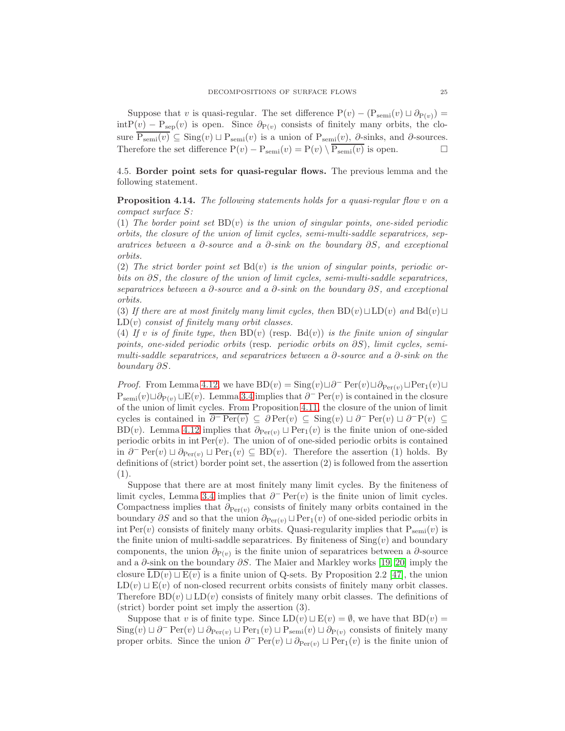Suppose that $v$ is quasi-regular. The set difference $\mathrm{P}(v) - (\mathrm{P}_{\mathrm{semi}}(v) \sqcup \partial_{\mathrm{P}(v)}) = \mathrm{int}\mathrm{P}(v) - \mathrm{P}_{\mathrm{sep}}(v)$ is open. Since $\partial_{\mathrm{P}(v)}$ consists of finitely many orbits, the closure $\overline{\mathrm{P}_{\mathrm{semi}}(v)} \subseteq \mathrm{Sing}(v) \sqcup \mathrm{P}_{\mathrm{semi}}(v)$ is a union of $\mathrm{P}_{\mathrm{semi}}(v)$, $\partial$-sinks, and $\partial$-sources. Therefore the set difference $\mathrm{P}(v) - \mathrm{P}_{\mathrm{semi}}(v) = \mathrm{P}(v) \setminus \overline{\mathrm{P}_{\mathrm{semi}}(v)}$ is open. □

### 4.5. Border point sets for quasi-regular flows.

The previous lemma and the following statement.

**Proposition 4.14.** *The following statements holds for a quasi-regular flow $v$ on a compact surface $S$:*

(1) *The border point set $\mathrm{BD}(v)$ is the union of singular points, one-sided periodic orbits, the closure of the union of limit cycles, semi-multi-saddle separatrices, separatrices between a $\partial$-source and a $\partial$-sink on the boundary $\partial S$, and exceptional orbits.*

(2) *The strict border point set $\mathrm{Bd}(v)$ is the union of singular points, periodic orbits on $\partial S$, the closure of the union of limit cycles, semi-multi-saddle separatrices, separatrices between a $\partial$-source and a $\partial$-sink on the boundary $\partial S$, and exceptional orbits.*

(3) *If there are at most finitely many limit cycles, then $\mathrm{BD}(v) \sqcup \mathrm{LD}(v)$ and $\mathrm{Bd}(v) \sqcup \mathrm{LD}(v)$ consist of finitely many orbit classes.*

(4) *If $v$ is of finite type, then $\mathrm{BD}(v)$ (resp. $\mathrm{Bd}(v)$) is the finite union of singular points, one-sided periodic orbits* (resp. *periodic orbits on $\partial S$*), *limit cycles, semi-multi-saddle separatrices, and separatrices between a $\partial$-source and a $\partial$-sink on the boundary $\partial S$.*

*Proof.* From Lemma 4.12, we have $\mathrm{BD}(v) = \mathrm{Sing}(v) \sqcup \partial^- \mathrm{Per}(v) \sqcup \partial_{\mathrm{Per}(v)} \sqcup \mathrm{Per}_1(v) \sqcup \mathrm{P}_{\mathrm{semi}}(v) \sqcup \partial_{\mathrm{P}(v)} \sqcup \mathrm{E}(v)$. Lemma 3.4 implies that $\partial^- \mathrm{Per}(v)$ is contained in the closure of the union of limit cycles. From Proposition 4.11, the closure of the union of limit cycles is contained in $\overline{\partial^- \mathrm{Per}(v)} \subseteq \partial \mathrm{Per}(v) \subseteq \mathrm{Sing}(v) \sqcup \partial^- \mathrm{Per}(v) \sqcup \partial^- \mathrm{P}(v) \subseteq \mathrm{BD}(v)$. Lemma 4.12 implies that $\partial_{\mathrm{Per}(v)} \sqcup \mathrm{Per}_1(v)$ is the finite union of one-sided periodic orbits in $\mathrm{int}\,\mathrm{Per}(v)$. The union of of one-sided periodic orbits is contained in $\partial^- \mathrm{Per}(v) \sqcup \partial_{\mathrm{Per}(v)} \sqcup \mathrm{Per}_1(v) \subseteq \mathrm{BD}(v)$. Therefore the assertion (1) holds. By definitions of (strict) border point set, the assertion (2) is followed from the assertion (1).

Suppose that there are at most finitely many limit cycles. By the finiteness of limit cycles, Lemma 3.4 implies that $\partial^- \mathrm{Per}(v)$ is the finite union of limit cycles. Compactness implies that $\partial_{\mathrm{Per}(v)}$ consists of finitely many orbits contained in the boundary $\partial S$ and so that the union $\partial_{\mathrm{Per}(v)} \sqcup \mathrm{Per}_1(v)$ of one-sided periodic orbits in $\mathrm{int}\,\mathrm{Per}(v)$ consists of finitely many orbits. Quasi-regularity implies that $\mathrm{P}_{\mathrm{semi}}(v)$ is the finite union of multi-saddle separatrices. By finiteness of $\mathrm{Sing}(v)$ and boundary components, the union $\partial_{\mathrm{P}(v)}$ is the finite union of separatrices between a $\partial$-source and a $\partial$-sink on the boundary $\partial S$. The Maĭer and Markley works [19, 20] imply the closure $\overline{\mathrm{LD}(v) \sqcup \mathrm{E}(v)}$ is a finite union of Q-sets. By Proposition 2.2 [47], the union $\mathrm{LD}(v) \sqcup \mathrm{E}(v)$ of non-closed recurrent orbits consists of finitely many orbit classes. Therefore $\mathrm{BD}(v) \sqcup \mathrm{LD}(v)$ consists of finitely many orbit classes. The definitions of (strict) border point set imply the assertion (3).

Suppose that $v$ is of finite type. Since $\mathrm{LD}(v) \sqcup \mathrm{E}(v) = \emptyset$, we have that $\mathrm{BD}(v) = \mathrm{Sing}(v) \sqcup \partial^- \mathrm{Per}(v) \sqcup \partial_{\mathrm{Per}(v)} \sqcup \mathrm{Per}_1(v) \sqcup \mathrm{P}_{\mathrm{semi}}(v) \sqcup \partial_{\mathrm{P}(v)}$ consists of finitely many proper orbits. Since the union $\partial^- \mathrm{Per}(v) \sqcup \partial_{\mathrm{Per}(v)} \sqcup \mathrm{Per}_1(v)$ is the finite union of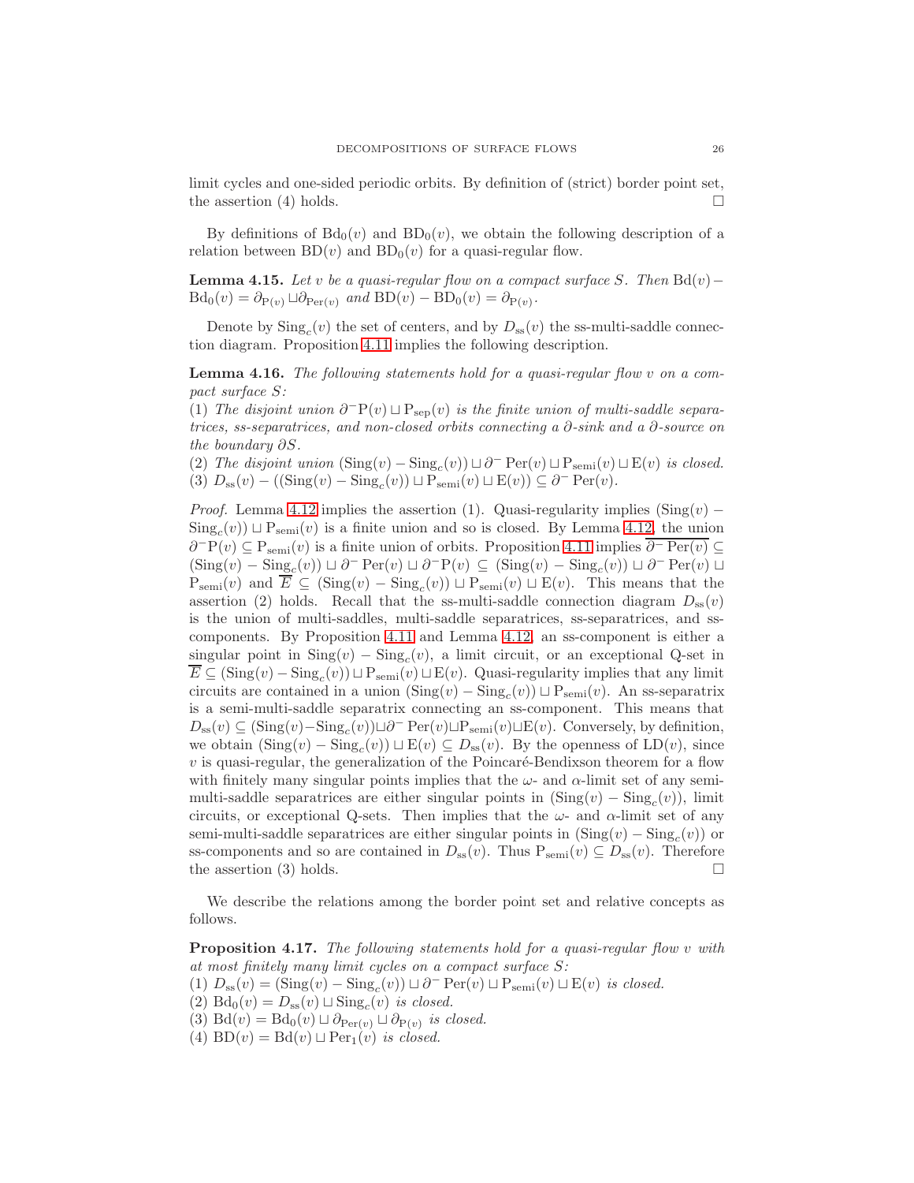limit cycles and one-sided periodic orbits. By definition of (strict) border point set, the assertion (4) holds. $\square$

By definitions of $\mathrm{Bd}_0(v)$ and $\mathrm{BD}_0(v)$, we obtain the following description of a relation between $\mathrm{BD}(v)$ and $\mathrm{BD}_0(v)$ for a quasi-regular flow.

**Lemma 4.15.** *Let $v$ be a quasi-regular flow on a compact surface $S$. Then $\mathrm{Bd}(v) - \mathrm{Bd}_0(v) = \partial_{\mathrm{P}(v)} \sqcup \partial_{\mathrm{Per}(v)}$ and $\mathrm{BD}(v) - \mathrm{BD}_0(v) = \partial_{\mathrm{P}(v)}$.*

Denote by $\mathrm{Sing}_c(v)$ the set of centers, and by $D_{\mathrm{ss}}(v)$ the ss-multi-saddle connection diagram. Proposition 4.11 implies the following description.

**Lemma 4.16.** *The following statements hold for a quasi-regular flow $v$ on a compact surface $S$:*
*(1) The disjoint union $\partial^- \mathrm{P}(v) \sqcup \mathrm{P}_{\mathrm{sep}}(v)$ is the finite union of multi-saddle separatrices, ss-separatrices, and non-closed orbits connecting a $\partial$-sink and a $\partial$-source on the boundary $\partial S$.*
*(2) The disjoint union $(\mathrm{Sing}(v) - \mathrm{Sing}_c(v)) \sqcup \partial^- \mathrm{Per}(v) \sqcup \mathrm{P}_{\mathrm{semi}}(v) \sqcup \mathrm{E}(v)$ is closed.*
*(3) $D_{\mathrm{ss}}(v) - ((\mathrm{Sing}(v) - \mathrm{Sing}_c(v)) \sqcup \mathrm{P}_{\mathrm{semi}}(v) \sqcup \mathrm{E}(v)) \subseteq \partial^- \mathrm{Per}(v)$.*

*Proof.* Lemma 4.12 implies the assertion (1). Quasi-regularity implies $(\mathrm{Sing}(v) - \mathrm{Sing}_c(v)) \sqcup \mathrm{P}_{\mathrm{semi}}(v)$ is a finite union and so is closed. By Lemma 4.12, the union $\partial^- \mathrm{P}(v) \subseteq \mathrm{P}_{\mathrm{semi}}(v)$ is a finite union of orbits. Proposition 4.11 implies $\overline{\partial^- \mathrm{Per}(v)} \subseteq (\mathrm{Sing}(v) - \mathrm{Sing}_c(v)) \sqcup \partial^- \mathrm{Per}(v) \sqcup \partial^- \mathrm{P}(v) \subseteq (\mathrm{Sing}(v) - \mathrm{Sing}_c(v)) \sqcup \partial^- \mathrm{Per}(v) \sqcup \mathrm{P}_{\mathrm{semi}}(v)$ and $\overline{E} \subseteq (\mathrm{Sing}(v) - \mathrm{Sing}_c(v)) \sqcup \mathrm{P}_{\mathrm{semi}}(v) \sqcup \mathrm{E}(v)$. This means that the assertion (2) holds. Recall that the ss-multi-saddle connection diagram $D_{\mathrm{ss}}(v)$ is the union of multi-saddles, multi-saddle separatrices, ss-separatrices, and ss-components. By Proposition 4.11 and Lemma 4.12, an ss-component is either a singular point in $\mathrm{Sing}(v) - \mathrm{Sing}_c(v)$, a limit circuit, or an exceptional Q-set in $\overline{E} \subseteq (\mathrm{Sing}(v) - \mathrm{Sing}_c(v)) \sqcup \mathrm{P}_{\mathrm{semi}}(v) \sqcup \mathrm{E}(v)$. Quasi-regularity implies that any limit circuits are contained in a union $(\mathrm{Sing}(v) - \mathrm{Sing}_c(v)) \sqcup \mathrm{P}_{\mathrm{semi}}(v)$. An ss-separatrix is a semi-multi-saddle separatrix connecting an ss-component. This means that $D_{\mathrm{ss}}(v) \subseteq (\mathrm{Sing}(v) - \mathrm{Sing}_c(v)) \sqcup \partial^- \mathrm{Per}(v) \sqcup \mathrm{P}_{\mathrm{semi}}(v) \sqcup \mathrm{E}(v)$. Conversely, by definition, we obtain $(\mathrm{Sing}(v) - \mathrm{Sing}_c(v)) \sqcup \mathrm{E}(v) \subseteq D_{\mathrm{ss}}(v)$. By the openness of $\mathrm{LD}(v)$, since $v$ is quasi-regular, the generalization of the Poincaré-Bendixson theorem for a flow with finitely many singular points implies that the $\omega$- and $\alpha$-limit set of any semi-multi-saddle separatrices are either singular points in $(\mathrm{Sing}(v) - \mathrm{Sing}_c(v))$, limit circuits, or exceptional Q-sets. Then implies that the $\omega$- and $\alpha$-limit set of any semi-multi-saddle separatrices are either singular points in $(\mathrm{Sing}(v) - \mathrm{Sing}_c(v))$ or ss-components and so are contained in $D_{\mathrm{ss}}(v)$. Thus $\mathrm{P}_{\mathrm{semi}}(v) \subseteq D_{\mathrm{ss}}(v)$. Therefore the assertion (3) holds. $\square$

We describe the relations among the border point set and relative concepts as follows.

**Proposition 4.17.** *The following statements hold for a quasi-regular flow $v$ with at most finitely many limit cycles on a compact surface $S$:*
*(1) $D_{\mathrm{ss}}(v) = (\mathrm{Sing}(v) - \mathrm{Sing}_c(v)) \sqcup \partial^- \mathrm{Per}(v) \sqcup \mathrm{P}_{\mathrm{semi}}(v) \sqcup \mathrm{E}(v)$ is closed.*
*(2) $\mathrm{Bd}_0(v) = D_{\mathrm{ss}}(v) \sqcup \mathrm{Sing}_c(v)$ is closed.*
*(3) $\mathrm{Bd}(v) = \mathrm{Bd}_0(v) \sqcup \partial_{\mathrm{Per}(v)} \sqcup \partial_{\mathrm{P}(v)}$ is closed.*
*(4) $\mathrm{BD}(v) = \mathrm{Bd}(v) \sqcup \mathrm{Per}_1(v)$ is closed.*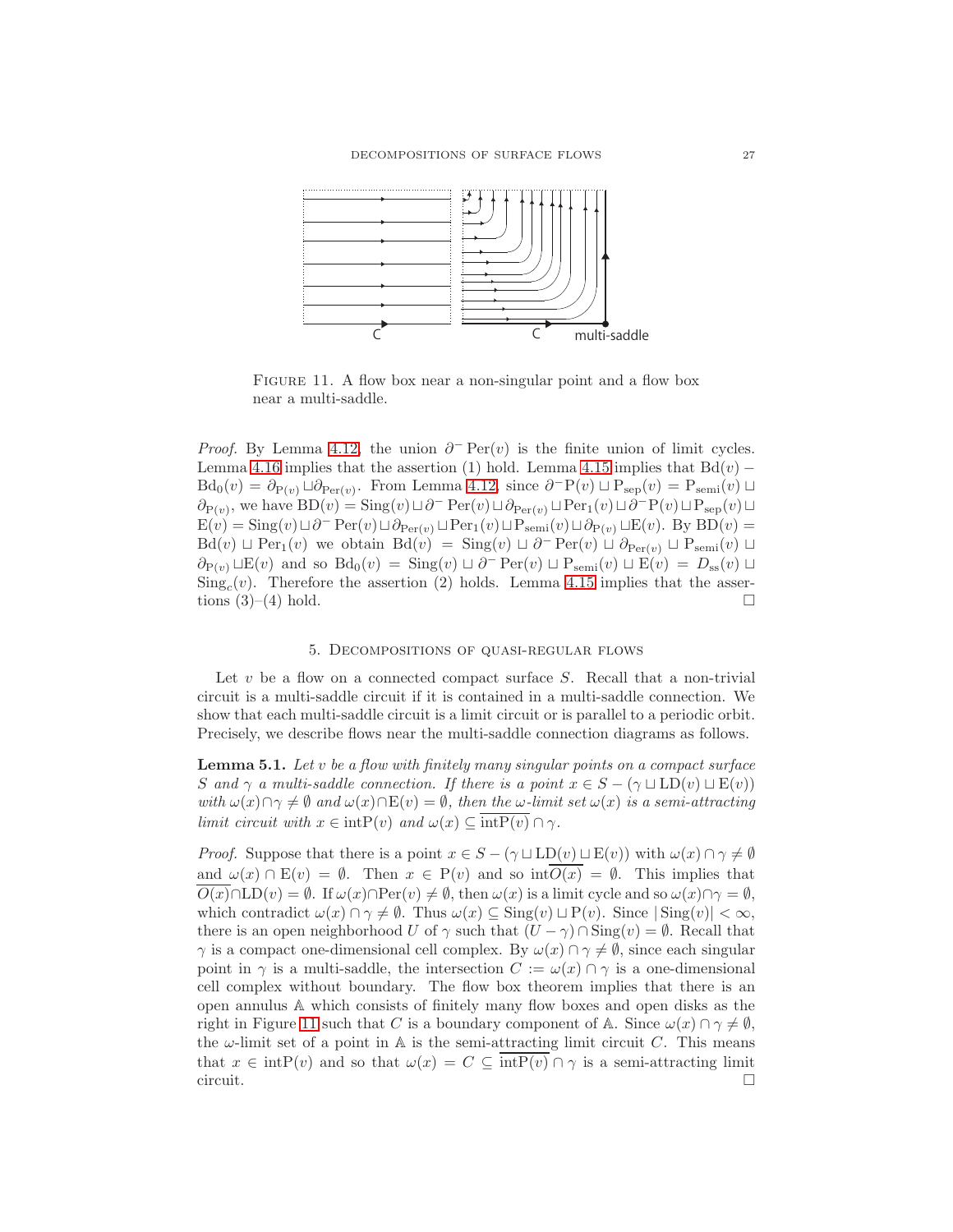FIGURE 11. A flow box near a non-singular point and a flow box near a multi-saddle.

*Proof.* By Lemma 4.12, the union $\partial^- \mathrm{Per}(v)$ is the finite union of limit cycles. Lemma 4.16 implies that the assertion (1) hold. Lemma 4.15 implies that $\mathrm{Bd}(v) - \mathrm{Bd}_0(v) = \partial_{\mathrm{P}(v)} \sqcup \partial_{\mathrm{Per}(v)}$. From Lemma 4.12, since $\partial^- \mathrm{P}(v) \sqcup \mathrm{P}_{\mathrm{sep}}(v) = \mathrm{P}_{\mathrm{semi}}(v) \sqcup \partial_{\mathrm{P}(v)}$, we have $\mathrm{BD}(v) = \mathrm{Sing}(v) \sqcup \partial^- \mathrm{Per}(v) \sqcup \partial_{\mathrm{Per}(v)} \sqcup \mathrm{Per}_1(v) \sqcup \partial^- \mathrm{P}(v) \sqcup \mathrm{P}_{\mathrm{sep}}(v) \sqcup \mathrm{E}(v) = \mathrm{Sing}(v) \sqcup \partial^- \mathrm{Per}(v) \sqcup \partial_{\mathrm{Per}(v)} \sqcup \mathrm{Per}_1(v) \sqcup \mathrm{P}_{\mathrm{semi}}(v) \sqcup \partial_{\mathrm{P}(v)} \sqcup \mathrm{E}(v)$. By $\mathrm{BD}(v) = \mathrm{Bd}(v) \sqcup \mathrm{Per}_1(v)$ we obtain $\mathrm{Bd}(v) = \mathrm{Sing}(v) \sqcup \partial^- \mathrm{Per}(v) \sqcup \partial_{\mathrm{Per}(v)} \sqcup \mathrm{P}_{\mathrm{semi}}(v) \sqcup \partial_{\mathrm{P}(v)} \sqcup \mathrm{E}(v)$ and so $\mathrm{Bd}_0(v) = \mathrm{Sing}(v) \sqcup \partial^- \mathrm{Per}(v) \sqcup \mathrm{P}_{\mathrm{semi}}(v) \sqcup \mathrm{E}(v) = D_{\mathrm{ss}}(v) \sqcup \mathrm{Sing}_c(v)$. Therefore the assertion (2) holds. Lemma 4.15 implies that the assertions (3)–(4) hold. $\square$

## 5. Decompositions of quasi-regular flows

Let $v$ be a flow on a connected compact surface $S$. Recall that a non-trivial circuit is a multi-saddle circuit if it is contained in a multi-saddle connection. We show that each multi-saddle circuit is a limit circuit or is parallel to a periodic orbit. Precisely, we describe flows near the multi-saddle connection diagrams as follows.

**Lemma 5.1.** *Let $v$ be a flow with finitely many singular points on a compact surface $S$ and $\gamma$ a multi-saddle connection. If there is a point $x \in S - (\gamma \sqcup \mathrm{LD}(v) \sqcup \mathrm{E}(v))$ with $\omega(x) \cap \gamma \neq \emptyset$ and $\omega(x) \cap \mathrm{E}(v) = \emptyset$, then the $\omega$-limit set $\omega(x)$ is a semi-attracting limit circuit with $x \in \mathrm{int}\mathrm{P}(v)$ and $\omega(x) \subseteq \overline{\mathrm{int}\mathrm{P}(v)} \cap \gamma$.*

*Proof.* Suppose that there is a point $x \in S - (\gamma \sqcup \mathrm{LD}(v) \sqcup \mathrm{E}(v))$ with $\omega(x) \cap \gamma \neq \emptyset$ and $\omega(x) \cap \mathrm{E}(v) = \emptyset$. Then $x \in \mathrm{P}(v)$ and so $\mathrm{int}\overline{O(x)} = \emptyset$. This implies that $\overline{O(x)} \cap \mathrm{LD}(v) = \emptyset$. If $\omega(x) \cap \mathrm{Per}(v) \neq \emptyset$, then $\omega(x)$ is a limit cycle and so $\omega(x) \cap \gamma = \emptyset$, which contradict $\omega(x) \cap \gamma \neq \emptyset$. Thus $\omega(x) \subseteq \mathrm{Sing}(v) \sqcup \mathrm{P}(v)$. Since $|\mathrm{Sing}(v)| < \infty$, there is an open neighborhood $U$ of $\gamma$ such that $(U - \gamma) \cap \mathrm{Sing}(v) = \emptyset$. Recall that $\gamma$ is a compact one-dimensional cell complex. By $\omega(x) \cap \gamma \neq \emptyset$, since each singular point in $\gamma$ is a multi-saddle, the intersection $C := \omega(x) \cap \gamma$ is a one-dimensional cell complex without boundary. The flow box theorem implies that there is an open annulus $\mathbb{A}$ which consists of finitely many flow boxes and open disks as the right in Figure 11 such that $C$ is a boundary component of $\mathbb{A}$. Since $\omega(x) \cap \gamma \neq \emptyset$, the $\omega$-limit set of a point in $\mathbb{A}$ is the semi-attracting limit circuit $C$. This means that $x \in \mathrm{int}\mathrm{P}(v)$ and so that $\omega(x) = C \subseteq \overline{\mathrm{int}\mathrm{P}(v)} \cap \gamma$ is a semi-attracting limit circuit. $\square$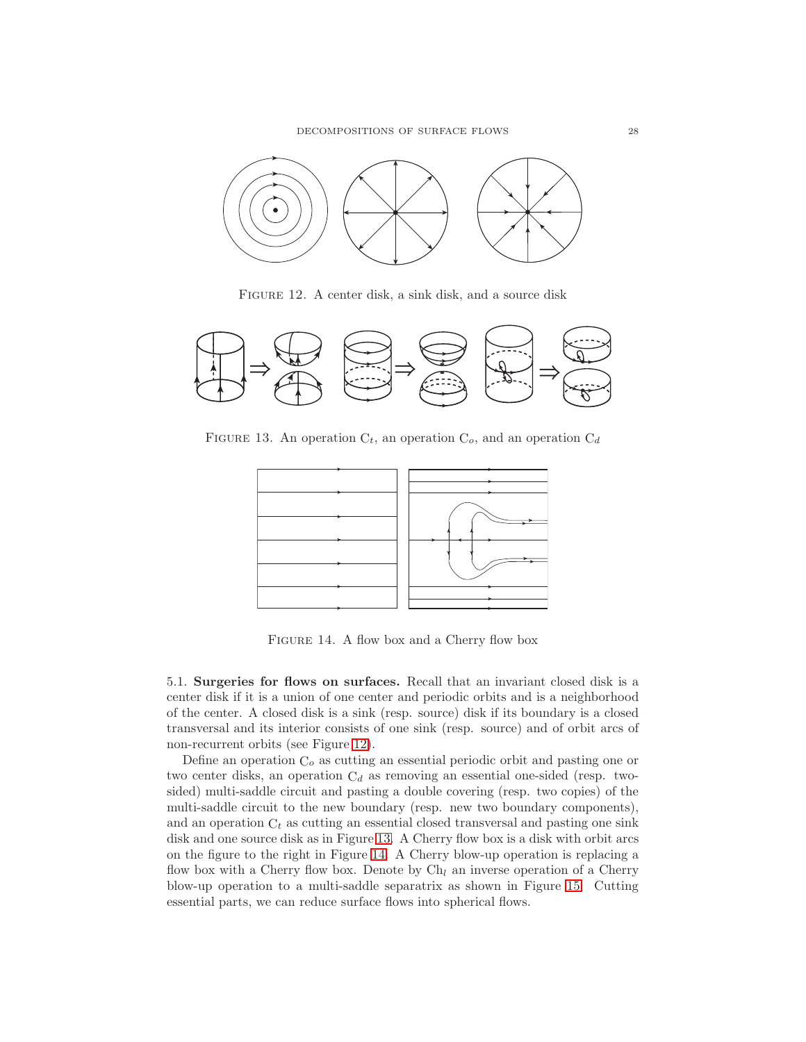Figure 12. A center disk, a sink disk, and a source disk

Figure 13. An operation $\mathrm{C}_t$, an operation $\mathrm{C}_o$, and an operation $\mathrm{C}_d$

Figure 14. A flow box and a Cherry flow box

5.1. **Surgeries for flows on surfaces.** Recall that an invariant closed disk is a center disk if it is a union of one center and periodic orbits and is a neighborhood of the center. A closed disk is a sink (resp. source) disk if its boundary is a closed transversal and its interior consists of one sink (resp. source) and of orbit arcs of non-recurrent orbits (see Figure 12).

Define an operation $\mathrm{C}_o$ as cutting an essential periodic orbit and pasting one or two center disks, an operation $\mathrm{C}_d$ as removing an essential one-sided (resp. two-sided) multi-saddle circuit and pasting a double covering (resp. two copies) of the multi-saddle circuit to the new boundary (resp. new two boundary components), and an operation $\mathrm{C}_t$ as cutting an essential closed transversal and pasting one sink disk and one source disk as in Figure 13. A Cherry flow box is a disk with orbit arcs on the figure to the right in Figure 14. A Cherry blow-up operation is replacing a flow box with a Cherry flow box. Denote by $\mathrm{Ch}_l$ an inverse operation of a Cherry blow-up operation to a multi-saddle separatrix as shown in Figure 15. Cutting essential parts, we can reduce surface flows into spherical flows.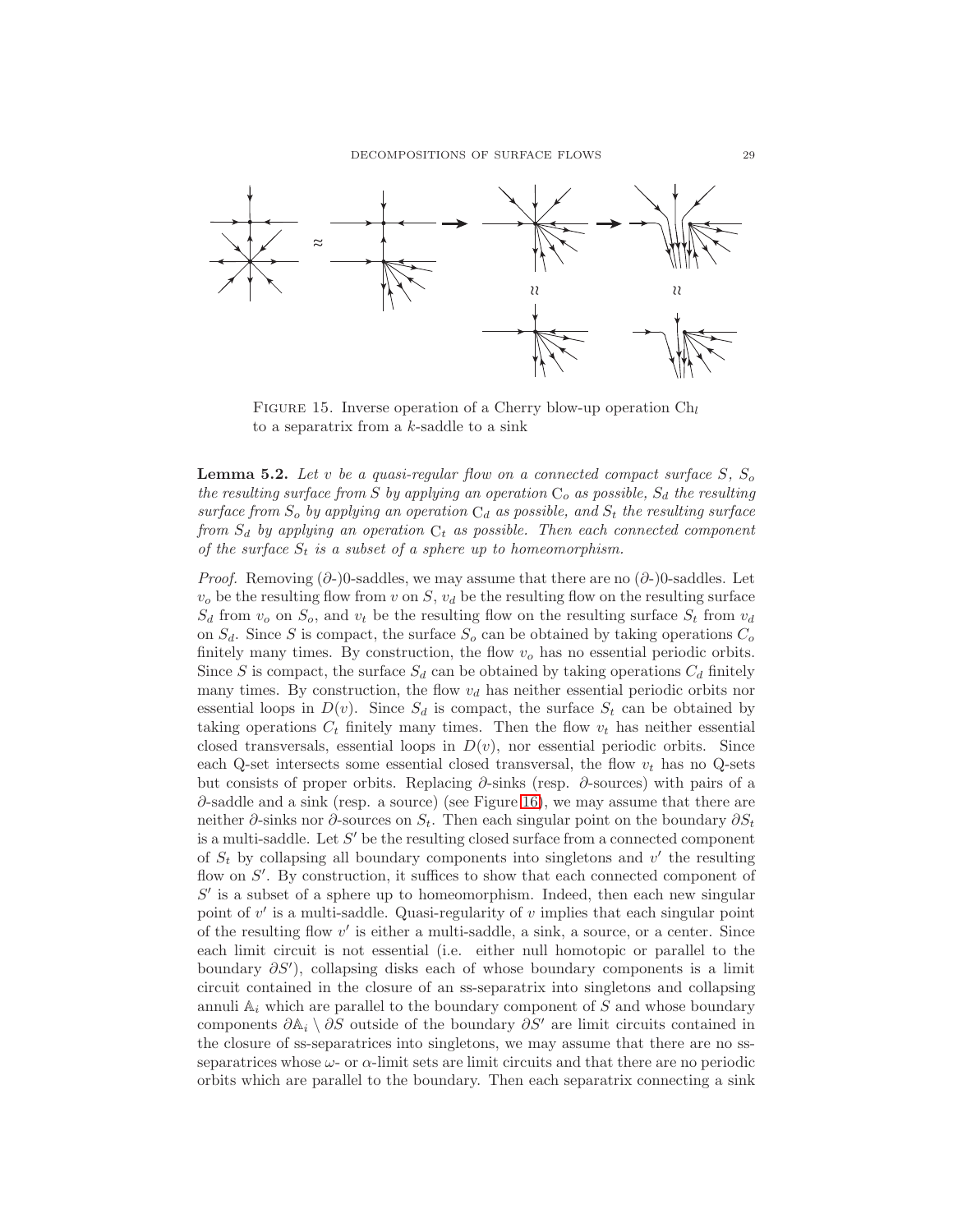FIGURE 15. Inverse operation of a Cherry blow-up operation $\mathrm{Ch}_l$ to a separatrix from a $k$-saddle to a sink

**Lemma 5.2.** *Let $v$ be a quasi-regular flow on a connected compact surface $S$, $S_o$ the resulting surface from $S$ by applying an operation $\mathrm{C}_o$ as possible, $S_d$ the resulting surface from $S_o$ by applying an operation $\mathrm{C}_d$ as possible, and $S_t$ the resulting surface from $S_d$ by applying an operation $\mathrm{C}_t$ as possible. Then each connected component of the surface $S_t$ is a subset of a sphere up to homeomorphism.*

*Proof.* Removing ($\partial$-)0-saddles, we may assume that there are no ($\partial$-)0-saddles. Let $v_o$ be the resulting flow from $v$ on $S$, $v_d$ be the resulting flow on the resulting surface $S_d$ from $v_o$ on $S_o$, and $v_t$ be the resulting flow on the resulting surface $S_t$ from $v_d$ on $S_d$. Since $S$ is compact, the surface $S_o$ can be obtained by taking operations $C_o$ finitely many times. By construction, the flow $v_o$ has no essential periodic orbits. Since $S$ is compact, the surface $S_d$ can be obtained by taking operations $C_d$ finitely many times. By construction, the flow $v_d$ has neither essential periodic orbits nor essential loops in $D(v)$. Since $S_d$ is compact, the surface $S_t$ can be obtained by taking operations $C_t$ finitely many times. Then the flow $v_t$ has neither essential closed transversals, essential loops in $D(v)$, nor essential periodic orbits. Since each Q-set intersects some essential closed transversal, the flow $v_t$ has no Q-sets but consists of proper orbits. Replacing $\partial$-sinks (resp. $\partial$-sources) with pairs of a $\partial$-saddle and a sink (resp. a source) (see Figure 16), we may assume that there are neither $\partial$-sinks nor $\partial$-sources on $S_t$. Then each singular point on the boundary $\partial S_t$ is a multi-saddle. Let $S'$ be the resulting closed surface from a connected component of $S_t$ by collapsing all boundary components into singletons and $v'$ the resulting flow on $S'$. By construction, it suffices to show that each connected component of $S'$ is a subset of a sphere up to homeomorphism. Indeed, then each new singular point of $v'$ is a multi-saddle. Quasi-regularity of $v$ implies that each singular point of the resulting flow $v'$ is either a multi-saddle, a sink, a source, or a center. Since each limit circuit is not essential (i.e. either null homotopic or parallel to the boundary $\partial S'$), collapsing disks each of whose boundary components is a limit circuit contained in the closure of an ss-separatrix into singletons and collapsing annuli $\mathbb{A}_i$ which are parallel to the boundary component of $S$ and whose boundary components $\partial \mathbb{A}_i \setminus \partial S$ outside of the boundary $\partial S'$ are limit circuits contained in the closure of ss-separatrices into singletons, we may assume that there are no ss-separatrices whose $\omega$- or $\alpha$-limit sets are limit circuits and that there are no periodic orbits which are parallel to the boundary. Then each separatrix connecting a sink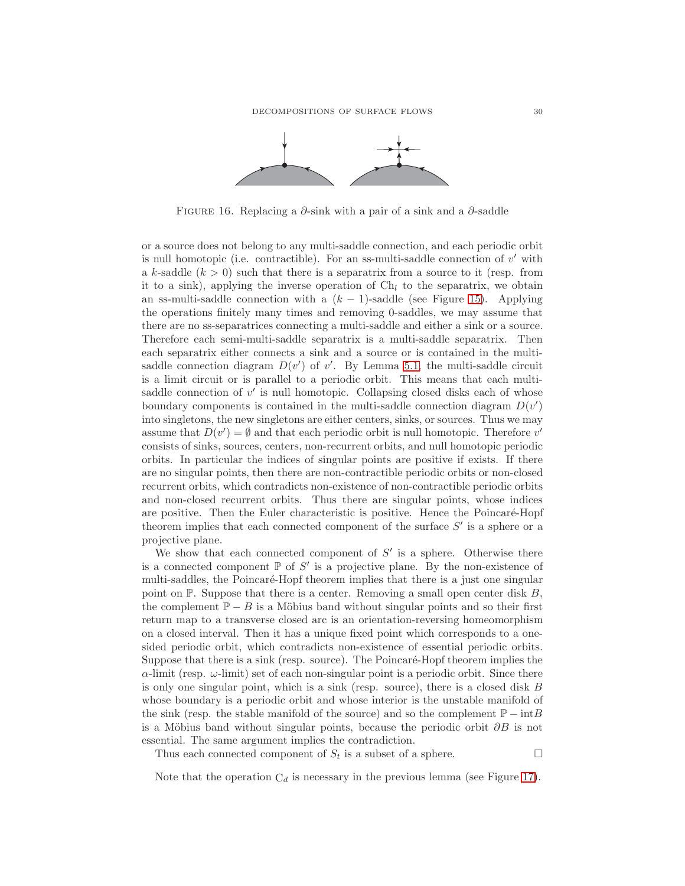FIGURE 16. Replacing a $\partial$-sink with a pair of a sink and a $\partial$-saddle

or a source does not belong to any multi-saddle connection, and each periodic orbit is null homotopic (i.e. contractible). For an ss-multi-saddle connection of $v'$ with a $k$-saddle ($k > 0$) such that there is a separatrix from a source to it (resp. from it to a sink), applying the inverse operation of $\mathrm{Ch}_l$ to the separatrix, we obtain an ss-multi-saddle connection with a $(k-1)$-saddle (see Figure 15). Applying the operations finitely many times and removing 0-saddles, we may assume that there are no ss-separatrices connecting a multi-saddle and either a sink or a source. Therefore each semi-multi-saddle separatrix is a multi-saddle separatrix. Then each separatrix either connects a sink and a source or is contained in the multi-saddle connection diagram $D(v')$ of $v'$. By Lemma 5.1, the multi-saddle circuit is a limit circuit or is parallel to a periodic orbit. This means that each multi-saddle connection of $v'$ is null homotopic. Collapsing closed disks each of whose boundary components is contained in the multi-saddle connection diagram $D(v')$ into singletons, the new singletons are either centers, sinks, or sources. Thus we may assume that $D(v') = \emptyset$ and that each periodic orbit is null homotopic. Therefore $v'$ consists of sinks, sources, centers, non-recurrent orbits, and null homotopic periodic orbits. In particular the indices of singular points are positive if exists. If there are no singular points, then there are non-contractible periodic orbits or non-closed recurrent orbits, which contradicts non-existence of non-contractible periodic orbits and non-closed recurrent orbits. Thus there are singular points, whose indices are positive. Then the Euler characteristic is positive. Hence the Poincaré-Hopf theorem implies that each connected component of the surface $S'$ is a sphere or a projective plane.

We show that each connected component of $S'$ is a sphere. Otherwise there is a connected component $\mathbb{P}$ of $S'$ is a projective plane. By the non-existence of multi-saddles, the Poincaré-Hopf theorem implies that there is a just one singular point on $\mathbb{P}$. Suppose that there is a center. Removing a small open center disk $B$, the complement $\mathbb{P} - B$ is a Möbius band without singular points and so their first return map to a transverse closed arc is an orientation-reversing homeomorphism on a closed interval. Then it has a unique fixed point which corresponds to a one-sided periodic orbit, which contradicts non-existence of essential periodic orbits. Suppose that there is a sink (resp. source). The Poincaré-Hopf theorem implies the $\alpha$-limit (resp. $\omega$-limit) set of each non-singular point is a periodic orbit. Since there is only one singular point, which is a sink (resp. source), there is a closed disk $B$ whose boundary is a periodic orbit and whose interior is the unstable manifold of the sink (resp. the stable manifold of the source) and so the complement $\mathbb{P} - \mathrm{int}B$ is a Möbius band without singular points, because the periodic orbit $\partial B$ is not essential. The same argument implies the contradiction.

Thus each connected component of $S_t$ is a subset of a sphere. $\square$

Note that the operation $\mathrm{C}_d$ is necessary in the previous lemma (see Figure 17).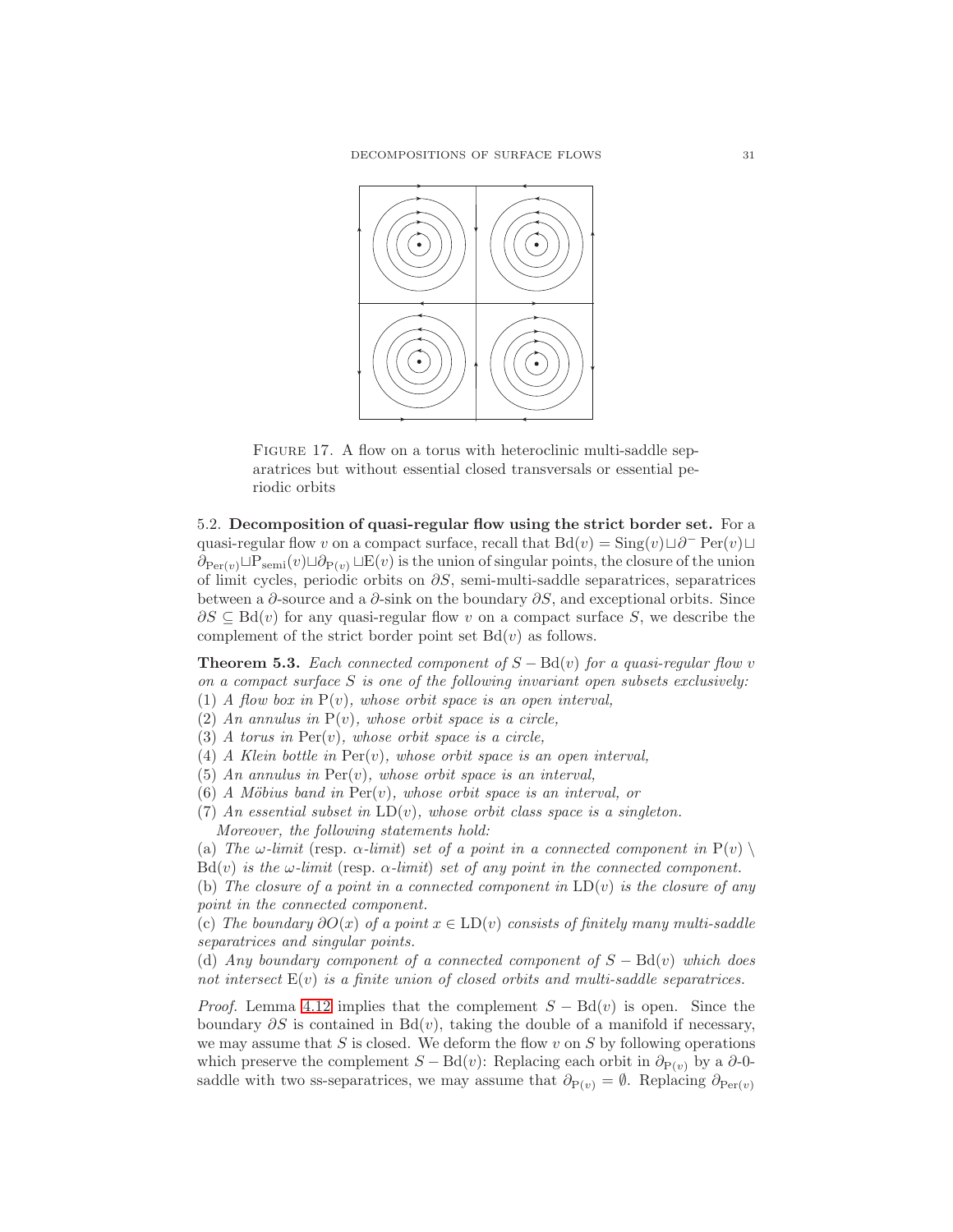Figure 17. A flow on a torus with heteroclinic multi-saddle separatrices but without essential closed transversals or essential periodic orbits

### 5.2. Decomposition of quasi-regular flow using the strict border set.

For a quasi-regular flow $v$ on a compact surface, recall that $\mathrm{Bd}(v) = \mathrm{Sing}(v) \sqcup \partial^- \mathrm{Per}(v) \sqcup \partial_{\mathrm{Per}(v)} \sqcup \mathrm{P}_{\mathrm{semi}}(v) \sqcup \partial_{\mathrm{P}(v)} \sqcup \mathrm{E}(v)$ is the union of singular points, the closure of the union of limit cycles, periodic orbits on $\partial S$, semi-multi-saddle separatrices, separatrices between a $\partial$-source and a $\partial$-sink on the boundary $\partial S$, and exceptional orbits. Since $\partial S \subseteq \mathrm{Bd}(v)$ for any quasi-regular flow $v$ on a compact surface $S$, we describe the complement of the strict border point set $\mathrm{Bd}(v)$ as follows.

**Theorem 5.3.** *Each connected component of $S - \mathrm{Bd}(v)$ for a quasi-regular flow $v$ on a compact surface $S$ is one of the following invariant open subsets exclusively:*
(1) *A flow box in $\mathrm{P}(v)$, whose orbit space is an open interval,*
(2) *An annulus in $\mathrm{P}(v)$, whose orbit space is a circle,*
(3) *A torus in $\mathrm{Per}(v)$, whose orbit space is a circle,*
(4) *A Klein bottle in $\mathrm{Per}(v)$, whose orbit space is an open interval,*
(5) *An annulus in $\mathrm{Per}(v)$, whose orbit space is an interval,*
(6) *A Möbius band in $\mathrm{Per}(v)$, whose orbit space is an interval, or*
(7) *An essential subset in $\mathrm{LD}(v)$, whose orbit class space is a singleton.*
*Moreover, the following statements hold:*
(a) *The $\omega$-limit* (resp. *$\alpha$-limit*) *set of a point in a connected component in $\mathrm{P}(v) \setminus \mathrm{Bd}(v)$ is the $\omega$-limit* (resp. *$\alpha$-limit*) *set of any point in the connected component.*
(b) *The closure of a point in a connected component in $\mathrm{LD}(v)$ is the closure of any point in the connected component.*
(c) *The boundary $\partial O(x)$ of a point $x \in \mathrm{LD}(v)$ consists of finitely many multi-saddle separatrices and singular points.*
(d) *Any boundary component of a connected component of $S - \mathrm{Bd}(v)$ which does not intersect $\mathrm{E}(v)$ is a finite union of closed orbits and multi-saddle separatrices.*

*Proof.* Lemma 4.12 implies that the complement $S - \mathrm{Bd}(v)$ is open. Since the boundary $\partial S$ is contained in $\mathrm{Bd}(v)$, taking the double of a manifold if necessary, we may assume that $S$ is closed. We deform the flow $v$ on $S$ by following operations which preserve the complement $S - \mathrm{Bd}(v)$: Replacing each orbit in $\partial_{\mathrm{P}(v)}$ by a $\partial$-0-saddle with two ss-separatrices, we may assume that $\partial_{\mathrm{P}(v)} = \emptyset$. Replacing $\partial_{\mathrm{Per}(v)}$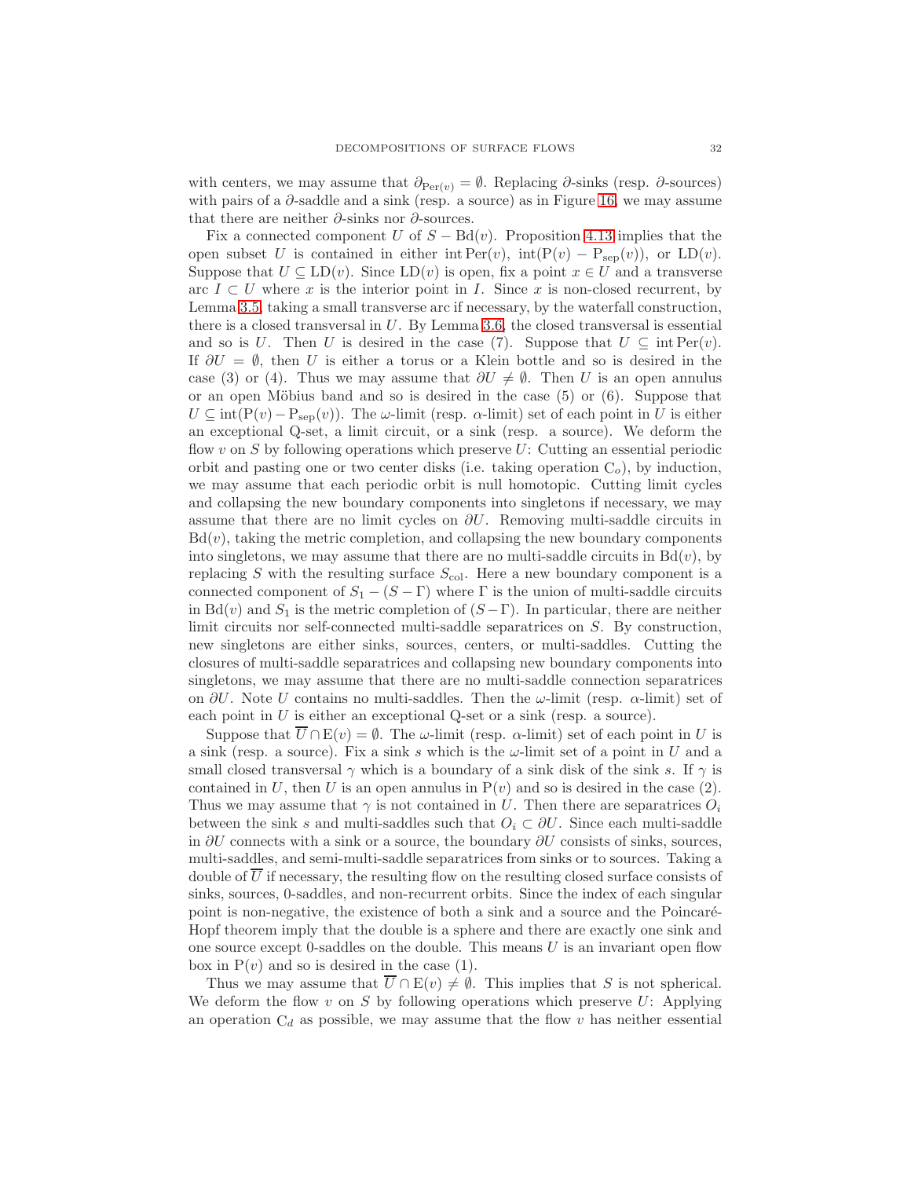with centers, we may assume that $\partial_{\mathrm{Per}(v)} = \emptyset$. Replacing $\partial$-sinks (resp. $\partial$-sources) with pairs of a $\partial$-saddle and a sink (resp. a source) as in Figure 16, we may assume that there are neither $\partial$-sinks nor $\partial$-sources.

Fix a connected component $U$ of $S - \mathrm{Bd}(v)$. Proposition 4.13 implies that the open subset $U$ is contained in either $\mathrm{int}\,\mathrm{Per}(v)$, $\mathrm{int}(\mathrm{P}(v) - \mathrm{P}_{\mathrm{sep}}(v))$, or $\mathrm{LD}(v)$. Suppose that $U \subseteq \mathrm{LD}(v)$. Since $\mathrm{LD}(v)$ is open, fix a point $x \in U$ and a transverse arc $I \subset U$ where $x$ is the interior point in $I$. Since $x$ is non-closed recurrent, by Lemma 3.5, taking a small transverse arc if necessary, by the waterfall construction, there is a closed transversal in $U$. By Lemma 3.6, the closed transversal is essential and so is $U$. Then $U$ is desired in the case (7). Suppose that $U \subseteq \mathrm{int}\,\mathrm{Per}(v)$. If $\partial U = \emptyset$, then $U$ is either a torus or a Klein bottle and so is desired in the case (3) or (4). Thus we may assume that $\partial U \neq \emptyset$. Then $U$ is an open annulus or an open Möbius band and so is desired in the case (5) or (6). Suppose that $U \subseteq \mathrm{int}(\mathrm{P}(v) - \mathrm{P}_{\mathrm{sep}}(v))$. The $\omega$-limit (resp. $\alpha$-limit) set of each point in $U$ is either an exceptional Q-set, a limit circuit, or a sink (resp. a source). We deform the flow $v$ on $S$ by following operations which preserve $U$: Cutting an essential periodic orbit and pasting one or two center disks (i.e. taking operation $\mathrm{C}_o$), by induction, we may assume that each periodic orbit is null homotopic. Cutting limit cycles and collapsing the new boundary components into singletons if necessary, we may assume that there are no limit cycles on $\partial U$. Removing multi-saddle circuits in $\mathrm{Bd}(v)$, taking the metric completion, and collapsing the new boundary components into singletons, we may assume that there are no multi-saddle circuits in $\mathrm{Bd}(v)$, by replacing $S$ with the resulting surface $S_{\mathrm{col}}$. Here a new boundary component is a connected component of $S_1 - (S - \Gamma)$ where $\Gamma$ is the union of multi-saddle circuits in $\mathrm{Bd}(v)$ and $S_1$ is the metric completion of $(S - \Gamma)$. In particular, there are neither limit circuits nor self-connected multi-saddle separatrices on $S$. By construction, new singletons are either sinks, sources, centers, or multi-saddles. Cutting the closures of multi-saddle separatrices and collapsing new boundary components into singletons, we may assume that there are no multi-saddle connection separatrices on $\partial U$. Note $U$ contains no multi-saddles. Then the $\omega$-limit (resp. $\alpha$-limit) set of each point in $U$ is either an exceptional Q-set or a sink (resp. a source).

Suppose that $\overline{U} \cap \mathrm{E}(v) = \emptyset$. The $\omega$-limit (resp. $\alpha$-limit) set of each point in $U$ is a sink (resp. a source). Fix a sink $s$ which is the $\omega$-limit set of a point in $U$ and a small closed transversal $\gamma$ which is a boundary of a sink disk of the sink $s$. If $\gamma$ is contained in $U$, then $U$ is an open annulus in $\mathrm{P}(v)$ and so is desired in the case (2). Thus we may assume that $\gamma$ is not contained in $U$. Then there are separatrices $O_i$ between the sink $s$ and multi-saddles such that $O_i \subset \partial U$. Since each multi-saddle in $\partial U$ connects with a sink or a source, the boundary $\partial U$ consists of sinks, sources, multi-saddles, and semi-multi-saddle separatrices from sinks or to sources. Taking a double of $\overline{U}$ if necessary, the resulting flow on the resulting closed surface consists of sinks, sources, 0-saddles, and non-recurrent orbits. Since the index of each singular point is non-negative, the existence of both a sink and a source and the Poincaré-Hopf theorem imply that the double is a sphere and there are exactly one sink and one source except 0-saddles on the double. This means $U$ is an invariant open flow box in $\mathrm{P}(v)$ and so is desired in the case (1).

Thus we may assume that $\overline{U} \cap \mathrm{E}(v) \neq \emptyset$. This implies that $S$ is not spherical. We deform the flow $v$ on $S$ by following operations which preserve $U$: Applying an operation $\mathrm{C}_d$ as possible, we may assume that the flow $v$ has neither essential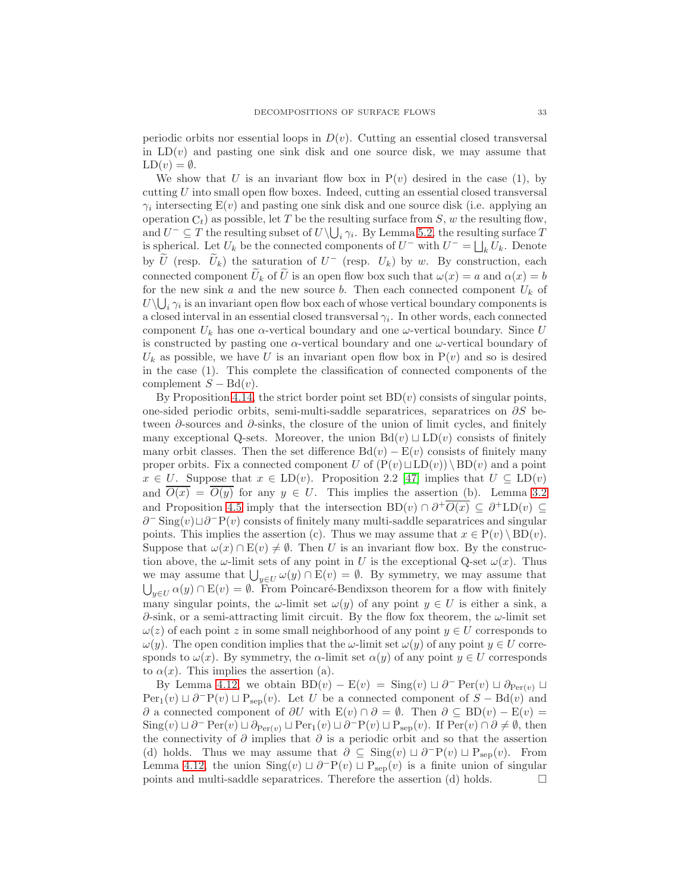periodic orbits nor essential loops in $D(v)$. Cutting an essential closed transversal in $\mathrm{LD}(v)$ and pasting one sink disk and one source disk, we may assume that $\mathrm{LD}(v) = \emptyset$.

We show that $U$ is an invariant flow box in $\mathrm{P}(v)$ desired in the case (1), by cutting $U$ into small open flow boxes. Indeed, cutting an essential closed transversal $\gamma_i$ intersecting $\mathrm{E}(v)$ and pasting one sink disk and one source disk (i.e. applying an operation $\mathrm{C}_t$) as possible, let $T$ be the resulting surface from $S$, $w$ the resulting flow, and $U^- \subseteq T$ the resulting subset of $U \setminus \bigcup_i \gamma_i$. By Lemma 5.2, the resulting surface $T$ is spherical. Let $U_k$ be the connected components of $U^-$ with $U^- = \bigsqcup_k U_k$. Denote by $\widetilde{U}$ (resp. $\widetilde{U}_k$) the saturation of $U^-$ (resp. $U_k$) by $w$. By construction, each connected component $\widetilde{U}_k$ of $\widetilde{U}$ is an open flow box such that $\omega(x) = a$ and $\alpha(x) = b$ for the new sink $a$ and the new source $b$. Then each connected component $U_k$ of $U \setminus \bigcup_i \gamma_i$ is an invariant open flow box each of whose vertical boundary components is a closed interval in an essential closed transversal $\gamma_i$. In other words, each connected component $U_k$ has one $\alpha$-vertical boundary and one $\omega$-vertical boundary. Since $U$ is constructed by pasting one $\alpha$-vertical boundary and one $\omega$-vertical boundary of $U_k$ as possible, we have $U$ is an invariant open flow box in $\mathrm{P}(v)$ and so is desired in the case (1). This complete the classification of connected components of the complement $S - \mathrm{Bd}(v)$.

By Proposition 4.14, the strict border point set $\mathrm{BD}(v)$ consists of singular points, one-sided periodic orbits, semi-multi-saddle separatrices, separatrices on $\partial S$ between $\partial$-sources and $\partial$-sinks, the closure of the union of limit cycles, and finitely many exceptional Q-sets. Moreover, the union $\mathrm{Bd}(v) \sqcup \mathrm{LD}(v)$ consists of finitely many orbit classes. Then the set difference $\mathrm{Bd}(v) - \mathrm{E}(v)$ consists of finitely many proper orbits. Fix a connected component $U$ of $(\mathrm{P}(v) \sqcup \mathrm{LD}(v)) \setminus \mathrm{BD}(v)$ and a point $x \in U$. Suppose that $x \in \mathrm{LD}(v)$. Proposition 2.2 [47] implies that $U \subseteq \mathrm{LD}(v)$ and $\overline{O(x)} = \overline{O(y)}$ for any $y \in U$. This implies the assertion (b). Lemma 3.2 and Proposition 4.5 imply that the intersection $\mathrm{BD}(v) \cap \partial^+ \overline{O(x)} \subseteq \partial^+ \mathrm{LD}(v) \subseteq \partial^- \mathrm{Sing}(v) \sqcup \partial^- \mathrm{P}(v)$ consists of finitely many multi-saddle separatrices and singular points. This implies the assertion (c). Thus we may assume that $x \in \mathrm{P}(v) \setminus \mathrm{BD}(v)$. Suppose that $\omega(x) \cap \mathrm{E}(v) \neq \emptyset$. Then $U$ is an invariant flow box. By the construction above, the $\omega$-limit sets of any point in $U$ is the exceptional Q-set $\omega(x)$. Thus we may assume that $\bigcup_{y \in U} \omega(y) \cap \mathrm{E}(v) = \emptyset$. By symmetry, we may assume that $\bigcup_{y \in U} \alpha(y) \cap \mathrm{E}(v) = \emptyset$. From Poincaré-Bendixson theorem for a flow with finitely many singular points, the $\omega$-limit set $\omega(y)$ of any point $y \in U$ is either a sink, a $\partial$-sink, or a semi-attracting limit circuit. By the flow fox theorem, the $\omega$-limit set $\omega(z)$ of each point $z$ in some small neighborhood of any point $y \in U$ corresponds to $\omega(y)$. The open condition implies that the $\omega$-limit set $\omega(y)$ of any point $y \in U$ corresponds to $\omega(x)$. By symmetry, the $\alpha$-limit set $\alpha(y)$ of any point $y \in U$ corresponds to $\alpha(x)$. This implies the assertion (a).

By Lemma 4.12, we obtain $\mathrm{BD}(v) - \mathrm{E}(v) = \mathrm{Sing}(v) \sqcup \partial^- \mathrm{Per}(v) \sqcup \partial_{\mathrm{Per}(v)} \sqcup \mathrm{Per}_1(v) \sqcup \partial^- \mathrm{P}(v) \sqcup \mathrm{P}_{\mathrm{sep}}(v)$. Let $U$ be a connected component of $S - \mathrm{Bd}(v)$ and $\partial$ a connected component of $\partial U$ with $\mathrm{E}(v) \cap \partial = \emptyset$. Then $\partial \subseteq \mathrm{BD}(v) - \mathrm{E}(v) = \mathrm{Sing}(v) \sqcup \partial^- \mathrm{Per}(v) \sqcup \partial_{\mathrm{Per}(v)} \sqcup \mathrm{Per}_1(v) \sqcup \partial^- \mathrm{P}(v) \sqcup \mathrm{P}_{\mathrm{sep}}(v)$. If $\mathrm{Per}(v) \cap \partial \neq \emptyset$, then the connectivity of $\partial$ implies that $\partial$ is a periodic orbit and so that the assertion (d) holds. Thus we may assume that $\partial \subseteq \mathrm{Sing}(v) \sqcup \partial^- \mathrm{P}(v) \sqcup \mathrm{P}_{\mathrm{sep}}(v)$. From Lemma 4.12, the union $\mathrm{Sing}(v) \sqcup \partial^- \mathrm{P}(v) \sqcup \mathrm{P}_{\mathrm{sep}}(v)$ is a finite union of singular points and multi-saddle separatrices. Therefore the assertion (d) holds. $\square$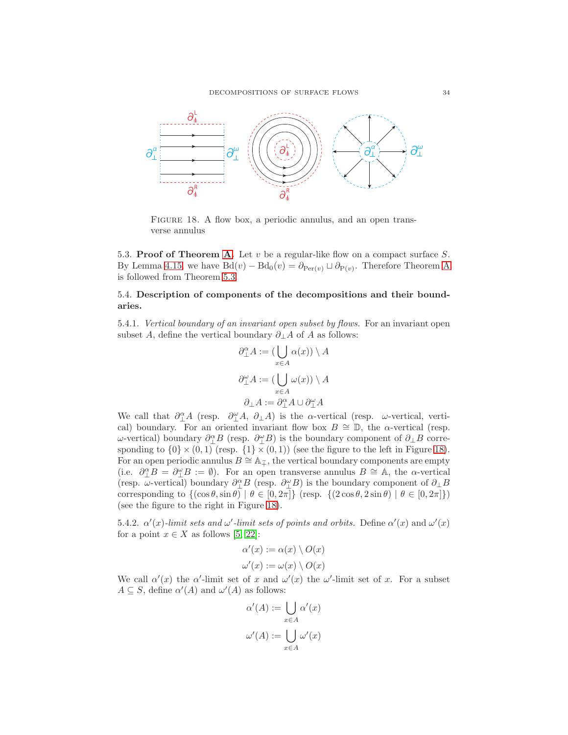FIGURE 18. A flow box, a periodic annulus, and an open transverse annulus

**5.3. Proof of Theorem A.** Let $v$ be a regular-like flow on a compact surface $S$. By Lemma 4.15, we have $\mathrm{Bd}(v) - \mathrm{Bd}_0(v) = \partial_{\mathrm{Per}(v)} \sqcup \partial_{\mathrm{P}(v)}$. Therefore Theorem A is followed from Theorem 5.3.

**5.4. Description of components of the decompositions and their boundaries.**

5.4.1. *Vertical boundary of an invariant open subset by flows.* For an invariant open subset $A$, define the vertical boundary $\partial_\perp A$ of $A$ as follows:

$$\partial_\perp^\alpha A := (\bigcup_{x \in A} \alpha(x)) \setminus A$$

$$\partial_\perp^\omega A := (\bigcup_{x \in A} \omega(x)) \setminus A$$

$$\partial_\perp A := \partial_\perp^\alpha A \cup \partial_\perp^\omega A$$

We call that $\partial_\perp^\alpha A$ (resp. $\partial_\perp^\omega A$, $\partial_\perp A$) is the $\alpha$-vertical (resp. $\omega$-vertical, vertical) boundary. For an oriented invariant flow box $B \cong \mathbb{D}$, the $\alpha$-vertical (resp. $\omega$-vertical) boundary $\partial_\perp^\alpha B$ (resp. $\partial_\perp^\omega B$) is the boundary component of $\partial_\perp B$ corresponding to $\{0\} \times (0,1)$ (resp. $\{1\} \times (0,1)$) (see the figure to the left in Figure 18). For an open periodic annulus $B \cong \mathbb{A}_{\mp}$, the vertical boundary components are empty (i.e. $\partial_\perp^\alpha B = \partial_\perp^\omega B := \emptyset$). For an open transverse annulus $B \cong \mathbb{A}$, the $\alpha$-vertical (resp. $\omega$-vertical) boundary $\partial_\perp^\alpha B$ (resp. $\partial_\perp^\omega B$) is the boundary component of $\partial_\perp B$ corresponding to $\{(\cos\theta, \sin\theta) \mid \theta \in [0, 2\pi]\}$ (resp. $\{(2\cos\theta, 2\sin\theta) \mid \theta \in [0, 2\pi]\}$) (see the figure to the right in Figure 18).

5.4.2. *$\alpha'(x)$-limit sets and $\omega'$-limit sets of points and orbits.* Define $\alpha'(x)$ and $\omega'(x)$ for a point $x \in X$ as follows [5, 22]:

$$\alpha'(x) := \alpha(x) \setminus O(x)$$

$$\omega'(x) := \omega(x) \setminus O(x)$$

We call $\alpha'(x)$ the $\alpha'$-limit set of $x$ and $\omega'(x)$ the $\omega'$-limit set of $x$. For a subset $A \subseteq S$, define $\alpha'(A)$ and $\omega'(A)$ as follows:

$$\alpha'(A) := \bigcup_{x \in A} \alpha'(x)$$

$$\omega'(A) := \bigcup_{x \in A} \omega'(x)$$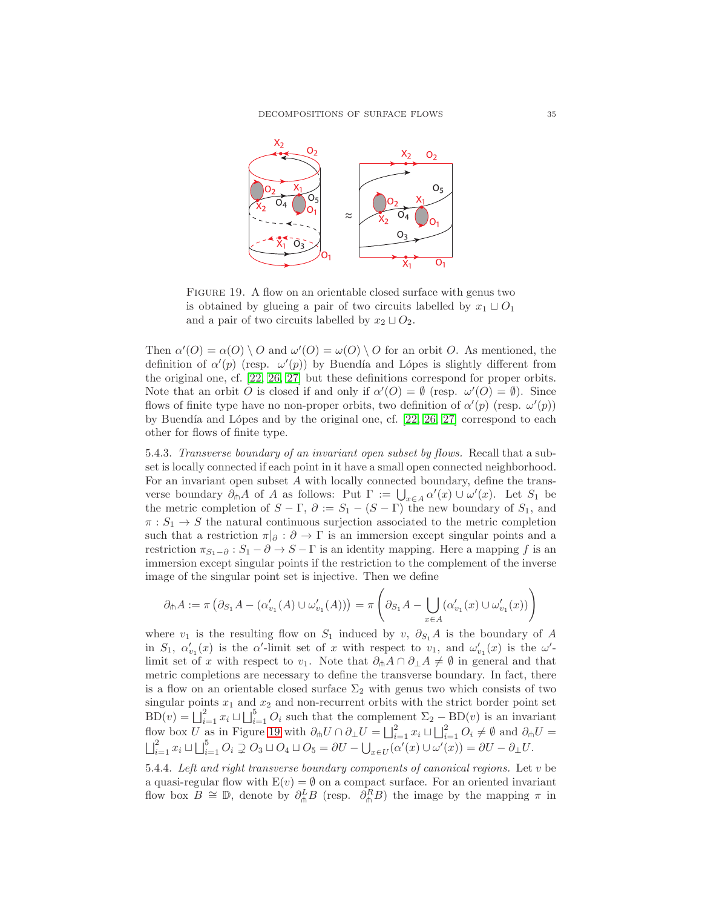FIGURE 19. A flow on an orientable closed surface with genus two is obtained by glueing a pair of two circuits labelled by $x_1 \sqcup O_1$ and a pair of two circuits labelled by $x_2 \sqcup O_2$.

Then $\alpha'(O) = \alpha(O) \setminus O$ and $\omega'(O) = \omega(O) \setminus O$ for an orbit $O$. As mentioned, the definition of $\alpha'(p)$ (resp. $\omega'(p)$) by Buendía and Lópes is slightly different from the original one, cf. [22, 26, 27] but these definitions correspond for proper orbits. Note that an orbit $O$ is closed if and only if $\alpha'(O) = \emptyset$ (resp. $\omega'(O) = \emptyset$). Since flows of finite type have no non-proper orbits, two definition of $\alpha'(p)$ (resp. $\omega'(p)$) by Buendía and Lópes and by the original one, cf. [22, 26, 27] correspond to each other for flows of finite type.

5.4.3. *Transverse boundary of an invariant open subset by flows.* Recall that a subset is locally connected if each point in it have a small open connected neighborhood. For an invariant open subset $A$ with locally connected boundary, define the transverse boundary $\partial_\pitchfork A$ of $A$ as follows: Put $\Gamma := \bigcup_{x \in A} \alpha'(x) \cup \omega'(x)$. Let $S_1$ be the metric completion of $S - \Gamma$, $\partial := S_1 - (S - \Gamma)$ the new boundary of $S_1$, and $\pi : S_1 \to S$ the natural continuous surjection associated to the metric completion such that a restriction $\pi|_\partial : \partial \to \Gamma$ is an immersion except singular points and a restriction $\pi_{S_1 - \partial} : S_1 - \partial \to S - \Gamma$ is an identity mapping. Here a mapping $f$ is an immersion except singular points if the restriction to the complement of the inverse image of the singular point set is injective. Then we define

$$\partial_\pitchfork A := \pi\left(\partial_{S_1} A - (\alpha'_{v_1}(A) \cup \omega'_{v_1}(A))\right) = \pi\left(\partial_{S_1} A - \bigcup_{x \in A} (\alpha'_{v_1}(x) \cup \omega'_{v_1}(x))\right)$$

where $v_1$ is the resulting flow on $S_1$ induced by $v$, $\partial_{S_1} A$ is the boundary of $A$ in $S_1$, $\alpha'_{v_1}(x)$ is the $\alpha'$-limit set of $x$ with respect to $v_1$, and $\omega'_{v_1}(x)$ is the $\omega'$-limit set of $x$ with respect to $v_1$. Note that $\partial_\pitchfork A \cap \partial_\perp A \neq \emptyset$ in general and that metric completions are necessary to define the transverse boundary. In fact, there is a flow on an orientable closed surface $\Sigma_2$ with genus two which consists of two singular points $x_1$ and $x_2$ and non-recurrent orbits with the strict border point set $\mathrm{BD}(v) = \bigsqcup_{i=1}^{2} x_i \sqcup \bigsqcup_{i=1}^{5} O_i$ such that the complement $\Sigma_2 - \mathrm{BD}(v)$ is an invariant flow box $U$ as in Figure 19 with $\partial_\pitchfork U \cap \partial_\perp U = \bigsqcup_{i=1}^{2} x_i \sqcup \bigsqcup_{i=1}^{2} O_i \neq \emptyset$ and $\partial_\pitchfork U = \bigsqcup_{i=1}^{2} x_i \sqcup \bigsqcup_{i=1}^{5} O_i \supsetneq O_3 \sqcup O_4 \sqcup O_5 = \partial U - \bigcup_{x \in U} (\alpha'(x) \cup \omega'(x)) = \partial U - \partial_\perp U$.

5.4.4. *Left and right transverse boundary components of canonical regions.* Let $v$ be a quasi-regular flow with $\mathrm{E}(v) = \emptyset$ on a compact surface. For an oriented invariant flow box $B \cong \mathbb{D}$, denote by $\partial^L_\pitchfork B$ (resp. $\partial^R_\pitchfork B$) the image by the mapping $\pi$ in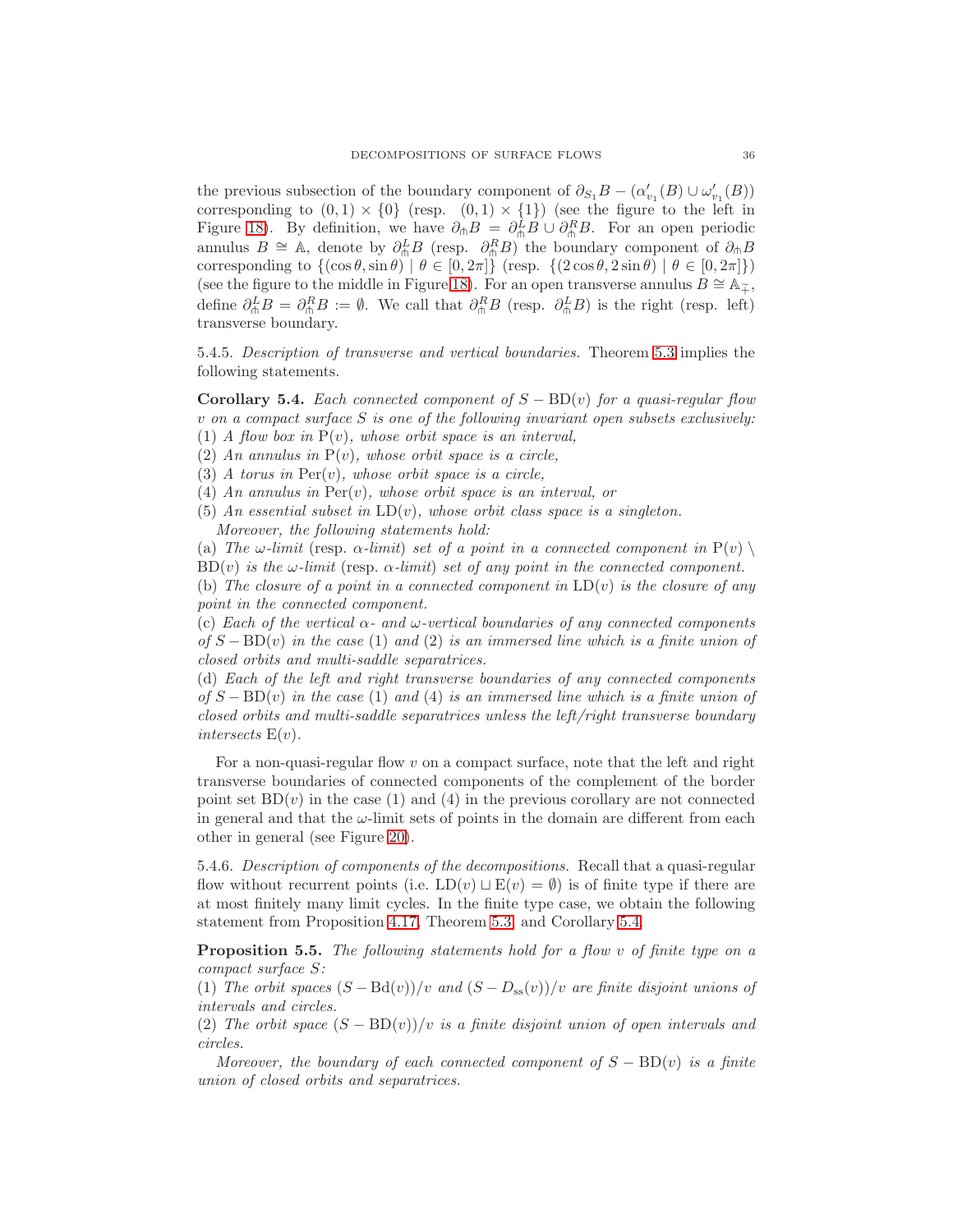the previous subsection of the boundary component of $\partial_{S_1} B - (\alpha'_{v_1}(B) \cup \omega'_{v_1}(B))$ corresponding to $(0,1) \times \{0\}$ (resp. $(0,1) \times \{1\}$) (see the figure to the left in Figure 18). By definition, we have $\partial_\pitchfork B = \partial^L_\pitchfork B \cup \partial^R_\pitchfork B$. For an open periodic annulus $B \cong \mathbb{A}$, denote by $\partial^L_\pitchfork B$ (resp. $\partial^R_\pitchfork B$) the boundary component of $\partial_\pitchfork B$ corresponding to $\{(\cos\theta, \sin\theta) \mid \theta \in [0, 2\pi]\}$ (resp. $\{(2\cos\theta, 2\sin\theta) \mid \theta \in [0, 2\pi]\}$) (see the figure to the middle in Figure 18). For an open transverse annulus $B \cong \mathbb{A}_{\mp}$, define $\partial^L_\pitchfork B = \partial^R_\pitchfork B := \emptyset$. We call that $\partial^R_\pitchfork B$ (resp. $\partial^L_\pitchfork B$) is the right (resp. left) transverse boundary.

5.4.5. *Description of transverse and vertical boundaries.* Theorem 5.3 implies the following statements.

**Corollary 5.4.** *Each connected component of $S - \mathrm{BD}(v)$ for a quasi-regular flow $v$ on a compact surface $S$ is one of the following invariant open subsets exclusively:*
(1) *A flow box in $\mathrm{P}(v)$, whose orbit space is an interval,*
(2) *An annulus in $\mathrm{P}(v)$, whose orbit space is a circle,*
(3) *A torus in $\mathrm{Per}(v)$, whose orbit space is a circle,*
(4) *An annulus in $\mathrm{Per}(v)$, whose orbit space is an interval, or*
(5) *An essential subset in $\mathrm{LD}(v)$, whose orbit class space is a singleton.*
*Moreover, the following statements hold:*
(a) *The $\omega$-limit* (resp. *$\alpha$-limit*) *set of a point in a connected component in $\mathrm{P}(v) \setminus \mathrm{BD}(v)$ is the $\omega$-limit* (resp. *$\alpha$-limit*) *set of any point in the connected component.*
(b) *The closure of a point in a connected component in $\mathrm{LD}(v)$ is the closure of any point in the connected component.*
(c) *Each of the vertical $\alpha$- and $\omega$-vertical boundaries of any connected components of $S - \mathrm{BD}(v)$ in the case (1) and (2) is an immersed line which is a finite union of closed orbits and multi-saddle separatrices.*
(d) *Each of the left and right transverse boundaries of any connected components of $S - \mathrm{BD}(v)$ in the case (1) and (4) is an immersed line which is a finite union of closed orbits and multi-saddle separatrices unless the left/right transverse boundary intersects $\mathrm{E}(v)$.*

For a non-quasi-regular flow $v$ on a compact surface, note that the left and right transverse boundaries of connected components of the complement of the border point set $\mathrm{BD}(v)$ in the case (1) and (4) in the previous corollary are not connected in general and that the $\omega$-limit sets of points in the domain are different from each other in general (see Figure 20).

5.4.6. *Description of components of the decompositions.* Recall that a quasi-regular flow without recurrent points (i.e. $\mathrm{LD}(v) \sqcup \mathrm{E}(v) = \emptyset$) is of finite type if there are at most finitely many limit cycles. In the finite type case, we obtain the following statement from Proposition 4.17, Theorem 5.3, and Corollary 5.4.

**Proposition 5.5.** *The following statements hold for a flow $v$ of finite type on a compact surface $S$:*
(1) *The orbit spaces $(S - \mathrm{Bd}(v))/v$ and $(S - D_{\mathrm{ss}}(v))/v$ are finite disjoint unions of intervals and circles.*
(2) *The orbit space $(S - \mathrm{BD}(v))/v$ is a finite disjoint union of open intervals and circles.*

*Moreover, the boundary of each connected component of $S - \mathrm{BD}(v)$ is a finite union of closed orbits and separatrices.*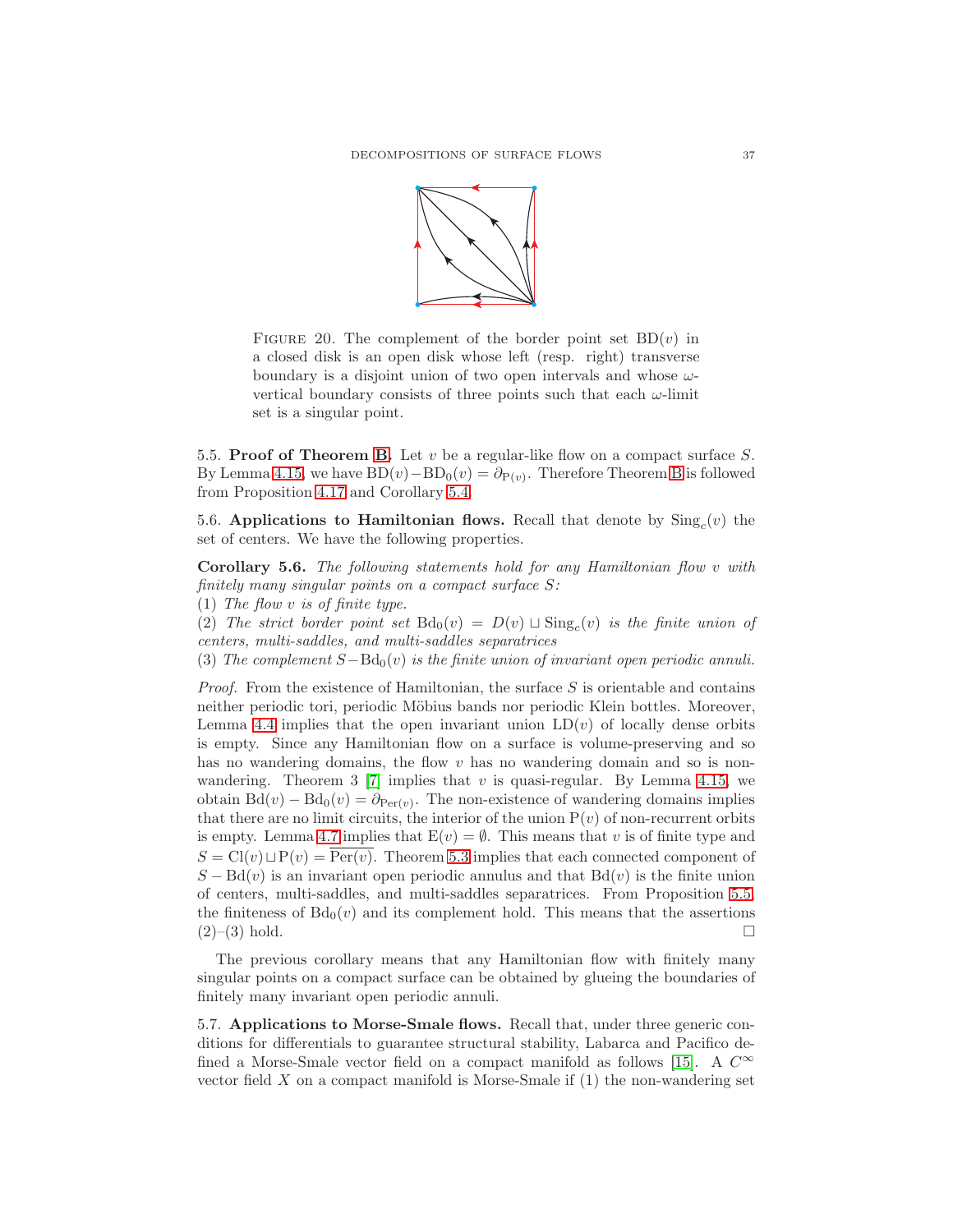FIGURE 20. The complement of the border point set $\mathrm{BD}(v)$ in a closed disk is an open disk whose left (resp. right) transverse boundary is a disjoint union of two open intervals and whose $\omega$-vertical boundary consists of three points such that each $\omega$-limit set is a singular point.

5.5. **Proof of Theorem B.** Let $v$ be a regular-like flow on a compact surface $S$. By Lemma 4.15, we have $\mathrm{BD}(v) - \mathrm{BD}_0(v) = \partial_{\mathrm{P}(v)}$. Therefore Theorem B is followed from Proposition 4.17 and Corollary 5.4.

5.6. **Applications to Hamiltonian flows.** Recall that denote by $\mathrm{Sing}_c(v)$ the set of centers. We have the following properties.

**Corollary 5.6.** *The following statements hold for any Hamiltonian flow $v$ with finitely many singular points on a compact surface $S$:*
(1) *The flow $v$ is of finite type.*
(2) *The strict border point set $\mathrm{Bd}_0(v) = D(v) \sqcup \mathrm{Sing}_c(v)$ is the finite union of centers, multi-saddles, and multi-saddles separatrices*
(3) *The complement $S - \mathrm{Bd}_0(v)$ is the finite union of invariant open periodic annuli.*

*Proof.* From the existence of Hamiltonian, the surface $S$ is orientable and contains neither periodic tori, periodic Möbius bands nor periodic Klein bottles. Moreover, Lemma 4.4 implies that the open invariant union $\mathrm{LD}(v)$ of locally dense orbits is empty. Since any Hamiltonian flow on a surface is volume-preserving and so has no wandering domains, the flow $v$ has no wandering domain and so is non-wandering. Theorem 3 [7] implies that $v$ is quasi-regular. By Lemma 4.15, we obtain $\mathrm{Bd}(v) - \mathrm{Bd}_0(v) = \partial_{\mathrm{Per}(v)}$. The non-existence of wandering domains implies that there are no limit circuits, the interior of the union $\mathrm{P}(v)$ of non-recurrent orbits is empty. Lemma 4.7 implies that $\mathrm{E}(v) = \emptyset$. This means that $v$ is of finite type and $S = \mathrm{Cl}(v) \sqcup \mathrm{P}(v) = \overline{\mathrm{Per}(v)}$. Theorem 5.3 implies that each connected component of $S - \mathrm{Bd}(v)$ is an invariant open periodic annulus and that $\mathrm{Bd}(v)$ is the finite union of centers, multi-saddles, and multi-saddles separatrices. From Proposition 5.5, the finiteness of $\mathrm{Bd}_0(v)$ and its complement hold. This means that the assertions (2)–(3) hold. $\square$

The previous corollary means that any Hamiltonian flow with finitely many singular points on a compact surface can be obtained by glueing the boundaries of finitely many invariant open periodic annuli.

5.7. **Applications to Morse-Smale flows.** Recall that, under three generic conditions for differentials to guarantee structural stability, Labarca and Pacifico defined a Morse-Smale vector field on a compact manifold as follows [15]. A $C^\infty$ vector field $X$ on a compact manifold is Morse-Smale if (1) the non-wandering set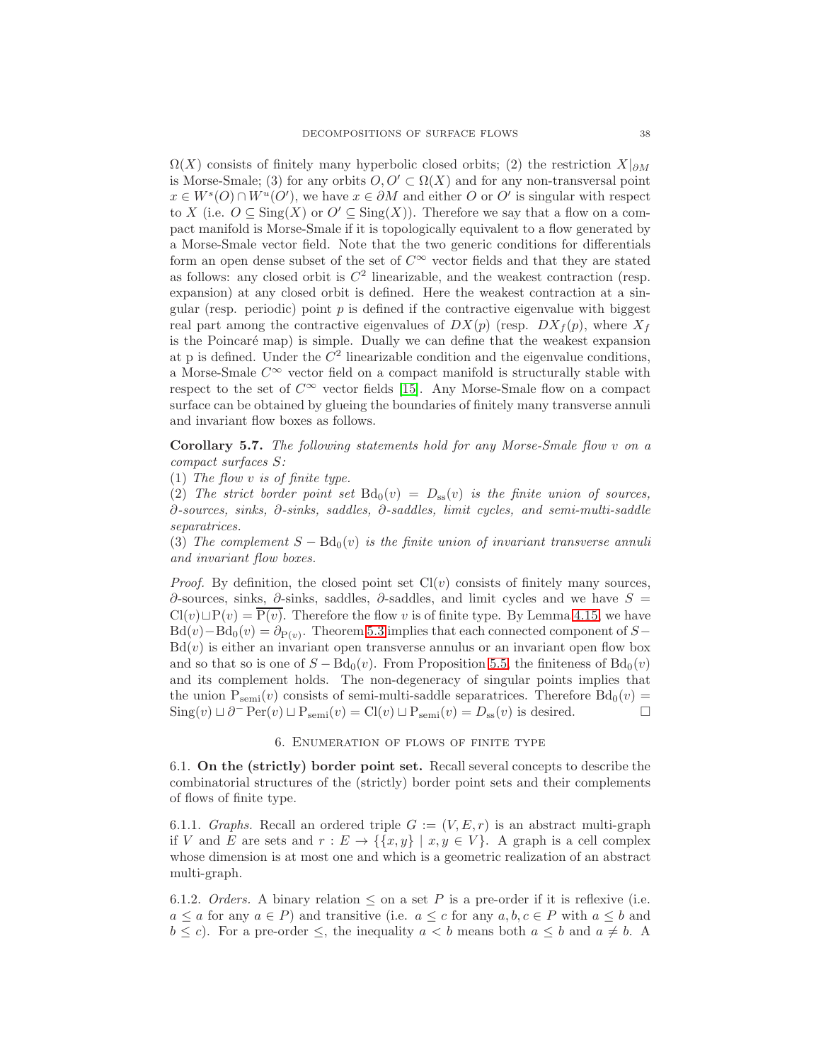$\Omega(X)$ consists of finitely many hyperbolic closed orbits; (2) the restriction $X|_{\partial M}$ is Morse-Smale; (3) for any orbits $O, O' \subset \Omega(X)$ and for any non-transversal point $x \in W^s(O) \cap W^u(O')$, we have $x \in \partial M$ and either $O$ or $O'$ is singular with respect to $X$ (i.e. $O \subseteq \mathrm{Sing}(X)$ or $O' \subseteq \mathrm{Sing}(X)$). Therefore we say that a flow on a compact manifold is Morse-Smale if it is topologically equivalent to a flow generated by a Morse-Smale vector field. Note that the two generic conditions for differentials form an open dense subset of the set of $C^\infty$ vector fields and that they are stated as follows: any closed orbit is $C^2$ linearizable, and the weakest contraction (resp. expansion) at any closed orbit is defined. Here the weakest contraction at a singular (resp. periodic) point $p$ is defined if the contractive eigenvalue with biggest real part among the contractive eigenvalues of $DX(p)$ (resp. $DX_f(p)$, where $X_f$ is the Poincaré map) is simple. Dually we can define that the weakest expansion at p is defined. Under the $C^2$ linearizable condition and the eigenvalue conditions, a Morse-Smale $C^\infty$ vector field on a compact manifold is structurally stable with respect to the set of $C^\infty$ vector fields [15]. Any Morse-Smale flow on a compact surface can be obtained by glueing the boundaries of finitely many transverse annuli and invariant flow boxes as follows.

**Corollary 5.7.** *The following statements hold for any Morse-Smale flow $v$ on a compact surfaces $S$:*
(1) *The flow $v$ is of finite type.*
(2) *The strict border point set $\mathrm{Bd}_0(v) = D_{\mathrm{ss}}(v)$ is the finite union of sources, $\partial$-sources, sinks, $\partial$-sinks, saddles, $\partial$-saddles, limit cycles, and semi-multi-saddle separatrices.*
(3) *The complement $S - \mathrm{Bd}_0(v)$ is the finite union of invariant transverse annuli and invariant flow boxes.*

*Proof.* By definition, the closed point set $\mathrm{Cl}(v)$ consists of finitely many sources, $\partial$-sources, sinks, $\partial$-sinks, saddles, $\partial$-saddles, and limit cycles and we have $S = \mathrm{Cl}(v) \sqcup \mathrm{P}(v) = \overline{\mathrm{P}(v)}$. Therefore the flow $v$ is of finite type. By Lemma 4.15, we have $\mathrm{Bd}(v) - \mathrm{Bd}_0(v) = \partial_{\mathrm{P}(v)}$. Theorem 5.3 implies that each connected component of $S - \mathrm{Bd}(v)$ is either an invariant open transverse annulus or an invariant open flow box and so that so is one of $S - \mathrm{Bd}_0(v)$. From Proposition 5.5, the finiteness of $\mathrm{Bd}_0(v)$ and its complement holds. The non-degeneracy of singular points implies that the union $\mathrm{P}_{\mathrm{semi}}(v)$ consists of semi-multi-saddle separatrices. Therefore $\mathrm{Bd}_0(v) = \mathrm{Sing}(v) \sqcup \partial^- \mathrm{Per}(v) \sqcup \mathrm{P}_{\mathrm{semi}}(v) = \mathrm{Cl}(v) \sqcup \mathrm{P}_{\mathrm{semi}}(v) = D_{\mathrm{ss}}(v)$ is desired. $\square$

## 6. Enumeration of flows of finite type

6.1. **On the (strictly) border point set.** Recall several concepts to describe the combinatorial structures of the (strictly) border point sets and their complements of flows of finite type.

6.1.1. *Graphs.* Recall an ordered triple $G := (V, E, r)$ is an abstract multi-graph if $V$ and $E$ are sets and $r : E \to \{\{x, y\} \mid x, y \in V\}$. A graph is a cell complex whose dimension is at most one and which is a geometric realization of an abstract multi-graph.

6.1.2. *Orders.* A binary relation $\leq$ on a set $P$ is a pre-order if it is reflexive (i.e. $a \leq a$ for any $a \in P$) and transitive (i.e. $a \leq c$ for any $a, b, c \in P$ with $a \leq b$ and $b \leq c$). For a pre-order $\leq$, the inequality $a < b$ means both $a \leq b$ and $a \neq b$. A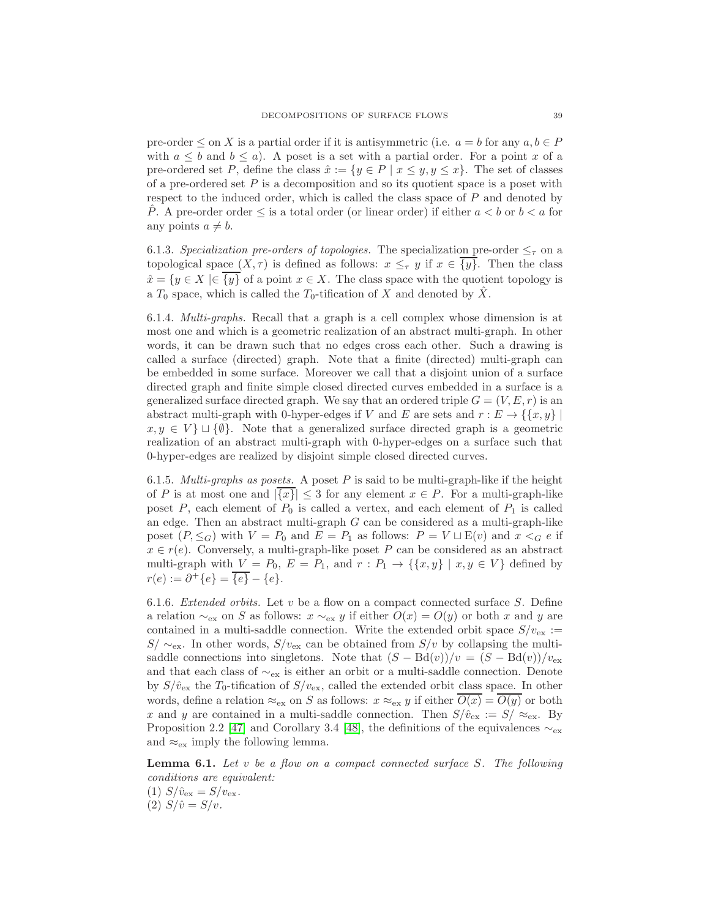pre-order $\leq$ on $X$ is a partial order if it is antisymmetric (i.e. $a = b$ for any $a, b \in P$ with $a \leq b$ and $b \leq a$). A poset is a set with a partial order. For a point $x$ of a pre-ordered set $P$, define the class $\hat{x} := \{y \in P \mid x \leq y, y \leq x\}$. The set of classes of a pre-ordered set $P$ is a decomposition and so its quotient space is a poset with respect to the induced order, which is called the class space of $P$ and denoted by $\hat{P}$. A pre-order order $\leq$ is a total order (or linear order) if either $a < b$ or $b < a$ for any points $a \neq b$.

6.1.3. *Specialization pre-orders of topologies.* The specialization pre-order $\leq_\tau$ on a topological space $(X, \tau)$ is defined as follows: $x \leq_\tau y$ if $x \in \overline{\{y\}}$. Then the class $\hat{x} = \{y \in X \mid\in \overline{\{y\}}$ of a point $x \in X$. The class space with the quotient topology is a $T_0$ space, which is called the $T_0$-tification of $X$ and denoted by $\hat{X}$.

6.1.4. *Multi-graphs.* Recall that a graph is a cell complex whose dimension is at most one and which is a geometric realization of an abstract multi-graph. In other words, it can be drawn such that no edges cross each other. Such a drawing is called a surface (directed) graph. Note that a finite (directed) multi-graph can be embedded in some surface. Moreover we call that a disjoint union of a surface directed graph and finite simple closed directed curves embedded in a surface is a generalized surface directed graph. We say that an ordered triple $G = (V, E, r)$ is an abstract multi-graph with 0-hyper-edges if $V$ and $E$ are sets and $r : E \to \{\{x, y\} \mid x, y \in V\} \sqcup \{\emptyset\}$. Note that a generalized surface directed graph is a geometric realization of an abstract multi-graph with 0-hyper-edges on a surface such that 0-hyper-edges are realized by disjoint simple closed directed curves.

6.1.5. *Multi-graphs as posets.* A poset $P$ is said to be multi-graph-like if the height of $P$ is at most one and $|\overline{\{x\}}| \leq 3$ for any element $x \in P$. For a multi-graph-like poset $P$, each element of $P_0$ is called a vertex, and each element of $P_1$ is called an edge. Then an abstract multi-graph $G$ can be considered as a multi-graph-like poset $(P, \leq_G)$ with $V = P_0$ and $E = P_1$ as follows: $P = V \sqcup \mathrm{E}(v)$ and $x <_G e$ if $x \in r(e)$. Conversely, a multi-graph-like poset $P$ can be considered as an abstract multi-graph with $V = P_0$, $E = P_1$, and $r : P_1 \to \{\{x, y\} \mid x, y \in V\}$ defined by $r(e) := \partial^+\{e\} = \overline{\{e\}} - \{e\}$.

6.1.6. *Extended orbits.* Let $v$ be a flow on a compact connected surface $S$. Define a relation $\sim_{\mathrm{ex}}$ on $S$ as follows: $x \sim_{\mathrm{ex}} y$ if either $O(x) = O(y)$ or both $x$ and $y$ are contained in a multi-saddle connection. Write the extended orbit space $S/v_{\mathrm{ex}} := S/\sim_{\mathrm{ex}}$. In other words, $S/v_{\mathrm{ex}}$ can be obtained from $S/v$ by collapsing the multi-saddle connections into singletons. Note that $(S - \mathrm{Bd}(v))/v = (S - \mathrm{Bd}(v))/v_{\mathrm{ex}}$ and that each class of $\sim_{\mathrm{ex}}$ is either an orbit or a multi-saddle connection. Denote by $S/\hat{v}_{\mathrm{ex}}$ the $T_0$-tification of $S/v_{\mathrm{ex}}$, called the extended orbit class space. In other words, define a relation $\approx_{\mathrm{ex}}$ on $S$ as follows: $x \approx_{\mathrm{ex}} y$ if either $\overline{O(x)} = \overline{O(y)}$ or both $x$ and $y$ are contained in a multi-saddle connection. Then $S/\hat{v}_{\mathrm{ex}} := S/\approx_{\mathrm{ex}}$. By Proposition 2.2 [47] and Corollary 3.4 [48], the definitions of the equivalences $\sim_{\mathrm{ex}}$ and $\approx_{\mathrm{ex}}$ imply the following lemma.

**Lemma 6.1.** *Let $v$ be a flow on a compact connected surface $S$. The following conditions are equivalent:*
(1) $S/\hat{v}_{\mathrm{ex}} = S/v_{\mathrm{ex}}$.
(2) $S/\hat{v} = S/v$.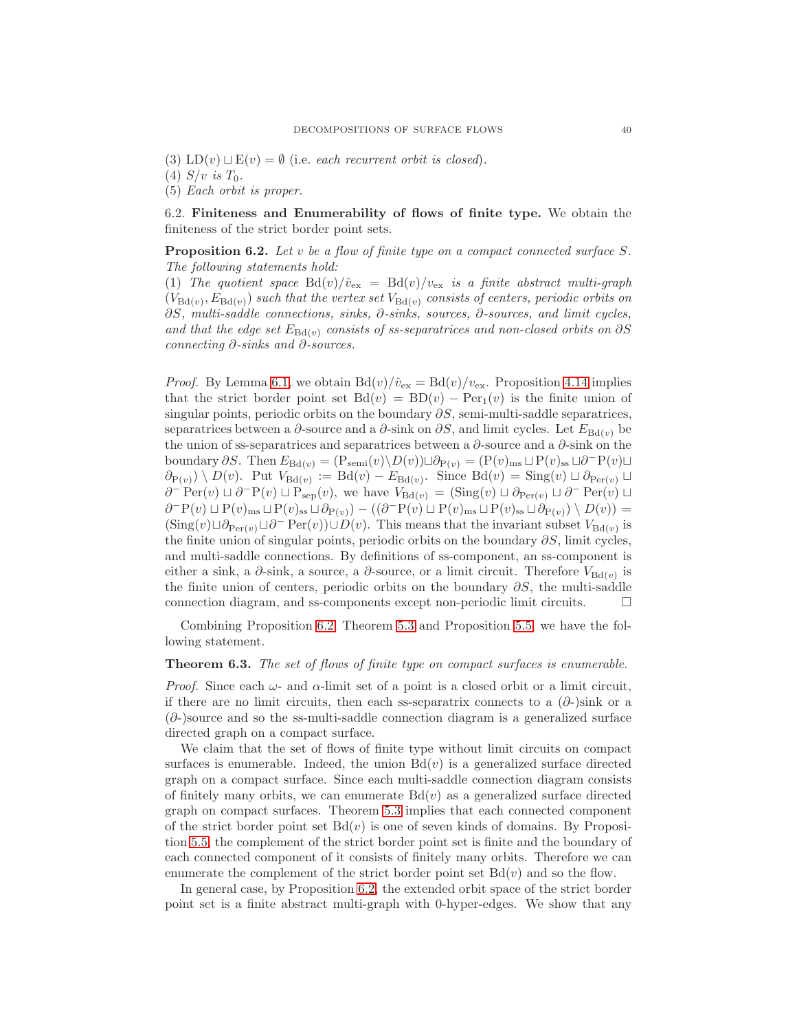(3) $\mathrm{LD}(v) \sqcup \mathrm{E}(v) = \emptyset$ (i.e. *each recurrent orbit is closed*).
(4) *$S/v$ is $T_0$.*
(5) *Each orbit is proper.*

## 6.2. Finiteness and Enumerability of flows of finite type.

We obtain the finiteness of the strict border point sets.

**Proposition 6.2.** *Let $v$ be a flow of finite type on a compact connected surface $S$. The following statements hold:*
*(1) The quotient space $\mathrm{Bd}(v)/\hat{v}_{\mathrm{ex}} = \mathrm{Bd}(v)/v_{\mathrm{ex}}$ is a finite abstract multi-graph $(V_{\mathrm{Bd}(v)}, E_{\mathrm{Bd}(v)})$ such that the vertex set $V_{\mathrm{Bd}(v)}$ consists of centers, periodic orbits on $\partial S$, multi-saddle connections, sinks, $\partial$-sinks, sources, $\partial$-sources, and limit cycles, and that the edge set $E_{\mathrm{Bd}(v)}$ consists of ss-separatrices and non-closed orbits on $\partial S$ connecting $\partial$-sinks and $\partial$-sources.*

*Proof.* By Lemma 6.1, we obtain $\mathrm{Bd}(v)/\hat{v}_{\mathrm{ex}} = \mathrm{Bd}(v)/v_{\mathrm{ex}}$. Proposition 4.14 implies that the strict border point set $\mathrm{Bd}(v) = \mathrm{BD}(v) - \mathrm{Per}_1(v)$ is the finite union of singular points, periodic orbits on the boundary $\partial S$, semi-multi-saddle separatrices, separatrices between a $\partial$-source and a $\partial$-sink on $\partial S$, and limit cycles. Let $E_{\mathrm{Bd}(v)}$ be the union of ss-separatrices and separatrices between a $\partial$-source and a $\partial$-sink on the boundary $\partial S$. Then $E_{\mathrm{Bd}(v)} = (\mathrm{P}_{\mathrm{semi}}(v) \setminus D(v)) \sqcup \partial_{\mathrm{P}(v)} = (\mathrm{P}(v)_{\mathrm{ms}} \sqcup \mathrm{P}(v)_{\mathrm{ss}} \sqcup \partial^- \mathrm{P}(v) \sqcup \partial_{\mathrm{P}(v)}) \setminus D(v)$. Put $V_{\mathrm{Bd}(v)} := \mathrm{Bd}(v) - E_{\mathrm{Bd}(v)}$. Since $\mathrm{Bd}(v) = \mathrm{Sing}(v) \sqcup \partial_{\mathrm{Per}(v)} \sqcup \partial^- \mathrm{Per}(v) \sqcup \partial^- \mathrm{P}(v) \sqcup \mathrm{P}_{\mathrm{sep}}(v)$, we have $V_{\mathrm{Bd}(v)} = (\mathrm{Sing}(v) \sqcup \partial_{\mathrm{Per}(v)} \sqcup \partial^- \mathrm{Per}(v) \sqcup \partial^- \mathrm{P}(v) \sqcup \mathrm{P}(v)_{\mathrm{ms}} \sqcup \mathrm{P}(v)_{\mathrm{ss}} \sqcup \partial_{\mathrm{P}(v)}) - ((\partial^- \mathrm{P}(v) \sqcup \mathrm{P}(v)_{\mathrm{ms}} \sqcup \mathrm{P}(v)_{\mathrm{ss}} \sqcup \partial_{\mathrm{P}(v)}) \setminus D(v)) = (\mathrm{Sing}(v) \sqcup \partial_{\mathrm{Per}(v)} \sqcup \partial^- \mathrm{Per}(v)) \cup D(v)$. This means that the invariant subset $V_{\mathrm{Bd}(v)}$ is the finite union of singular points, periodic orbits on the boundary $\partial S$, limit cycles, and multi-saddle connections. By definitions of ss-component, an ss-component is either a sink, a $\partial$-sink, a source, a $\partial$-source, or a limit circuit. Therefore $V_{\mathrm{Bd}(v)}$ is the finite union of centers, periodic orbits on the boundary $\partial S$, the multi-saddle connection diagram, and ss-components except non-periodic limit circuits. $\square$

Combining Proposition 6.2, Theorem 5.3 and Proposition 5.5, we have the following statement.

**Theorem 6.3.** *The set of flows of finite type on compact surfaces is enumerable.*

*Proof.* Since each $\omega$- and $\alpha$-limit set of a point is a closed orbit or a limit circuit, if there are no limit circuits, then each ss-separatrix connects to a ($\partial$-)sink or a ($\partial$-)source and so the ss-multi-saddle connection diagram is a generalized surface directed graph on a compact surface.

We claim that the set of flows of finite type without limit circuits on compact surfaces is enumerable. Indeed, the union $\mathrm{Bd}(v)$ is a generalized surface directed graph on a compact surface. Since each multi-saddle connection diagram consists of finitely many orbits, we can enumerate $\mathrm{Bd}(v)$ as a generalized surface directed graph on compact surfaces. Theorem 5.3 implies that each connected component of the strict border point set $\mathrm{Bd}(v)$ is one of seven kinds of domains. By Proposition 5.5, the complement of the strict border point set is finite and the boundary of each connected component of it consists of finitely many orbits. Therefore we can enumerate the complement of the strict border point set $\mathrm{Bd}(v)$ and so the flow.

In general case, by Proposition 6.2, the extended orbit space of the strict border point set is a finite abstract multi-graph with 0-hyper-edges. We show that any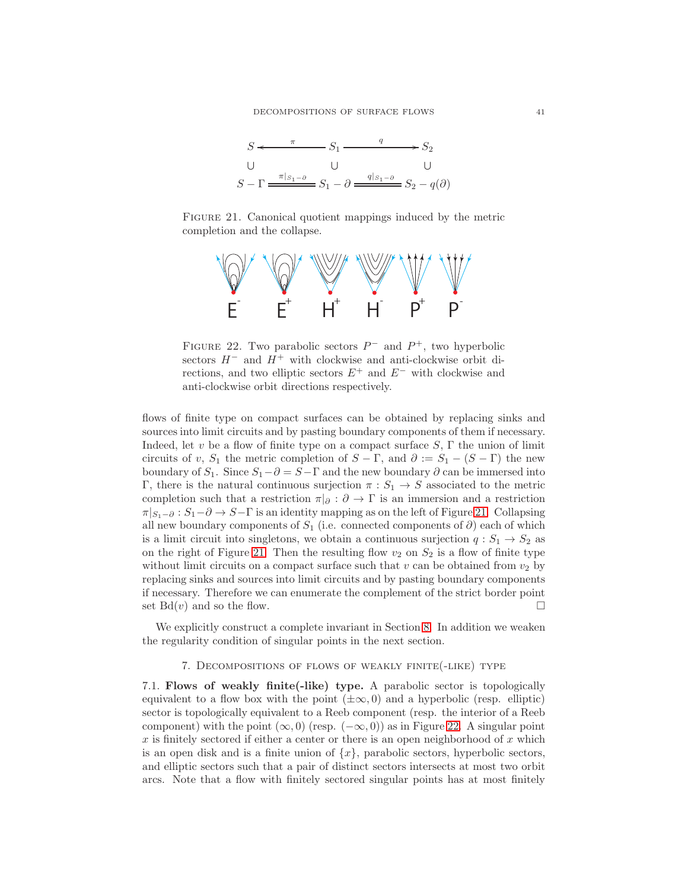$$
\begin{array}{ccccc}
S & \xleftarrow{\pi} & S_1 & \xrightarrow{q} & S_2 \\
\cup & & \cup & & \cup \\
S - \Gamma & \overset{\pi|_{S_1 - \partial}}{=\!=\!=} & S_1 - \partial & \overset{q|_{S_1 - \partial}}{=\!=\!=} & S_2 - q(\partial)
\end{array}
$$

FIGURE 21. Canonical quotient mappings induced by the metric completion and the collapse.

FIGURE 22. Two parabolic sectors $P^-$ and $P^+$, two hyperbolic sectors $H^-$ and $H^+$ with clockwise and anti-clockwise orbit directions, and two elliptic sectors $E^+$ and $E^-$ with clockwise and anti-clockwise orbit directions respectively.

flows of finite type on compact surfaces can be obtained by replacing sinks and sources into limit circuits and by pasting boundary components of them if necessary. Indeed, let $v$ be a flow of finite type on a compact surface $S$, $\Gamma$ the union of limit circuits of $v$, $S_1$ the metric completion of $S - \Gamma$, and $\partial := S_1 - (S - \Gamma)$ the new boundary of $S_1$. Since $S_1 - \partial = S - \Gamma$ and the new boundary $\partial$ can be immersed into $\Gamma$, there is the natural continuous surjection $\pi : S_1 \to S$ associated to the metric completion such that a restriction $\pi|_\partial : \partial \to \Gamma$ is an immersion and a restriction $\pi|_{S_1 - \partial} : S_1 - \partial \to S - \Gamma$ is an identity mapping as on the left of Figure 21. Collapsing all new boundary components of $S_1$ (i.e. connected components of $\partial$) each of which is a limit circuit into singletons, we obtain a continuous surjection $q : S_1 \to S_2$ as on the right of Figure 21. Then the resulting flow $v_2$ on $S_2$ is a flow of finite type without limit circuits on a compact surface such that $v$ can be obtained from $v_2$ by replacing sinks and sources into limit circuits and by pasting boundary components if necessary. Therefore we can enumerate the complement of the strict border point set $\mathrm{Bd}(v)$ and so the flow. □

We explicitly construct a complete invariant in Section 8. In addition we weaken the regularity condition of singular points in the next section.

## 7. Decompositions of flows of weakly finite(-like) type

7.1. **Flows of weakly finite(-like) type.** A parabolic sector is topologically equivalent to a flow box with the point $(\pm\infty, 0)$ and a hyperbolic (resp. elliptic) sector is topologically equivalent to a Reeb component (resp. the interior of a Reeb component) with the point $(\infty, 0)$ (resp. $(-\infty, 0)$) as in Figure 22. A singular point $x$ is finitely sectored if either a center or there is an open neighborhood of $x$ which is an open disk and is a finite union of $\{x\}$, parabolic sectors, hyperbolic sectors, and elliptic sectors such that a pair of distinct sectors intersects at most two orbit arcs. Note that a flow with finitely sectored singular points has at most finitely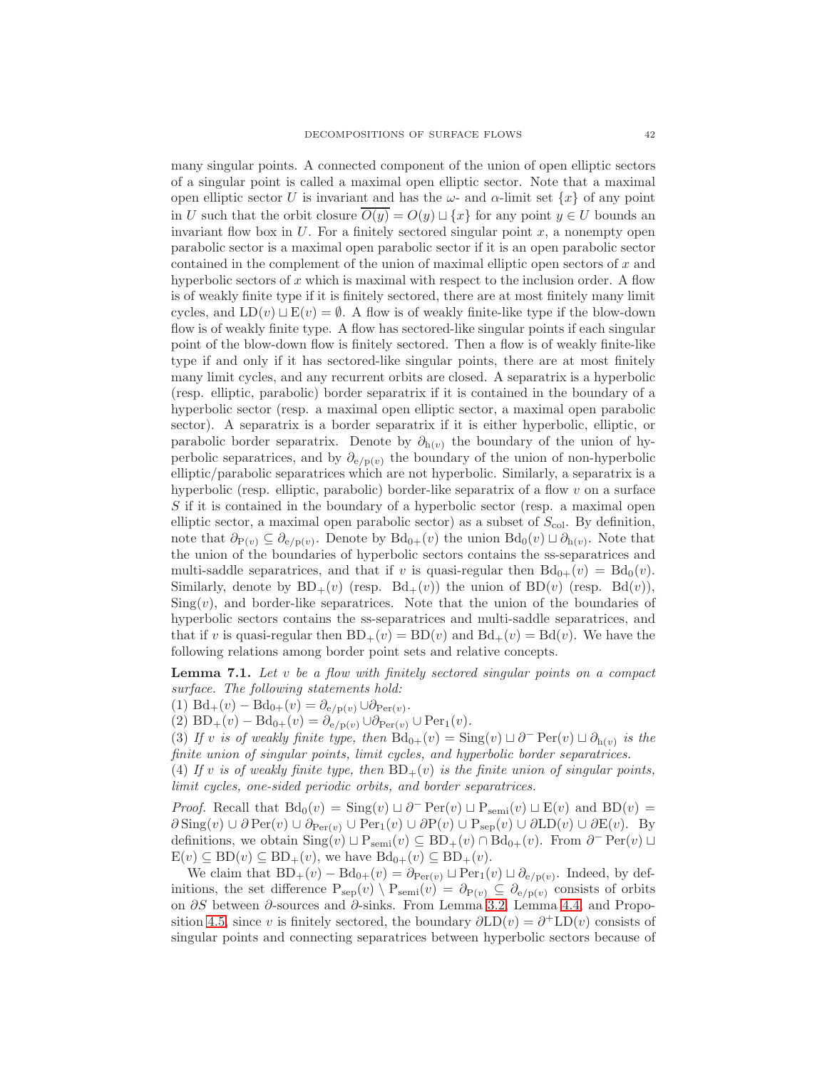many singular points. A connected component of the union of open elliptic sectors of a singular point is called a maximal open elliptic sector. Note that a maximal open elliptic sector $U$ is invariant and has the $\omega$- and $\alpha$-limit set $\{x\}$ of any point in $U$ such that the orbit closure $\overline{O(y)} = O(y) \sqcup \{x\}$ for any point $y \in U$ bounds an invariant flow box in $U$. For a finitely sectored singular point $x$, a nonempty open parabolic sector is a maximal open parabolic sector if it is an open parabolic sector contained in the complement of the union of maximal elliptic open sectors of $x$ and hyperbolic sectors of $x$ which is maximal with respect to the inclusion order. A flow is of weakly finite type if it is finitely sectored, there are at most finitely many limit cycles, and $\mathrm{LD}(v) \sqcup \mathrm{E}(v) = \emptyset$. A flow is of weakly finite-like type if the blow-down flow is of weakly finite type. A flow has sectored-like singular points if each singular point of the blow-down flow is finitely sectored. Then a flow is of weakly finite-like type if and only if it has sectored-like singular points, there are at most finitely many limit cycles, and any recurrent orbits are closed. A separatrix is a hyperbolic (resp. elliptic, parabolic) border separatrix if it is contained in the boundary of a hyperbolic sector (resp. a maximal open elliptic sector, a maximal open parabolic sector). A separatrix is a border separatrix if it is either hyperbolic, elliptic, or parabolic border separatrix. Denote by $\partial_{\mathrm{h}(v)}$ the boundary of the union of hyperbolic separatrices, and by $\partial_{\mathrm{e/p}(v)}$ the boundary of the union of non-hyperbolic elliptic/parabolic separatrices which are not hyperbolic. Similarly, a separatrix is a hyperbolic (resp. elliptic, parabolic) border-like separatrix of a flow $v$ on a surface $S$ if it is contained in the boundary of a hyperbolic sector (resp. a maximal open elliptic sector, a maximal open parabolic sector) as a subset of $S_{\mathrm{col}}$. By definition, note that $\partial_{\mathrm{P}(v)} \subseteq \partial_{\mathrm{e/p}(v)}$. Denote by $\mathrm{Bd}_{0+}(v)$ the union $\mathrm{Bd}_0(v) \sqcup \partial_{\mathrm{h}(v)}$. Note that the union of the boundaries of hyperbolic sectors contains the ss-separatrices and multi-saddle separatrices, and that if $v$ is quasi-regular then $\mathrm{Bd}_{0+}(v) = \mathrm{Bd}_0(v)$. Similarly, denote by $\mathrm{BD}_+(v)$ (resp. $\mathrm{Bd}_+(v)$) the union of $\mathrm{BD}(v)$ (resp. $\mathrm{Bd}(v)$), $\mathrm{Sing}(v)$, and border-like separatrices. Note that the union of the boundaries of hyperbolic sectors contains the ss-separatrices and multi-saddle separatrices, and that if $v$ is quasi-regular then $\mathrm{BD}_+(v) = \mathrm{BD}(v)$ and $\mathrm{Bd}_+(v) = \mathrm{Bd}(v)$. We have the following relations among border point sets and relative concepts.

**Lemma 7.1.** *Let $v$ be a flow with finitely sectored singular points on a compact surface. The following statements hold:*
(1) $\mathrm{Bd}_+(v) - \mathrm{Bd}_{0+}(v) = \partial_{\mathrm{e/p}(v)} \cup \partial_{\mathrm{Per}(v)}$.
(2) $\mathrm{BD}_+(v) - \mathrm{Bd}_{0+}(v) = \partial_{\mathrm{e/p}(v)} \cup \partial_{\mathrm{Per}(v)} \cup \mathrm{Per}_1(v)$.
(3) *If $v$ is of weakly finite type, then $\mathrm{Bd}_{0+}(v) = \mathrm{Sing}(v) \sqcup \partial^- \mathrm{Per}(v) \sqcup \partial_{\mathrm{h}(v)}$ is the finite union of singular points, limit cycles, and hyperbolic border separatrices.*
(4) *If $v$ is of weakly finite type, then $\mathrm{BD}_+(v)$ is the finite union of singular points, limit cycles, one-sided periodic orbits, and border separatrices.*

*Proof.* Recall that $\mathrm{Bd}_0(v) = \mathrm{Sing}(v) \sqcup \partial^- \mathrm{Per}(v) \sqcup \mathrm{P}_{\mathrm{semi}}(v) \sqcup \mathrm{E}(v)$ and $\mathrm{BD}(v) = \partial\,\mathrm{Sing}(v) \cup \partial\,\mathrm{Per}(v) \cup \partial_{\mathrm{Per}(v)} \cup \mathrm{Per}_1(v) \cup \partial\mathrm{P}(v) \cup \mathrm{P}_{\mathrm{sep}}(v) \cup \partial\mathrm{LD}(v) \cup \partial\mathrm{E}(v)$. By definitions, we obtain $\mathrm{Sing}(v) \sqcup \mathrm{P}_{\mathrm{semi}}(v) \subseteq \mathrm{BD}_+(v) \cap \mathrm{Bd}_{0+}(v)$. From $\partial^- \mathrm{Per}(v) \sqcup \mathrm{E}(v) \subseteq \mathrm{BD}(v) \subseteq \mathrm{BD}_+(v)$, we have $\mathrm{Bd}_{0+}(v) \subseteq \mathrm{BD}_+(v)$.

We claim that $\mathrm{BD}_+(v) - \mathrm{Bd}_{0+}(v) = \partial_{\mathrm{Per}(v)} \sqcup \mathrm{Per}_1(v) \sqcup \partial_{\mathrm{e/p}(v)}$. Indeed, by definitions, the set difference $\mathrm{P}_{\mathrm{sep}}(v) \setminus \mathrm{P}_{\mathrm{semi}}(v) = \partial_{\mathrm{P}(v)} \subseteq \partial_{\mathrm{e/p}(v)}$ consists of orbits on $\partial S$ between $\partial$-sources and $\partial$-sinks. From Lemma 3.2, Lemma 4.4, and Proposition 4.5, since $v$ is finitely sectored, the boundary $\partial\mathrm{LD}(v) = \partial^+\mathrm{LD}(v)$ consists of singular points and connecting separatrices between hyperbolic sectors because of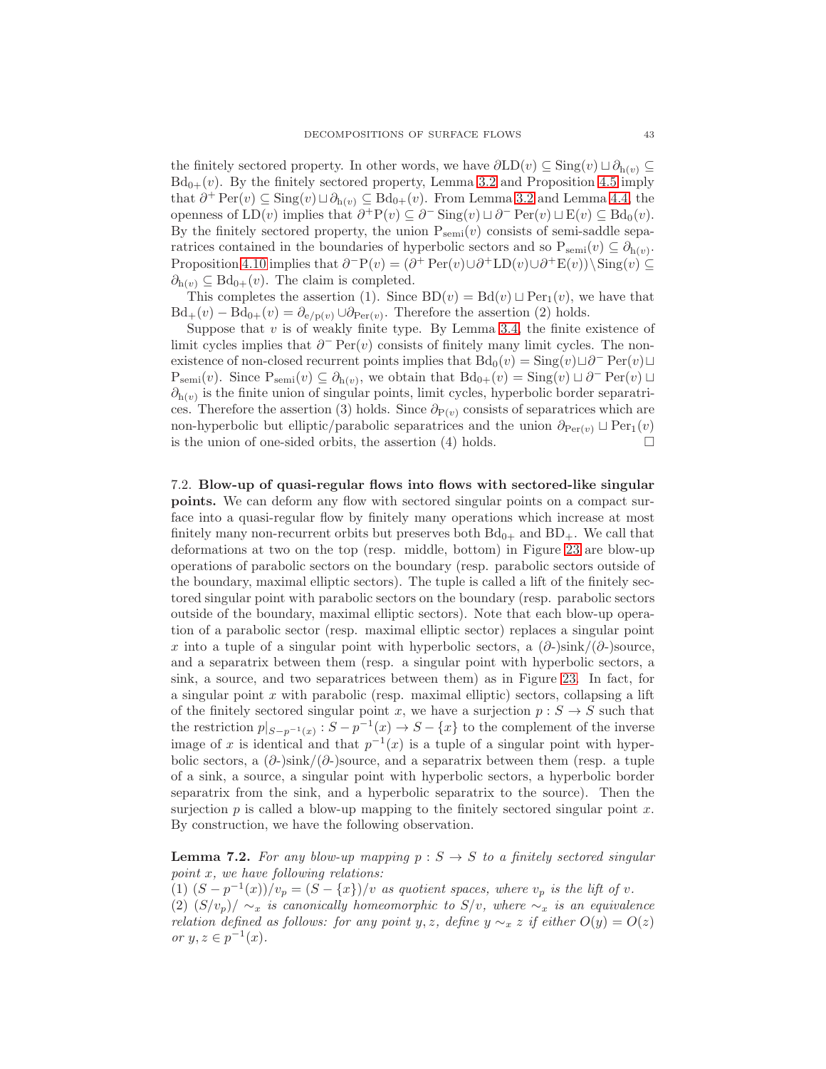the finitely sectored property. In other words, we have $\partial \mathrm{LD}(v) \subseteq \mathrm{Sing}(v) \sqcup \partial_{\mathrm{h}(v)} \subseteq \mathrm{Bd}_{0+}(v)$. By the finitely sectored property, Lemma 3.2 and Proposition 4.5 imply that $\partial^+ \mathrm{Per}(v) \subseteq \mathrm{Sing}(v) \sqcup \partial_{\mathrm{h}(v)} \subseteq \mathrm{Bd}_{0+}(v)$. From Lemma 3.2 and Lemma 4.4, the openness of $\mathrm{LD}(v)$ implies that $\partial^+ \mathrm{P}(v) \subseteq \partial^- \mathrm{Sing}(v) \sqcup \partial^- \mathrm{Per}(v) \sqcup \mathrm{E}(v) \subseteq \mathrm{Bd}_0(v)$. By the finitely sectored property, the union $\mathrm{P}_{\mathrm{semi}}(v)$ consists of semi-saddle separatrices contained in the boundaries of hyperbolic sectors and so $\mathrm{P}_{\mathrm{semi}}(v) \subseteq \partial_{\mathrm{h}(v)}$. Proposition 4.10 implies that $\partial^- \mathrm{P}(v) = (\partial^+ \mathrm{Per}(v) \cup \partial^+ \mathrm{LD}(v) \cup \partial^+ \mathrm{E}(v)) \setminus \mathrm{Sing}(v) \subseteq \partial_{\mathrm{h}(v)} \subseteq \mathrm{Bd}_{0+}(v)$. The claim is completed.

This completes the assertion (1). Since $\mathrm{BD}(v) = \mathrm{Bd}(v) \sqcup \mathrm{Per}_1(v)$, we have that $\mathrm{Bd}_+(v) - \mathrm{Bd}_{0+}(v) = \partial_{\mathrm{e/p}(v)} \cup \partial_{\mathrm{Per}(v)}$. Therefore the assertion (2) holds.

Suppose that $v$ is of weakly finite type. By Lemma 3.4, the finite existence of limit cycles implies that $\partial^- \mathrm{Per}(v)$ consists of finitely many limit cycles. The nonexistence of non-closed recurrent points implies that $\mathrm{Bd}_0(v) = \mathrm{Sing}(v) \sqcup \partial^- \mathrm{Per}(v) \sqcup \mathrm{P}_{\mathrm{semi}}(v)$. Since $\mathrm{P}_{\mathrm{semi}}(v) \subseteq \partial_{\mathrm{h}(v)}$, we obtain that $\mathrm{Bd}_{0+}(v) = \mathrm{Sing}(v) \sqcup \partial^- \mathrm{Per}(v) \sqcup \partial_{\mathrm{h}(v)}$ is the finite union of singular points, limit cycles, hyperbolic border separatrices. Therefore the assertion (3) holds. Since $\partial_{\mathrm{P}(v)}$ consists of separatrices which are non-hyperbolic but elliptic/parabolic separatrices and the union $\partial_{\mathrm{Per}(v)} \sqcup \mathrm{Per}_1(v)$ is the union of one-sided orbits, the assertion (4) holds. $\square$

### 7.2. Blow-up of quasi-regular flows into flows with sectored-like singular points.

We can deform any flow with sectored singular points on a compact surface into a quasi-regular flow by finitely many operations which increase at most finitely many non-recurrent orbits but preserves both $\mathrm{Bd}_{0+}$ and $\mathrm{BD}_+$. We call that deformations at two on the top (resp. middle, bottom) in Figure 23 are blow-up operations of parabolic sectors on the boundary (resp. parabolic sectors outside of the boundary, maximal elliptic sectors). The tuple is called a lift of the finitely sectored singular point with parabolic sectors on the boundary (resp. parabolic sectors outside of the boundary, maximal elliptic sectors). Note that each blow-up operation of a parabolic sector (resp. maximal elliptic sector) replaces a singular point $x$ into a tuple of a singular point with hyperbolic sectors, a ($\partial$-)sink/($\partial$-)source, and a separatrix between them (resp. a singular point with hyperbolic sectors, a sink, a source, and two separatrices between them) as in Figure 23. In fact, for a singular point $x$ with parabolic (resp. maximal elliptic) sectors, collapsing a lift of the finitely sectored singular point $x$, we have a surjection $p : S \to S$ such that the restriction $p|_{S - p^{-1}(x)} : S - p^{-1}(x) \to S - \{x\}$ to the complement of the inverse image of $x$ is identical and that $p^{-1}(x)$ is a tuple of a singular point with hyperbolic sectors, a ($\partial$-)sink/($\partial$-)source, and a separatrix between them (resp. a tuple of a sink, a source, a singular point with hyperbolic sectors, a hyperbolic border separatrix from the sink, and a hyperbolic separatrix to the source). Then the surjection $p$ is called a blow-up mapping to the finitely sectored singular point $x$. By construction, we have the following observation.

**Lemma 7.2.** *For any blow-up mapping $p : S \to S$ to a finitely sectored singular point $x$, we have following relations:*
(1) $(S - p^{-1}(x))/v_p = (S - \{x\})/v$ *as quotient spaces, where $v_p$ is the lift of $v$.*
(2) $(S/v_p)/\sim_x$ *is canonically homeomorphic to $S/v$, where $\sim_x$ is an equivalence relation defined as follows: for any point $y, z$, define $y \sim_x z$ if either $O(y) = O(z)$ or $y, z \in p^{-1}(x)$.*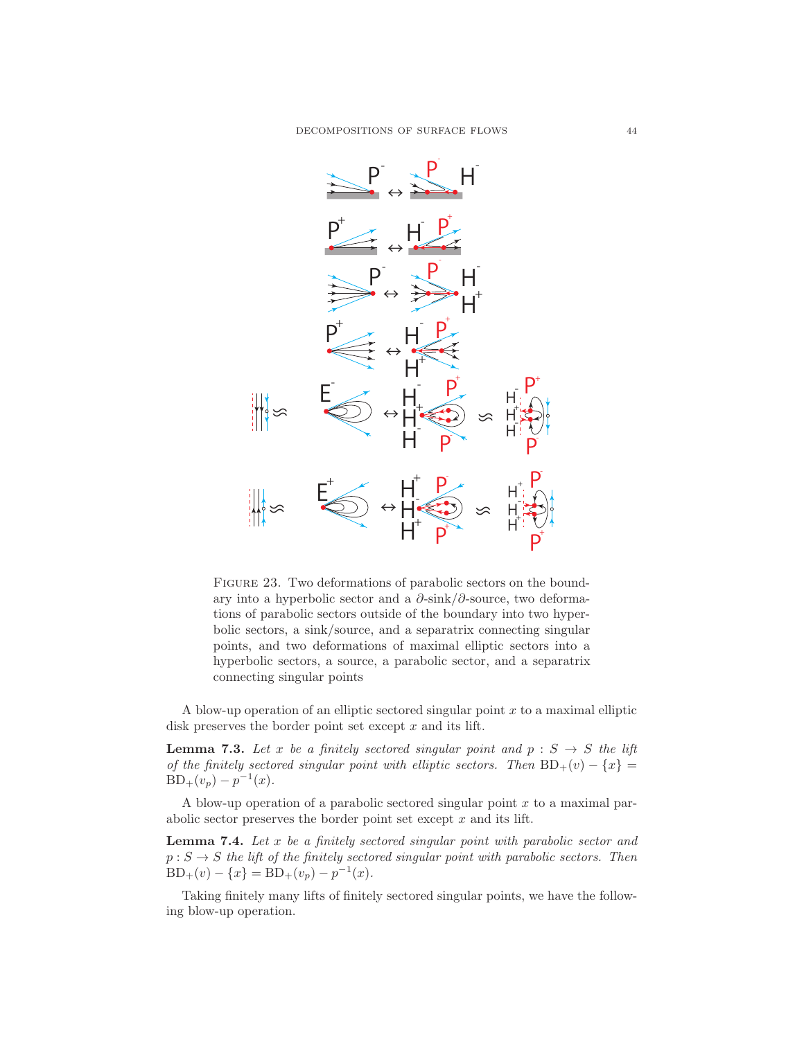Figure 23. Two deformations of parabolic sectors on the boundary into a hyperbolic sector and a $\partial$-sink/$\partial$-source, two deformations of parabolic sectors outside of the boundary into two hyperbolic sectors, a sink/source, and a separatrix connecting singular points, and two deformations of maximal elliptic sectors into a hyperbolic sectors, a source, a parabolic sector, and a separatrix connecting singular points

A blow-up operation of an elliptic sectored singular point $x$ to a maximal elliptic disk preserves the border point set except $x$ and its lift.

**Lemma 7.3.** *Let $x$ be a finitely sectored singular point and $p : S \to S$ the lift of the finitely sectored singular point with elliptic sectors. Then* $\mathrm{BD}_+(v) - \{x\} = \mathrm{BD}_+(v_p) - p^{-1}(x)$.

A blow-up operation of a parabolic sectored singular point $x$ to a maximal parabolic sector preserves the border point set except $x$ and its lift.

**Lemma 7.4.** *Let $x$ be a finitely sectored singular point with parabolic sector and $p : S \to S$ the lift of the finitely sectored singular point with parabolic sectors. Then* $\mathrm{BD}_+(v) - \{x\} = \mathrm{BD}_+(v_p) - p^{-1}(x)$.

Taking finitely many lifts of finitely sectored singular points, we have the following blow-up operation.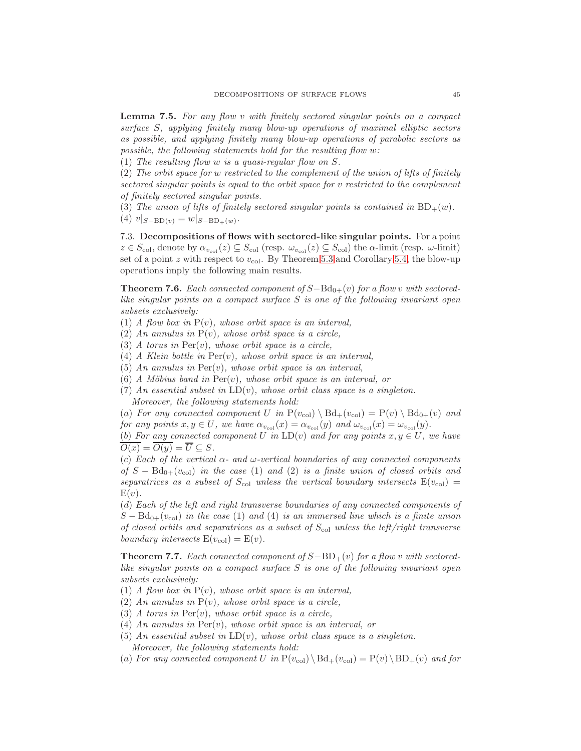**Lemma 7.5.** *For any flow $v$ with finitely sectored singular points on a compact surface $S$, applying finitely many blow-up operations of maximal elliptic sectors as possible, and applying finitely many blow-up operations of parabolic sectors as possible, the following statements hold for the resulting flow $w$:*
*(1) The resulting flow $w$ is a quasi-regular flow on $S$.*
*(2) The orbit space for $w$ restricted to the complement of the union of lifts of finitely sectored singular points is equal to the orbit space for $v$ restricted to the complement of finitely sectored singular points.*
*(3) The union of lifts of finitely sectored singular points is contained in $\mathrm{BD}_+(w)$.*
*(4) $v|_{S-\mathrm{BD}(v)} = w|_{S-\mathrm{BD}_+(w)}$.*

### 7.3. Decompositions of flows with sectored-like singular points.

For a point $z \in S_{\mathrm{col}}$, denote by $\alpha_{v_{\mathrm{col}}}(z) \subseteq S_{\mathrm{col}}$ (resp. $\omega_{v_{\mathrm{col}}}(z) \subseteq S_{\mathrm{col}}$) the $\alpha$-limit (resp. $\omega$-limit) set of a point $z$ with respect to $v_{\mathrm{col}}$. By Theorem 5.3 and Corollary 5.4, the blow-up operations imply the following main results.

**Theorem 7.6.** *Each connected component of $S-\mathrm{Bd}_{0+}(v)$ for a flow $v$ with sectored-like singular points on a compact surface $S$ is one of the following invariant open subsets exclusively:*
*(1) A flow box in $\mathrm{P}(v)$, whose orbit space is an interval,*
*(2) An annulus in $\mathrm{P}(v)$, whose orbit space is a circle,*
*(3) A torus in $\mathrm{Per}(v)$, whose orbit space is a circle,*
*(4) A Klein bottle in $\mathrm{Per}(v)$, whose orbit space is an interval,*
*(5) An annulus in $\mathrm{Per}(v)$, whose orbit space is an interval,*
*(6) A Möbius band in $\mathrm{Per}(v)$, whose orbit space is an interval, or*
*(7) An essential subset in $\mathrm{LD}(v)$, whose orbit class space is a singleton.*
*Moreover, the following statements hold:*
*(a) For any connected component $U$ in $\mathrm{P}(v_{\mathrm{col}}) \setminus \mathrm{Bd}_+(v_{\mathrm{col}}) = \mathrm{P}(v) \setminus \mathrm{Bd}_{0+}(v)$ and for any points $x, y \in U$, we have $\alpha_{v_{\mathrm{col}}}(x) = \alpha_{v_{\mathrm{col}}}(y)$ and $\omega_{v_{\mathrm{col}}}(x) = \omega_{v_{\mathrm{col}}}(y)$.*
*(b) For any connected component $U$ in $\mathrm{LD}(v)$ and for any points $x, y \in U$, we have $\overline{O(x)} = \overline{O(y)} = \overline{U} \subseteq S$.*
*(c) Each of the vertical $\alpha$- and $\omega$-vertical boundaries of any connected components of $S - \mathrm{Bd}_{0+}(v_{\mathrm{col}})$ in the case (1) and (2) is a finite union of closed orbits and separatrices as a subset of $S_{\mathrm{col}}$ unless the vertical boundary intersects $\mathrm{E}(v_{\mathrm{col}}) = \mathrm{E}(v)$.*
*(d) Each of the left and right transverse boundaries of any connected components of $S - \mathrm{Bd}_{0+}(v_{\mathrm{col}})$ in the case (1) and (4) is an immersed line which is a finite union of closed orbits and separatrices as a subset of $S_{\mathrm{col}}$ unless the left/right transverse boundary intersects $\mathrm{E}(v_{\mathrm{col}}) = \mathrm{E}(v)$.*

**Theorem 7.7.** *Each connected component of $S-\mathrm{BD}_+(v)$ for a flow $v$ with sectored-like singular points on a compact surface $S$ is one of the following invariant open subsets exclusively:*
*(1) A flow box in $\mathrm{P}(v)$, whose orbit space is an interval,*
*(2) An annulus in $\mathrm{P}(v)$, whose orbit space is a circle,*
*(3) A torus in $\mathrm{Per}(v)$, whose orbit space is a circle,*
*(4) An annulus in $\mathrm{Per}(v)$, whose orbit space is an interval, or*
*(5) An essential subset in $\mathrm{LD}(v)$, whose orbit class space is a singleton.*
*Moreover, the following statements hold:*
*(a) For any connected component $U$ in $\mathrm{P}(v_{\mathrm{col}}) \setminus \mathrm{Bd}_+(v_{\mathrm{col}}) = \mathrm{P}(v) \setminus \mathrm{BD}_+(v)$ and for*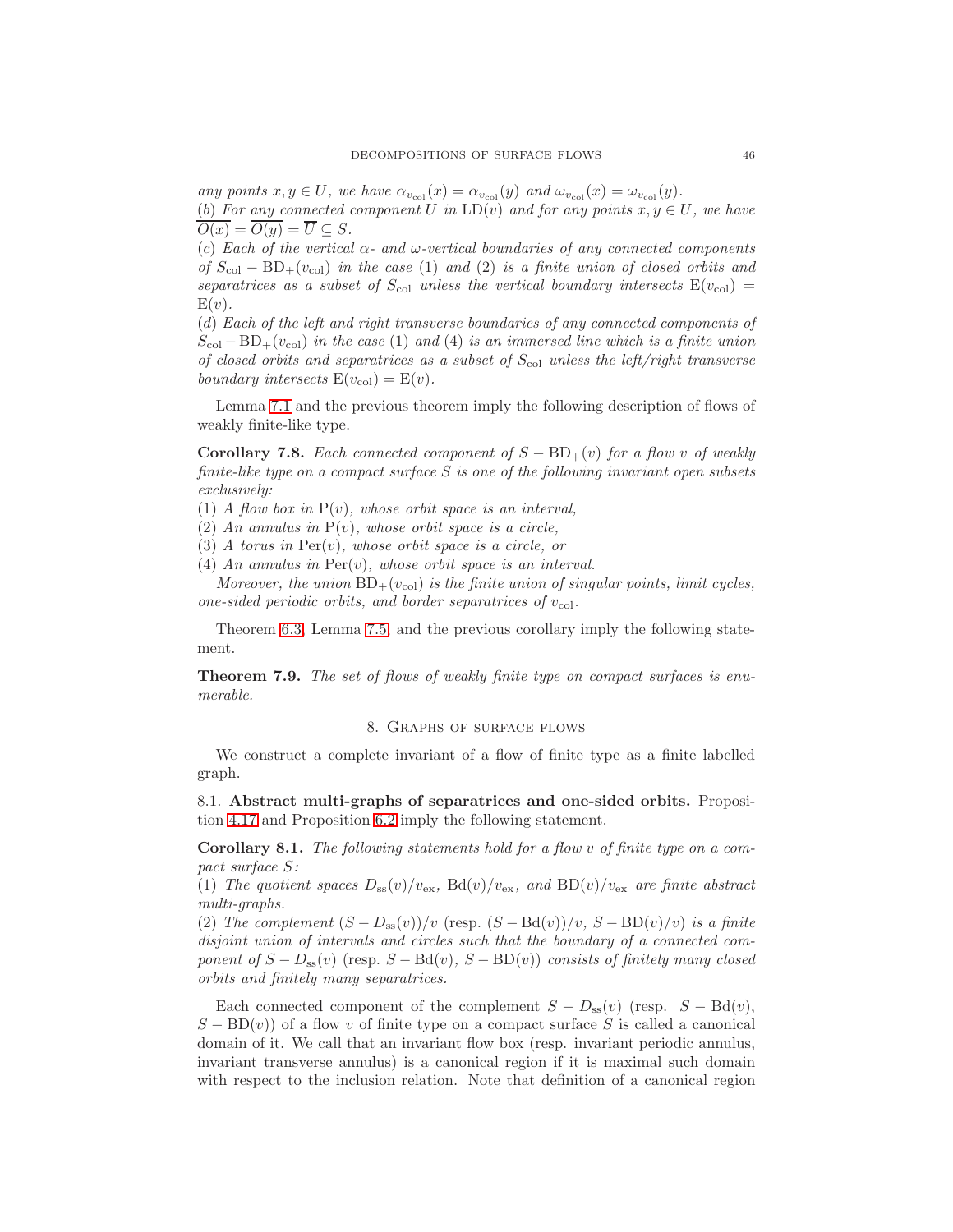*any points $x, y \in U$, we have $\alpha_{v_{\mathrm{col}}}(x) = \alpha_{v_{\mathrm{col}}}(y)$ and $\omega_{v_{\mathrm{col}}}(x) = \omega_{v_{\mathrm{col}}}(y)$.*
(*b*) *For any connected component $U$ in $\mathrm{LD}(v)$ and for any points $x, y \in U$, we have $\overline{O(x)} = \overline{O(y)} = \overline{U} \subseteq S$.*
(*c*) *Each of the vertical $\alpha$- and $\omega$-vertical boundaries of any connected components of $S_{\mathrm{col}} - \mathrm{BD}_+(v_{\mathrm{col}})$ in the case* (1) *and* (2) *is a finite union of closed orbits and separatrices as a subset of $S_{\mathrm{col}}$ unless the vertical boundary intersects $\mathrm{E}(v_{\mathrm{col}}) = \mathrm{E}(v)$.*
(*d*) *Each of the left and right transverse boundaries of any connected components of $S_{\mathrm{col}} - \mathrm{BD}_+(v_{\mathrm{col}})$ in the case* (1) *and* (4) *is an immersed line which is a finite union of closed orbits and separatrices as a subset of $S_{\mathrm{col}}$ unless the left/right transverse boundary intersects $\mathrm{E}(v_{\mathrm{col}}) = \mathrm{E}(v)$.*

Lemma 7.1 and the previous theorem imply the following description of flows of weakly finite-like type.

**Corollary 7.8.** *Each connected component of $S - \mathrm{BD}_+(v)$ for a flow $v$ of weakly finite-like type on a compact surface $S$ is one of the following invariant open subsets exclusively:*
(1) *A flow box in $\mathrm{P}(v)$, whose orbit space is an interval,*
(2) *An annulus in $\mathrm{P}(v)$, whose orbit space is a circle,*
(3) *A torus in $\mathrm{Per}(v)$, whose orbit space is a circle, or*
(4) *An annulus in $\mathrm{Per}(v)$, whose orbit space is an interval.*
*Moreover, the union $\mathrm{BD}_+(v_{\mathrm{col}})$ is the finite union of singular points, limit cycles, one-sided periodic orbits, and border separatrices of $v_{\mathrm{col}}$.*

Theorem 6.3, Lemma 7.5, and the previous corollary imply the following statement.

**Theorem 7.9.** *The set of flows of weakly finite type on compact surfaces is enumerable.*

## 8. Graphs of surface flows

We construct a complete invariant of a flow of finite type as a finite labelled graph.

### 8.1. Abstract multi-graphs of separatrices and one-sided orbits.

Proposition 4.17 and Proposition 6.2 imply the following statement.

**Corollary 8.1.** *The following statements hold for a flow $v$ of finite type on a compact surface $S$:*
(1) *The quotient spaces $D_{\mathrm{ss}}(v)/v_{\mathrm{ex}}$, $\mathrm{Bd}(v)/v_{\mathrm{ex}}$, and $\mathrm{BD}(v)/v_{\mathrm{ex}}$ are finite abstract multi-graphs.*
(2) *The complement $(S - D_{\mathrm{ss}}(v))/v$ (resp. $(S - \mathrm{Bd}(v))/v$, $S - \mathrm{BD}(v)/v$) is a finite disjoint union of intervals and circles such that the boundary of a connected component of $S - D_{\mathrm{ss}}(v)$ (resp. $S - \mathrm{Bd}(v)$, $S - \mathrm{BD}(v)$) consists of finitely many closed orbits and finitely many separatrices.*

Each connected component of the complement $S - D_{\mathrm{ss}}(v)$ (resp. $S - \mathrm{Bd}(v)$, $S - \mathrm{BD}(v)$) of a flow $v$ of finite type on a compact surface $S$ is called a canonical domain of it. We call that an invariant flow box (resp. invariant periodic annulus, invariant transverse annulus) is a canonical region if it is maximal such domain with respect to the inclusion relation. Note that definition of a canonical region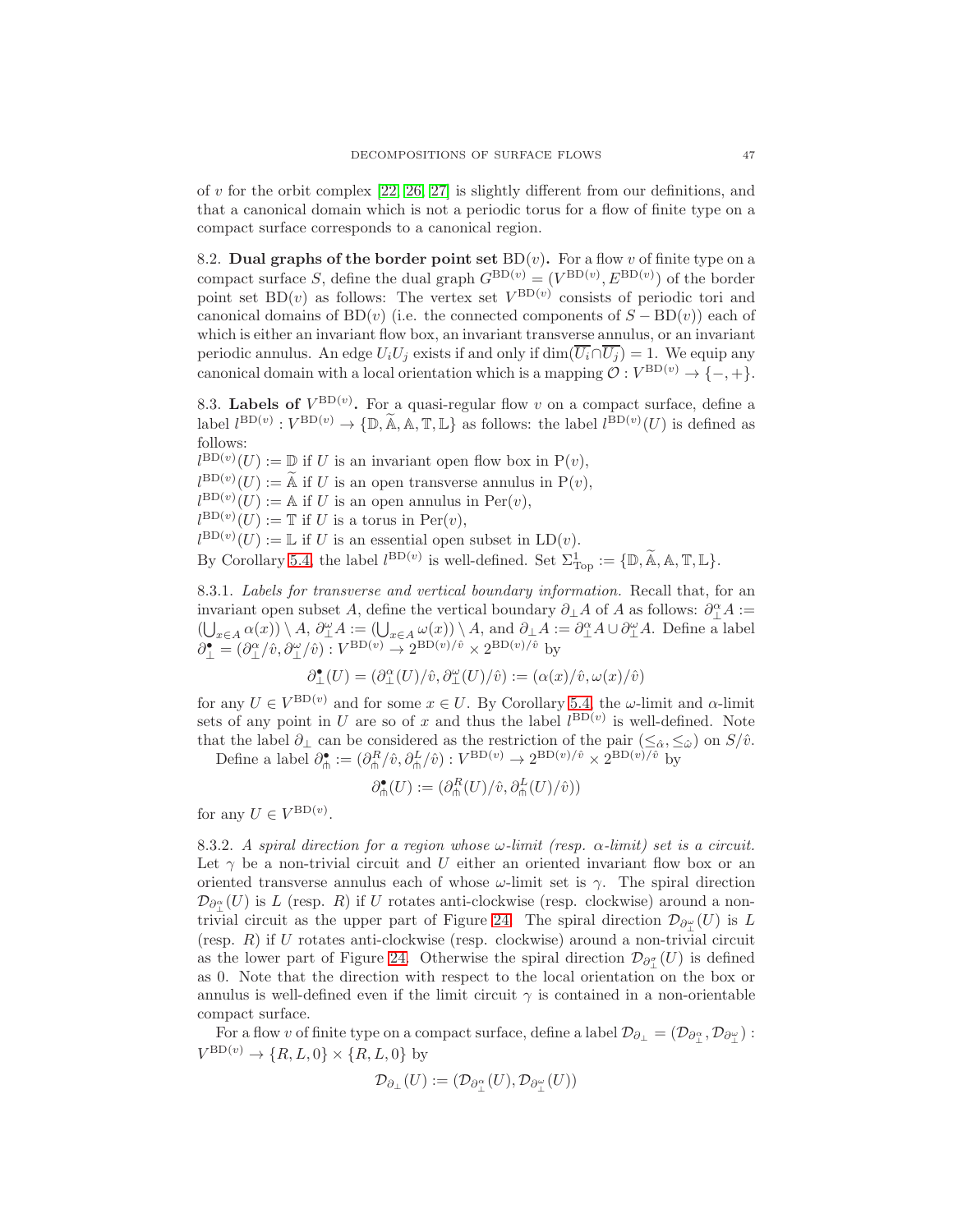of $v$ for the orbit complex [22, 26, 27] is slightly different from our definitions, and that a canonical domain which is not a periodic torus for a flow of finite type on a compact surface corresponds to a canonical region.

8.2. **Dual graphs of the border point set** $\mathrm{BD}(v)$**.** For a flow $v$ of finite type on a compact surface $S$, define the dual graph $G^{\mathrm{BD}(v)} = (V^{\mathrm{BD}(v)}, E^{\mathrm{BD}(v)})$ of the border point set $\mathrm{BD}(v)$ as follows: The vertex set $V^{\mathrm{BD}(v)}$ consists of periodic tori and canonical domains of $\mathrm{BD}(v)$ (i.e. the connected components of $S - \mathrm{BD}(v)$) each of which is either an invariant flow box, an invariant transverse annulus, or an invariant periodic annulus. An edge $U_iU_j$ exists if and only if $\dim(\overline{U_i} \cap \overline{U_j}) = 1$. We equip any canonical domain with a local orientation which is a mapping $\mathcal{O} : V^{\mathrm{BD}(v)} \to \{-, +\}$.

8.3. **Labels of** $V^{\mathrm{BD}(v)}$**.** For a quasi-regular flow $v$ on a compact surface, define a label $l^{\mathrm{BD}(v)} : V^{\mathrm{BD}(v)} \to \{\mathbb{D}, \widetilde{\mathbb{A}}, \mathbb{A}, \mathbb{T}, \mathbb{L}\}$ as follows: the label $l^{\mathrm{BD}(v)}(U)$ is defined as follows:
$l^{\mathrm{BD}(v)}(U) := \mathbb{D}$ if $U$ is an invariant open flow box in $\mathrm{P}(v)$,
$l^{\mathrm{BD}(v)}(U) := \widetilde{\mathbb{A}}$ if $U$ is an open transverse annulus in $\mathrm{P}(v)$,
$l^{\mathrm{BD}(v)}(U) := \mathbb{A}$ if $U$ is an open annulus in $\mathrm{Per}(v)$,
$l^{\mathrm{BD}(v)}(U) := \mathbb{T}$ if $U$ is a torus in $\mathrm{Per}(v)$,
$l^{\mathrm{BD}(v)}(U) := \mathbb{L}$ if $U$ is an essential open subset in $\mathrm{LD}(v)$.
By Corollary 5.4, the label $l^{\mathrm{BD}(v)}$ is well-defined. Set $\Sigma^1_{\mathrm{Top}} := \{\mathbb{D}, \widetilde{\mathbb{A}}, \mathbb{A}, \mathbb{T}, \mathbb{L}\}$.

8.3.1. *Labels for transverse and vertical boundary information.* Recall that, for an invariant open subset $A$, define the vertical boundary $\partial_\perp A$ of $A$ as follows: $\partial^\alpha_\perp A := (\bigcup_{x \in A} \alpha(x)) \setminus A$, $\partial^\omega_\perp A := (\bigcup_{x \in A} \omega(x)) \setminus A$, and $\partial_\perp A := \partial^\alpha_\perp A \cup \partial^\omega_\perp A$. Define a label $\partial^\bullet_\perp = (\partial^\alpha_\perp/\hat{v}, \partial^\omega_\perp/\hat{v}) : V^{\mathrm{BD}(v)} \to 2^{\mathrm{BD}(v)/\hat{v}} \times 2^{\mathrm{BD}(v)/\hat{v}}$ by

$$\partial^\bullet_\perp(U) = (\partial^\alpha_\perp(U)/\hat{v}, \partial^\omega_\perp(U)/\hat{v}) := (\alpha(x)/\hat{v}, \omega(x)/\hat{v})$$

for any $U \in V^{\mathrm{BD}(v)}$ and for some $x \in U$. By Corollary 5.4, the $\omega$-limit and $\alpha$-limit sets of any point in $U$ are so of $x$ and thus the label $l^{\mathrm{BD}(v)}$ is well-defined. Note that the label $\partial_\perp$ can be considered as the restriction of the pair $(\leq_{\hat{\alpha}}, \leq_{\hat{\omega}})$ on $S/\hat{v}$.

Define a label $\partial^\bullet_\pitchfork := (\partial^R_\pitchfork/\hat{v}, \partial^L_\pitchfork/\hat{v}) : V^{\mathrm{BD}(v)} \to 2^{\mathrm{BD}(v)/\hat{v}} \times 2^{\mathrm{BD}(v)/\hat{v}}$ by

$$\partial^\bullet_\pitchfork(U) := (\partial^R_\pitchfork(U)/\hat{v}, \partial^L_\pitchfork(U)/\hat{v}))$$

for any $U \in V^{\mathrm{BD}(v)}$.

8.3.2. *A spiral direction for a region whose $\omega$-limit (resp. $\alpha$-limit) set is a circuit.* Let $\gamma$ be a non-trivial circuit and $U$ either an oriented invariant flow box or an oriented transverse annulus each of whose $\omega$-limit set is $\gamma$. The spiral direction $\mathcal{D}_{\partial^\alpha_\perp}(U)$ is $L$ (resp. $R$) if $U$ rotates anti-clockwise (resp. clockwise) around a non-trivial circuit as the upper part of Figure 24. The spiral direction $\mathcal{D}_{\partial^\omega_\perp}(U)$ is $L$ (resp. $R$) if $U$ rotates anti-clockwise (resp. clockwise) around a non-trivial circuit as the lower part of Figure 24. Otherwise the spiral direction $\mathcal{D}_{\partial^\sigma_\perp}(U)$ is defined as 0. Note that the direction with respect to the local orientation on the box or annulus is well-defined even if the limit circuit $\gamma$ is contained in a non-orientable compact surface.

For a flow $v$ of finite type on a compact surface, define a label $\mathcal{D}_{\partial_\perp} = (\mathcal{D}_{\partial^\alpha_\perp}, \mathcal{D}_{\partial^\omega_\perp}) : V^{\mathrm{BD}(v)} \to \{R, L, 0\} \times \{R, L, 0\}$ by

$$\mathcal{D}_{\partial_\perp}(U) := (\mathcal{D}_{\partial^\alpha_\perp}(U), \mathcal{D}_{\partial^\omega_\perp}(U))$$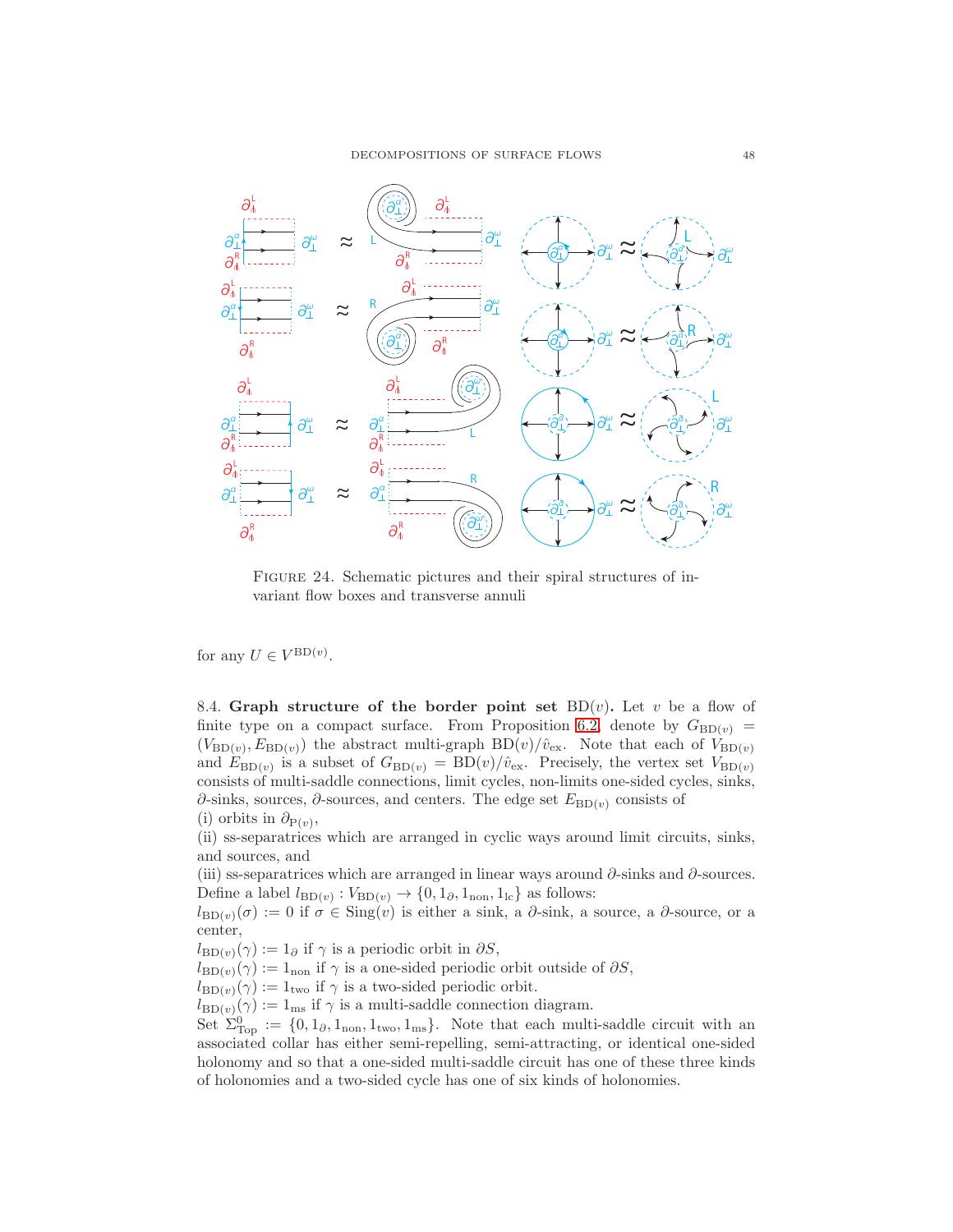FIGURE 24. Schematic pictures and their spiral structures of invariant flow boxes and transverse annuli

for any $U \in V^{\mathrm{BD}(v)}$.

**8.4. Graph structure of the border point set** $\mathrm{BD}(v)$**.** Let $v$ be a flow of finite type on a compact surface. From Proposition 6.2, denote by $G_{\mathrm{BD}(v)} = (V_{\mathrm{BD}(v)}, E_{\mathrm{BD}(v)})$ the abstract multi-graph $\mathrm{BD}(v)/\hat{v}_{\mathrm{ex}}$. Note that each of $V_{\mathrm{BD}(v)}$ and $E_{\mathrm{BD}(v)}$ is a subset of $G_{\mathrm{BD}(v)} = \mathrm{BD}(v)/\hat{v}_{\mathrm{ex}}$. Precisely, the vertex set $V_{\mathrm{BD}(v)}$ consists of multi-saddle connections, limit cycles, non-limits one-sided cycles, sinks, $\partial$-sinks, sources, $\partial$-sources, and centers. The edge set $E_{\mathrm{BD}(v)}$ consists of

(i) orbits in $\partial_{\mathrm{P}(v)}$,

(ii) ss-separatrices which are arranged in cyclic ways around limit circuits, sinks, and sources, and

(iii) ss-separatrices which are arranged in linear ways around $\partial$-sinks and $\partial$-sources.

Define a label $l_{\mathrm{BD}(v)} : V_{\mathrm{BD}(v)} \to \{0, 1_\partial, 1_{\mathrm{non}}, 1_{\mathrm{lc}}\}$ as follows:

$l_{\mathrm{BD}(v)}(\sigma) := 0$ if $\sigma \in \mathrm{Sing}(v)$ is either a sink, a $\partial$-sink, a source, a $\partial$-source, or a center,

$l_{\mathrm{BD}(v)}(\gamma) := 1_\partial$ if $\gamma$ is a periodic orbit in $\partial S$,

$l_{\mathrm{BD}(v)}(\gamma) := 1_{\mathrm{non}}$ if $\gamma$ is a one-sided periodic orbit outside of $\partial S$,

$l_{\mathrm{BD}(v)}(\gamma) := 1_{\mathrm{two}}$ if $\gamma$ is a two-sided periodic orbit.

$l_{\mathrm{BD}(v)}(\gamma) := 1_{\mathrm{ms}}$ if $\gamma$ is a multi-saddle connection diagram.

Set $\Sigma^0_{\mathrm{Top}} := \{0, 1_\partial, 1_{\mathrm{non}}, 1_{\mathrm{two}}, 1_{\mathrm{ms}}\}$. Note that each multi-saddle circuit with an associated collar has either semi-repelling, semi-attracting, or identical one-sided holonomy and so that a one-sided multi-saddle circuit has one of these three kinds of holonomies and a two-sided cycle has one of six kinds of holonomies.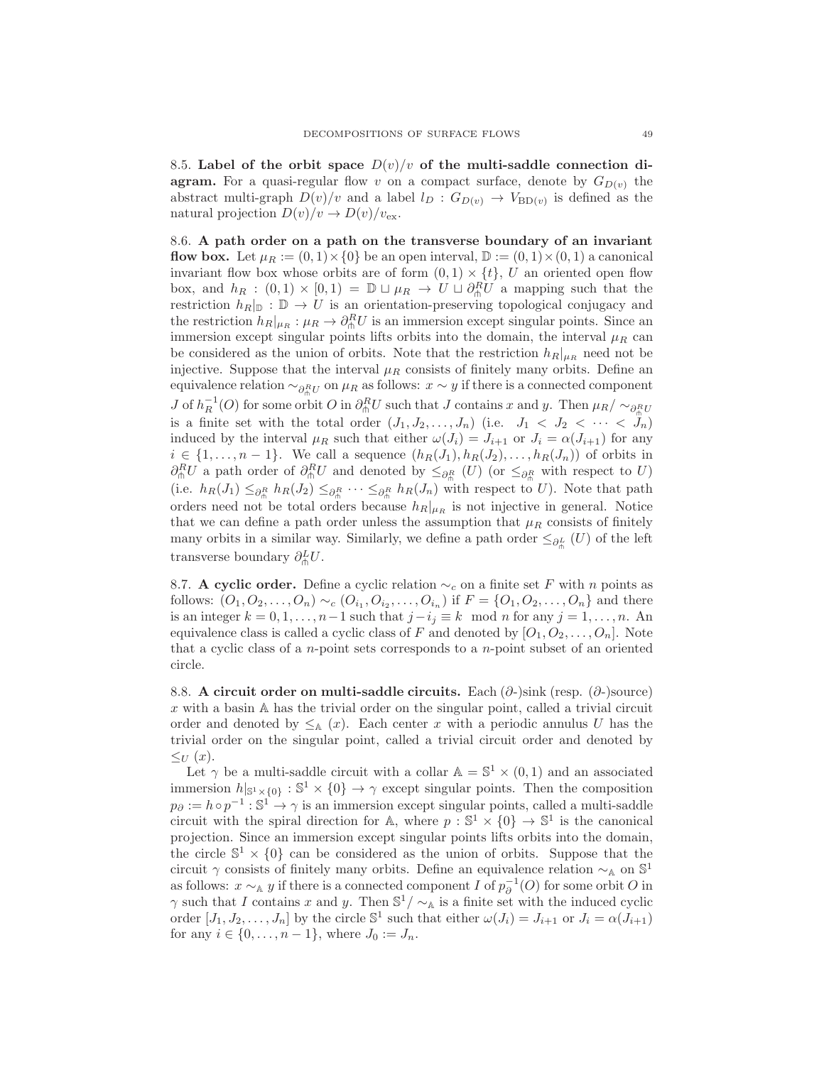**8.5. Label of the orbit space $D(v)/v$ of the multi-saddle connection diagram.** For a quasi-regular flow $v$ on a compact surface, denote by $G_{D(v)}$ the abstract multi-graph $D(v)/v$ and a label $l_D : G_{D(v)} \to V_{\mathrm{BD}(v)}$ is defined as the natural projection $D(v)/v \to D(v)/v_{\mathrm{ex}}$.

**8.6. A path order on a path on the transverse boundary of an invariant flow box.** Let $\mu_R := (0,1) \times \{0\}$ be an open interval, $\mathbb{D} := (0,1) \times (0,1)$ a canonical invariant flow box whose orbits are of form $(0,1) \times \{t\}$, $U$ an oriented open flow box, and $h_R : (0,1) \times [0,1) = \mathbb{D} \sqcup \mu_R \to U \sqcup \partial^R_{\pitchfork} U$ a mapping such that the restriction $h_R|_{\mathbb{D}} : \mathbb{D} \to U$ is an orientation-preserving topological conjugacy and the restriction $h_R|_{\mu_R} : \mu_R \to \partial^R_{\pitchfork} U$ is an immersion except singular points. Since an immersion except singular points lifts orbits into the domain, the interval $\mu_R$ can be considered as the union of orbits. Note that the restriction $h_R|_{\mu_R}$ need not be injective. Suppose that the interval $\mu_R$ consists of finitely many orbits. Define an equivalence relation $\sim_{\partial^R_{\pitchfork} U}$ on $\mu_R$ as follows: $x \sim y$ if there is a connected component $J$ of $h_R^{-1}(O)$ for some orbit $O$ in $\partial^R_{\pitchfork} U$ such that $J$ contains $x$ and $y$. Then $\mu_R / \sim_{\partial^R_{\pitchfork} U}$ is a finite set with the total order $(J_1, J_2, \ldots, J_n)$ (i.e. $J_1 < J_2 < \cdots < J_n$) induced by the interval $\mu_R$ such that either $\omega(J_i) = J_{i+1}$ or $J_i = \alpha(J_{i+1})$ for any $i \in \{1, \ldots, n-1\}$. We call a sequence $(h_R(J_1), h_R(J_2), \ldots, h_R(J_n))$ of orbits in $\partial^R_{\pitchfork} U$ a path order of $\partial^R_{\pitchfork} U$ and denoted by $\leq_{\partial^R_{\pitchfork}} (U)$ (or $\leq_{\partial^R_{\pitchfork}}$ with respect to $U$) (i.e. $h_R(J_1) \leq_{\partial^R_{\pitchfork}} h_R(J_2) \leq_{\partial^R_{\pitchfork}} \cdots \leq_{\partial^R_{\pitchfork}} h_R(J_n)$ with respect to $U$). Note that path orders need not be total orders because $h_R|_{\mu_R}$ is not injective in general. Notice that we can define a path order unless the assumption that $\mu_R$ consists of finitely many orbits in a similar way. Similarly, we define a path order $\leq_{\partial^L_{\pitchfork}} (U)$ of the left transverse boundary $\partial^L_{\pitchfork} U$.

**8.7. A cyclic order.** Define a cyclic relation $\sim_c$ on a finite set $F$ with $n$ points as follows: $(O_1, O_2, \ldots, O_n) \sim_c (O_{i_1}, O_{i_2}, \ldots, O_{i_n})$ if $F = \{O_1, O_2, \ldots, O_n\}$ and there is an integer $k = 0, 1, \ldots, n-1$ such that $j - i_j \equiv k \mod n$ for any $j = 1, \ldots, n$. An equivalence class is called a cyclic class of $F$ and denoted by $[O_1, O_2, \ldots, O_n]$. Note that a cyclic class of a $n$-point sets corresponds to a $n$-point subset of an oriented circle.

**8.8. A circuit order on multi-saddle circuits.** Each ($\partial$-)sink (resp. ($\partial$-)source) $x$ with a basin $\mathbb{A}$ has the trivial order on the singular point, called a trivial circuit order and denoted by $\leq_{\mathbb{A}} (x)$. Each center $x$ with a periodic annulus $U$ has the trivial order on the singular point, called a trivial circuit order and denoted by $\leq_U (x)$.

Let $\gamma$ be a multi-saddle circuit with a collar $\mathbb{A} = \mathbb{S}^1 \times (0,1)$ and an associated immersion $h|_{\mathbb{S}^1 \times \{0\}} : \mathbb{S}^1 \times \{0\} \to \gamma$ except singular points. Then the composition $p_\partial := h \circ p^{-1} : \mathbb{S}^1 \to \gamma$ is an immersion except singular points, called a multi-saddle circuit with the spiral direction for $\mathbb{A}$, where $p : \mathbb{S}^1 \times \{0\} \to \mathbb{S}^1$ is the canonical projection. Since an immersion except singular points lifts orbits into the domain, the circle $\mathbb{S}^1 \times \{0\}$ can be considered as the union of orbits. Suppose that the circuit $\gamma$ consists of finitely many orbits. Define an equivalence relation $\sim_{\mathbb{A}}$ on $\mathbb{S}^1$ as follows: $x \sim_{\mathbb{A}} y$ if there is a connected component $I$ of $p_\partial^{-1}(O)$ for some orbit $O$ in $\gamma$ such that $I$ contains $x$ and $y$. Then $\mathbb{S}^1 / \sim_{\mathbb{A}}$ is a finite set with the induced cyclic order $[J_1, J_2, \ldots, J_n]$ by the circle $\mathbb{S}^1$ such that either $\omega(J_i) = J_{i+1}$ or $J_i = \alpha(J_{i+1})$ for any $i \in \{0, \ldots, n-1\}$, where $J_0 := J_n$.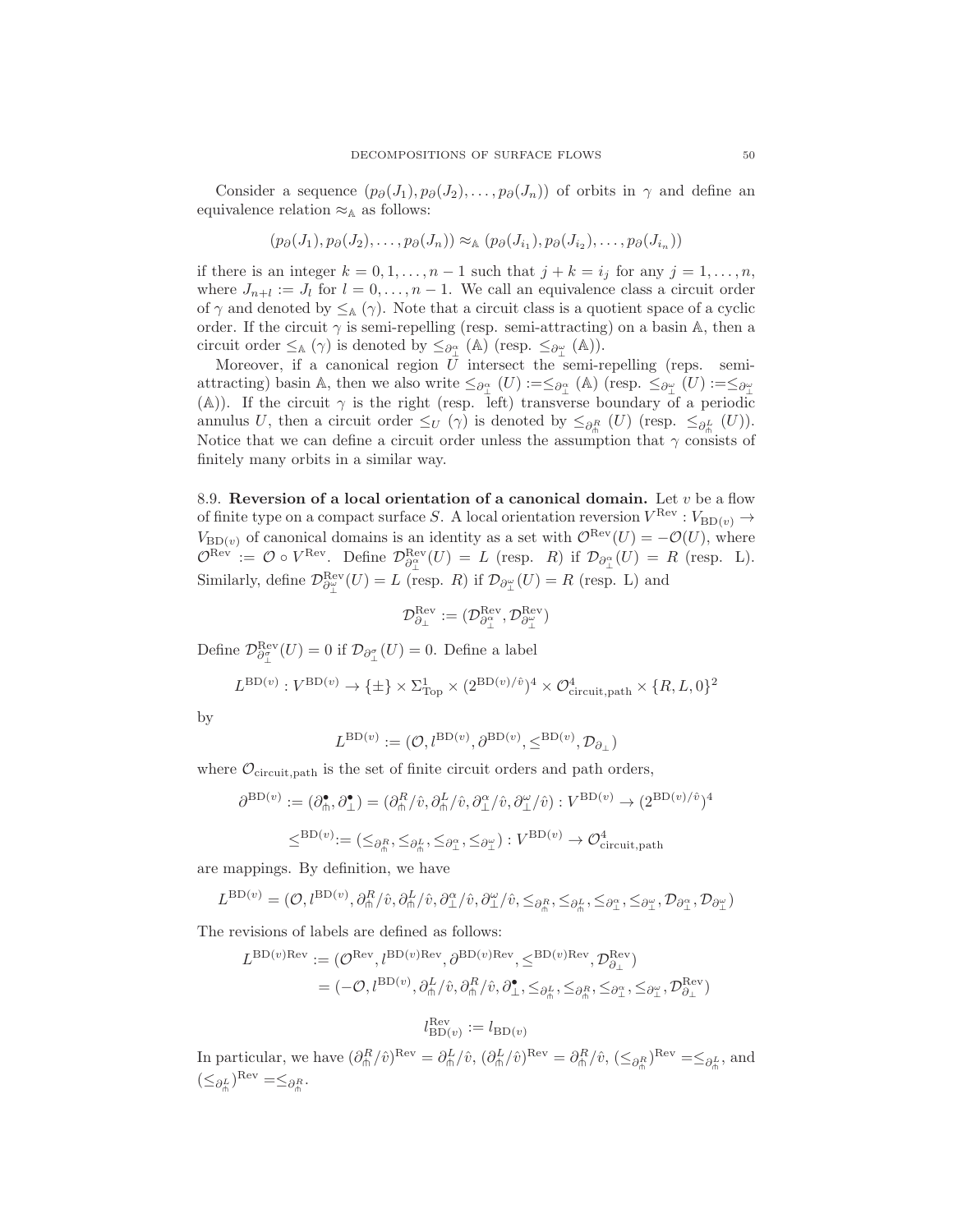Consider a sequence $(p_\partial(J_1), p_\partial(J_2), \dots, p_\partial(J_n))$ of orbits in $\gamma$ and define an equivalence relation $\approx_{\mathbb{A}}$ as follows:

$$(p_\partial(J_1), p_\partial(J_2), \dots, p_\partial(J_n)) \approx_{\mathbb{A}} (p_\partial(J_{i_1}), p_\partial(J_{i_2}), \dots, p_\partial(J_{i_n}))$$

if there is an integer $k = 0, 1, \dots, n-1$ such that $j + k = i_j$ for any $j = 1, \dots, n$, where $J_{n+l} := J_l$ for $l = 0, \dots, n-1$. We call an equivalence class a circuit order of $\gamma$ and denoted by $\leq_{\mathbb{A}} (\gamma)$. Note that a circuit class is a quotient space of a cyclic order. If the circuit $\gamma$ is semi-repelling (resp. semi-attracting) on a basin $\mathbb{A}$, then a circuit order $\leq_{\mathbb{A}} (\gamma)$ is denoted by $\leq_{\partial_\perp^\alpha} (\mathbb{A})$ (resp. $\leq_{\partial_\perp^\omega} (\mathbb{A})$).

Moreover, if a canonical region $U$ intersect the semi-repelling (reps. semi-attracting) basin $\mathbb{A}$, then we also write $\leq_{\partial_\perp^\alpha} (U) := \leq_{\partial_\perp^\alpha} (\mathbb{A})$ (resp. $\leq_{\partial_\perp^\omega} (U) := \leq_{\partial_\perp^\omega} (\mathbb{A})$). If the circuit $\gamma$ is the right (resp. left) transverse boundary of a periodic annulus $U$, then a circuit order $\leq_U (\gamma)$ is denoted by $\leq_{\partial_\pitchfork^R} (U)$ (resp. $\leq_{\partial_\pitchfork^L} (U)$). Notice that we can define a circuit order unless the assumption that $\gamma$ consists of finitely many orbits in a similar way.

**8.9. Reversion of a local orientation of a canonical domain.** Let $v$ be a flow of finite type on a compact surface $S$. A local orientation reversion $V^{\mathrm{Rev}} : V_{\mathrm{BD}(v)} \to V_{\mathrm{BD}(v)}$ of canonical domains is an identity as a set with $\mathcal{O}^{\mathrm{Rev}}(U) = -\mathcal{O}(U)$, where $\mathcal{O}^{\mathrm{Rev}} := \mathcal{O} \circ V^{\mathrm{Rev}}$. Define $\mathcal{D}^{\mathrm{Rev}}_{\partial_\perp^\alpha}(U) = L$ (resp. $R$) if $\mathcal{D}_{\partial_\perp^\alpha}(U) = R$ (resp. L). Similarly, define $\mathcal{D}^{\mathrm{Rev}}_{\partial_\perp^\omega}(U) = L$ (resp. $R$) if $\mathcal{D}_{\partial_\perp^\omega}(U) = R$ (resp. L) and

$$\mathcal{D}^{\mathrm{Rev}}_{\partial_\perp} := (\mathcal{D}^{\mathrm{Rev}}_{\partial_\perp^\alpha}, \mathcal{D}^{\mathrm{Rev}}_{\partial_\perp^\omega})$$

Define $\mathcal{D}^{\mathrm{Rev}}_{\partial_\perp^\sigma}(U) = 0$ if $\mathcal{D}_{\partial_\perp^\sigma}(U) = 0$. Define a label

$$L^{\mathrm{BD}(v)} : V^{\mathrm{BD}(v)} \to \{\pm\} \times \Sigma^1_{\mathrm{Top}} \times (2^{\mathrm{BD}(v)/\hat{v}})^4 \times \mathcal{O}^4_{\mathrm{circuit,path}} \times \{R, L, 0\}^2$$

by

$$L^{\mathrm{BD}(v)} := (\mathcal{O}, l^{\mathrm{BD}(v)}, \partial^{\mathrm{BD}(v)}, \leq^{\mathrm{BD}(v)}, \mathcal{D}_{\partial_\perp})$$

where $\mathcal{O}_{\mathrm{circuit,path}}$ is the set of finite circuit orders and path orders,

$$\partial^{\mathrm{BD}(v)} := (\partial^\bullet_\pitchfork, \partial^\bullet_\perp) = (\partial^R_\pitchfork/\hat{v}, \partial^L_\pitchfork/\hat{v}, \partial^\alpha_\perp/\hat{v}, \partial^\omega_\perp/\hat{v}) : V^{\mathrm{BD}(v)} \to (2^{\mathrm{BD}(v)/\hat{v}})^4$$

$$\leq^{\mathrm{BD}(v)} := (\leq_{\partial^R_\pitchfork}, \leq_{\partial^L_\pitchfork}, \leq_{\partial^\alpha_\perp}, \leq_{\partial^\omega_\perp}) : V^{\mathrm{BD}(v)} \to \mathcal{O}^4_{\mathrm{circuit,path}}$$

are mappings. By definition, we have

$$L^{\mathrm{BD}(v)} = (\mathcal{O}, l^{\mathrm{BD}(v)}, \partial^R_\pitchfork/\hat{v}, \partial^L_\pitchfork/\hat{v}, \partial^\alpha_\perp/\hat{v}, \partial^\omega_\perp/\hat{v}, \leq_{\partial^R_\pitchfork}, \leq_{\partial^L_\pitchfork}, \leq_{\partial^\alpha_\perp}, \leq_{\partial^\omega_\perp}, \mathcal{D}_{\partial^\alpha_\perp}, \mathcal{D}_{\partial^\omega_\perp})$$

The revisions of labels are defined as follows:

$$\begin{aligned} L^{\mathrm{BD}(v)\mathrm{Rev}} &:= (\mathcal{O}^{\mathrm{Rev}}, l^{\mathrm{BD}(v)\mathrm{Rev}}, \partial^{\mathrm{BD}(v)\mathrm{Rev}}, \leq^{\mathrm{BD}(v)\mathrm{Rev}}, \mathcal{D}^{\mathrm{Rev}}_{\partial_\perp}) \\ &= (-\mathcal{O}, l^{\mathrm{BD}(v)}, \partial^L_\pitchfork/\hat{v}, \partial^R_\pitchfork/\hat{v}, \partial^\bullet_\perp, \leq_{\partial^L_\pitchfork}, \leq_{\partial^R_\pitchfork}, \leq_{\partial^\alpha_\perp}, \leq_{\partial^\omega_\perp}, \mathcal{D}^{\mathrm{Rev}}_{\partial_\perp}) \end{aligned}$$

$$l^{\mathrm{Rev}}_{\mathrm{BD}(v)} := l_{\mathrm{BD}(v)}$$

In particular, we have $(\partial^R_\pitchfork/\hat{v})^{\mathrm{Rev}} = \partial^L_\pitchfork/\hat{v}$, $(\partial^L_\pitchfork/\hat{v})^{\mathrm{Rev}} = \partial^R_\pitchfork/\hat{v}$, $(\leq_{\partial^R_\pitchfork})^{\mathrm{Rev}} = \leq_{\partial^L_\pitchfork}$, and $(\leq_{\partial^L_\pitchfork})^{\mathrm{Rev}} = \leq_{\partial^R_\pitchfork}$.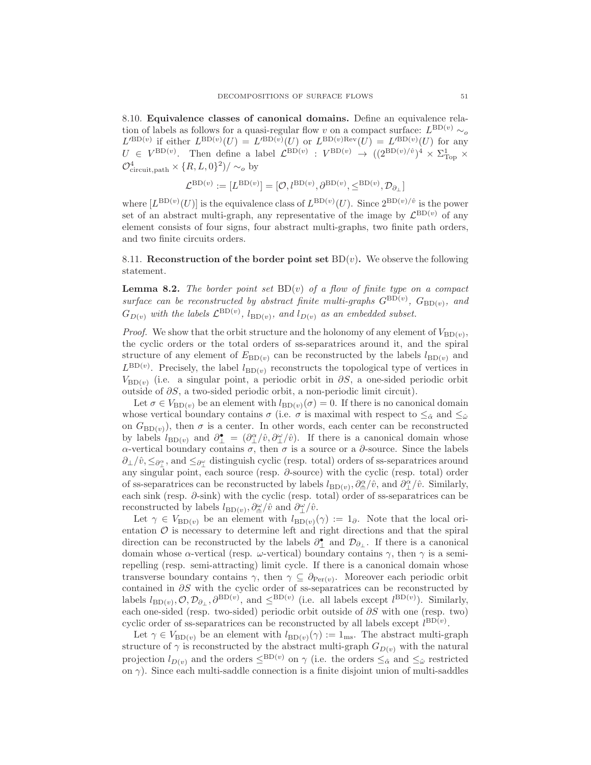8.10. **Equivalence classes of canonical domains.** Define an equivalence relation of labels as follows for a quasi-regular flow $v$ on a compact surface: $L^{\mathrm{BD}(v)} \sim_o L'^{\mathrm{BD}(v)}$ if either $L^{\mathrm{BD}(v)}(U) = L'^{\mathrm{BD}(v)}(U)$ or $L^{\mathrm{BD}(v)\mathrm{Rev}}(U) = L'^{\mathrm{BD}(v)}(U)$ for any $U \in V^{\mathrm{BD}(v)}$. Then define a label $\mathcal{L}^{\mathrm{BD}(v)} : V^{\mathrm{BD}(v)} \to ((2^{\mathrm{BD}(v)/\hat{v}})^4 \times \Sigma^1_{\mathrm{Top}} \times \mathcal{O}^4_{\mathrm{circuit,path}} \times \{R, L, 0\}^2)/\sim_o$ by

$$\mathcal{L}^{\mathrm{BD}(v)} := [L^{\mathrm{BD}(v)}] = [\mathcal{O}, l^{\mathrm{BD}(v)}, \partial^{\mathrm{BD}(v)}, \leq^{\mathrm{BD}(v)}, \mathcal{D}_{\partial_\perp}]$$

where $[L^{\mathrm{BD}(v)}(U)]$ is the equivalence class of $L^{\mathrm{BD}(v)}(U)$. Since $2^{\mathrm{BD}(v)/\hat{v}}$ is the power set of an abstract multi-graph, any representative of the image by $\mathcal{L}^{\mathrm{BD}(v)}$ of any element consists of four signs, four abstract multi-graphs, two finite path orders, and two finite circuits orders.

8.11. **Reconstruction of the border point set** $\mathrm{BD}(v)$**.** We observe the following statement.

**Lemma 8.2.** *The border point set* $\mathrm{BD}(v)$ *of a flow of finite type on a compact surface can be reconstructed by abstract finite multi-graphs* $G^{\mathrm{BD}(v)}$*,* $G_{\mathrm{BD}(v)}$*, and* $G_{D(v)}$ *with the labels* $\mathcal{L}^{\mathrm{BD}(v)}$*,* $l_{\mathrm{BD}(v)}$*, and* $l_{D(v)}$ *as an embedded subset.*

*Proof.* We show that the orbit structure and the holonomy of any element of $V_{\mathrm{BD}(v)}$, the cyclic orders or the total orders of ss-separatrices around it, and the spiral structure of any element of $E_{\mathrm{BD}(v)}$ can be reconstructed by the labels $l_{\mathrm{BD}(v)}$ and $L^{\mathrm{BD}(v)}$. Precisely, the label $l_{\mathrm{BD}(v)}$ reconstructs the topological type of vertices in $V_{\mathrm{BD}(v)}$ (i.e. a singular point, a periodic orbit in $\partial S$, a one-sided periodic orbit outside of $\partial S$, a two-sided periodic orbit, a non-periodic limit circuit).

Let $\sigma \in V_{\mathrm{BD}(v)}$ be an element with $l_{\mathrm{BD}(v)}(\sigma) = 0$. If there is no canonical domain whose vertical boundary contains $\sigma$ (i.e. $\sigma$ is maximal with respect to $\leq_{\hat{\alpha}}$ and $\leq_{\hat{\omega}}$ on $G_{\mathrm{BD}(v)}$), then $\sigma$ is a center. In other words, each center can be reconstructed by labels $l_{\mathrm{BD}(v)}$ and $\partial^\bullet_\perp = (\partial^\alpha_\perp/\hat{v}, \partial^\omega_\perp/\hat{v})$. If there is a canonical domain whose $\alpha$-vertical boundary contains $\sigma$, then $\sigma$ is a source or a $\partial$-source. Since the labels $\partial_\perp/\hat{v}, \leq_{\partial^\alpha_\perp}$, and $\leq_{\partial^\omega_\perp}$ distinguish cyclic (resp. total) orders of ss-separatrices around any singular point, each source (resp. $\partial$-source) with the cyclic (resp. total) order of ss-separatrices can be reconstructed by labels $l_{\mathrm{BD}(v)}, \partial^\alpha_\pitchfork/\hat{v}$, and $\partial^\alpha_\perp/\hat{v}$. Similarly, each sink (resp. $\partial$-sink) with the cyclic (resp. total) order of ss-separatrices can be reconstructed by labels $l_{\mathrm{BD}(v)}, \partial^\omega_\pitchfork/\hat{v}$ and $\partial^\omega_\perp/\hat{v}$.

Let $\gamma \in V_{\mathrm{BD}(v)}$ be an element with $l_{\mathrm{BD}(v)}(\gamma) := 1_\partial$. Note that the local orientation $\mathcal{O}$ is necessary to determine left and right directions and that the spiral direction can be reconstructed by the labels $\partial^\bullet_\perp$ and $\mathcal{D}_{\partial_\perp}$. If there is a canonical domain whose $\alpha$-vertical (resp. $\omega$-vertical) boundary contains $\gamma$, then $\gamma$ is a semi-repelling (resp. semi-attracting) limit cycle. If there is a canonical domain whose transverse boundary contains $\gamma$, then $\gamma \subseteq \partial_{\mathrm{Per}(v)}$. Moreover each periodic orbit contained in $\partial S$ with the cyclic order of ss-separatrices can be reconstructed by labels $l_{\mathrm{BD}(v)}, \mathcal{O}, \mathcal{D}_{\partial_\perp}, \partial^{\mathrm{BD}(v)}$, and $\leq^{\mathrm{BD}(v)}$ (i.e. all labels except $l^{\mathrm{BD}(v)}$). Similarly, each one-sided (resp. two-sided) periodic orbit outside of $\partial S$ with one (resp. two) cyclic order of ss-separatrices can be reconstructed by all labels except $l^{\mathrm{BD}(v)}$.

Let $\gamma \in V_{\mathrm{BD}(v)}$ be an element with $l_{\mathrm{BD}(v)}(\gamma) := 1_{\mathrm{ms}}$. The abstract multi-graph structure of $\gamma$ is reconstructed by the abstract multi-graph $G_{D(v)}$ with the natural projection $l_{D(v)}$ and the orders $\leq^{\mathrm{BD}(v)}$ on $\gamma$ (i.e. the orders $\leq_{\hat{\alpha}}$ and $\leq_{\hat{\omega}}$ restricted on $\gamma$). Since each multi-saddle connection is a finite disjoint union of multi-saddles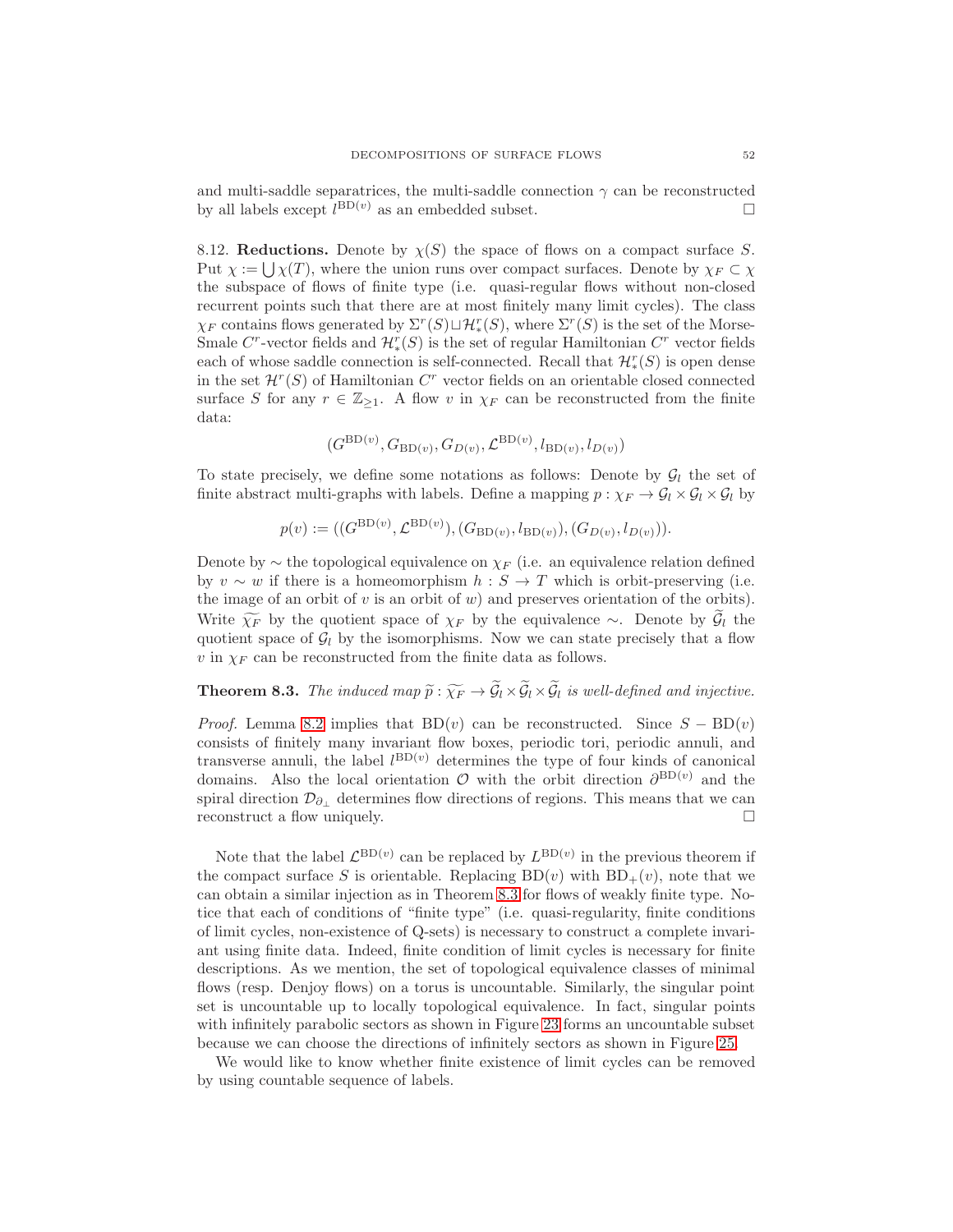and multi-saddle separatrices, the multi-saddle connection $\gamma$ can be reconstructed by all labels except $l^{\mathrm{BD}(v)}$ as an embedded subset. □

8.12. **Reductions.** Denote by $\chi(S)$ the space of flows on a compact surface $S$. Put $\chi := \bigcup \chi(T)$, where the union runs over compact surfaces. Denote by $\chi_F \subset \chi$ the subspace of flows of finite type (i.e. quasi-regular flows without non-closed recurrent points such that there are at most finitely many limit cycles). The class $\chi_F$ contains flows generated by $\Sigma^r(S) \sqcup \mathcal{H}^r_*(S)$, where $\Sigma^r(S)$ is the set of the Morse-Smale $C^r$-vector fields and $\mathcal{H}^r_*(S)$ is the set of regular Hamiltonian $C^r$ vector fields each of whose saddle connection is self-connected. Recall that $\mathcal{H}^r_*(S)$ is open dense in the set $\mathcal{H}^r(S)$ of Hamiltonian $C^r$ vector fields on an orientable closed connected surface $S$ for any $r \in \mathbb{Z}_{\geq 1}$. A flow $v$ in $\chi_F$ can be reconstructed from the finite data:

$$(G^{\mathrm{BD}(v)}, G_{\mathrm{BD}(v)}, G_{D(v)}, \mathcal{L}^{\mathrm{BD}(v)}, l_{\mathrm{BD}(v)}, l_{D(v)})$$

To state precisely, we define some notations as follows: Denote by $\mathcal{G}_l$ the set of finite abstract multi-graphs with labels. Define a mapping $p : \chi_F \to \mathcal{G}_l \times \mathcal{G}_l \times \mathcal{G}_l$ by

$$p(v) := ((G^{\mathrm{BD}(v)}, \mathcal{L}^{\mathrm{BD}(v)}), (G_{\mathrm{BD}(v)}, l_{\mathrm{BD}(v)}), (G_{D(v)}, l_{D(v)})).$$

Denote by $\sim$ the topological equivalence on $\chi_F$ (i.e. an equivalence relation defined by $v \sim w$ if there is a homeomorphism $h : S \to T$ which is orbit-preserving (i.e. the image of an orbit of $v$ is an orbit of $w$) and preserves orientation of the orbits). Write $\widetilde{\chi_F}$ by the quotient space of $\chi_F$ by the equivalence $\sim$. Denote by $\widetilde{\mathcal{G}}_l$ the quotient space of $\mathcal{G}_l$ by the isomorphisms. Now we can state precisely that a flow $v$ in $\chi_F$ can be reconstructed from the finite data as follows.

**Theorem 8.3.** *The induced map $\widetilde{p} : \widetilde{\chi_F} \to \widetilde{\mathcal{G}}_l \times \widetilde{\mathcal{G}}_l \times \widetilde{\mathcal{G}}_l$ is well-defined and injective.*

*Proof.* Lemma 8.2 implies that $\mathrm{BD}(v)$ can be reconstructed. Since $S - \mathrm{BD}(v)$ consists of finitely many invariant flow boxes, periodic tori, periodic annuli, and transverse annuli, the label $l^{\mathrm{BD}(v)}$ determines the type of four kinds of canonical domains. Also the local orientation $\mathcal{O}$ with the orbit direction $\partial^{\mathrm{BD}(v)}$ and the spiral direction $\mathcal{D}_{\partial_\perp}$ determines flow directions of regions. This means that we can reconstruct a flow uniquely. □

Note that the label $\mathcal{L}^{\mathrm{BD}(v)}$ can be replaced by $L^{\mathrm{BD}(v)}$ in the previous theorem if the compact surface $S$ is orientable. Replacing $\mathrm{BD}(v)$ with $\mathrm{BD}_+(v)$, note that we can obtain a similar injection as in Theorem 8.3 for flows of weakly finite type. Notice that each of conditions of "finite type" (i.e. quasi-regularity, finite conditions of limit cycles, non-existence of Q-sets) is necessary to construct a complete invariant using finite data. Indeed, finite condition of limit cycles is necessary for finite descriptions. As we mention, the set of topological equivalence classes of minimal flows (resp. Denjoy flows) on a torus is uncountable. Similarly, the singular point set is uncountable up to locally topological equivalence. In fact, singular points with infinitely parabolic sectors as shown in Figure 23 forms an uncountable subset because we can choose the directions of infinitely sectors as shown in Figure 25.

We would like to know whether finite existence of limit cycles can be removed by using countable sequence of labels.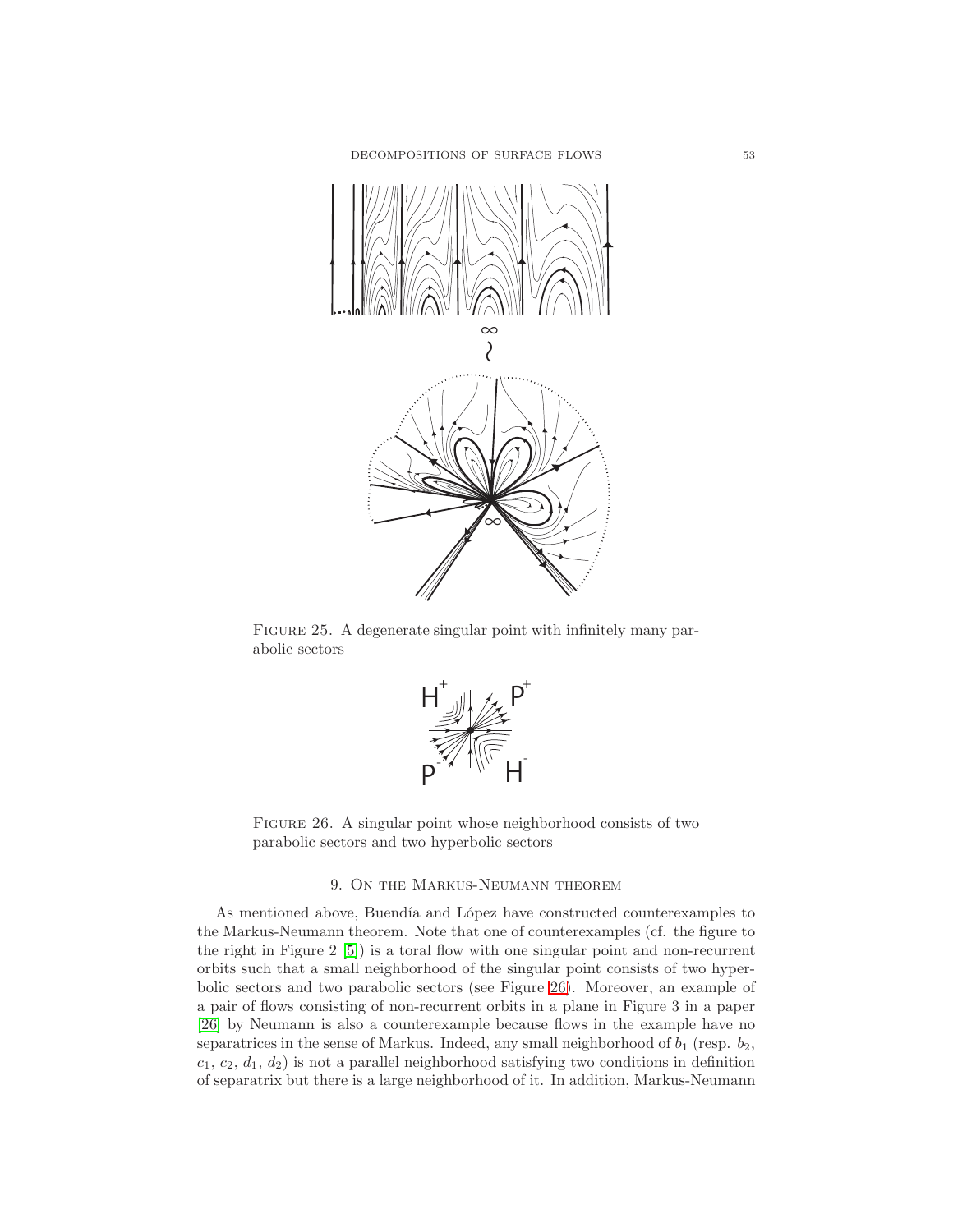Figure 25. A degenerate singular point with infinitely many parabolic sectors

Figure 26. A singular point whose neighborhood consists of two parabolic sectors and two hyperbolic sectors

## 9. On the Markus-Neumann theorem

As mentioned above, Buendía and López have constructed counterexamples to the Markus-Neumann theorem. Note that one of counterexamples (cf. the figure to the right in Figure 2 [5]) is a toral flow with one singular point and non-recurrent orbits such that a small neighborhood of the singular point consists of two hyperbolic sectors and two parabolic sectors (see Figure 26). Moreover, an example of a pair of flows consisting of non-recurrent orbits in a plane in Figure 3 in a paper [26] by Neumann is also a counterexample because flows in the example have no separatrices in the sense of Markus. Indeed, any small neighborhood of $b_1$ (resp. $b_2$, $c_1$, $c_2$, $d_1$, $d_2$) is not a parallel neighborhood satisfying two conditions in definition of separatrix but there is a large neighborhood of it. In addition, Markus-Neumann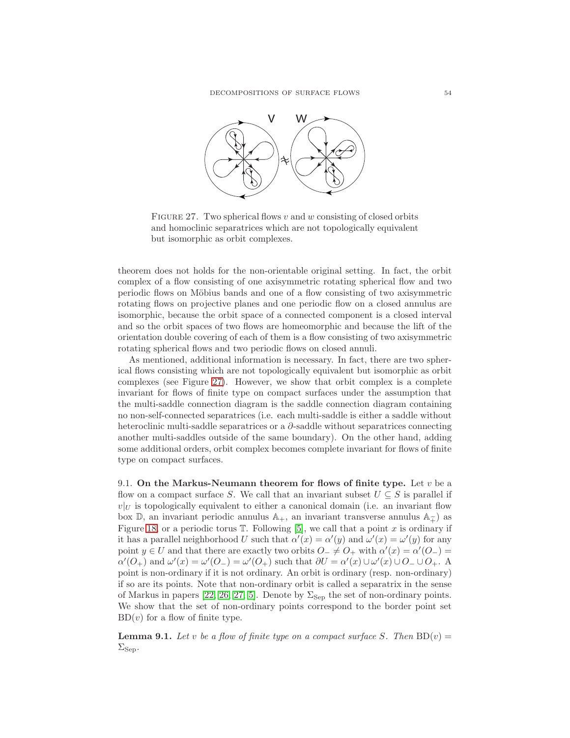FIGURE 27. Two spherical flows $v$ and $w$ consisting of closed orbits and homoclinic separatrices which are not topologically equivalent but isomorphic as orbit complexes.

theorem does not holds for the non-orientable original setting. In fact, the orbit complex of a flow consisting of one axisymmetric rotating spherical flow and two periodic flows on Möbius bands and one of a flow consisting of two axisymmetric rotating flows on projective planes and one periodic flow on a closed annulus are isomorphic, because the orbit space of a connected component is a closed interval and so the orbit spaces of two flows are homeomorphic and because the lift of the orientation double covering of each of them is a flow consisting of two axisymmetric rotating spherical flows and two periodic flows on closed annuli.

As mentioned, additional information is necessary. In fact, there are two spherical flows consisting which are not topologically equivalent but isomorphic as orbit complexes (see Figure 27). However, we show that orbit complex is a complete invariant for flows of finite type on compact surfaces under the assumption that the multi-saddle connection diagram is the saddle connection diagram containing no non-self-connected separatrices (i.e. each multi-saddle is either a saddle without heteroclinic multi-saddle separatrices or a $\partial$-saddle without separatrices connecting another multi-saddles outside of the same boundary). On the other hand, adding some additional orders, orbit complex becomes complete invariant for flows of finite type on compact surfaces.

9.1. **On the Markus-Neumann theorem for flows of finite type.** Let $v$ be a flow on a compact surface $S$. We call that an invariant subset $U \subseteq S$ is parallel if $v|_U$ is topologically equivalent to either a canonical domain (i.e. an invariant flow box $\mathbb{D}$, an invariant periodic annulus $\mathbb{A}_+$, an invariant transverse annulus $\mathbb{A}_\pitchfork$) as Figure 18, or a periodic torus $\mathbb{T}$. Following [5], we call that a point $x$ is ordinary if it has a parallel neighborhood $U$ such that $\alpha'(x) = \alpha'(y)$ and $\omega'(x) = \omega'(y)$ for any point $y \in U$ and that there are exactly two orbits $O_- \neq O_+$ with $\alpha'(x) = \alpha'(O_-) = \alpha'(O_+)$ and $\omega'(x) = \omega'(O_-) = \omega'(O_+)$ such that $\partial U = \alpha'(x) \cup \omega'(x) \cup O_- \cup O_+$. A point is non-ordinary if it is not ordinary. An orbit is ordinary (resp. non-ordinary) if so are its points. Note that non-ordinary orbit is called a separatrix in the sense of Markus in papers [22, 26, 27, 5]. Denote by $\Sigma_{\mathrm{Sep}}$ the set of non-ordinary points. We show that the set of non-ordinary points correspond to the border point set $\mathrm{BD}(v)$ for a flow of finite type.

**Lemma 9.1.** *Let $v$ be a flow of finite type on a compact surface $S$. Then $\mathrm{BD}(v) = \Sigma_{\mathrm{Sep}}$.*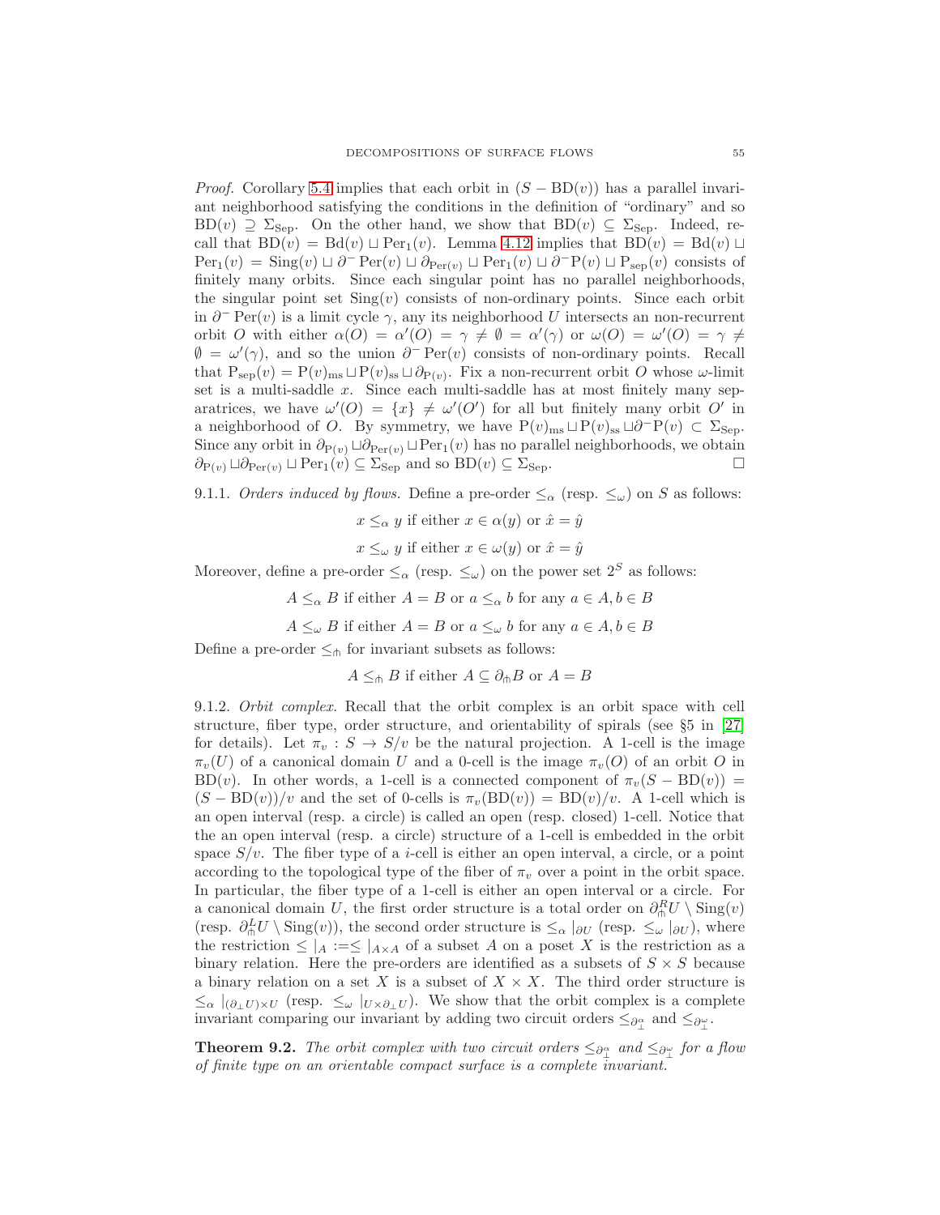*Proof.* Corollary 5.4 implies that each orbit in $(S - \mathrm{BD}(v))$ has a parallel invariant neighborhood satisfying the conditions in the definition of "ordinary" and so $\mathrm{BD}(v) \supseteq \Sigma_{\mathrm{Sep}}$. On the other hand, we show that $\mathrm{BD}(v) \subseteq \Sigma_{\mathrm{Sep}}$. Indeed, recall that $\mathrm{BD}(v) = \mathrm{Bd}(v) \sqcup \mathrm{Per}_1(v)$. Lemma 4.12 implies that $\mathrm{BD}(v) = \mathrm{Bd}(v) \sqcup \mathrm{Per}_1(v) = \mathrm{Sing}(v) \sqcup \partial^- \mathrm{Per}(v) \sqcup \partial_{\mathrm{Per}(v)} \sqcup \mathrm{Per}_1(v) \sqcup \partial^- \mathrm{P}(v) \sqcup \mathrm{P}_{\mathrm{sep}}(v)$ consists of finitely many orbits. Since each singular point has no parallel neighborhoods, the singular point set $\mathrm{Sing}(v)$ consists of non-ordinary points. Since each orbit in $\partial^- \mathrm{Per}(v)$ is a limit cycle $\gamma$, any its neighborhood $U$ intersects an non-recurrent orbit $O$ with either $\alpha(O) = \alpha'(O) = \gamma \neq \emptyset = \alpha'(\gamma)$ or $\omega(O) = \omega'(O) = \gamma \neq \emptyset = \omega'(\gamma)$, and so the union $\partial^- \mathrm{Per}(v)$ consists of non-ordinary points. Recall that $\mathrm{P}_{\mathrm{sep}}(v) = \mathrm{P}(v)_{\mathrm{ms}} \sqcup \mathrm{P}(v)_{\mathrm{ss}} \sqcup \partial_{\mathrm{P}(v)}$. Fix a non-recurrent orbit $O$ whose $\omega$-limit set is a multi-saddle $x$. Since each multi-saddle has at most finitely many separatrices, we have $\omega'(O) = \{x\} \neq \omega'(O')$ for all but finitely many orbit $O'$ in a neighborhood of $O$. By symmetry, we have $\mathrm{P}(v)_{\mathrm{ms}} \sqcup \mathrm{P}(v)_{\mathrm{ss}} \sqcup \partial^- \mathrm{P}(v) \subset \Sigma_{\mathrm{Sep}}$. Since any orbit in $\partial_{\mathrm{P}(v)} \sqcup \partial_{\mathrm{Per}(v)} \sqcup \mathrm{Per}_1(v)$ has no parallel neighborhoods, we obtain $\partial_{\mathrm{P}(v)} \sqcup \partial_{\mathrm{Per}(v)} \sqcup \mathrm{Per}_1(v) \subseteq \Sigma_{\mathrm{Sep}}$ and so $\mathrm{BD}(v) \subseteq \Sigma_{\mathrm{Sep}}$. □

9.1.1. *Orders induced by flows.* Define a pre-order $\leq_\alpha$ (resp. $\leq_\omega$) on $S$ as follows:

$$x \leq_\alpha y \text{ if either } x \in \alpha(y) \text{ or } \hat{x} = \hat{y}$$

$$x \leq_\omega y \text{ if either } x \in \omega(y) \text{ or } \hat{x} = \hat{y}$$

Moreover, define a pre-order $\leq_\alpha$ (resp. $\leq_\omega$) on the power set $2^S$ as follows:

$$A \leq_\alpha B \text{ if either } A = B \text{ or } a \leq_\alpha b \text{ for any } a \in A, b \in B$$

$$A \leq_\omega B \text{ if either } A = B \text{ or } a \leq_\omega b \text{ for any } a \in A, b \in B$$

Define a pre-order $\leq_\pitchfork$ for invariant subsets as follows:

$$A \leq_\pitchfork B \text{ if either } A \subseteq \partial_\pitchfork B \text{ or } A = B$$

9.1.2. *Orbit complex.* Recall that the orbit complex is an orbit space with cell structure, fiber type, order structure, and orientability of spirals (see §5 in [27] for details). Let $\pi_v : S \to S/v$ be the natural projection. A 1-cell is the image $\pi_v(U)$ of a canonical domain $U$ and a 0-cell is the image $\pi_v(O)$ of an orbit $O$ in $\mathrm{BD}(v)$. In other words, a 1-cell is a connected component of $\pi_v(S - \mathrm{BD}(v)) = (S - \mathrm{BD}(v))/v$ and the set of 0-cells is $\pi_v(\mathrm{BD}(v)) = \mathrm{BD}(v)/v$. A 1-cell which is an open interval (resp. a circle) is called an open (resp. closed) 1-cell. Notice that the an open interval (resp. a circle) structure of a 1-cell is embedded in the orbit space $S/v$. The fiber type of a $i$-cell is either an open interval, a circle, or a point according to the topological type of the fiber of $\pi_v$ over a point in the orbit space. In particular, the fiber type of a 1-cell is either an open interval or a circle. For a canonical domain $U$, the first order structure is a total order on $\partial^R_\pitchfork U \setminus \mathrm{Sing}(v)$ (resp. $\partial^L_\pitchfork U \setminus \mathrm{Sing}(v)$), the second order structure is $\leq_\alpha |_{\partial U}$ (resp. $\leq_\omega |_{\partial U}$), where the restriction $\leq |_A := \leq |_{A \times A}$ of a subset $A$ on a poset $X$ is the restriction as a binary relation. Here the pre-orders are identified as a subsets of $S \times S$ because a binary relation on a set $X$ is a subset of $X \times X$. The third order structure is $\leq_\alpha |_{(\partial_\perp U) \times U}$ (resp. $\leq_\omega |_{U \times \partial_\perp U}$). We show that the orbit complex is a complete invariant comparing our invariant by adding two circuit orders $\leq_{\partial^\alpha_\perp}$ and $\leq_{\partial^\omega_\perp}$.

**Theorem 9.2.** *The orbit complex with two circuit orders $\leq_{\partial^\alpha_\perp}$ and $\leq_{\partial^\omega_\perp}$ for a flow of finite type on an orientable compact surface is a complete invariant.*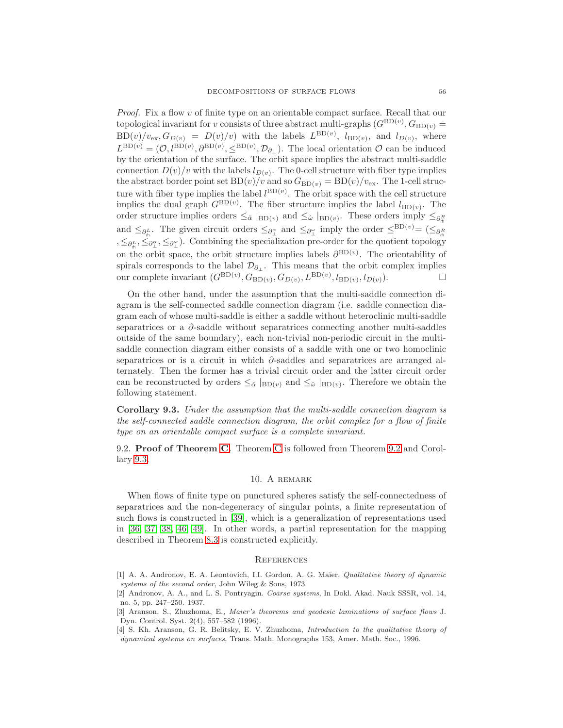*Proof.* Fix a flow $v$ of finite type on an orientable compact surface. Recall that our topological invariant for $v$ consists of three abstract multi-graphs $(G^{\mathrm{BD}(v)}, G_{\mathrm{BD}(v)} = \mathrm{BD}(v)/v_{\mathrm{ex}}, G_{D(v)} = D(v)/v)$ with the labels $L^{\mathrm{BD}(v)}$, $l_{\mathrm{BD}(v)}$, and $l_{D(v)}$, where $L^{\mathrm{BD}(v)} = (\mathcal{O}, l^{\mathrm{BD}(v)}, \partial^{\mathrm{BD}(v)}, \leq^{\mathrm{BD}(v)}, \mathcal{D}_{\partial_\perp})$. The local orientation $\mathcal{O}$ can be induced by the orientation of the surface. The orbit space implies the abstract multi-saddle connection $D(v)/v$ with the labels $l_{D(v)}$. The 0-cell structure with fiber type implies the abstract border point set $\mathrm{BD}(v)/v$ and so $G_{\mathrm{BD}(v)} = \mathrm{BD}(v)/v_{\mathrm{ex}}$. The 1-cell structure with fiber type implies the label $l^{\mathrm{BD}(v)}$. The orbit space with the cell structure implies the dual graph $G^{\mathrm{BD}(v)}$. The fiber structure implies the label $l_{\mathrm{BD}(v)}$. The order structure implies orders $\leq_{\hat{\alpha}} |_{\mathrm{BD}(v)}$ and $\leq_{\hat{\omega}} |_{\mathrm{BD}(v)}$. These orders imply $\leq_{\partial^R_\pitchfork}$ and $\leq_{\partial^L_\pitchfork}$. The given circuit orders $\leq_{\partial^\alpha_\perp}$ and $\leq_{\partial^\omega_\perp}$ imply the order $\leq^{\mathrm{BD}(v)} = (\leq_{\partial^R_\pitchfork}, \leq_{\partial^L_\pitchfork}, \leq_{\partial^\alpha_\perp}, \leq_{\partial^\omega_\perp})$. Combining the specialization pre-order for the quotient topology on the orbit space, the orbit structure implies labels $\partial^{\mathrm{BD}(v)}$. The orientability of spirals corresponds to the label $\mathcal{D}_{\partial_\perp}$. This means that the orbit complex implies our complete invariant $(G^{\mathrm{BD}(v)}, G_{\mathrm{BD}(v)}, G_{D(v)}, L^{\mathrm{BD}(v)}, l_{\mathrm{BD}(v)}, l_{D(v)})$. $\square$

On the other hand, under the assumption that the multi-saddle connection diagram is the self-connected saddle connection diagram (i.e. saddle connection diagram each of whose multi-saddle is either a saddle without heteroclinic multi-saddle separatrices or a $\partial$-saddle without separatrices connecting another multi-saddles outside of the same boundary), each non-trivial non-periodic circuit in the multi-saddle connection diagram either consists of a saddle with one or two homoclinic separatrices or is a circuit in which $\partial$-saddles and separatrices are arranged alternately. Then the former has a trivial circuit order and the latter circuit order can be reconstructed by orders $\leq_{\hat{\alpha}} |_{\mathrm{BD}(v)}$ and $\leq_{\hat{\omega}} |_{\mathrm{BD}(v)}$. Therefore we obtain the following statement.

**Corollary 9.3.** *Under the assumption that the multi-saddle connection diagram is the self-connected saddle connection diagram, the orbit complex for a flow of finite type on an orientable compact surface is a complete invariant.*

9.2. **Proof of Theorem C.** Theorem C is followed from Theorem 9.2 and Corollary 9.3.

## 10. A remark

When flows of finite type on punctured spheres satisfy the self-connectedness of separatrices and the non-degeneracy of singular points, a finite representation of such flows is constructed in [39], which is a generalization of representations used in [36, 37, 38, 46, 49]. In other words, a partial representation for the mapping described in Theorem 8.3 is constructed explicitly.

## References

[1] A. A. Andronov, E. A. Leontovich, I.I. Gordon, A. G. Maĭer, *Qualitative theory of dynamic systems of the second order*, John Wileg & Sons, 1973.

[2] Andronov, A. A., and L. S. Pontryagin. *Coarse systems*, In Dokl. Akad. Nauk SSSR, vol. 14, no. 5, pp. 247–250. 1937.

[3] Aranson, S., Zhuzhoma, E., *Maier's theorems and geodesic laminations of surface flows* J. Dyn. Control. Syst. 2(4), 557–582 (1996).

[4] S. Kh. Aranson, G. R. Belitsky, E. V. Zhuzhoma, *Introduction to the qualitative theory of dynamical systems on surfaces*, Trans. Math. Monographs 153, Amer. Math. Soc., 1996.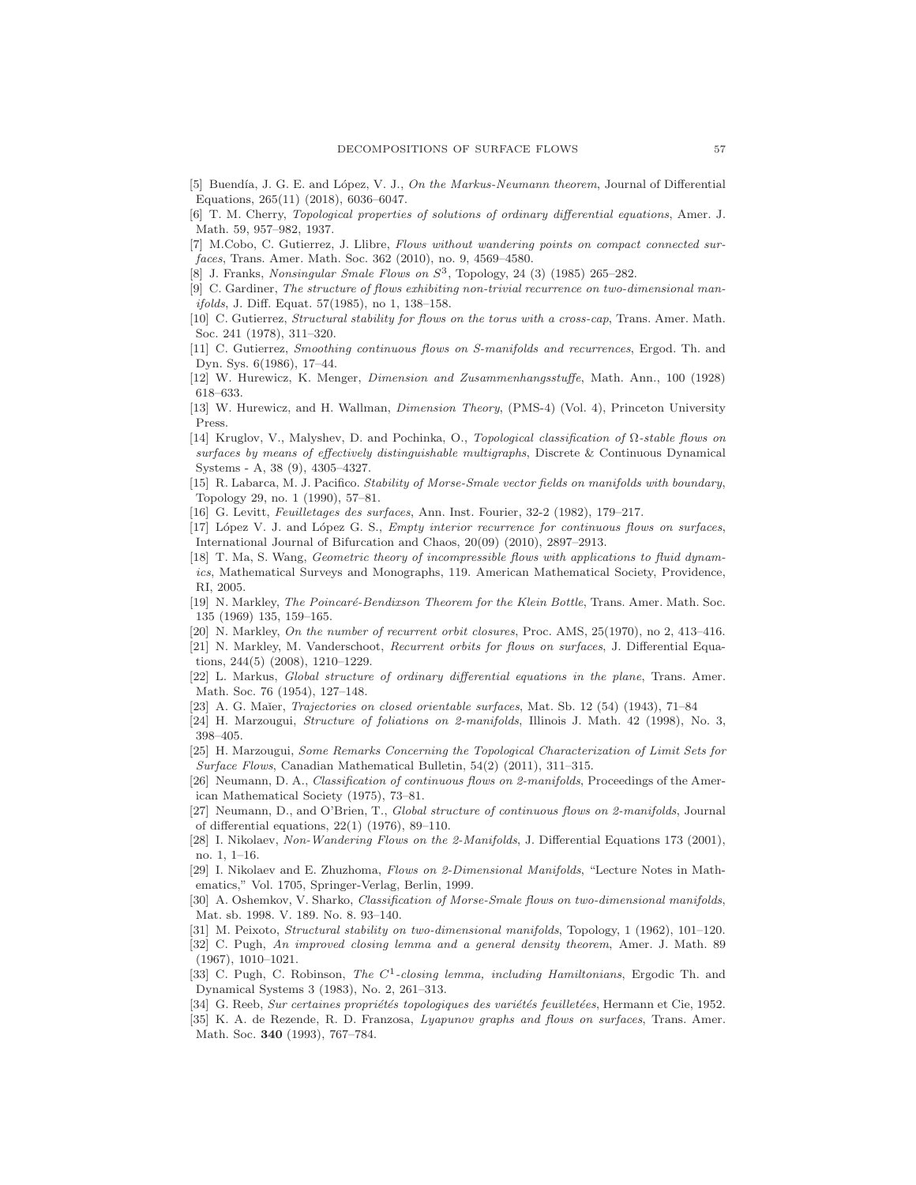[5] Buendía, J. G. E. and López, V. J., *On the Markus-Neumann theorem*, Journal of Differential Equations, 265(11) (2018), 6036–6047.

[6] T. M. Cherry, *Topological properties of solutions of ordinary differential equations*, Amer. J. Math. 59, 957–982, 1937.

[7] M.Cobo, C. Gutierrez, J. Llibre, *Flows without wandering points on compact connected surfaces*, Trans. Amer. Math. Soc. 362 (2010), no. 9, 4569–4580.

[8] J. Franks, *Nonsingular Smale Flows on $S^3$*, Topology, 24 (3) (1985) 265–282.

[9] C. Gardiner, *The structure of flows exhibiting non-trivial recurrence on two-dimensional manifolds*, J. Diff. Equat. 57(1985), no 1, 138–158.

[10] C. Gutierrez, *Structural stability for flows on the torus with a cross-cap*, Trans. Amer. Math. Soc. 241 (1978), 311–320.

[11] C. Gutierrez, *Smoothing continuous flows on S-manifolds and recurrences*, Ergod. Th. and Dyn. Sys. 6(1986), 17–44.

[12] W. Hurewicz, K. Menger, *Dimension and Zusammenhangsstuffe*, Math. Ann., 100 (1928) 618–633.

[13] W. Hurewicz, and H. Wallman, *Dimension Theory*, (PMS-4) (Vol. 4), Princeton University Press.

[14] Kruglov, V., Malyshev, D. and Pochinka, O., *Topological classification of Ω-stable flows on surfaces by means of effectively distinguishable multigraphs*, Discrete & Continuous Dynamical Systems - A, 38 (9), 4305–4327.

[15] R. Labarca, M. J. Pacifico. *Stability of Morse-Smale vector fields on manifolds with boundary*, Topology 29, no. 1 (1990), 57–81.

[16] G. Levitt, *Feuilletages des surfaces*, Ann. Inst. Fourier, 32-2 (1982), 179–217.

[17] López V. J. and López G. S., *Empty interior recurrence for continuous flows on surfaces*, International Journal of Bifurcation and Chaos, 20(09) (2010), 2897–2913.

[18] T. Ma, S. Wang, *Geometric theory of incompressible flows with applications to fluid dynamics*, Mathematical Surveys and Monographs, 119. American Mathematical Society, Providence, RI, 2005.

[19] N. Markley, *The Poincaré-Bendixson Theorem for the Klein Bottle*, Trans. Amer. Math. Soc. 135 (1969) 135, 159–165.

[20] N. Markley, *On the number of recurrent orbit closures*, Proc. AMS, 25(1970), no 2, 413–416.

[21] N. Markley, M. Vanderschoot, *Recurrent orbits for flows on surfaces*, J. Differential Equations, 244(5) (2008), 1210–1229.

[22] L. Markus, *Global structure of ordinary differential equations in the plane*, Trans. Amer. Math. Soc. 76 (1954), 127–148.

[23] A. G. Maĭer, *Trajectories on closed orientable surfaces*, Mat. Sb. 12 (54) (1943), 71–84

[24] H. Marzougui, *Structure of foliations on 2-manifolds*, Illinois J. Math. 42 (1998), No. 3, 398–405.

[25] H. Marzougui, *Some Remarks Concerning the Topological Characterization of Limit Sets for Surface Flows*, Canadian Mathematical Bulletin, 54(2) (2011), 311–315.

[26] Neumann, D. A., *Classification of continuous flows on 2-manifolds*, Proceedings of the American Mathematical Society (1975), 73–81.

[27] Neumann, D., and O'Brien, T., *Global structure of continuous flows on 2-manifolds*, Journal of differential equations, 22(1) (1976), 89–110.

[28] I. Nikolaev, *Non-Wandering Flows on the 2-Manifolds*, J. Differential Equations 173 (2001), no. 1, 1–16.

[29] I. Nikolaev and E. Zhuzhoma, *Flows on 2-Dimensional Manifolds*, "Lecture Notes in Mathematics," Vol. 1705, Springer-Verlag, Berlin, 1999.

[30] A. Oshemkov, V. Sharko, *Classification of Morse-Smale flows on two-dimensional manifolds*, Mat. sb. 1998. V. 189. No. 8. 93–140.

[31] M. Peixoto, *Structural stability on two-dimensional manifolds*, Topology, 1 (1962), 101–120.

[32] C. Pugh, *An improved closing lemma and a general density theorem*, Amer. J. Math. 89 (1967), 1010–1021.

[33] C. Pugh, C. Robinson, *The $C^1$-closing lemma, including Hamiltonians*, Ergodic Th. and Dynamical Systems 3 (1983), No. 2, 261–313.

[34] G. Reeb, *Sur certaines propriétés topologiques des variétés feuilletées*, Hermann et Cie, 1952.

[35] K. A. de Rezende, R. D. Franzosa, *Lyapunov graphs and flows on surfaces*, Trans. Amer. Math. Soc. **340** (1993), 767–784.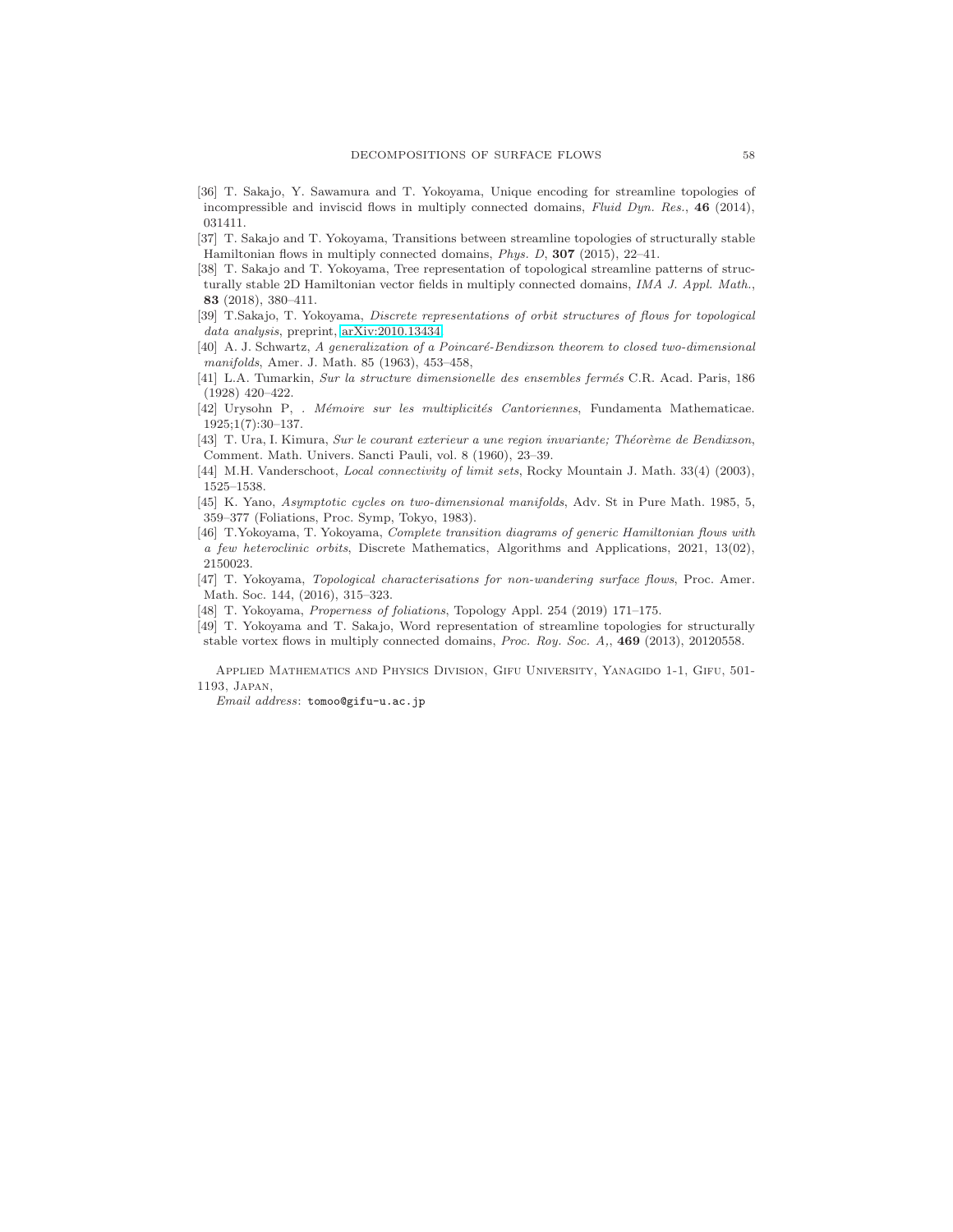[36] T. Sakajo, Y. Sawamura and T. Yokoyama, Unique encoding for streamline topologies of incompressible and inviscid flows in multiply connected domains, *Fluid Dyn. Res.*, **46** (2014), 031411.

[37] T. Sakajo and T. Yokoyama, Transitions between streamline topologies of structurally stable Hamiltonian flows in multiply connected domains, *Phys. D*, **307** (2015), 22–41.

[38] T. Sakajo and T. Yokoyama, Tree representation of topological streamline patterns of structurally stable 2D Hamiltonian vector fields in multiply connected domains, *IMA J. Appl. Math.*, **83** (2018), 380–411.

[39] T.Sakajo, T. Yokoyama, *Discrete representations of orbit structures of flows for topological data analysis*, preprint, arXiv:2010.13434

[40] A. J. Schwartz, *A generalization of a Poincaré-Bendixson theorem to closed two-dimensional manifolds*, Amer. J. Math. 85 (1963), 453–458,

[41] L.A. Tumarkin, *Sur la structure dimensionelle des ensembles fermés* C.R. Acad. Paris, 186 (1928) 420–422.

[42] Urysohn P, . *Mémoire sur les multiplicités Cantoriennes*, Fundamenta Mathematicae. 1925;1(7):30–137.

[43] T. Ura, I. Kimura, *Sur le courant exterieur a une region invariante; Théorème de Bendixson*, Comment. Math. Univers. Sancti Pauli, vol. 8 (1960), 23–39.

[44] M.H. Vanderschoot, *Local connectivity of limit sets*, Rocky Mountain J. Math. 33(4) (2003), 1525–1538.

[45] K. Yano, *Asymptotic cycles on two-dimensional manifolds*, Adv. St in Pure Math. 1985, 5, 359–377 (Foliations, Proc. Symp, Tokyo, 1983).

[46] T.Yokoyama, T. Yokoyama, *Complete transition diagrams of generic Hamiltonian flows with a few heteroclinic orbits*, Discrete Mathematics, Algorithms and Applications, 2021, 13(02), 2150023.

[47] T. Yokoyama, *Topological characterisations for non-wandering surface flows*, Proc. Amer. Math. Soc. 144, (2016), 315–323.

[48] T. Yokoyama, *Properness of foliations*, Topology Appl. 254 (2019) 171–175.

[49] T. Yokoyama and T. Sakajo, Word representation of streamline topologies for structurally stable vortex flows in multiply connected domains, *Proc. Roy. Soc. A*,, **469** (2013), 20120558.

Applied Mathematics and Physics Division, Gifu University, Yanagido 1-1, Gifu, 501-1193, Japan,

*Email address*: tomoo@gifu-u.ac.jp